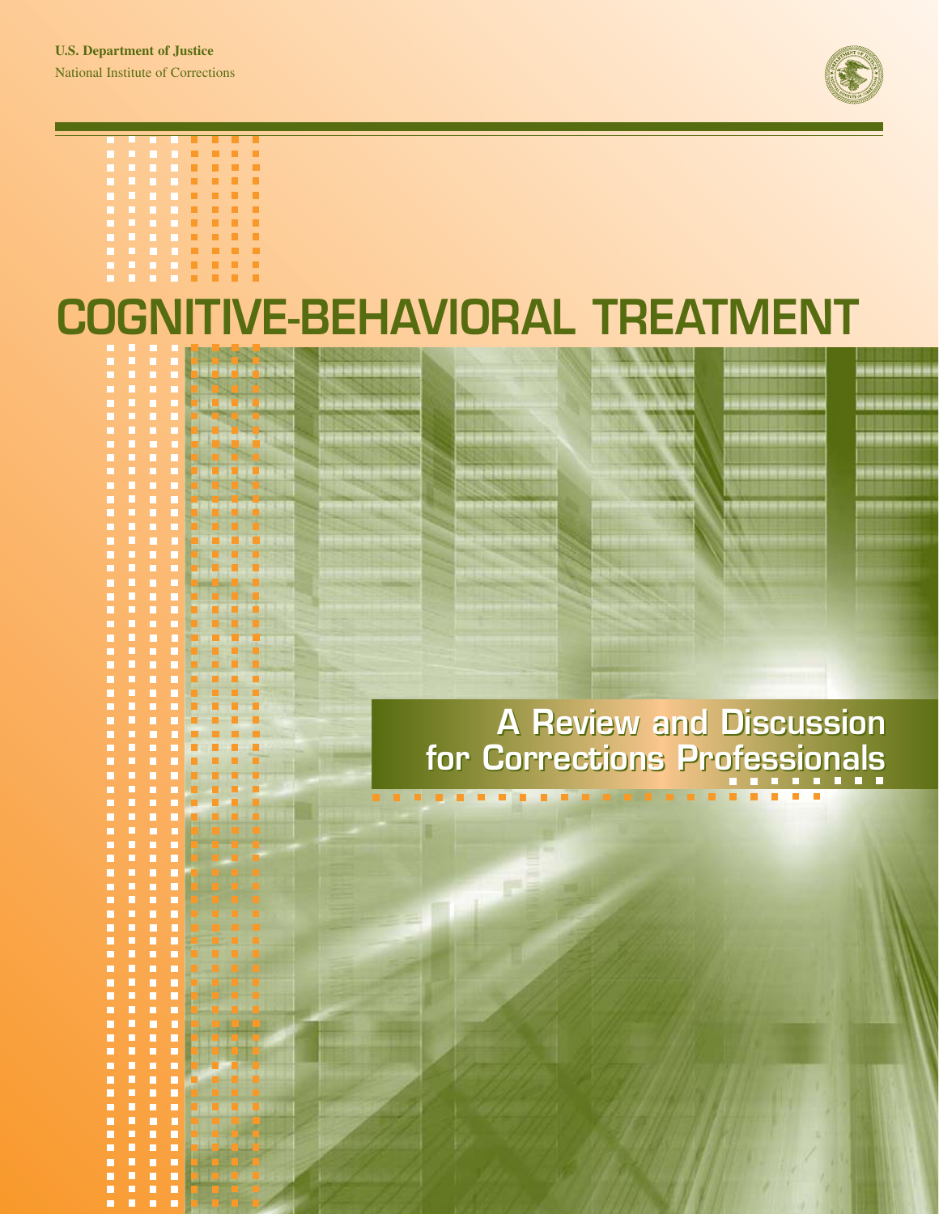**U.S. Department of Justice**
National Institute of Corrections

# COGNITIVE-BEHAVIORAL TREATMENT

## A Review and Discussion for Corrections Professionals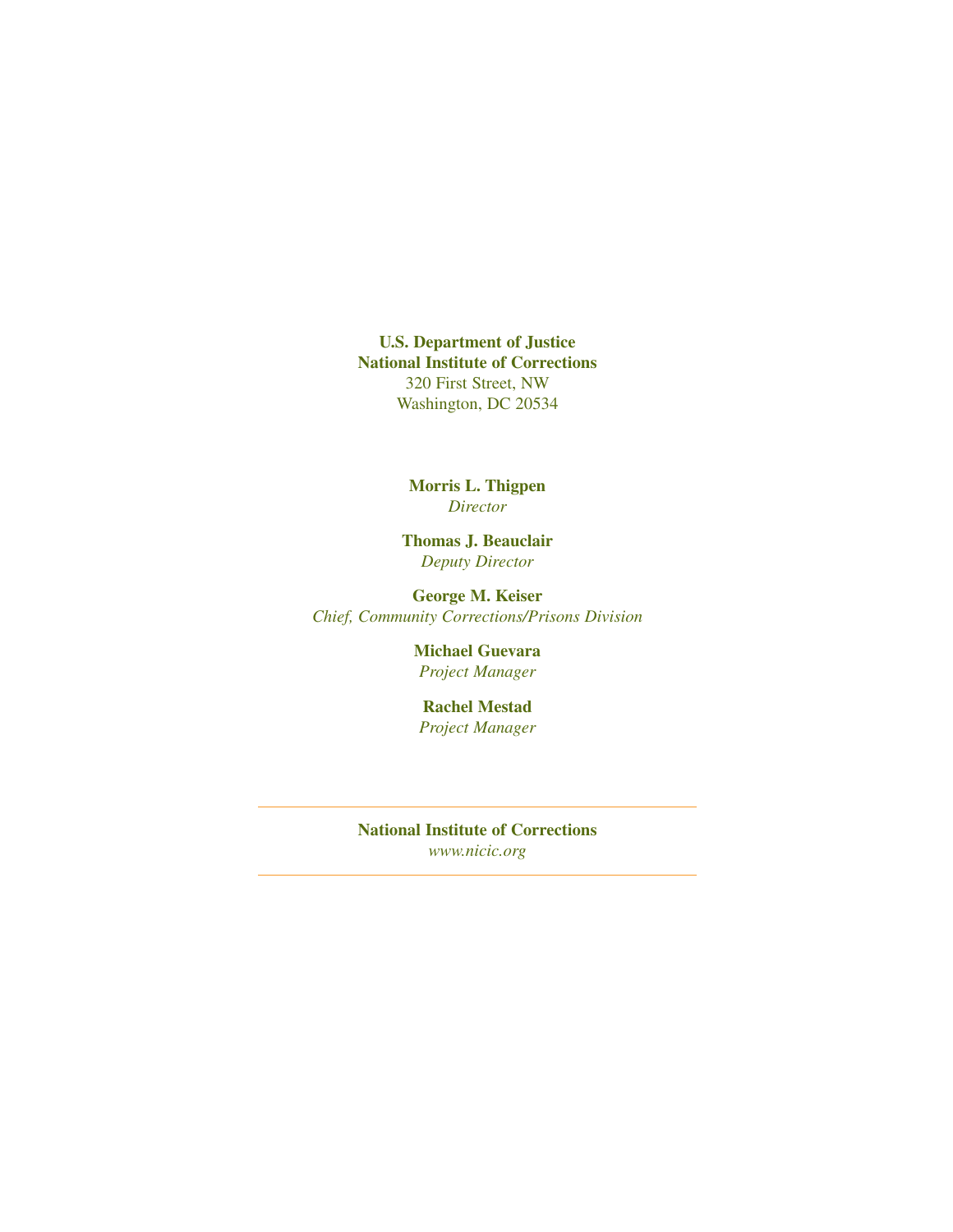**U.S. Department of Justice**
**National Institute of Corrections**
320 First Street, NW
Washington, DC 20534

**Morris L. Thigpen**
*Director*

**Thomas J. Beauclair**
*Deputy Director*

**George M. Keiser**
*Chief, Community Corrections/Prisons Division*

**Michael Guevara**
*Project Manager*

**Rachel Mestad**
*Project Manager*

---

**National Institute of Corrections**
*www.nicic.org*

---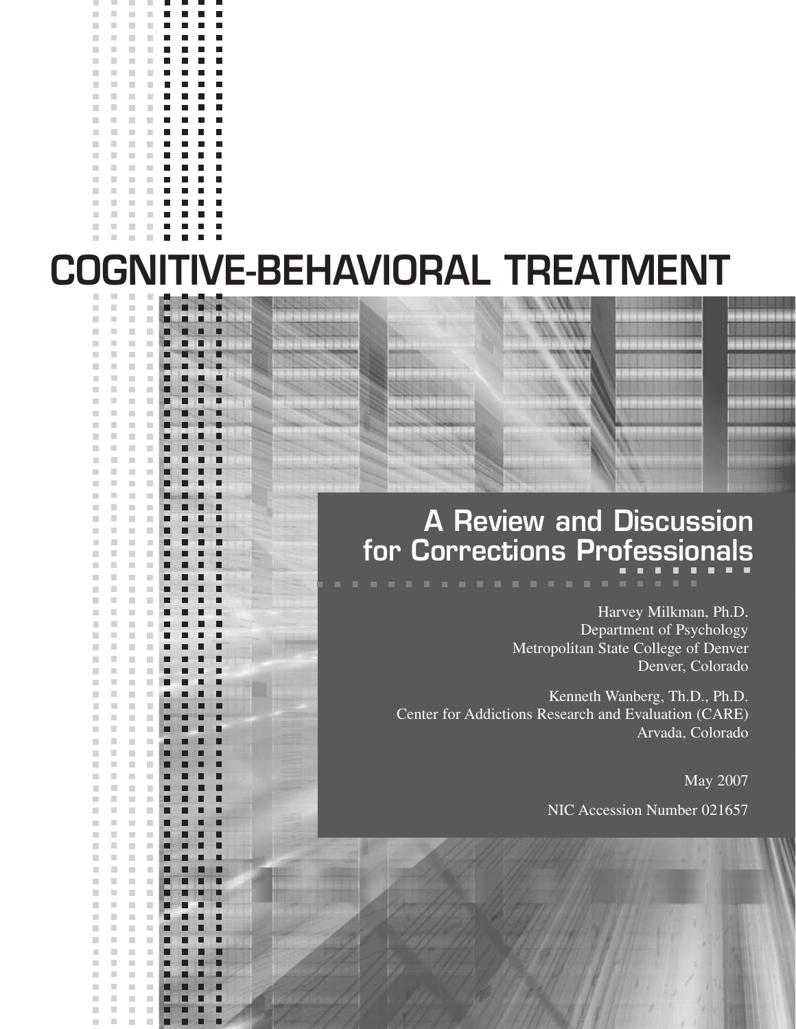# COGNITIVE-BEHAVIORAL TREATMENT

## A Review and Discussion for Corrections Professionals

Harvey Milkman, Ph.D.
Department of Psychology
Metropolitan State College of Denver
Denver, Colorado

Kenneth Wanberg, Th.D., Ph.D.
Center for Addictions Research and Evaluation (CARE)
Arvada, Colorado

May 2007

NIC Accession Number 021657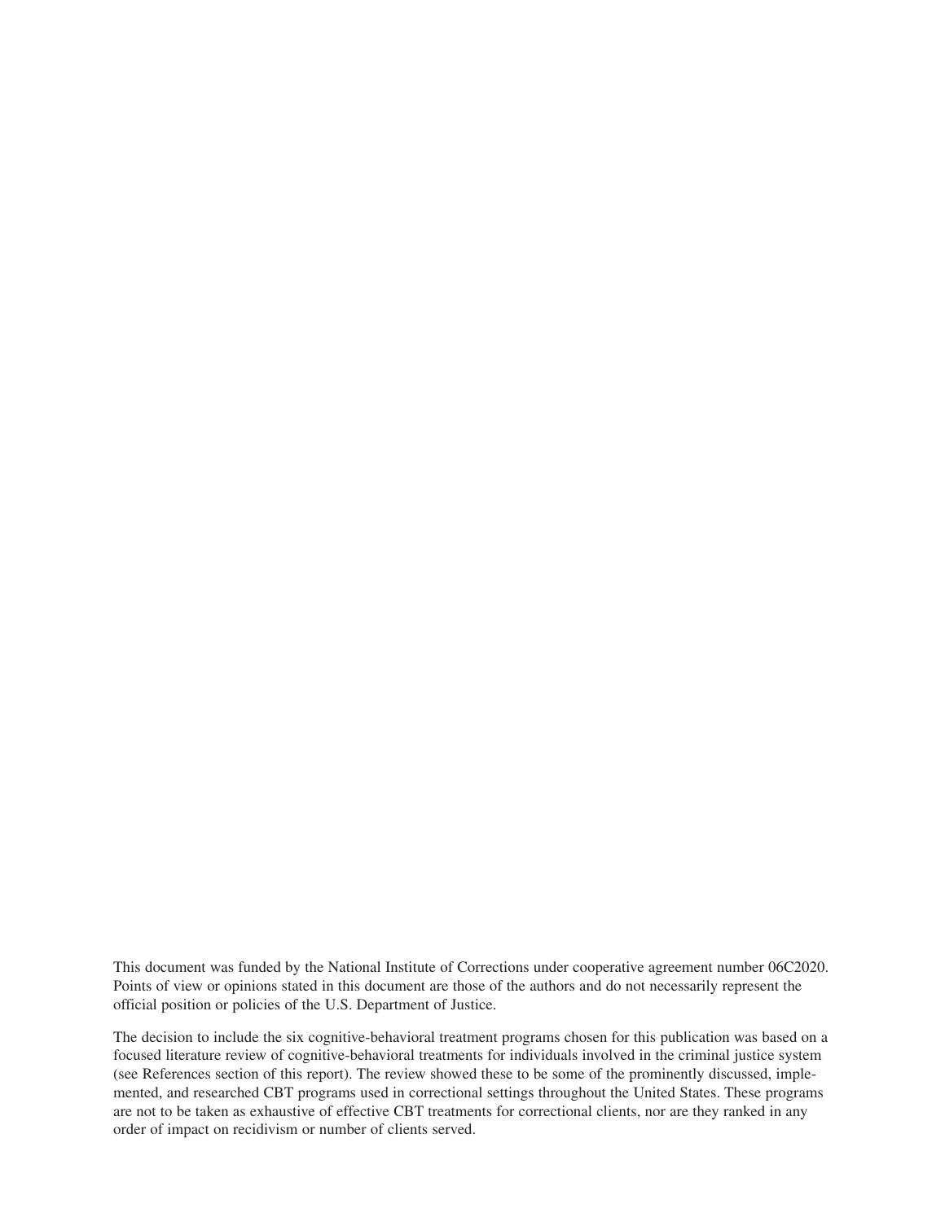This document was funded by the National Institute of Corrections under cooperative agreement number 06C2020. Points of view or opinions stated in this document are those of the authors and do not necessarily represent the official position or policies of the U.S. Department of Justice.

The decision to include the six cognitive-behavioral treatment programs chosen for this publication was based on a focused literature review of cognitive-behavioral treatments for individuals involved in the criminal justice system (see References section of this report). The review showed these to be some of the prominently discussed, implemented, and researched CBT programs used in correctional settings throughout the United States. These programs are not to be taken as exhaustive of effective CBT treatments for correctional clients, nor are they ranked in any order of impact on recidivism or number of clients served.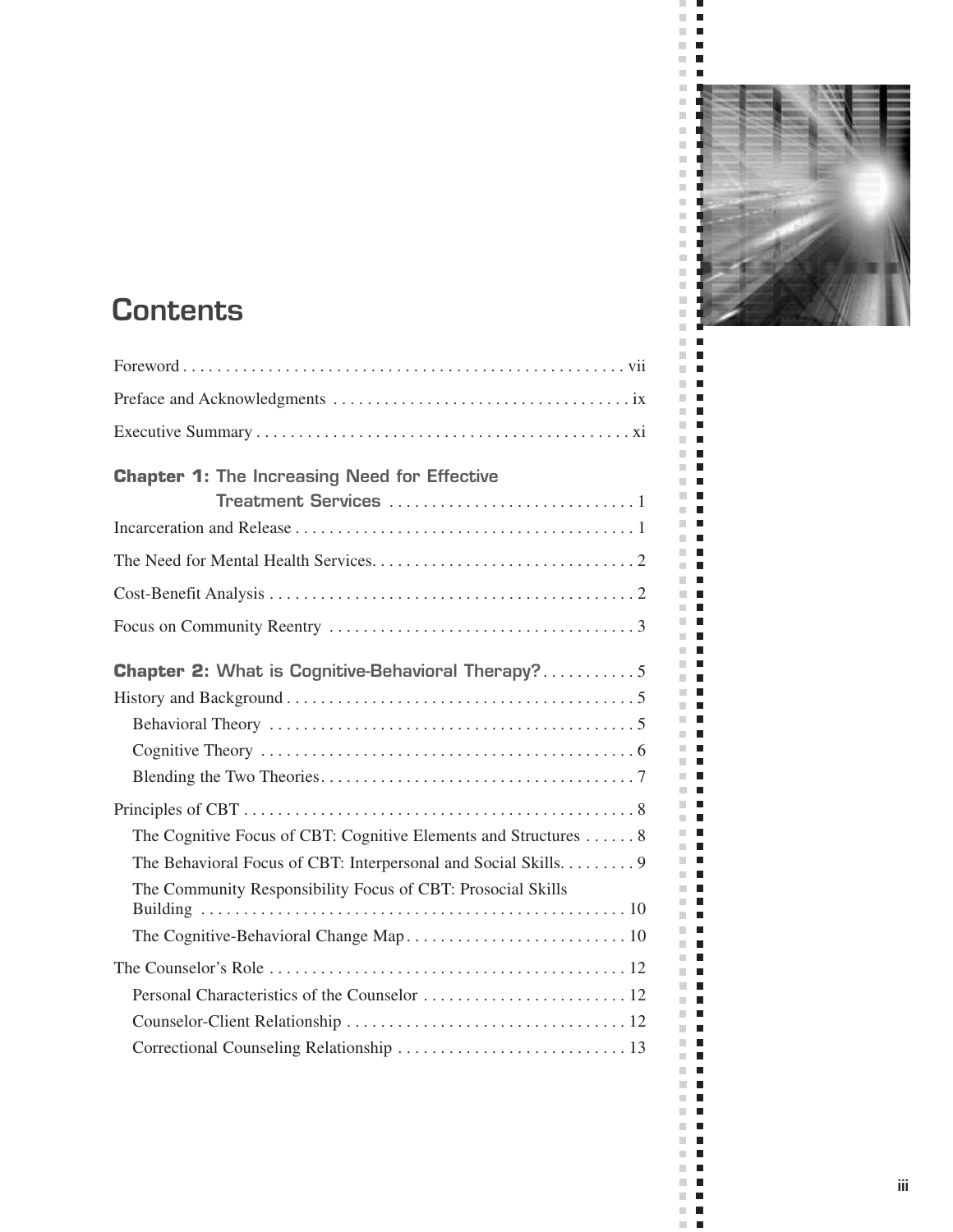# Contents

Foreword . . . . . . . . . . . . . . . . . . . . . . . . . . . . . . . . . . . . . . . . . . . . . . . . . . . vii

Preface and Acknowledgments . . . . . . . . . . . . . . . . . . . . . . . . . . . . . . . . . . . ix

Executive Summary . . . . . . . . . . . . . . . . . . . . . . . . . . . . . . . . . . . . . . . . . . . xi

**Chapter 1:** The Increasing Need for Effective Treatment Services . . . . . . . . . . . . . . . . . . . . . . . . . . . . . 1

Incarceration and Release . . . . . . . . . . . . . . . . . . . . . . . . . . . . . . . . . . . . . . . . 1

The Need for Mental Health Services. . . . . . . . . . . . . . . . . . . . . . . . . . . . . . . 2

Cost-Benefit Analysis . . . . . . . . . . . . . . . . . . . . . . . . . . . . . . . . . . . . . . . . . . . 2

Focus on Community Reentry . . . . . . . . . . . . . . . . . . . . . . . . . . . . . . . . . . . . 3

**Chapter 2:** What is Cognitive-Behavioral Therapy? . . . . . . . . . . . 5

History and Background . . . . . . . . . . . . . . . . . . . . . . . . . . . . . . . . . . . . . . . . . 5

- Behavioral Theory . . . . . . . . . . . . . . . . . . . . . . . . . . . . . . . . . . . . . . . . . . 5
- Cognitive Theory . . . . . . . . . . . . . . . . . . . . . . . . . . . . . . . . . . . . . . . . . . . 6
- Blending the Two Theories. . . . . . . . . . . . . . . . . . . . . . . . . . . . . . . . . . . . 7

Principles of CBT . . . . . . . . . . . . . . . . . . . . . . . . . . . . . . . . . . . . . . . . . . . . . . 8

- The Cognitive Focus of CBT: Cognitive Elements and Structures . . . . . . 8
- The Behavioral Focus of CBT: Interpersonal and Social Skills. . . . . . . . . 9
- The Community Responsibility Focus of CBT: Prosocial Skills Building . . . . . . . . . . . . . . . . . . . . . . . . . . . . . . . . . . . . . . . . . . . . . . . . . 10
- The Cognitive-Behavioral Change Map . . . . . . . . . . . . . . . . . . . . . . . . . . 10

The Counselor's Role . . . . . . . . . . . . . . . . . . . . . . . . . . . . . . . . . . . . . . . . . . 12

- Personal Characteristics of the Counselor . . . . . . . . . . . . . . . . . . . . . . . . 12
- Counselor-Client Relationship . . . . . . . . . . . . . . . . . . . . . . . . . . . . . . . . . 12
- Correctional Counseling Relationship . . . . . . . . . . . . . . . . . . . . . . . . . . . 13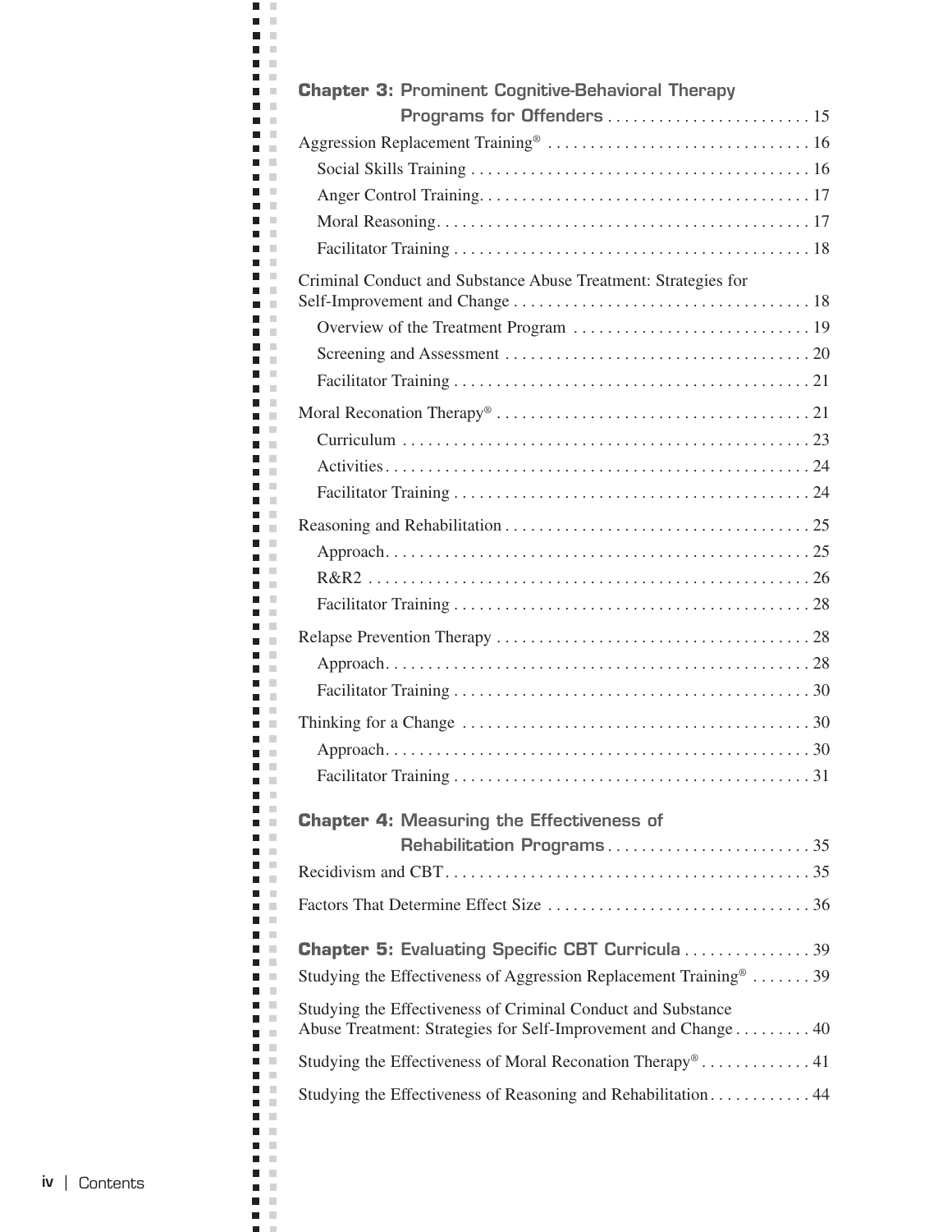**Chapter 3:** Prominent Cognitive-Behavioral Therapy Programs for Offenders . . . . . . . . . . . . . . . . . . . . . . . . 15

Aggression Replacement Training® . . . . . . . . . . . . . . . . . . . . . . . . . . . . . . . 16

- Social Skills Training . . . . . . . . . . . . . . . . . . . . . . . . . . . . . . . . . . . . . . . 16
- Anger Control Training. . . . . . . . . . . . . . . . . . . . . . . . . . . . . . . . . . . . . . 17
- Moral Reasoning. . . . . . . . . . . . . . . . . . . . . . . . . . . . . . . . . . . . . . . . . . . 17
- Facilitator Training . . . . . . . . . . . . . . . . . . . . . . . . . . . . . . . . . . . . . . . . . 18

Criminal Conduct and Substance Abuse Treatment: Strategies for Self-Improvement and Change . . . . . . . . . . . . . . . . . . . . . . . . . . . . . . . . . . . 18

- Overview of the Treatment Program . . . . . . . . . . . . . . . . . . . . . . . . . . . 19
- Screening and Assessment . . . . . . . . . . . . . . . . . . . . . . . . . . . . . . . . . . . 20
- Facilitator Training . . . . . . . . . . . . . . . . . . . . . . . . . . . . . . . . . . . . . . . . . 21

Moral Reconation Therapy® . . . . . . . . . . . . . . . . . . . . . . . . . . . . . . . . . . . . . 21

- Curriculum . . . . . . . . . . . . . . . . . . . . . . . . . . . . . . . . . . . . . . . . . . . . . . . . 23
- Activities. . . . . . . . . . . . . . . . . . . . . . . . . . . . . . . . . . . . . . . . . . . . . . . . . . 24
- Facilitator Training . . . . . . . . . . . . . . . . . . . . . . . . . . . . . . . . . . . . . . . . . 24

Reasoning and Rehabilitation . . . . . . . . . . . . . . . . . . . . . . . . . . . . . . . . . . . . 25

- Approach. . . . . . . . . . . . . . . . . . . . . . . . . . . . . . . . . . . . . . . . . . . . . . . . . . 25
- R&R2 . . . . . . . . . . . . . . . . . . . . . . . . . . . . . . . . . . . . . . . . . . . . . . . . . . . . 26
- Facilitator Training . . . . . . . . . . . . . . . . . . . . . . . . . . . . . . . . . . . . . . . . . 28

Relapse Prevention Therapy . . . . . . . . . . . . . . . . . . . . . . . . . . . . . . . . . . . . . 28

- Approach. . . . . . . . . . . . . . . . . . . . . . . . . . . . . . . . . . . . . . . . . . . . . . . . . . 28
- Facilitator Training . . . . . . . . . . . . . . . . . . . . . . . . . . . . . . . . . . . . . . . . . 30

Thinking for a Change . . . . . . . . . . . . . . . . . . . . . . . . . . . . . . . . . . . . . . . . . 30

- Approach. . . . . . . . . . . . . . . . . . . . . . . . . . . . . . . . . . . . . . . . . . . . . . . . . . 30
- Facilitator Training . . . . . . . . . . . . . . . . . . . . . . . . . . . . . . . . . . . . . . . . . 31

**Chapter 4:** Measuring the Effectiveness of Rehabilitation Programs . . . . . . . . . . . . . . . . . . . . . . . . 35

Recidivism and CBT. . . . . . . . . . . . . . . . . . . . . . . . . . . . . . . . . . . . . . . . . . . 35

Factors That Determine Effect Size . . . . . . . . . . . . . . . . . . . . . . . . . . . . . . . 36

**Chapter 5:** Evaluating Specific CBT Curricula . . . . . . . . . . . . . . . 39

Studying the Effectiveness of Aggression Replacement Training® . . . . . . . 39

Studying the Effectiveness of Criminal Conduct and Substance Abuse Treatment: Strategies for Self-Improvement and Change . . . . . . . . . 40

Studying the Effectiveness of Moral Reconation Therapy® . . . . . . . . . . . . . 41

Studying the Effectiveness of Reasoning and Rehabilitation. . . . . . . . . . . . 44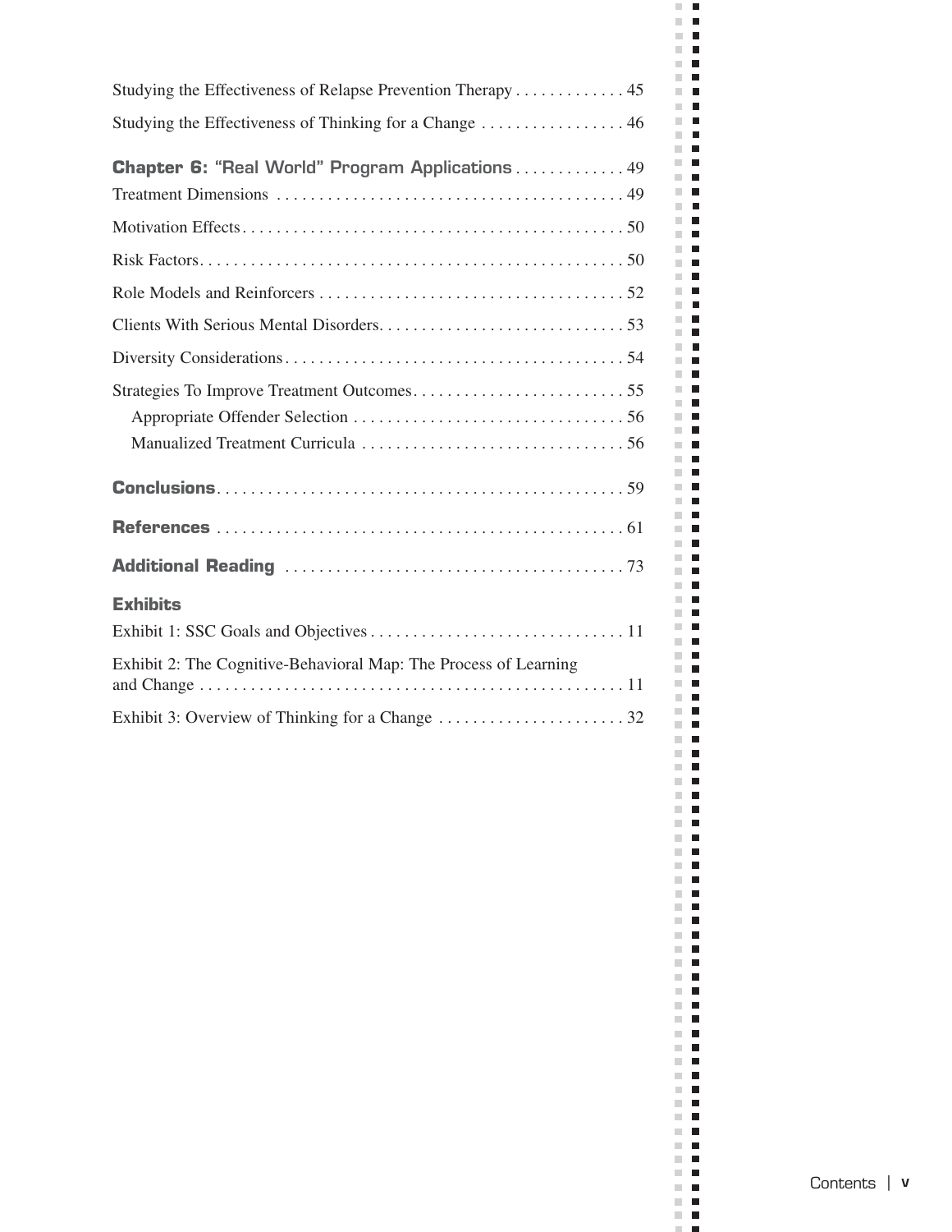Studying the Effectiveness of Relapse Prevention Therapy . . . . . . . . . . . . . 45

Studying the Effectiveness of Thinking for a Change . . . . . . . . . . . . . . . . . 46

**Chapter 6:** **"Real World" Program Applications** . . . . . . . . . . . . . 49

Treatment Dimensions . . . . . . . . . . . . . . . . . . . . . . . . . . . . . . . . . . . . . . . . . 49

Motivation Effects . . . . . . . . . . . . . . . . . . . . . . . . . . . . . . . . . . . . . . . . . . . . 50

Risk Factors . . . . . . . . . . . . . . . . . . . . . . . . . . . . . . . . . . . . . . . . . . . . . . . . . 50

Role Models and Reinforcers . . . . . . . . . . . . . . . . . . . . . . . . . . . . . . . . . . . . 52

Clients With Serious Mental Disorders . . . . . . . . . . . . . . . . . . . . . . . . . . . . . 53

Diversity Considerations . . . . . . . . . . . . . . . . . . . . . . . . . . . . . . . . . . . . . . . 54

Strategies To Improve Treatment Outcomes . . . . . . . . . . . . . . . . . . . . . . . . . 55

- Appropriate Offender Selection . . . . . . . . . . . . . . . . . . . . . . . . . . . . . . . . 56
- Manualized Treatment Curricula . . . . . . . . . . . . . . . . . . . . . . . . . . . . . . . 56

**Conclusions** . . . . . . . . . . . . . . . . . . . . . . . . . . . . . . . . . . . . . . . . . . . . . . . . 59

**References** . . . . . . . . . . . . . . . . . . . . . . . . . . . . . . . . . . . . . . . . . . . . . . . . 61

**Additional Reading** . . . . . . . . . . . . . . . . . . . . . . . . . . . . . . . . . . . . . . . . 73

**Exhibits**

Exhibit 1: SSC Goals and Objectives . . . . . . . . . . . . . . . . . . . . . . . . . . . . . . 11

Exhibit 2: The Cognitive-Behavioral Map: The Process of Learning and Change . . . . . . . . . . . . . . . . . . . . . . . . . . . . . . . . . . . . . . . . . . . . . . . . . 11

Exhibit 3: Overview of Thinking for a Change . . . . . . . . . . . . . . . . . . . . . . 32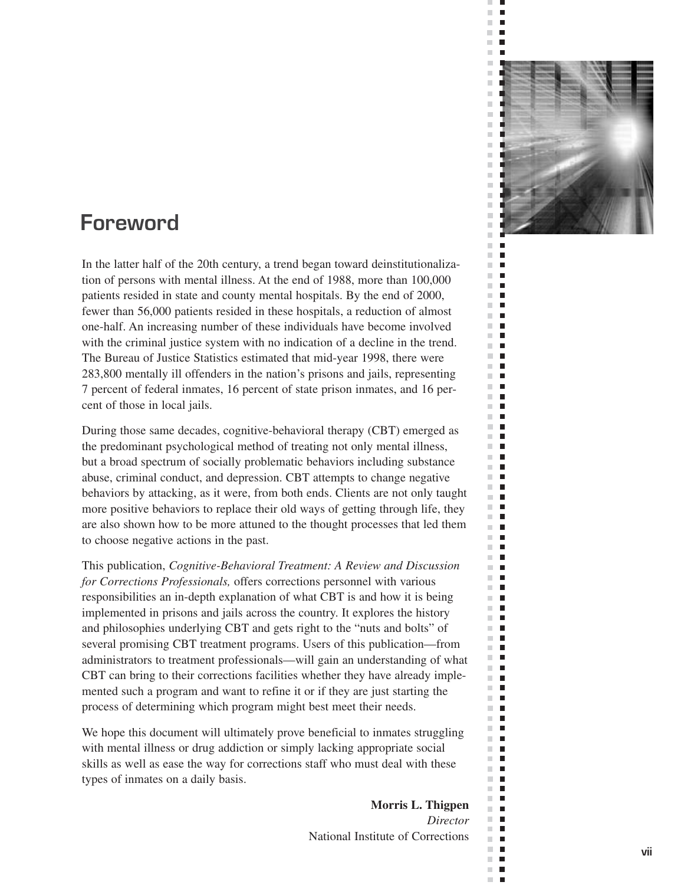# Foreword

In the latter half of the 20th century, a trend began toward deinstitutionalization of persons with mental illness. At the end of 1988, more than 100,000 patients resided in state and county mental hospitals. By the end of 2000, fewer than 56,000 patients resided in these hospitals, a reduction of almost one-half. An increasing number of these individuals have become involved with the criminal justice system with no indication of a decline in the trend. The Bureau of Justice Statistics estimated that mid-year 1998, there were 283,800 mentally ill offenders in the nation's prisons and jails, representing 7 percent of federal inmates, 16 percent of state prison inmates, and 16 percent of those in local jails.

During those same decades, cognitive-behavioral therapy (CBT) emerged as the predominant psychological method of treating not only mental illness, but a broad spectrum of socially problematic behaviors including substance abuse, criminal conduct, and depression. CBT attempts to change negative behaviors by attacking, as it were, from both ends. Clients are not only taught more positive behaviors to replace their old ways of getting through life, they are also shown how to be more attuned to the thought processes that led them to choose negative actions in the past.

This publication, *Cognitive-Behavioral Treatment: A Review and Discussion for Corrections Professionals,* offers corrections personnel with various responsibilities an in-depth explanation of what CBT is and how it is being implemented in prisons and jails across the country. It explores the history and philosophies underlying CBT and gets right to the "nuts and bolts" of several promising CBT treatment programs. Users of this publication—from administrators to treatment professionals—will gain an understanding of what CBT can bring to their corrections facilities whether they have already implemented such a program and want to refine it or if they are just starting the process of determining which program might best meet their needs.

We hope this document will ultimately prove beneficial to inmates struggling with mental illness or drug addiction or simply lacking appropriate social skills as well as ease the way for corrections staff who must deal with these types of inmates on a daily basis.

**Morris L. Thigpen**
*Director*
National Institute of Corrections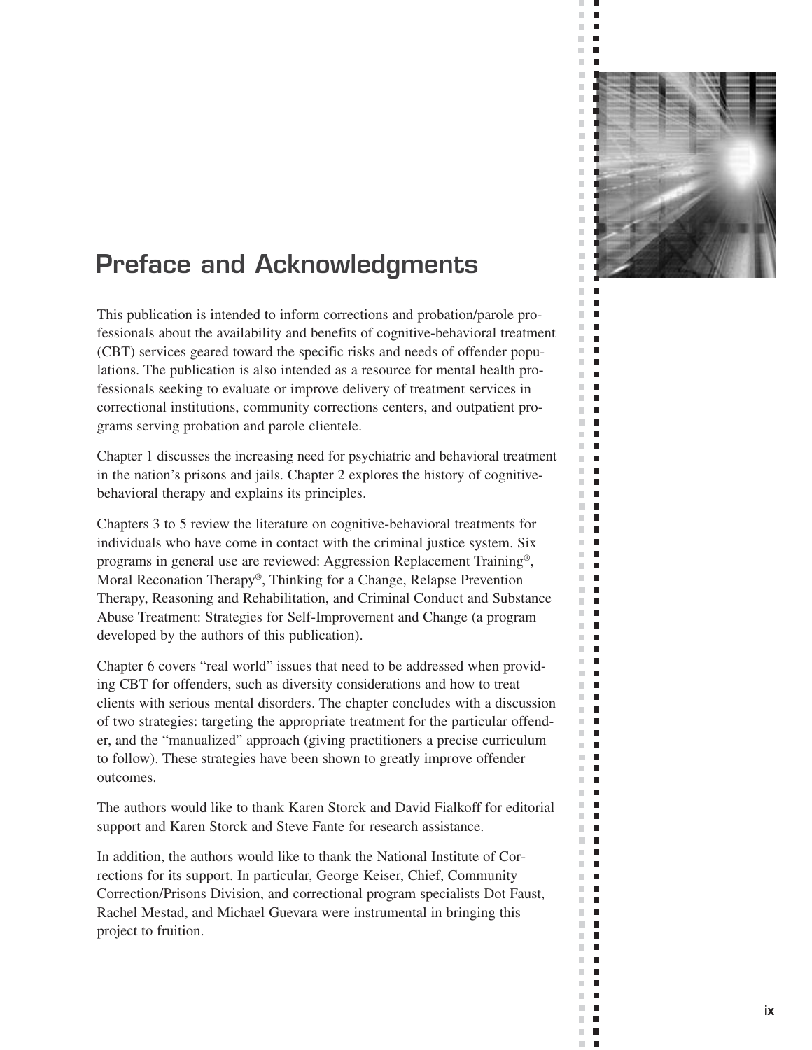# Preface and Acknowledgments

This publication is intended to inform corrections and probation/parole professionals about the availability and benefits of cognitive-behavioral treatment (CBT) services geared toward the specific risks and needs of offender populations. The publication is also intended as a resource for mental health professionals seeking to evaluate or improve delivery of treatment services in correctional institutions, community corrections centers, and outpatient programs serving probation and parole clientele.

Chapter 1 discusses the increasing need for psychiatric and behavioral treatment in the nation's prisons and jails. Chapter 2 explores the history of cognitive-behavioral therapy and explains its principles.

Chapters 3 to 5 review the literature on cognitive-behavioral treatments for individuals who have come in contact with the criminal justice system. Six programs in general use are reviewed: Aggression Replacement Training®, Moral Reconation Therapy®, Thinking for a Change, Relapse Prevention Therapy, Reasoning and Rehabilitation, and Criminal Conduct and Substance Abuse Treatment: Strategies for Self-Improvement and Change (a program developed by the authors of this publication).

Chapter 6 covers "real world" issues that need to be addressed when providing CBT for offenders, such as diversity considerations and how to treat clients with serious mental disorders. The chapter concludes with a discussion of two strategies: targeting the appropriate treatment for the particular offender, and the "manualized" approach (giving practitioners a precise curriculum to follow). These strategies have been shown to greatly improve offender outcomes.

The authors would like to thank Karen Storck and David Fialkoff for editorial support and Karen Storck and Steve Fante for research assistance.

In addition, the authors would like to thank the National Institute of Corrections for its support. In particular, George Keiser, Chief, Community Correction/Prisons Division, and correctional program specialists Dot Faust, Rachel Mestad, and Michael Guevara were instrumental in bringing this project to fruition.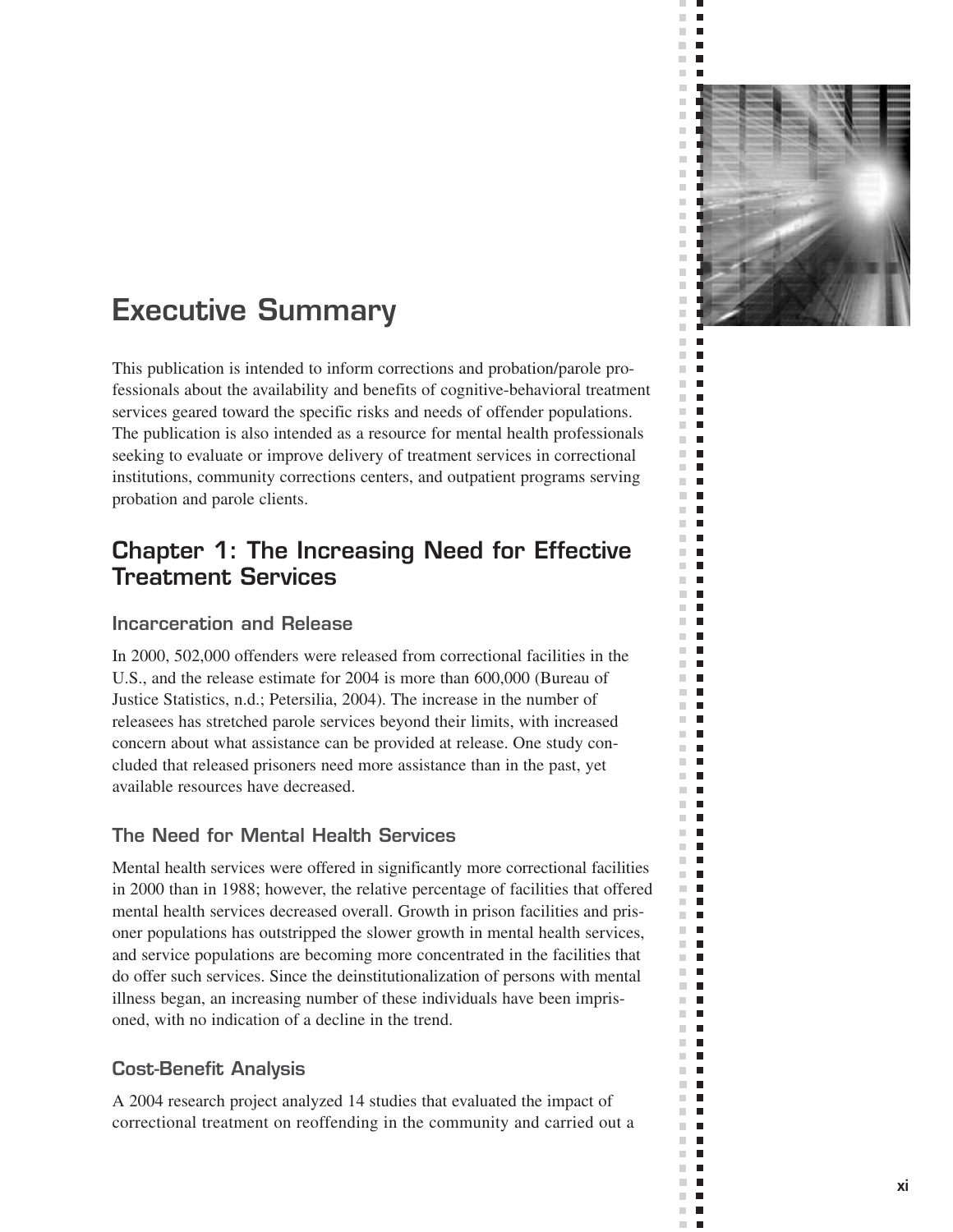# Executive Summary

This publication is intended to inform corrections and probation/parole professionals about the availability and benefits of cognitive-behavioral treatment services geared toward the specific risks and needs of offender populations. The publication is also intended as a resource for mental health professionals seeking to evaluate or improve delivery of treatment services in correctional institutions, community corrections centers, and outpatient programs serving probation and parole clients.

## Chapter 1: The Increasing Need for Effective Treatment Services

### Incarceration and Release

In 2000, 502,000 offenders were released from correctional facilities in the U.S., and the release estimate for 2004 is more than 600,000 (Bureau of Justice Statistics, n.d.; Petersilia, 2004). The increase in the number of releasees has stretched parole services beyond their limits, with increased concern about what assistance can be provided at release. One study concluded that released prisoners need more assistance than in the past, yet available resources have decreased.

### The Need for Mental Health Services

Mental health services were offered in significantly more correctional facilities in 2000 than in 1988; however, the relative percentage of facilities that offered mental health services decreased overall. Growth in prison facilities and prisoner populations has outstripped the slower growth in mental health services, and service populations are becoming more concentrated in the facilities that do offer such services. Since the deinstitutionalization of persons with mental illness began, an increasing number of these individuals have been imprisoned, with no indication of a decline in the trend.

### Cost-Benefit Analysis

A 2004 research project analyzed 14 studies that evaluated the impact of correctional treatment on reoffending in the community and carried out a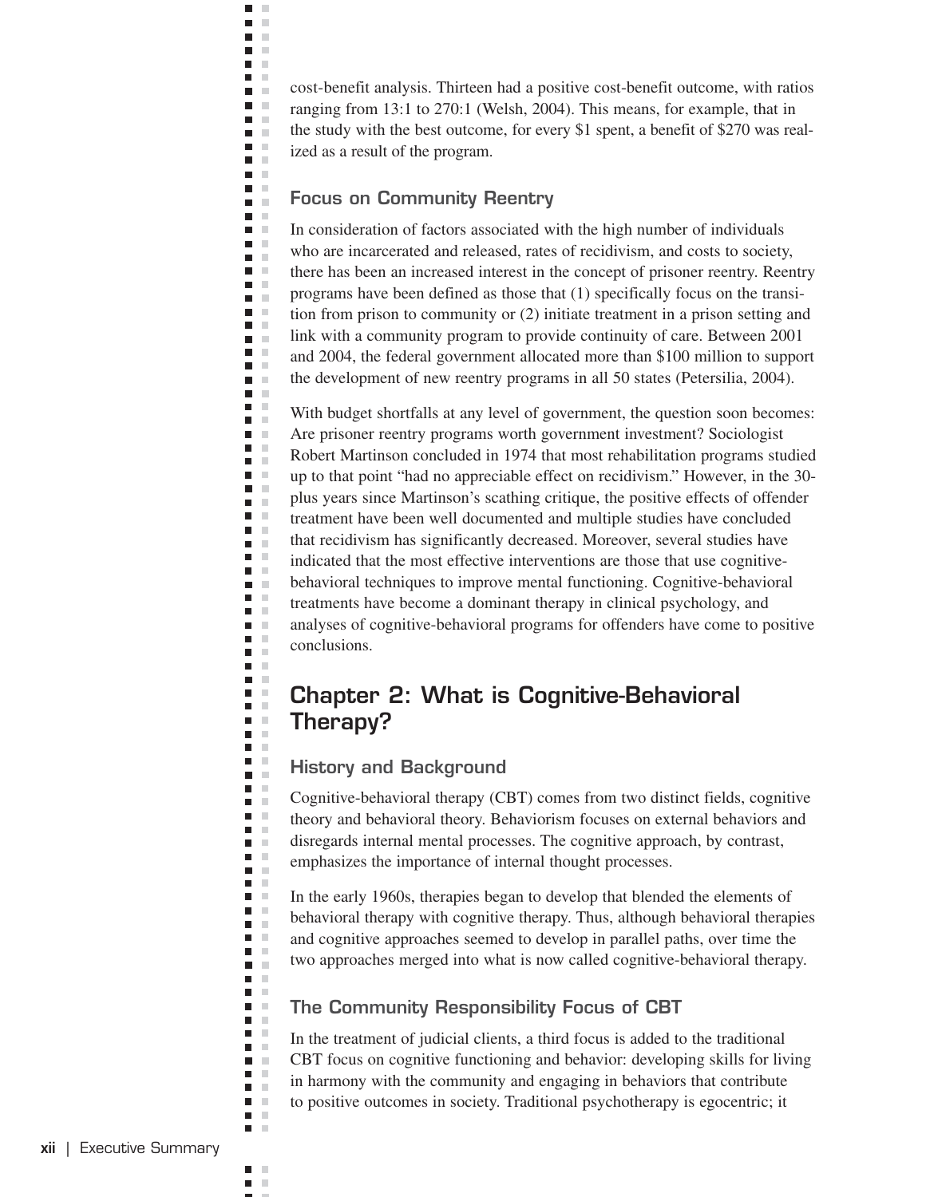cost-benefit analysis. Thirteen had a positive cost-benefit outcome, with ratios ranging from 13:1 to 270:1 (Welsh, 2004). This means, for example, that in the study with the best outcome, for every $1 spent, a benefit of $270 was realized as a result of the program.

### Focus on Community Reentry

In consideration of factors associated with the high number of individuals who are incarcerated and released, rates of recidivism, and costs to society, there has been an increased interest in the concept of prisoner reentry. Reentry programs have been defined as those that (1) specifically focus on the transition from prison to community or (2) initiate treatment in a prison setting and link with a community program to provide continuity of care. Between 2001 and 2004, the federal government allocated more than $100 million to support the development of new reentry programs in all 50 states (Petersilia, 2004).

With budget shortfalls at any level of government, the question soon becomes: Are prisoner reentry programs worth government investment? Sociologist Robert Martinson concluded in 1974 that most rehabilitation programs studied up to that point "had no appreciable effect on recidivism." However, in the 30-plus years since Martinson's scathing critique, the positive effects of offender treatment have been well documented and multiple studies have concluded that recidivism has significantly decreased. Moreover, several studies have indicated that the most effective interventions are those that use cognitive-behavioral techniques to improve mental functioning. Cognitive-behavioral treatments have become a dominant therapy in clinical psychology, and analyses of cognitive-behavioral programs for offenders have come to positive conclusions.

## Chapter 2: What is Cognitive-Behavioral Therapy?

### History and Background

Cognitive-behavioral therapy (CBT) comes from two distinct fields, cognitive theory and behavioral theory. Behaviorism focuses on external behaviors and disregards internal mental processes. The cognitive approach, by contrast, emphasizes the importance of internal thought processes.

In the early 1960s, therapies began to develop that blended the elements of behavioral therapy with cognitive therapy. Thus, although behavioral therapies and cognitive approaches seemed to develop in parallel paths, over time the two approaches merged into what is now called cognitive-behavioral therapy.

### The Community Responsibility Focus of CBT

In the treatment of judicial clients, a third focus is added to the traditional CBT focus on cognitive functioning and behavior: developing skills for living in harmony with the community and engaging in behaviors that contribute to positive outcomes in society. Traditional psychotherapy is egocentric; it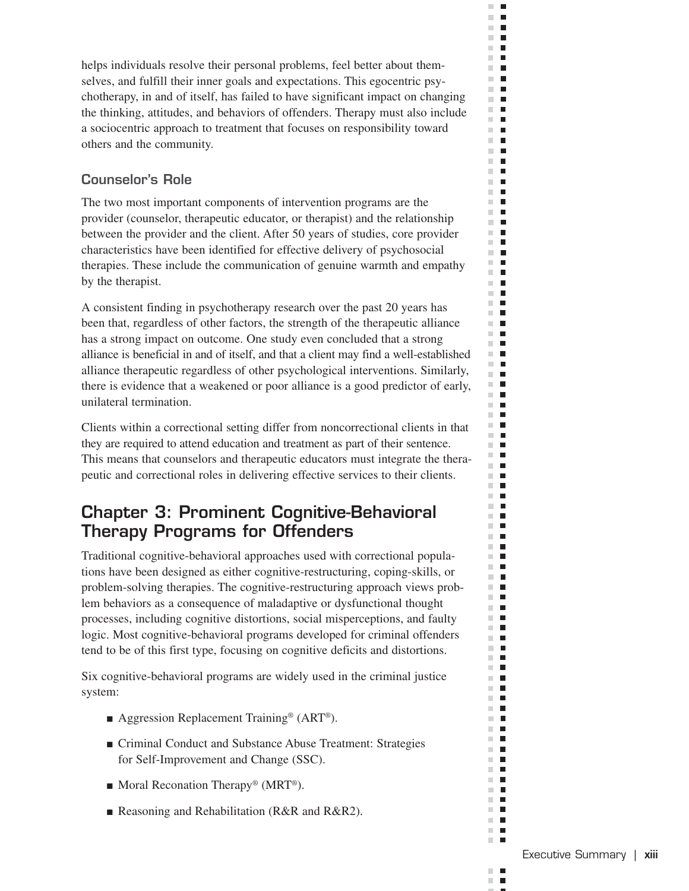helps individuals resolve their personal problems, feel better about themselves, and fulfill their inner goals and expectations. This egocentric psychotherapy, in and of itself, has failed to have significant impact on changing the thinking, attitudes, and behaviors of offenders. Therapy must also include a sociocentric approach to treatment that focuses on responsibility toward others and the community.

### Counselor's Role

The two most important components of intervention programs are the provider (counselor, therapeutic educator, or therapist) and the relationship between the provider and the client. After 50 years of studies, core provider characteristics have been identified for effective delivery of psychosocial therapies. These include the communication of genuine warmth and empathy by the therapist.

A consistent finding in psychotherapy research over the past 20 years has been that, regardless of other factors, the strength of the therapeutic alliance has a strong impact on outcome. One study even concluded that a strong alliance is beneficial in and of itself, and that a client may find a well-established alliance therapeutic regardless of other psychological interventions. Similarly, there is evidence that a weakened or poor alliance is a good predictor of early, unilateral termination.

Clients within a correctional setting differ from noncorrectional clients in that they are required to attend education and treatment as part of their sentence. This means that counselors and therapeutic educators must integrate the therapeutic and correctional roles in delivering effective services to their clients.

## Chapter 3: Prominent Cognitive-Behavioral Therapy Programs for Offenders

Traditional cognitive-behavioral approaches used with correctional populations have been designed as either cognitive-restructuring, coping-skills, or problem-solving therapies. The cognitive-restructuring approach views problem behaviors as a consequence of maladaptive or dysfunctional thought processes, including cognitive distortions, social misperceptions, and faulty logic. Most cognitive-behavioral programs developed for criminal offenders tend to be of this first type, focusing on cognitive deficits and distortions.

Six cognitive-behavioral programs are widely used in the criminal justice system:

- Aggression Replacement Training® (ART®).
- Criminal Conduct and Substance Abuse Treatment: Strategies for Self-Improvement and Change (SSC).
- Moral Reconation Therapy® (MRT®).
- Reasoning and Rehabilitation (R&R and R&R2).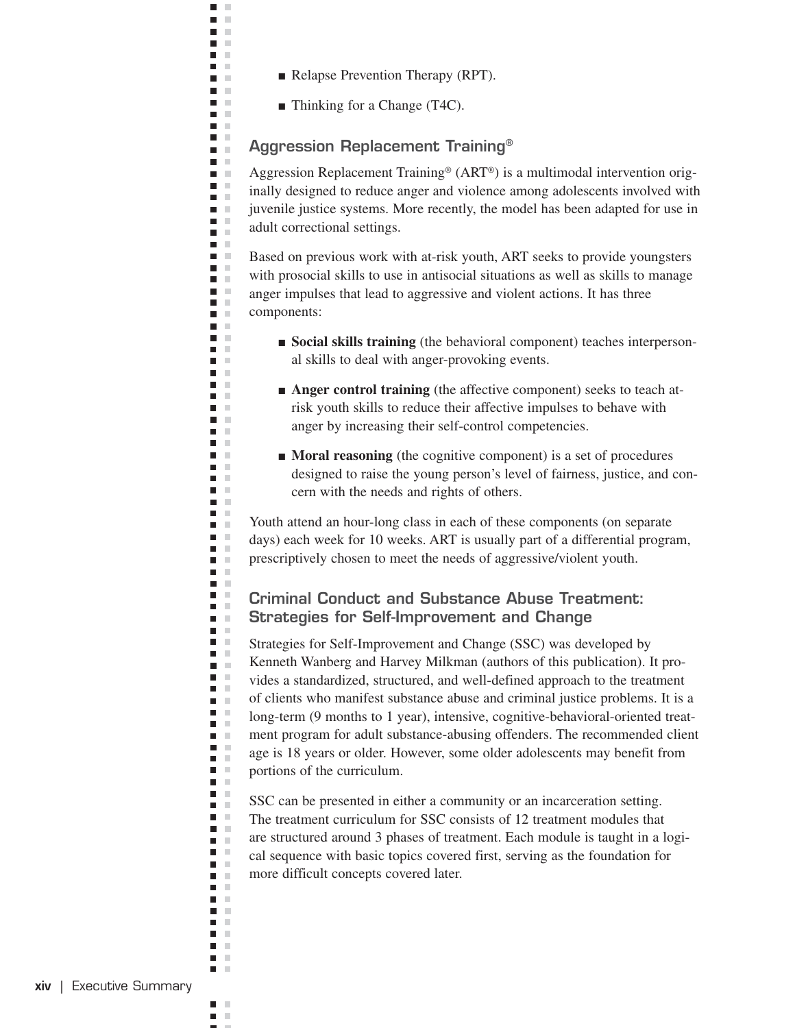- Relapse Prevention Therapy (RPT).
- Thinking for a Change (T4C).

## Aggression Replacement Training®

Aggression Replacement Training® (ART®) is a multimodal intervention originally designed to reduce anger and violence among adolescents involved with juvenile justice systems. More recently, the model has been adapted for use in adult correctional settings.

Based on previous work with at-risk youth, ART seeks to provide youngsters with prosocial skills to use in antisocial situations as well as skills to manage anger impulses that lead to aggressive and violent actions. It has three components:

- **Social skills training** (the behavioral component) teaches interpersonal skills to deal with anger-provoking events.
- **Anger control training** (the affective component) seeks to teach at-risk youth skills to reduce their affective impulses to behave with anger by increasing their self-control competencies.
- **Moral reasoning** (the cognitive component) is a set of procedures designed to raise the young person's level of fairness, justice, and concern with the needs and rights of others.

Youth attend an hour-long class in each of these components (on separate days) each week for 10 weeks. ART is usually part of a differential program, prescriptively chosen to meet the needs of aggressive/violent youth.

## Criminal Conduct and Substance Abuse Treatment: Strategies for Self-Improvement and Change

Strategies for Self-Improvement and Change (SSC) was developed by Kenneth Wanberg and Harvey Milkman (authors of this publication). It provides a standardized, structured, and well-defined approach to the treatment of clients who manifest substance abuse and criminal justice problems. It is a long-term (9 months to 1 year), intensive, cognitive-behavioral-oriented treatment program for adult substance-abusing offenders. The recommended client age is 18 years or older. However, some older adolescents may benefit from portions of the curriculum.

SSC can be presented in either a community or an incarceration setting. The treatment curriculum for SSC consists of 12 treatment modules that are structured around 3 phases of treatment. Each module is taught in a logical sequence with basic topics covered first, serving as the foundation for more difficult concepts covered later.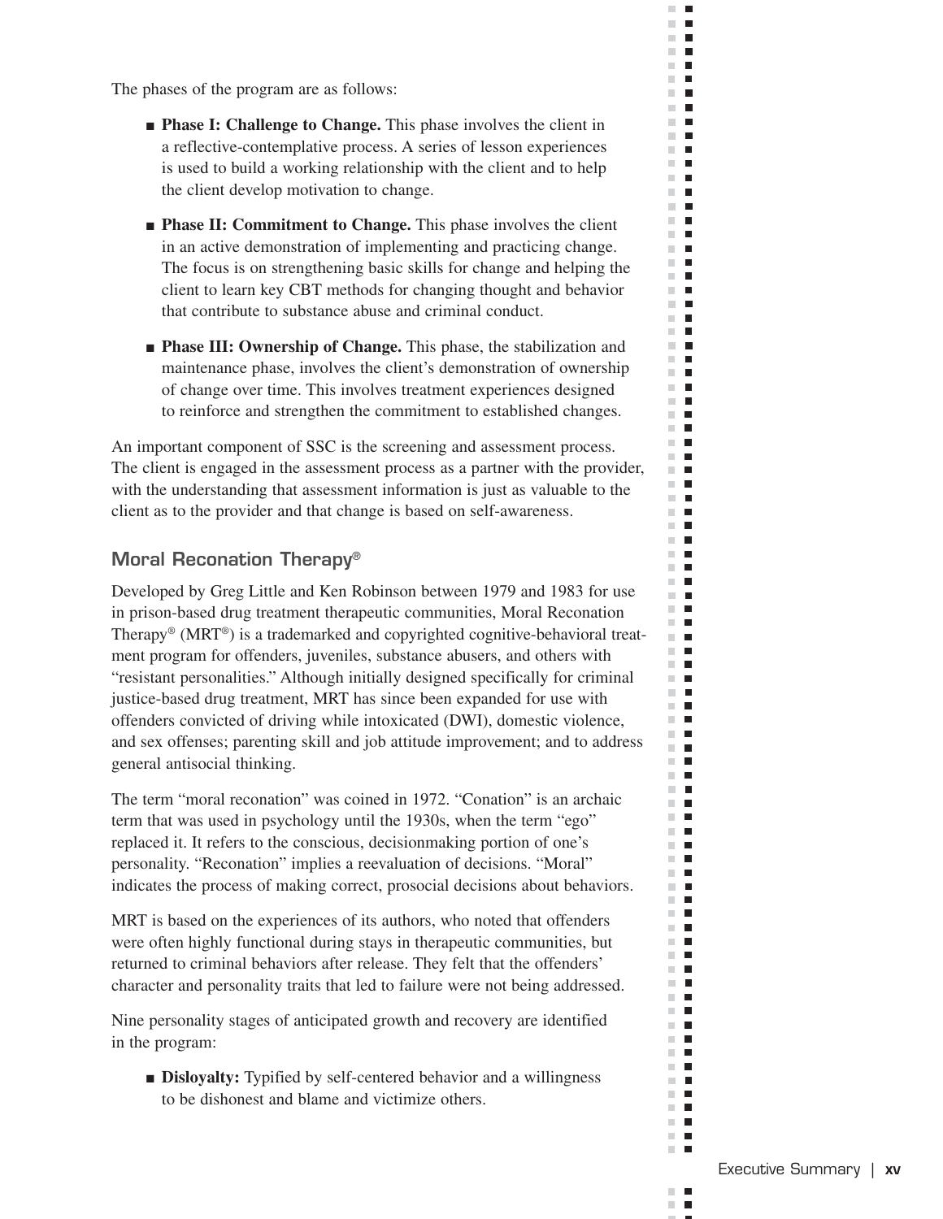The phases of the program are as follows:

- **Phase I: Challenge to Change.** This phase involves the client in a reflective-contemplative process. A series of lesson experiences is used to build a working relationship with the client and to help the client develop motivation to change.
- **Phase II: Commitment to Change.** This phase involves the client in an active demonstration of implementing and practicing change. The focus is on strengthening basic skills for change and helping the client to learn key CBT methods for changing thought and behavior that contribute to substance abuse and criminal conduct.
- **Phase III: Ownership of Change.** This phase, the stabilization and maintenance phase, involves the client's demonstration of ownership of change over time. This involves treatment experiences designed to reinforce and strengthen the commitment to established changes.

An important component of SSC is the screening and assessment process. The client is engaged in the assessment process as a partner with the provider, with the understanding that assessment information is just as valuable to the client as to the provider and that change is based on self-awareness.

## Moral Reconation Therapy®

Developed by Greg Little and Ken Robinson between 1979 and 1983 for use in prison-based drug treatment therapeutic communities, Moral Reconation Therapy® (MRT®) is a trademarked and copyrighted cognitive-behavioral treatment program for offenders, juveniles, substance abusers, and others with "resistant personalities." Although initially designed specifically for criminal justice-based drug treatment, MRT has since been expanded for use with offenders convicted of driving while intoxicated (DWI), domestic violence, and sex offenses; parenting skill and job attitude improvement; and to address general antisocial thinking.

The term "moral reconation" was coined in 1972. "Conation" is an archaic term that was used in psychology until the 1930s, when the term "ego" replaced it. It refers to the conscious, decisionmaking portion of one's personality. "Reconation" implies a reevaluation of decisions. "Moral" indicates the process of making correct, prosocial decisions about behaviors.

MRT is based on the experiences of its authors, who noted that offenders were often highly functional during stays in therapeutic communities, but returned to criminal behaviors after release. They felt that the offenders' character and personality traits that led to failure were not being addressed.

Nine personality stages of anticipated growth and recovery are identified in the program:

- **Disloyalty:** Typified by self-centered behavior and a willingness to be dishonest and blame and victimize others.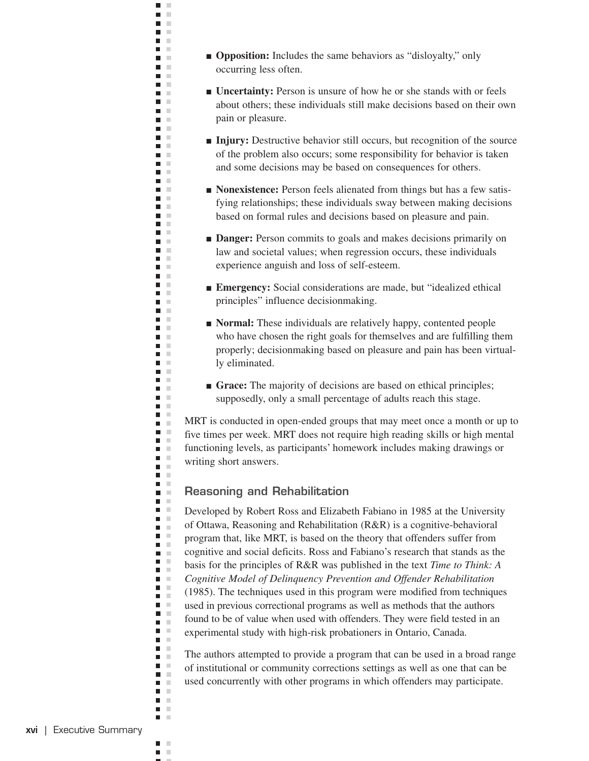- **Opposition:** Includes the same behaviors as "disloyalty," only occurring less often.
- **Uncertainty:** Person is unsure of how he or she stands with or feels about others; these individuals still make decisions based on their own pain or pleasure.
- **Injury:** Destructive behavior still occurs, but recognition of the source of the problem also occurs; some responsibility for behavior is taken and some decisions may be based on consequences for others.
- **Nonexistence:** Person feels alienated from things but has a few satisfying relationships; these individuals sway between making decisions based on formal rules and decisions based on pleasure and pain.
- **Danger:** Person commits to goals and makes decisions primarily on law and societal values; when regression occurs, these individuals experience anguish and loss of self-esteem.
- **Emergency:** Social considerations are made, but "idealized ethical principles" influence decisionmaking.
- **Normal:** These individuals are relatively happy, contented people who have chosen the right goals for themselves and are fulfilling them properly; decisionmaking based on pleasure and pain has been virtually eliminated.
- **Grace:** The majority of decisions are based on ethical principles; supposedly, only a small percentage of adults reach this stage.

MRT is conducted in open-ended groups that may meet once a month or up to five times per week. MRT does not require high reading skills or high mental functioning levels, as participants' homework includes making drawings or writing short answers.

## Reasoning and Rehabilitation

Developed by Robert Ross and Elizabeth Fabiano in 1985 at the University of Ottawa, Reasoning and Rehabilitation (R&R) is a cognitive-behavioral program that, like MRT, is based on the theory that offenders suffer from cognitive and social deficits. Ross and Fabiano's research that stands as the basis for the principles of R&R was published in the text *Time to Think: A Cognitive Model of Delinquency Prevention and Offender Rehabilitation* (1985). The techniques used in this program were modified from techniques used in previous correctional programs as well as methods that the authors found to be of value when used with offenders. They were field tested in an experimental study with high-risk probationers in Ontario, Canada.

The authors attempted to provide a program that can be used in a broad range of institutional or community corrections settings as well as one that can be used concurrently with other programs in which offenders may participate.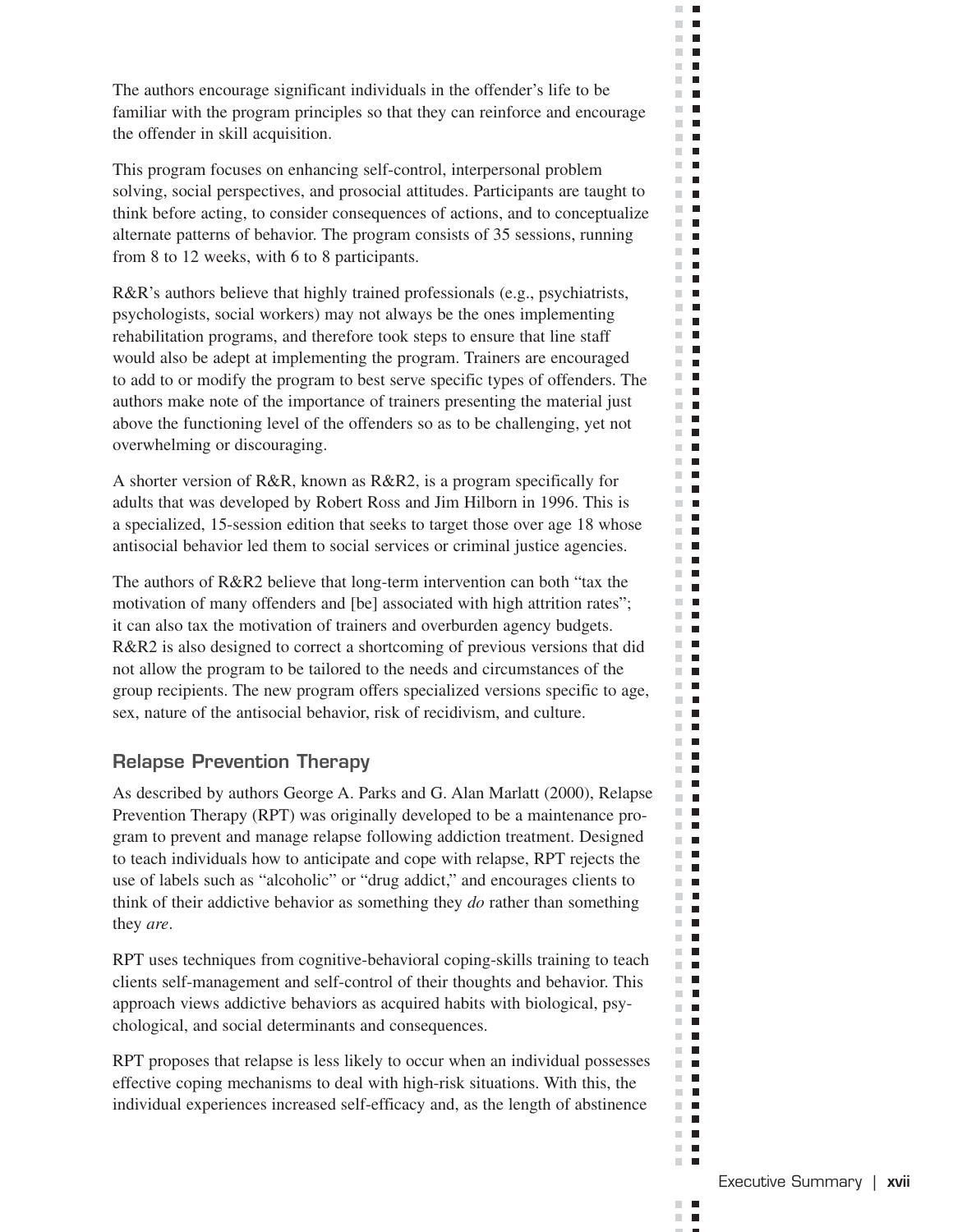The authors encourage significant individuals in the offender's life to be familiar with the program principles so that they can reinforce and encourage the offender in skill acquisition.

This program focuses on enhancing self-control, interpersonal problem solving, social perspectives, and prosocial attitudes. Participants are taught to think before acting, to consider consequences of actions, and to conceptualize alternate patterns of behavior. The program consists of 35 sessions, running from 8 to 12 weeks, with 6 to 8 participants.

R&R's authors believe that highly trained professionals (e.g., psychiatrists, psychologists, social workers) may not always be the ones implementing rehabilitation programs, and therefore took steps to ensure that line staff would also be adept at implementing the program. Trainers are encouraged to add to or modify the program to best serve specific types of offenders. The authors make note of the importance of trainers presenting the material just above the functioning level of the offenders so as to be challenging, yet not overwhelming or discouraging.

A shorter version of R&R, known as R&R2, is a program specifically for adults that was developed by Robert Ross and Jim Hilborn in 1996. This is a specialized, 15-session edition that seeks to target those over age 18 whose antisocial behavior led them to social services or criminal justice agencies.

The authors of R&R2 believe that long-term intervention can both "tax the motivation of many offenders and [be] associated with high attrition rates"; it can also tax the motivation of trainers and overburden agency budgets. R&R2 is also designed to correct a shortcoming of previous versions that did not allow the program to be tailored to the needs and circumstances of the group recipients. The new program offers specialized versions specific to age, sex, nature of the antisocial behavior, risk of recidivism, and culture.

### Relapse Prevention Therapy

As described by authors George A. Parks and G. Alan Marlatt (2000), Relapse Prevention Therapy (RPT) was originally developed to be a maintenance program to prevent and manage relapse following addiction treatment. Designed to teach individuals how to anticipate and cope with relapse, RPT rejects the use of labels such as "alcoholic" or "drug addict," and encourages clients to think of their addictive behavior as something they *do* rather than something they *are*.

RPT uses techniques from cognitive-behavioral coping-skills training to teach clients self-management and self-control of their thoughts and behavior. This approach views addictive behaviors as acquired habits with biological, psychological, and social determinants and consequences.

RPT proposes that relapse is less likely to occur when an individual possesses effective coping mechanisms to deal with high-risk situations. With this, the individual experiences increased self-efficacy and, as the length of abstinence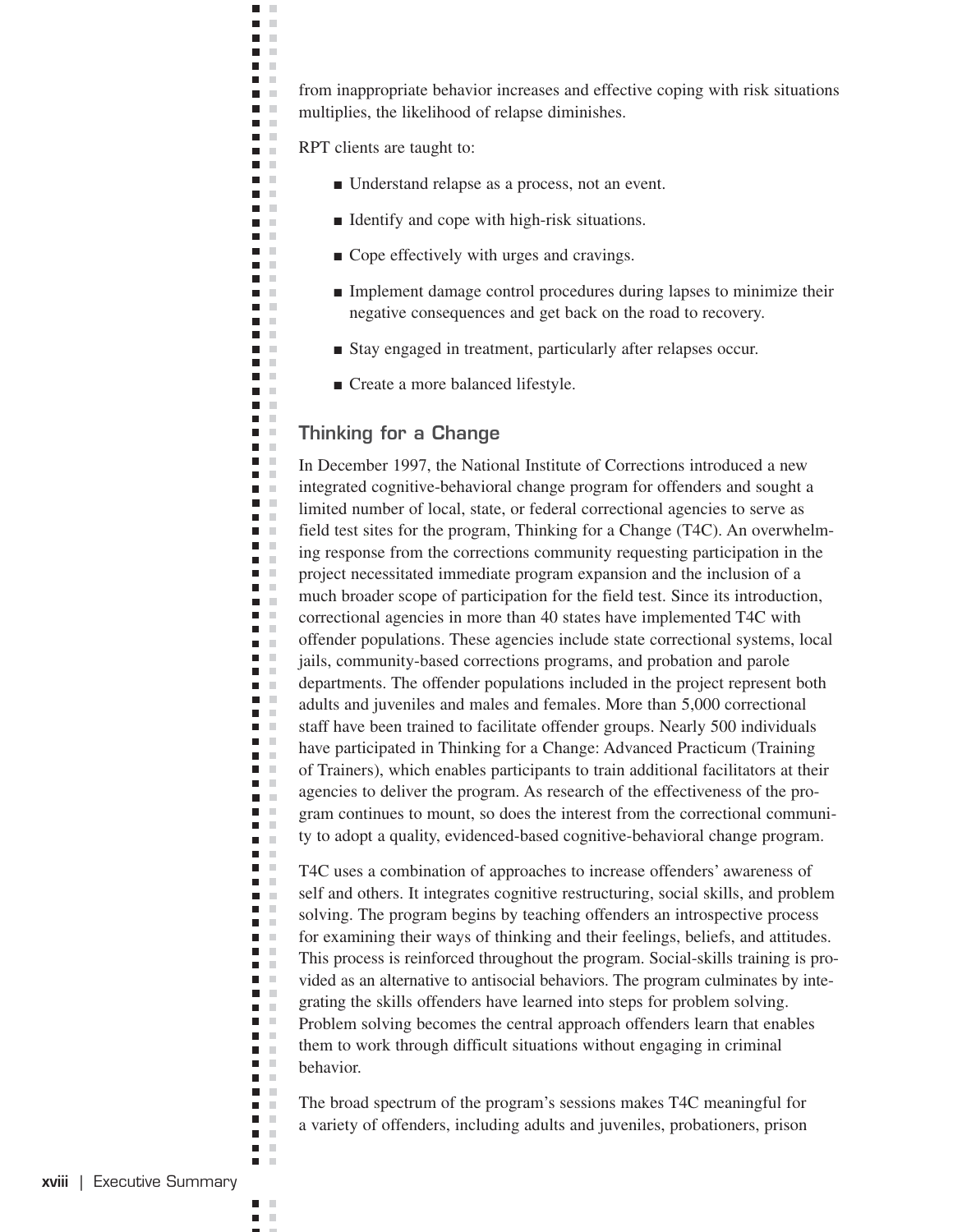from inappropriate behavior increases and effective coping with risk situations multiplies, the likelihood of relapse diminishes.

RPT clients are taught to:

- Understand relapse as a process, not an event.
- Identify and cope with high-risk situations.
- Cope effectively with urges and cravings.
- Implement damage control procedures during lapses to minimize their negative consequences and get back on the road to recovery.
- Stay engaged in treatment, particularly after relapses occur.
- Create a more balanced lifestyle.

## Thinking for a Change

In December 1997, the National Institute of Corrections introduced a new integrated cognitive-behavioral change program for offenders and sought a limited number of local, state, or federal correctional agencies to serve as field test sites for the program, Thinking for a Change (T4C). An overwhelming response from the corrections community requesting participation in the project necessitated immediate program expansion and the inclusion of a much broader scope of participation for the field test. Since its introduction, correctional agencies in more than 40 states have implemented T4C with offender populations. These agencies include state correctional systems, local jails, community-based corrections programs, and probation and parole departments. The offender populations included in the project represent both adults and juveniles and males and females. More than 5,000 correctional staff have been trained to facilitate offender groups. Nearly 500 individuals have participated in Thinking for a Change: Advanced Practicum (Training of Trainers), which enables participants to train additional facilitators at their agencies to deliver the program. As research of the effectiveness of the program continues to mount, so does the interest from the correctional community to adopt a quality, evidenced-based cognitive-behavioral change program.

T4C uses a combination of approaches to increase offenders' awareness of self and others. It integrates cognitive restructuring, social skills, and problem solving. The program begins by teaching offenders an introspective process for examining their ways of thinking and their feelings, beliefs, and attitudes. This process is reinforced throughout the program. Social-skills training is provided as an alternative to antisocial behaviors. The program culminates by integrating the skills offenders have learned into steps for problem solving. Problem solving becomes the central approach offenders learn that enables them to work through difficult situations without engaging in criminal behavior.

The broad spectrum of the program's sessions makes T4C meaningful for a variety of offenders, including adults and juveniles, probationers, prison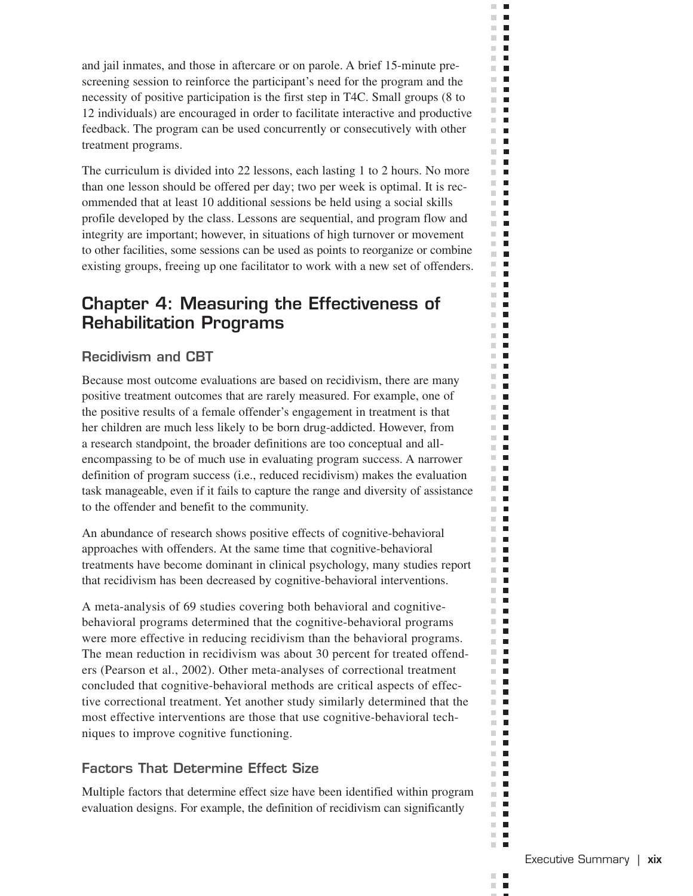and jail inmates, and those in aftercare or on parole. A brief 15-minute prescreening session to reinforce the participant's need for the program and the necessity of positive participation is the first step in T4C. Small groups (8 to 12 individuals) are encouraged in order to facilitate interactive and productive feedback. The program can be used concurrently or consecutively with other treatment programs.

The curriculum is divided into 22 lessons, each lasting 1 to 2 hours. No more than one lesson should be offered per day; two per week is optimal. It is recommended that at least 10 additional sessions be held using a social skills profile developed by the class. Lessons are sequential, and program flow and integrity are important; however, in situations of high turnover or movement to other facilities, some sessions can be used as points to reorganize or combine existing groups, freeing up one facilitator to work with a new set of offenders.

## Chapter 4: Measuring the Effectiveness of Rehabilitation Programs

### Recidivism and CBT

Because most outcome evaluations are based on recidivism, there are many positive treatment outcomes that are rarely measured. For example, one of the positive results of a female offender's engagement in treatment is that her children are much less likely to be born drug-addicted. However, from a research standpoint, the broader definitions are too conceptual and all-encompassing to be of much use in evaluating program success. A narrower definition of program success (i.e., reduced recidivism) makes the evaluation task manageable, even if it fails to capture the range and diversity of assistance to the offender and benefit to the community.

An abundance of research shows positive effects of cognitive-behavioral approaches with offenders. At the same time that cognitive-behavioral treatments have become dominant in clinical psychology, many studies report that recidivism has been decreased by cognitive-behavioral interventions.

A meta-analysis of 69 studies covering both behavioral and cognitive-behavioral programs determined that the cognitive-behavioral programs were more effective in reducing recidivism than the behavioral programs. The mean reduction in recidivism was about 30 percent for treated offenders (Pearson et al., 2002). Other meta-analyses of correctional treatment concluded that cognitive-behavioral methods are critical aspects of effective correctional treatment. Yet another study similarly determined that the most effective interventions are those that use cognitive-behavioral techniques to improve cognitive functioning.

### Factors That Determine Effect Size

Multiple factors that determine effect size have been identified within program evaluation designs. For example, the definition of recidivism can significantly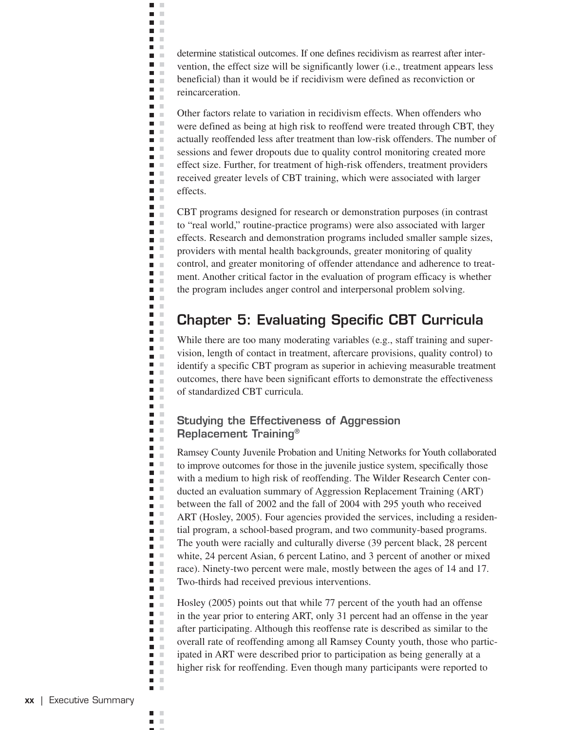determine statistical outcomes. If one defines recidivism as rearrest after intervention, the effect size will be significantly lower (i.e., treatment appears less beneficial) than it would be if recidivism were defined as reconviction or reincarceration.

Other factors relate to variation in recidivism effects. When offenders who were defined as being at high risk to reoffend were treated through CBT, they actually reoffended less after treatment than low-risk offenders. The number of sessions and fewer dropouts due to quality control monitoring created more effect size. Further, for treatment of high-risk offenders, treatment providers received greater levels of CBT training, which were associated with larger effects.

CBT programs designed for research or demonstration purposes (in contrast to "real world," routine-practice programs) were also associated with larger effects. Research and demonstration programs included smaller sample sizes, providers with mental health backgrounds, greater monitoring of quality control, and greater monitoring of offender attendance and adherence to treatment. Another critical factor in the evaluation of program efficacy is whether the program includes anger control and interpersonal problem solving.

## Chapter 5: Evaluating Specific CBT Curricula

While there are too many moderating variables (e.g., staff training and supervision, length of contact in treatment, aftercare provisions, quality control) to identify a specific CBT program as superior in achieving measurable treatment outcomes, there have been significant efforts to demonstrate the effectiveness of standardized CBT curricula.

### Studying the Effectiveness of Aggression Replacement Training®

Ramsey County Juvenile Probation and Uniting Networks for Youth collaborated to improve outcomes for those in the juvenile justice system, specifically those with a medium to high risk of reoffending. The Wilder Research Center conducted an evaluation summary of Aggression Replacement Training (ART) between the fall of 2002 and the fall of 2004 with 295 youth who received ART (Hosley, 2005). Four agencies provided the services, including a residential program, a school-based program, and two community-based programs. The youth were racially and culturally diverse (39 percent black, 28 percent white, 24 percent Asian, 6 percent Latino, and 3 percent of another or mixed race). Ninety-two percent were male, mostly between the ages of 14 and 17. Two-thirds had received previous interventions.

Hosley (2005) points out that while 77 percent of the youth had an offense in the year prior to entering ART, only 31 percent had an offense in the year after participating. Although this reoffense rate is described as similar to the overall rate of reoffending among all Ramsey County youth, those who participated in ART were described prior to participation as being generally at a higher risk for reoffending. Even though many participants were reported to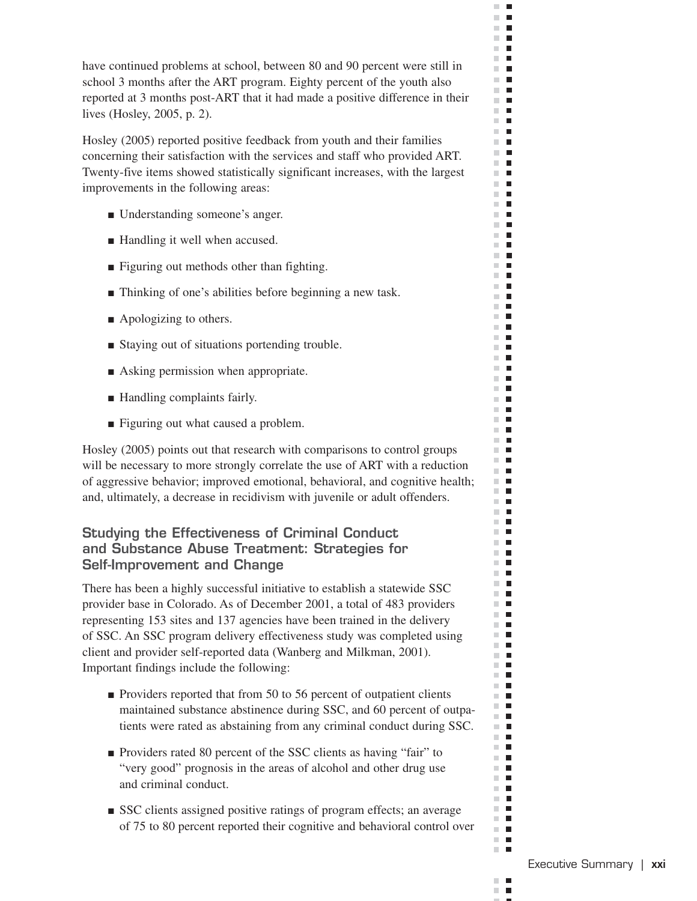have continued problems at school, between 80 and 90 percent were still in school 3 months after the ART program. Eighty percent of the youth also reported at 3 months post-ART that it had made a positive difference in their lives (Hosley, 2005, p. 2).

Hosley (2005) reported positive feedback from youth and their families concerning their satisfaction with the services and staff who provided ART. Twenty-five items showed statistically significant increases, with the largest improvements in the following areas:

- Understanding someone's anger.
- Handling it well when accused.
- Figuring out methods other than fighting.
- Thinking of one's abilities before beginning a new task.
- Apologizing to others.
- Staying out of situations portending trouble.
- Asking permission when appropriate.
- Handling complaints fairly.
- Figuring out what caused a problem.

Hosley (2005) points out that research with comparisons to control groups will be necessary to more strongly correlate the use of ART with a reduction of aggressive behavior; improved emotional, behavioral, and cognitive health; and, ultimately, a decrease in recidivism with juvenile or adult offenders.

### Studying the Effectiveness of Criminal Conduct and Substance Abuse Treatment: Strategies for Self-Improvement and Change

There has been a highly successful initiative to establish a statewide SSC provider base in Colorado. As of December 2001, a total of 483 providers representing 153 sites and 137 agencies have been trained in the delivery of SSC. An SSC program delivery effectiveness study was completed using client and provider self-reported data (Wanberg and Milkman, 2001). Important findings include the following:

- Providers reported that from 50 to 56 percent of outpatient clients maintained substance abstinence during SSC, and 60 percent of outpatients were rated as abstaining from any criminal conduct during SSC.
- Providers rated 80 percent of the SSC clients as having "fair" to "very good" prognosis in the areas of alcohol and other drug use and criminal conduct.
- SSC clients assigned positive ratings of program effects; an average of 75 to 80 percent reported their cognitive and behavioral control over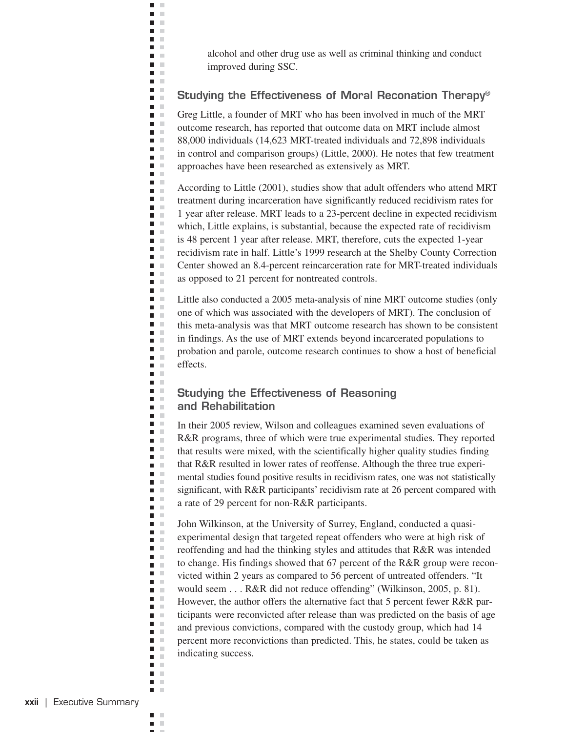alcohol and other drug use as well as criminal thinking and conduct improved during SSC.

### Studying the Effectiveness of Moral Reconation Therapy®

Greg Little, a founder of MRT who has been involved in much of the MRT outcome research, has reported that outcome data on MRT include almost 88,000 individuals (14,623 MRT-treated individuals and 72,898 individuals in control and comparison groups) (Little, 2000). He notes that few treatment approaches have been researched as extensively as MRT.

According to Little (2001), studies show that adult offenders who attend MRT treatment during incarceration have significantly reduced recidivism rates for 1 year after release. MRT leads to a 23-percent decline in expected recidivism which, Little explains, is substantial, because the expected rate of recidivism is 48 percent 1 year after release. MRT, therefore, cuts the expected 1-year recidivism rate in half. Little's 1999 research at the Shelby County Correction Center showed an 8.4-percent reincarceration rate for MRT-treated individuals as opposed to 21 percent for nontreated controls.

Little also conducted a 2005 meta-analysis of nine MRT outcome studies (only one of which was associated with the developers of MRT). The conclusion of this meta-analysis was that MRT outcome research has shown to be consistent in findings. As the use of MRT extends beyond incarcerated populations to probation and parole, outcome research continues to show a host of beneficial effects.

### Studying the Effectiveness of Reasoning and Rehabilitation

In their 2005 review, Wilson and colleagues examined seven evaluations of R&R programs, three of which were true experimental studies. They reported that results were mixed, with the scientifically higher quality studies finding that R&R resulted in lower rates of reoffense. Although the three true experimental studies found positive results in recidivism rates, one was not statistically significant, with R&R participants' recidivism rate at 26 percent compared with a rate of 29 percent for non-R&R participants.

John Wilkinson, at the University of Surrey, England, conducted a quasi-experimental design that targeted repeat offenders who were at high risk of reoffending and had the thinking styles and attitudes that R&R was intended to change. His findings showed that 67 percent of the R&R group were reconvicted within 2 years as compared to 56 percent of untreated offenders. "It would seem . . . R&R did not reduce offending" (Wilkinson, 2005, p. 81). However, the author offers the alternative fact that 5 percent fewer R&R participants were reconvicted after release than was predicted on the basis of age and previous convictions, compared with the custody group, which had 14 percent more reconvictions than predicted. This, he states, could be taken as indicating success.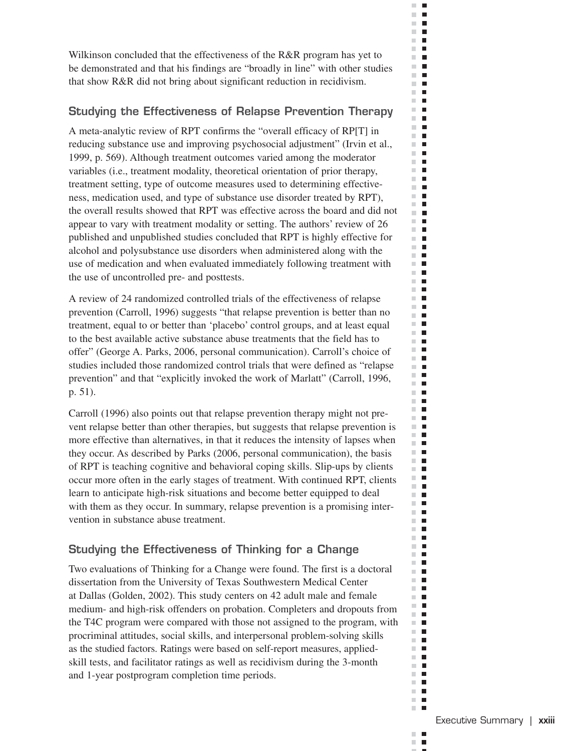Wilkinson concluded that the effectiveness of the R&R program has yet to be demonstrated and that his findings are "broadly in line" with other studies that show R&R did not bring about significant reduction in recidivism.

## Studying the Effectiveness of Relapse Prevention Therapy

A meta-analytic review of RPT confirms the "overall efficacy of RP[T] in reducing substance use and improving psychosocial adjustment" (Irvin et al., 1999, p. 569). Although treatment outcomes varied among the moderator variables (i.e., treatment modality, theoretical orientation of prior therapy, treatment setting, type of outcome measures used to determining effectiveness, medication used, and type of substance use disorder treated by RPT), the overall results showed that RPT was effective across the board and did not appear to vary with treatment modality or setting. The authors' review of 26 published and unpublished studies concluded that RPT is highly effective for alcohol and polysubstance use disorders when administered along with the use of medication and when evaluated immediately following treatment with the use of uncontrolled pre- and posttests.

A review of 24 randomized controlled trials of the effectiveness of relapse prevention (Carroll, 1996) suggests "that relapse prevention is better than no treatment, equal to or better than 'placebo' control groups, and at least equal to the best available active substance abuse treatments that the field has to offer" (George A. Parks, 2006, personal communication). Carroll's choice of studies included those randomized control trials that were defined as "relapse prevention" and that "explicitly invoked the work of Marlatt" (Carroll, 1996, p. 51).

Carroll (1996) also points out that relapse prevention therapy might not prevent relapse better than other therapies, but suggests that relapse prevention is more effective than alternatives, in that it reduces the intensity of lapses when they occur. As described by Parks (2006, personal communication), the basis of RPT is teaching cognitive and behavioral coping skills. Slip-ups by clients occur more often in the early stages of treatment. With continued RPT, clients learn to anticipate high-risk situations and become better equipped to deal with them as they occur. In summary, relapse prevention is a promising intervention in substance abuse treatment.

## Studying the Effectiveness of Thinking for a Change

Two evaluations of Thinking for a Change were found. The first is a doctoral dissertation from the University of Texas Southwestern Medical Center at Dallas (Golden, 2002). This study centers on 42 adult male and female medium- and high-risk offenders on probation. Completers and dropouts from the T4C program were compared with those not assigned to the program, with procriminal attitudes, social skills, and interpersonal problem-solving skills as the studied factors. Ratings were based on self-report measures, applied-skill tests, and facilitator ratings as well as recidivism during the 3-month and 1-year postprogram completion time periods.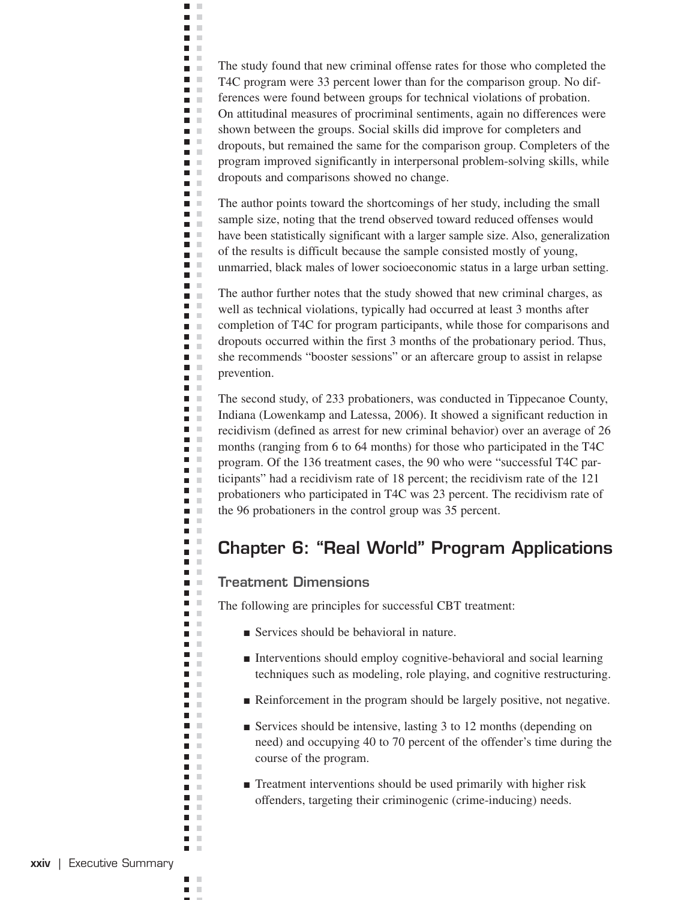The study found that new criminal offense rates for those who completed the T4C program were 33 percent lower than for the comparison group. No differences were found between groups for technical violations of probation. On attitudinal measures of procriminal sentiments, again no differences were shown between the groups. Social skills did improve for completers and dropouts, but remained the same for the comparison group. Completers of the program improved significantly in interpersonal problem-solving skills, while dropouts and comparisons showed no change.

The author points toward the shortcomings of her study, including the small sample size, noting that the trend observed toward reduced offenses would have been statistically significant with a larger sample size. Also, generalization of the results is difficult because the sample consisted mostly of young, unmarried, black males of lower socioeconomic status in a large urban setting.

The author further notes that the study showed that new criminal charges, as well as technical violations, typically had occurred at least 3 months after completion of T4C for program participants, while those for comparisons and dropouts occurred within the first 3 months of the probationary period. Thus, she recommends "booster sessions" or an aftercare group to assist in relapse prevention.

The second study, of 233 probationers, was conducted in Tippecanoe County, Indiana (Lowenkamp and Latessa, 2006). It showed a significant reduction in recidivism (defined as arrest for new criminal behavior) over an average of 26 months (ranging from 6 to 64 months) for those who participated in the T4C program. Of the 136 treatment cases, the 90 who were "successful T4C participants" had a recidivism rate of 18 percent; the recidivism rate of the 121 probationers who participated in T4C was 23 percent. The recidivism rate of the 96 probationers in the control group was 35 percent.

## Chapter 6: "Real World" Program Applications

### Treatment Dimensions

The following are principles for successful CBT treatment:

- Services should be behavioral in nature.
- Interventions should employ cognitive-behavioral and social learning techniques such as modeling, role playing, and cognitive restructuring.
- Reinforcement in the program should be largely positive, not negative.
- Services should be intensive, lasting 3 to 12 months (depending on need) and occupying 40 to 70 percent of the offender's time during the course of the program.
- Treatment interventions should be used primarily with higher risk offenders, targeting their criminogenic (crime-inducing) needs.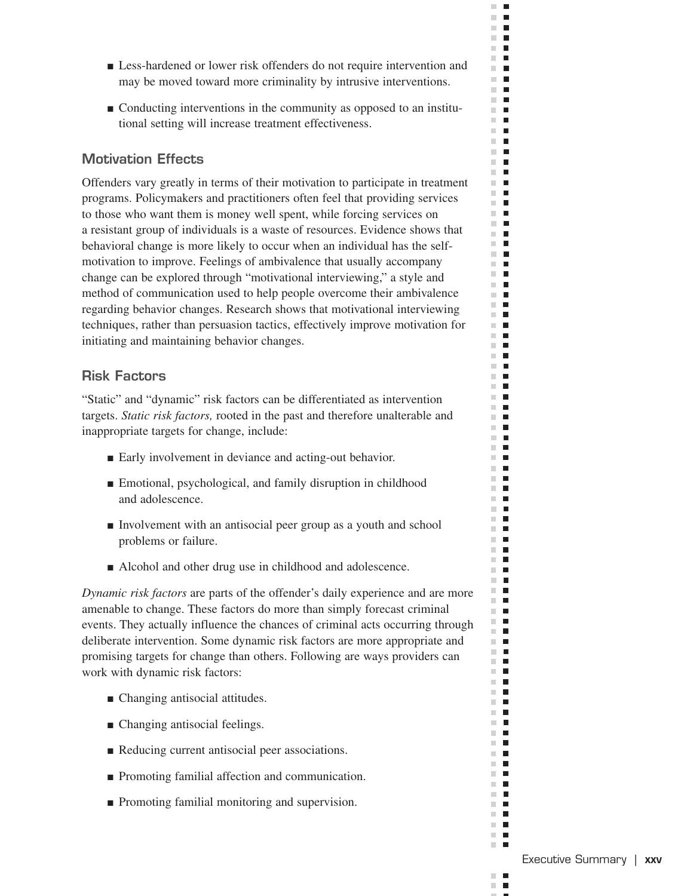- Less-hardened or lower risk offenders do not require intervention and may be moved toward more criminality by intrusive interventions.
- Conducting interventions in the community as opposed to an institutional setting will increase treatment effectiveness.

### Motivation Effects

Offenders vary greatly in terms of their motivation to participate in treatment programs. Policymakers and practitioners often feel that providing services to those who want them is money well spent, while forcing services on a resistant group of individuals is a waste of resources. Evidence shows that behavioral change is more likely to occur when an individual has the self-motivation to improve. Feelings of ambivalence that usually accompany change can be explored through "motivational interviewing," a style and method of communication used to help people overcome their ambivalence regarding behavior changes. Research shows that motivational interviewing techniques, rather than persuasion tactics, effectively improve motivation for initiating and maintaining behavior changes.

### Risk Factors

"Static" and "dynamic" risk factors can be differentiated as intervention targets. *Static risk factors,* rooted in the past and therefore unalterable and inappropriate targets for change, include:

- Early involvement in deviance and acting-out behavior.
- Emotional, psychological, and family disruption in childhood and adolescence.
- Involvement with an antisocial peer group as a youth and school problems or failure.
- Alcohol and other drug use in childhood and adolescence.

*Dynamic risk factors* are parts of the offender's daily experience and are more amenable to change. These factors do more than simply forecast criminal events. They actually influence the chances of criminal acts occurring through deliberate intervention. Some dynamic risk factors are more appropriate and promising targets for change than others. Following are ways providers can work with dynamic risk factors:

- Changing antisocial attitudes.
- Changing antisocial feelings.
- Reducing current antisocial peer associations.
- Promoting familial affection and communication.
- Promoting familial monitoring and supervision.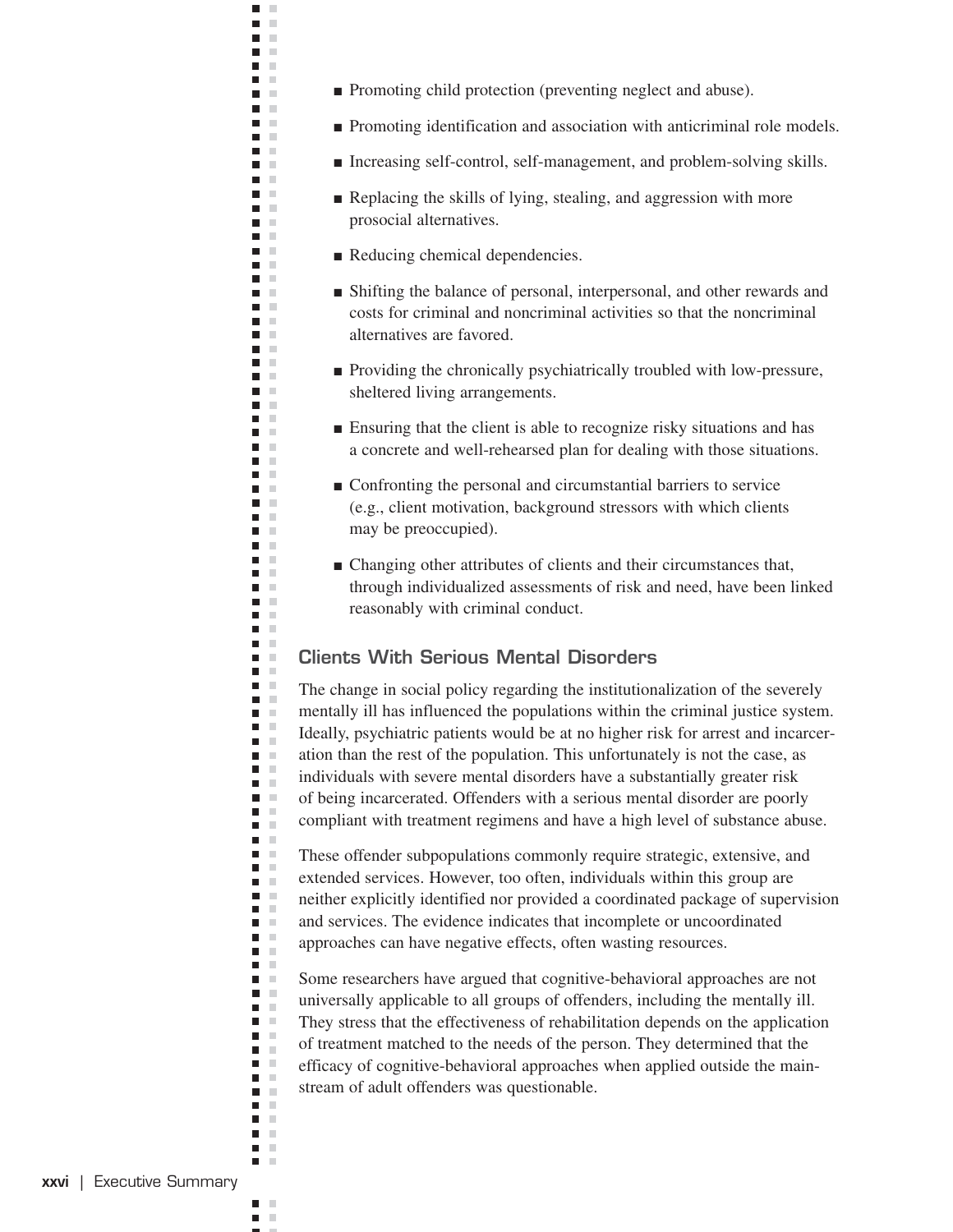- Promoting child protection (preventing neglect and abuse).
- Promoting identification and association with anticriminal role models.
- Increasing self-control, self-management, and problem-solving skills.
- Replacing the skills of lying, stealing, and aggression with more prosocial alternatives.
- Reducing chemical dependencies.
- Shifting the balance of personal, interpersonal, and other rewards and costs for criminal and noncriminal activities so that the noncriminal alternatives are favored.
- Providing the chronically psychiatrically troubled with low-pressure, sheltered living arrangements.
- Ensuring that the client is able to recognize risky situations and has a concrete and well-rehearsed plan for dealing with those situations.
- Confronting the personal and circumstantial barriers to service (e.g., client motivation, background stressors with which clients may be preoccupied).
- Changing other attributes of clients and their circumstances that, through individualized assessments of risk and need, have been linked reasonably with criminal conduct.

## Clients With Serious Mental Disorders

The change in social policy regarding the institutionalization of the severely mentally ill has influenced the populations within the criminal justice system. Ideally, psychiatric patients would be at no higher risk for arrest and incarceration than the rest of the population. This unfortunately is not the case, as individuals with severe mental disorders have a substantially greater risk of being incarcerated. Offenders with a serious mental disorder are poorly compliant with treatment regimens and have a high level of substance abuse.

These offender subpopulations commonly require strategic, extensive, and extended services. However, too often, individuals within this group are neither explicitly identified nor provided a coordinated package of supervision and services. The evidence indicates that incomplete or uncoordinated approaches can have negative effects, often wasting resources.

Some researchers have argued that cognitive-behavioral approaches are not universally applicable to all groups of offenders, including the mentally ill. They stress that the effectiveness of rehabilitation depends on the application of treatment matched to the needs of the person. They determined that the efficacy of cognitive-behavioral approaches when applied outside the mainstream of adult offenders was questionable.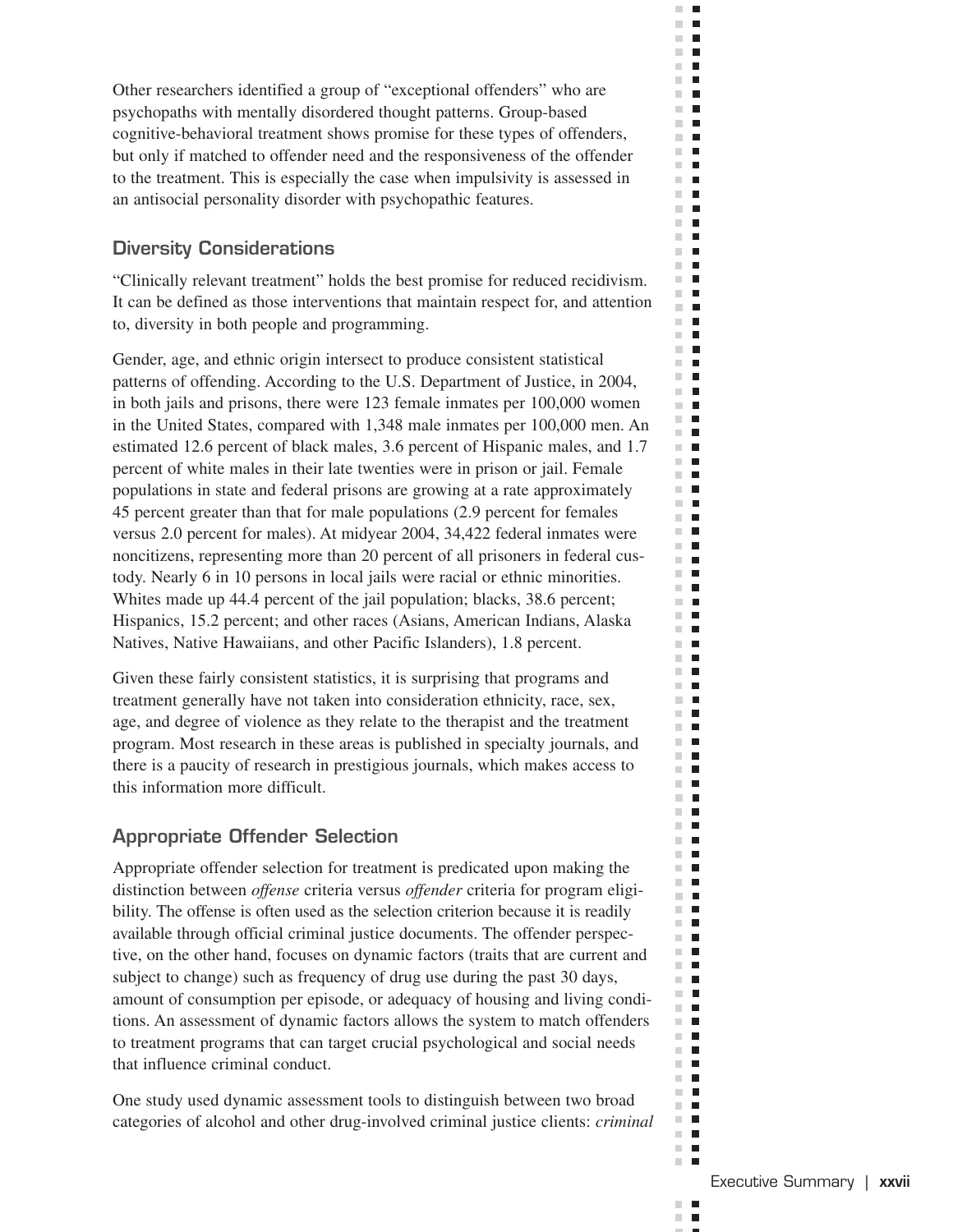Other researchers identified a group of "exceptional offenders" who are psychopaths with mentally disordered thought patterns. Group-based cognitive-behavioral treatment shows promise for these types of offenders, but only if matched to offender need and the responsiveness of the offender to the treatment. This is especially the case when impulsivity is assessed in an antisocial personality disorder with psychopathic features.

### Diversity Considerations

"Clinically relevant treatment" holds the best promise for reduced recidivism. It can be defined as those interventions that maintain respect for, and attention to, diversity in both people and programming.

Gender, age, and ethnic origin intersect to produce consistent statistical patterns of offending. According to the U.S. Department of Justice, in 2004, in both jails and prisons, there were 123 female inmates per 100,000 women in the United States, compared with 1,348 male inmates per 100,000 men. An estimated 12.6 percent of black males, 3.6 percent of Hispanic males, and 1.7 percent of white males in their late twenties were in prison or jail. Female populations in state and federal prisons are growing at a rate approximately 45 percent greater than that for male populations (2.9 percent for females versus 2.0 percent for males). At midyear 2004, 34,422 federal inmates were noncitizens, representing more than 20 percent of all prisoners in federal custody. Nearly 6 in 10 persons in local jails were racial or ethnic minorities. Whites made up 44.4 percent of the jail population; blacks, 38.6 percent; Hispanics, 15.2 percent; and other races (Asians, American Indians, Alaska Natives, Native Hawaiians, and other Pacific Islanders), 1.8 percent.

Given these fairly consistent statistics, it is surprising that programs and treatment generally have not taken into consideration ethnicity, race, sex, age, and degree of violence as they relate to the therapist and the treatment program. Most research in these areas is published in specialty journals, and there is a paucity of research in prestigious journals, which makes access to this information more difficult.

### Appropriate Offender Selection

Appropriate offender selection for treatment is predicated upon making the distinction between *offense* criteria versus *offender* criteria for program eligibility. The offense is often used as the selection criterion because it is readily available through official criminal justice documents. The offender perspective, on the other hand, focuses on dynamic factors (traits that are current and subject to change) such as frequency of drug use during the past 30 days, amount of consumption per episode, or adequacy of housing and living conditions. An assessment of dynamic factors allows the system to match offenders to treatment programs that can target crucial psychological and social needs that influence criminal conduct.

One study used dynamic assessment tools to distinguish between two broad categories of alcohol and other drug-involved criminal justice clients: *criminal*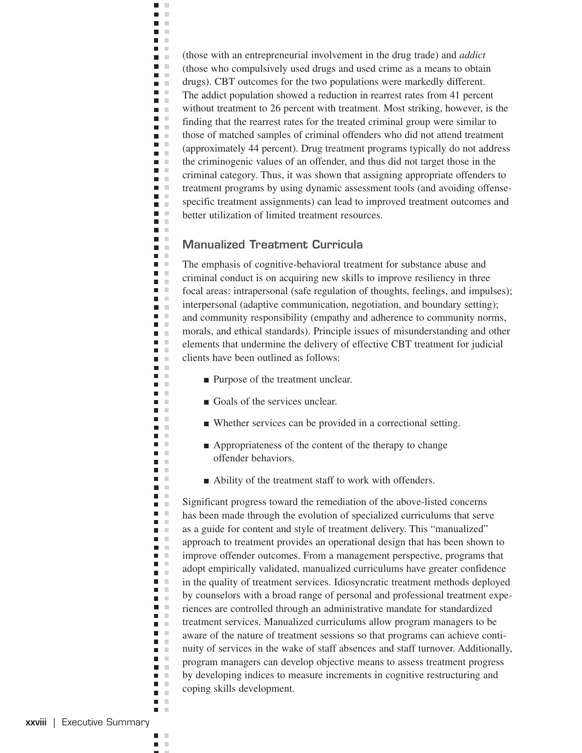(those with an entrepreneurial involvement in the drug trade) and *addict* (those who compulsively used drugs and used crime as a means to obtain drugs). CBT outcomes for the two populations were markedly different. The addict population showed a reduction in rearrest rates from 41 percent without treatment to 26 percent with treatment. Most striking, however, is the finding that the rearrest rates for the treated criminal group were similar to those of matched samples of criminal offenders who did not attend treatment (approximately 44 percent). Drug treatment programs typically do not address the criminogenic values of an offender, and thus did not target those in the criminal category. Thus, it was shown that assigning appropriate offenders to treatment programs by using dynamic assessment tools (and avoiding offense-specific treatment assignments) can lead to improved treatment outcomes and better utilization of limited treatment resources.

## Manualized Treatment Curricula

The emphasis of cognitive-behavioral treatment for substance abuse and criminal conduct is on acquiring new skills to improve resiliency in three focal areas: intrapersonal (safe regulation of thoughts, feelings, and impulses); interpersonal (adaptive communication, negotiation, and boundary setting); and community responsibility (empathy and adherence to community norms, morals, and ethical standards). Principle issues of misunderstanding and other elements that undermine the delivery of effective CBT treatment for judicial clients have been outlined as follows:

- Purpose of the treatment unclear.
- Goals of the services unclear.
- Whether services can be provided in a correctional setting.
- Appropriateness of the content of the therapy to change offender behaviors.
- Ability of the treatment staff to work with offenders.

Significant progress toward the remediation of the above-listed concerns has been made through the evolution of specialized curriculums that serve as a guide for content and style of treatment delivery. This "manualized" approach to treatment provides an operational design that has been shown to improve offender outcomes. From a management perspective, programs that adopt empirically validated, manualized curriculums have greater confidence in the quality of treatment services. Idiosyncratic treatment methods deployed by counselors with a broad range of personal and professional treatment experiences are controlled through an administrative mandate for standardized treatment services. Manualized curriculums allow program managers to be aware of the nature of treatment sessions so that programs can achieve continuity of services in the wake of staff absences and staff turnover. Additionally, program managers can develop objective means to assess treatment progress by developing indices to measure increments in cognitive restructuring and coping skills development.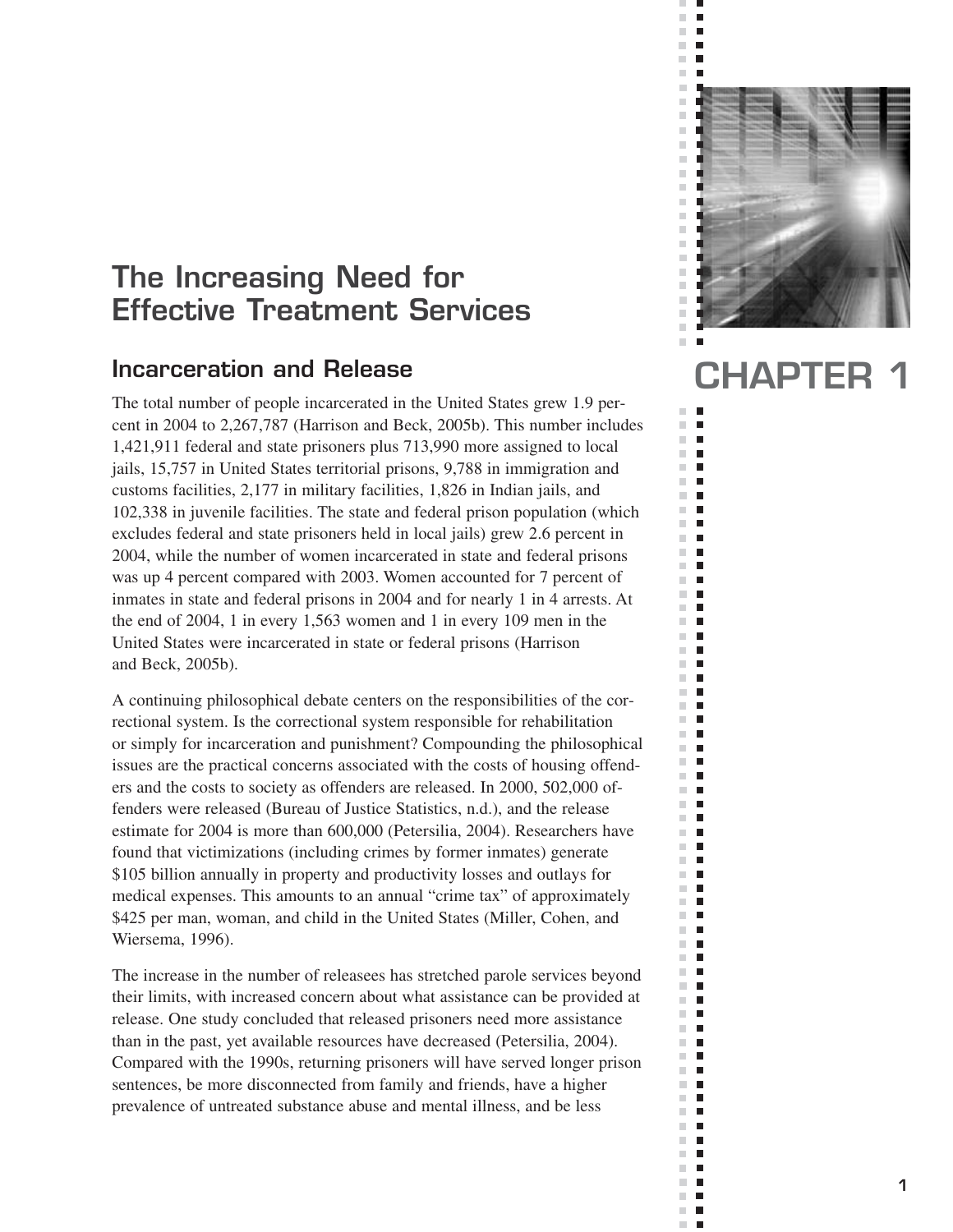# CHAPTER 1

# The Increasing Need for Effective Treatment Services

## Incarceration and Release

The total number of people incarcerated in the United States grew 1.9 percent in 2004 to 2,267,787 (Harrison and Beck, 2005b). This number includes 1,421,911 federal and state prisoners plus 713,990 more assigned to local jails, 15,757 in United States territorial prisons, 9,788 in immigration and customs facilities, 2,177 in military facilities, 1,826 in Indian jails, and 102,338 in juvenile facilities. The state and federal prison population (which excludes federal and state prisoners held in local jails) grew 2.6 percent in 2004, while the number of women incarcerated in state and federal prisons was up 4 percent compared with 2003. Women accounted for 7 percent of inmates in state and federal prisons in 2004 and for nearly 1 in 4 arrests. At the end of 2004, 1 in every 1,563 women and 1 in every 109 men in the United States were incarcerated in state or federal prisons (Harrison and Beck, 2005b).

A continuing philosophical debate centers on the responsibilities of the correctional system. Is the correctional system responsible for rehabilitation or simply for incarceration and punishment? Compounding the philosophical issues are the practical concerns associated with the costs of housing offenders and the costs to society as offenders are released. In 2000, 502,000 offenders were released (Bureau of Justice Statistics, n.d.), and the release estimate for 2004 is more than 600,000 (Petersilia, 2004). Researchers have found that victimizations (including crimes by former inmates) generate $105 billion annually in property and productivity losses and outlays for medical expenses. This amounts to an annual "crime tax" of approximately $425 per man, woman, and child in the United States (Miller, Cohen, and Wiersema, 1996).

The increase in the number of releasees has stretched parole services beyond their limits, with increased concern about what assistance can be provided at release. One study concluded that released prisoners need more assistance than in the past, yet available resources have decreased (Petersilia, 2004). Compared with the 1990s, returning prisoners will have served longer prison sentences, be more disconnected from family and friends, have a higher prevalence of untreated substance abuse and mental illness, and be less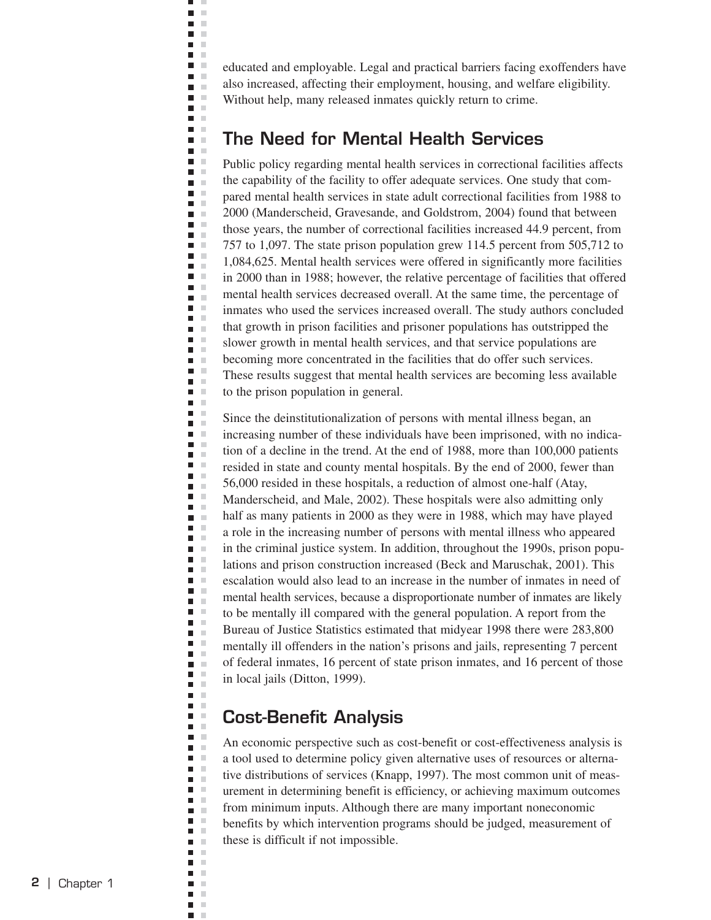educated and employable. Legal and practical barriers facing exoffenders have also increased, affecting their employment, housing, and welfare eligibility. Without help, many released inmates quickly return to crime.

## The Need for Mental Health Services

Public policy regarding mental health services in correctional facilities affects the capability of the facility to offer adequate services. One study that compared mental health services in state adult correctional facilities from 1988 to 2000 (Manderscheid, Gravesande, and Goldstrom, 2004) found that between those years, the number of correctional facilities increased 44.9 percent, from 757 to 1,097. The state prison population grew 114.5 percent from 505,712 to 1,084,625. Mental health services were offered in significantly more facilities in 2000 than in 1988; however, the relative percentage of facilities that offered mental health services decreased overall. At the same time, the percentage of inmates who used the services increased overall. The study authors concluded that growth in prison facilities and prisoner populations has outstripped the slower growth in mental health services, and that service populations are becoming more concentrated in the facilities that do offer such services. These results suggest that mental health services are becoming less available to the prison population in general.

Since the deinstitutionalization of persons with mental illness began, an increasing number of these individuals have been imprisoned, with no indication of a decline in the trend. At the end of 1988, more than 100,000 patients resided in state and county mental hospitals. By the end of 2000, fewer than 56,000 resided in these hospitals, a reduction of almost one-half (Atay, Manderscheid, and Male, 2002). These hospitals were also admitting only half as many patients in 2000 as they were in 1988, which may have played a role in the increasing number of persons with mental illness who appeared in the criminal justice system. In addition, throughout the 1990s, prison populations and prison construction increased (Beck and Maruschak, 2001). This escalation would also lead to an increase in the number of inmates in need of mental health services, because a disproportionate number of inmates are likely to be mentally ill compared with the general population. A report from the Bureau of Justice Statistics estimated that midyear 1998 there were 283,800 mentally ill offenders in the nation's prisons and jails, representing 7 percent of federal inmates, 16 percent of state prison inmates, and 16 percent of those in local jails (Ditton, 1999).

## Cost-Benefit Analysis

An economic perspective such as cost-benefit or cost-effectiveness analysis is a tool used to determine policy given alternative uses of resources or alternative distributions of services (Knapp, 1997). The most common unit of measurement in determining benefit is efficiency, or achieving maximum outcomes from minimum inputs. Although there are many important noneconomic benefits by which intervention programs should be judged, measurement of these is difficult if not impossible.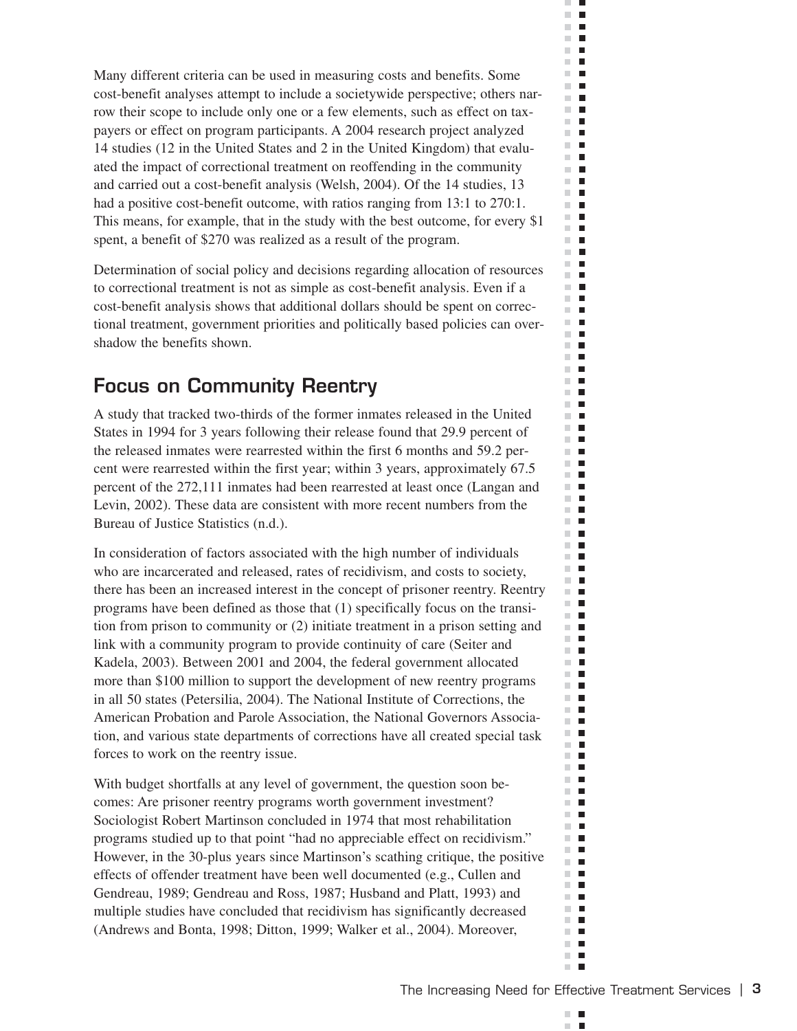Many different criteria can be used in measuring costs and benefits. Some cost-benefit analyses attempt to include a societywide perspective; others narrow their scope to include only one or a few elements, such as effect on taxpayers or effect on program participants. A 2004 research project analyzed 14 studies (12 in the United States and 2 in the United Kingdom) that evaluated the impact of correctional treatment on reoffending in the community and carried out a cost-benefit analysis (Welsh, 2004). Of the 14 studies, 13 had a positive cost-benefit outcome, with ratios ranging from 13:1 to 270:1. This means, for example, that in the study with the best outcome, for every $1 spent, a benefit of $270 was realized as a result of the program.

Determination of social policy and decisions regarding allocation of resources to correctional treatment is not as simple as cost-benefit analysis. Even if a cost-benefit analysis shows that additional dollars should be spent on correctional treatment, government priorities and politically based policies can overshadow the benefits shown.

## Focus on Community Reentry

A study that tracked two-thirds of the former inmates released in the United States in 1994 for 3 years following their release found that 29.9 percent of the released inmates were rearrested within the first 6 months and 59.2 percent were rearrested within the first year; within 3 years, approximately 67.5 percent of the 272,111 inmates had been rearrested at least once (Langan and Levin, 2002). These data are consistent with more recent numbers from the Bureau of Justice Statistics (n.d.).

In consideration of factors associated with the high number of individuals who are incarcerated and released, rates of recidivism, and costs to society, there has been an increased interest in the concept of prisoner reentry. Reentry programs have been defined as those that (1) specifically focus on the transition from prison to community or (2) initiate treatment in a prison setting and link with a community program to provide continuity of care (Seiter and Kadela, 2003). Between 2001 and 2004, the federal government allocated more than $100 million to support the development of new reentry programs in all 50 states (Petersilia, 2004). The National Institute of Corrections, the American Probation and Parole Association, the National Governors Association, and various state departments of corrections have all created special task forces to work on the reentry issue.

With budget shortfalls at any level of government, the question soon becomes: Are prisoner reentry programs worth government investment? Sociologist Robert Martinson concluded in 1974 that most rehabilitation programs studied up to that point "had no appreciable effect on recidivism." However, in the 30-plus years since Martinson's scathing critique, the positive effects of offender treatment have been well documented (e.g., Cullen and Gendreau, 1989; Gendreau and Ross, 1987; Husband and Platt, 1993) and multiple studies have concluded that recidivism has significantly decreased (Andrews and Bonta, 1998; Ditton, 1999; Walker et al., 2004). Moreover,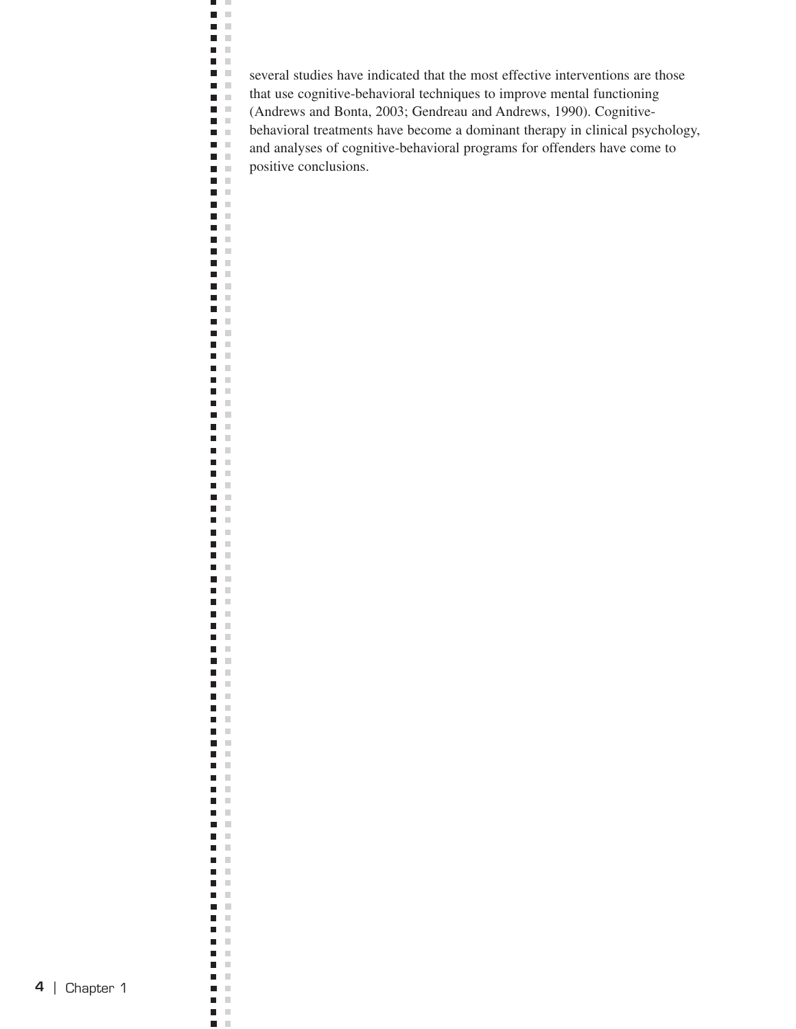several studies have indicated that the most effective interventions are those that use cognitive-behavioral techniques to improve mental functioning (Andrews and Bonta, 2003; Gendreau and Andrews, 1990). Cognitive-behavioral treatments have become a dominant therapy in clinical psychology, and analyses of cognitive-behavioral programs for offenders have come to positive conclusions.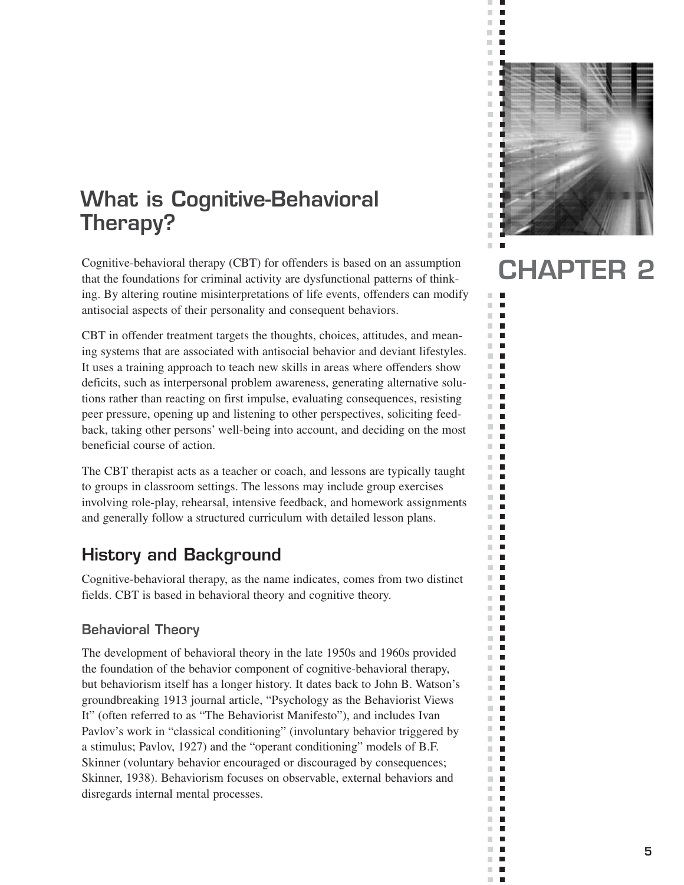# CHAPTER 2

## What is Cognitive-Behavioral Therapy?

Cognitive-behavioral therapy (CBT) for offenders is based on an assumption that the foundations for criminal activity are dysfunctional patterns of thinking. By altering routine misinterpretations of life events, offenders can modify antisocial aspects of their personality and consequent behaviors.

CBT in offender treatment targets the thoughts, choices, attitudes, and meaning systems that are associated with antisocial behavior and deviant lifestyles. It uses a training approach to teach new skills in areas where offenders show deficits, such as interpersonal problem awareness, generating alternative solutions rather than reacting on first impulse, evaluating consequences, resisting peer pressure, opening up and listening to other perspectives, soliciting feedback, taking other persons' well-being into account, and deciding on the most beneficial course of action.

The CBT therapist acts as a teacher or coach, and lessons are typically taught to groups in classroom settings. The lessons may include group exercises involving role-play, rehearsal, intensive feedback, and homework assignments and generally follow a structured curriculum with detailed lesson plans.

## History and Background

Cognitive-behavioral therapy, as the name indicates, comes from two distinct fields. CBT is based in behavioral theory and cognitive theory.

### Behavioral Theory

The development of behavioral theory in the late 1950s and 1960s provided the foundation of the behavior component of cognitive-behavioral therapy, but behaviorism itself has a longer history. It dates back to John B. Watson's groundbreaking 1913 journal article, "Psychology as the Behaviorist Views It" (often referred to as "The Behaviorist Manifesto"), and includes Ivan Pavlov's work in "classical conditioning" (involuntary behavior triggered by a stimulus; Pavlov, 1927) and the "operant conditioning" models of B.F. Skinner (voluntary behavior encouraged or discouraged by consequences; Skinner, 1938). Behaviorism focuses on observable, external behaviors and disregards internal mental processes.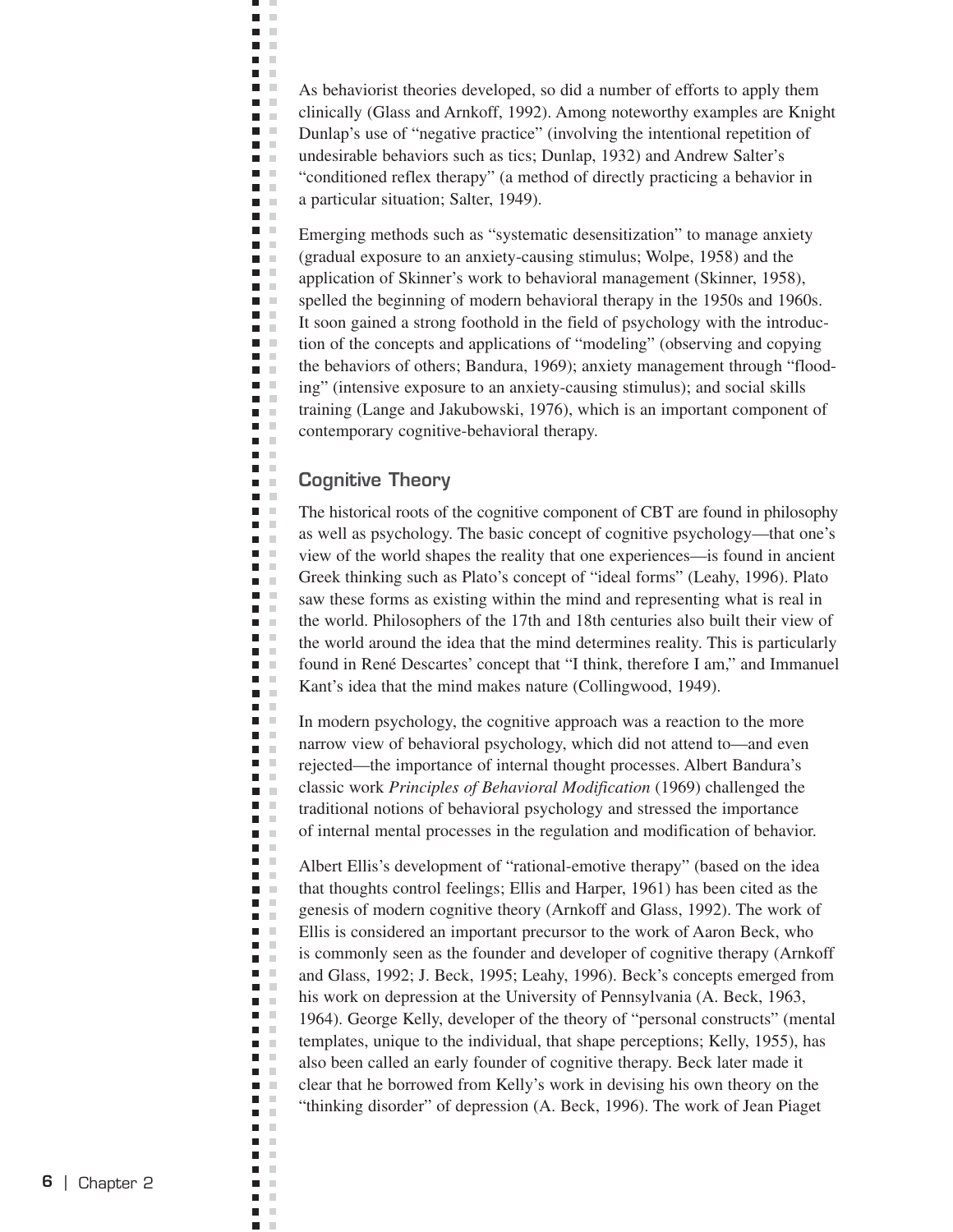As behaviorist theories developed, so did a number of efforts to apply them clinically (Glass and Arnkoff, 1992). Among noteworthy examples are Knight Dunlap's use of "negative practice" (involving the intentional repetition of undesirable behaviors such as tics; Dunlap, 1932) and Andrew Salter's "conditioned reflex therapy" (a method of directly practicing a behavior in a particular situation; Salter, 1949).

Emerging methods such as "systematic desensitization" to manage anxiety (gradual exposure to an anxiety-causing stimulus; Wolpe, 1958) and the application of Skinner's work to behavioral management (Skinner, 1958), spelled the beginning of modern behavioral therapy in the 1950s and 1960s. It soon gained a strong foothold in the field of psychology with the introduction of the concepts and applications of "modeling" (observing and copying the behaviors of others; Bandura, 1969); anxiety management through "flooding" (intensive exposure to an anxiety-causing stimulus); and social skills training (Lange and Jakubowski, 1976), which is an important component of contemporary cognitive-behavioral therapy.

## Cognitive Theory

The historical roots of the cognitive component of CBT are found in philosophy as well as psychology. The basic concept of cognitive psychology—that one's view of the world shapes the reality that one experiences—is found in ancient Greek thinking such as Plato's concept of "ideal forms" (Leahy, 1996). Plato saw these forms as existing within the mind and representing what is real in the world. Philosophers of the 17th and 18th centuries also built their view of the world around the idea that the mind determines reality. This is particularly found in René Descartes' concept that "I think, therefore I am," and Immanuel Kant's idea that the mind makes nature (Collingwood, 1949).

In modern psychology, the cognitive approach was a reaction to the more narrow view of behavioral psychology, which did not attend to—and even rejected—the importance of internal thought processes. Albert Bandura's classic work *Principles of Behavioral Modification* (1969) challenged the traditional notions of behavioral psychology and stressed the importance of internal mental processes in the regulation and modification of behavior.

Albert Ellis's development of "rational-emotive therapy" (based on the idea that thoughts control feelings; Ellis and Harper, 1961) has been cited as the genesis of modern cognitive theory (Arnkoff and Glass, 1992). The work of Ellis is considered an important precursor to the work of Aaron Beck, who is commonly seen as the founder and developer of cognitive therapy (Arnkoff and Glass, 1992; J. Beck, 1995; Leahy, 1996). Beck's concepts emerged from his work on depression at the University of Pennsylvania (A. Beck, 1963, 1964). George Kelly, developer of the theory of "personal constructs" (mental templates, unique to the individual, that shape perceptions; Kelly, 1955), has also been called an early founder of cognitive therapy. Beck later made it clear that he borrowed from Kelly's work in devising his own theory on the "thinking disorder" of depression (A. Beck, 1996). The work of Jean Piaget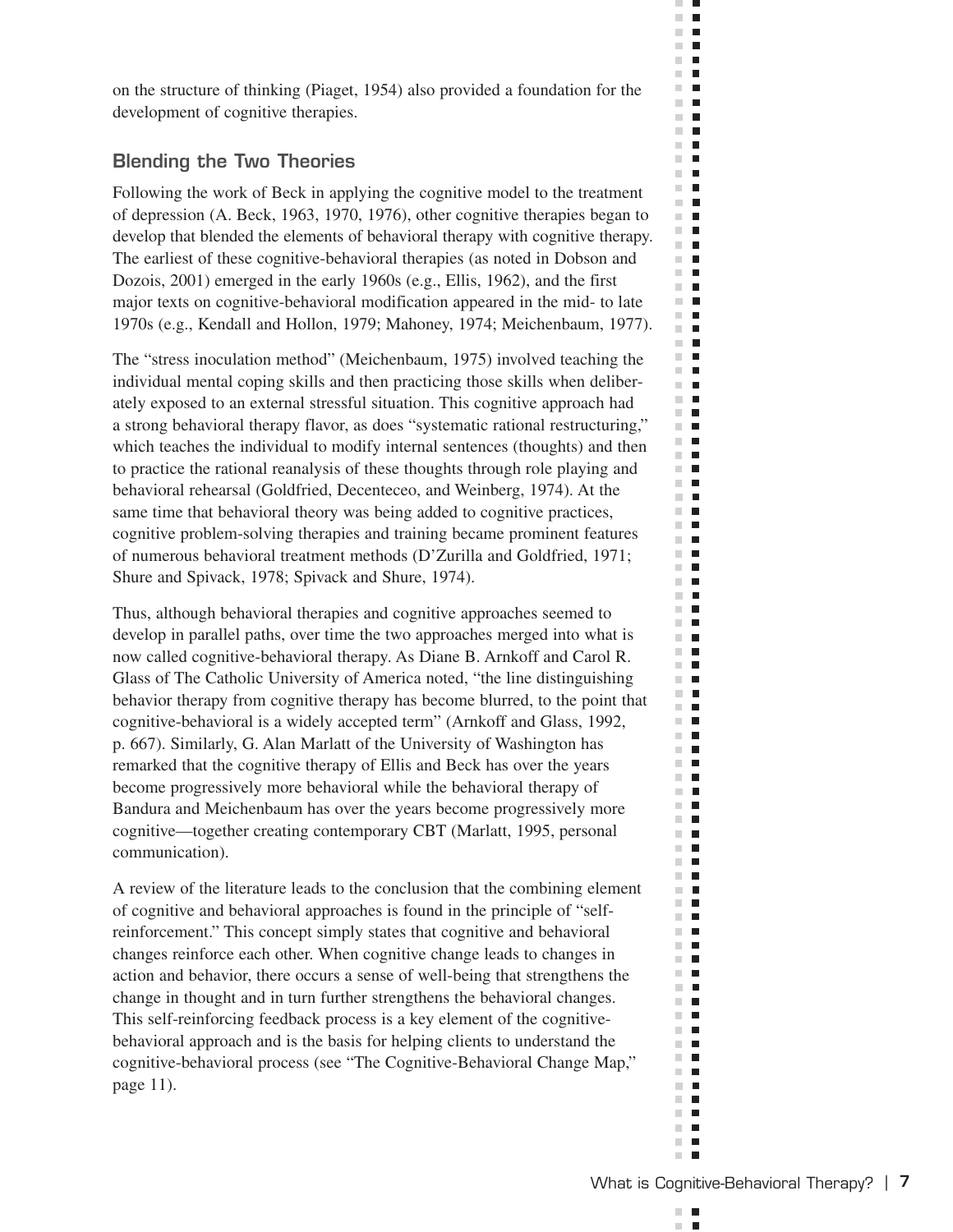on the structure of thinking (Piaget, 1954) also provided a foundation for the development of cognitive therapies.

## Blending the Two Theories

Following the work of Beck in applying the cognitive model to the treatment of depression (A. Beck, 1963, 1970, 1976), other cognitive therapies began to develop that blended the elements of behavioral therapy with cognitive therapy. The earliest of these cognitive-behavioral therapies (as noted in Dobson and Dozois, 2001) emerged in the early 1960s (e.g., Ellis, 1962), and the first major texts on cognitive-behavioral modification appeared in the mid- to late 1970s (e.g., Kendall and Hollon, 1979; Mahoney, 1974; Meichenbaum, 1977).

The "stress inoculation method" (Meichenbaum, 1975) involved teaching the individual mental coping skills and then practicing those skills when deliberately exposed to an external stressful situation. This cognitive approach had a strong behavioral therapy flavor, as does "systematic rational restructuring," which teaches the individual to modify internal sentences (thoughts) and then to practice the rational reanalysis of these thoughts through role playing and behavioral rehearsal (Goldfried, Decenteceo, and Weinberg, 1974). At the same time that behavioral theory was being added to cognitive practices, cognitive problem-solving therapies and training became prominent features of numerous behavioral treatment methods (D'Zurilla and Goldfried, 1971; Shure and Spivack, 1978; Spivack and Shure, 1974).

Thus, although behavioral therapies and cognitive approaches seemed to develop in parallel paths, over time the two approaches merged into what is now called cognitive-behavioral therapy. As Diane B. Arnkoff and Carol R. Glass of The Catholic University of America noted, "the line distinguishing behavior therapy from cognitive therapy has become blurred, to the point that cognitive-behavioral is a widely accepted term" (Arnkoff and Glass, 1992, p. 667). Similarly, G. Alan Marlatt of the University of Washington has remarked that the cognitive therapy of Ellis and Beck has over the years become progressively more behavioral while the behavioral therapy of Bandura and Meichenbaum has over the years become progressively more cognitive—together creating contemporary CBT (Marlatt, 1995, personal communication).

A review of the literature leads to the conclusion that the combining element of cognitive and behavioral approaches is found in the principle of "self-reinforcement." This concept simply states that cognitive and behavioral changes reinforce each other. When cognitive change leads to changes in action and behavior, there occurs a sense of well-being that strengthens the change in thought and in turn further strengthens the behavioral changes. This self-reinforcing feedback process is a key element of the cognitive-behavioral approach and is the basis for helping clients to understand the cognitive-behavioral process (see "The Cognitive-Behavioral Change Map," page 11).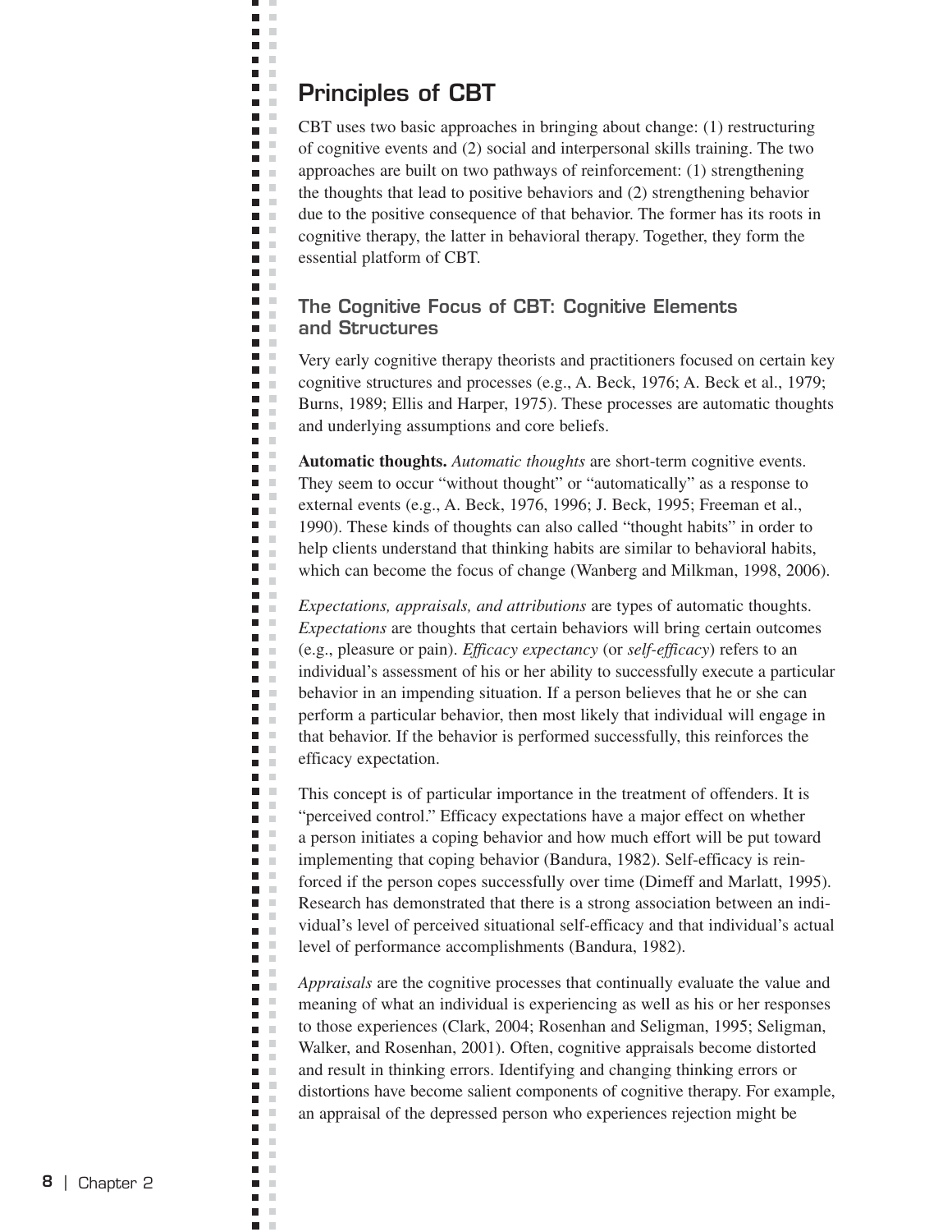## Principles of CBT

CBT uses two basic approaches in bringing about change: (1) restructuring of cognitive events and (2) social and interpersonal skills training. The two approaches are built on two pathways of reinforcement: (1) strengthening the thoughts that lead to positive behaviors and (2) strengthening behavior due to the positive consequence of that behavior. The former has its roots in cognitive therapy, the latter in behavioral therapy. Together, they form the essential platform of CBT.

### The Cognitive Focus of CBT: Cognitive Elements and Structures

Very early cognitive therapy theorists and practitioners focused on certain key cognitive structures and processes (e.g., A. Beck, 1976; A. Beck et al., 1979; Burns, 1989; Ellis and Harper, 1975). These processes are automatic thoughts and underlying assumptions and core beliefs.

**Automatic thoughts.** *Automatic thoughts* are short-term cognitive events. They seem to occur "without thought" or "automatically" as a response to external events (e.g., A. Beck, 1976, 1996; J. Beck, 1995; Freeman et al., 1990). These kinds of thoughts can also called "thought habits" in order to help clients understand that thinking habits are similar to behavioral habits, which can become the focus of change (Wanberg and Milkman, 1998, 2006).

*Expectations, appraisals, and attributions* are types of automatic thoughts. *Expectations* are thoughts that certain behaviors will bring certain outcomes (e.g., pleasure or pain). *Efficacy expectancy* (or *self-efficacy*) refers to an individual's assessment of his or her ability to successfully execute a particular behavior in an impending situation. If a person believes that he or she can perform a particular behavior, then most likely that individual will engage in that behavior. If the behavior is performed successfully, this reinforces the efficacy expectation.

This concept is of particular importance in the treatment of offenders. It is "perceived control." Efficacy expectations have a major effect on whether a person initiates a coping behavior and how much effort will be put toward implementing that coping behavior (Bandura, 1982). Self-efficacy is reinforced if the person copes successfully over time (Dimeff and Marlatt, 1995). Research has demonstrated that there is a strong association between an individual's level of perceived situational self-efficacy and that individual's actual level of performance accomplishments (Bandura, 1982).

*Appraisals* are the cognitive processes that continually evaluate the value and meaning of what an individual is experiencing as well as his or her responses to those experiences (Clark, 2004; Rosenhan and Seligman, 1995; Seligman, Walker, and Rosenhan, 2001). Often, cognitive appraisals become distorted and result in thinking errors. Identifying and changing thinking errors or distortions have become salient components of cognitive therapy. For example, an appraisal of the depressed person who experiences rejection might be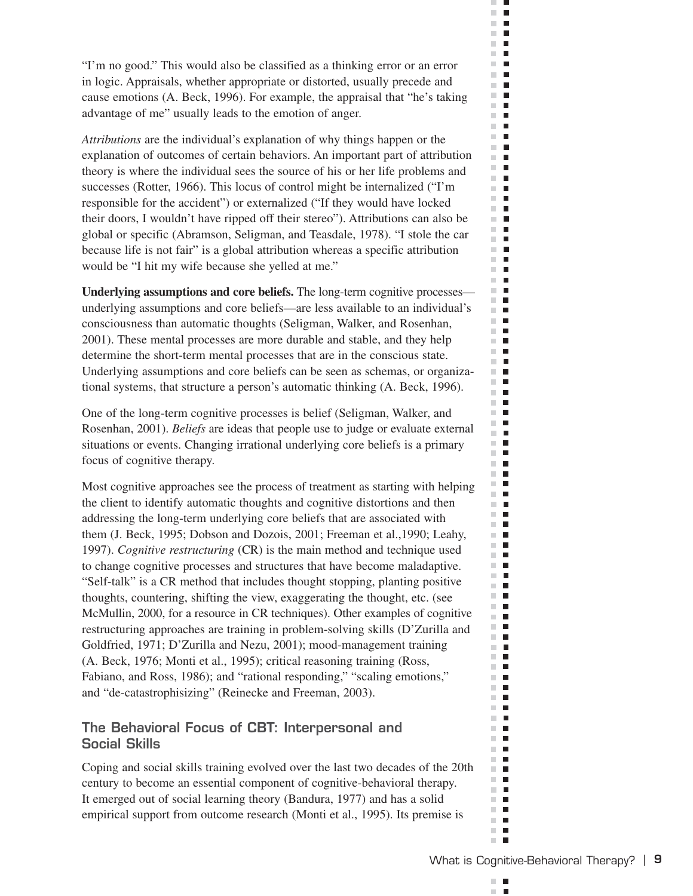"I'm no good." This would also be classified as a thinking error or an error in logic. Appraisals, whether appropriate or distorted, usually precede and cause emotions (A. Beck, 1996). For example, the appraisal that "he's taking advantage of me" usually leads to the emotion of anger.

*Attributions* are the individual's explanation of why things happen or the explanation of outcomes of certain behaviors. An important part of attribution theory is where the individual sees the source of his or her life problems and successes (Rotter, 1966). This locus of control might be internalized ("I'm responsible for the accident") or externalized ("If they would have locked their doors, I wouldn't have ripped off their stereo"). Attributions can also be global or specific (Abramson, Seligman, and Teasdale, 1978). "I stole the car because life is not fair" is a global attribution whereas a specific attribution would be "I hit my wife because she yelled at me."

**Underlying assumptions and core beliefs.** The long-term cognitive processes—underlying assumptions and core beliefs—are less available to an individual's consciousness than automatic thoughts (Seligman, Walker, and Rosenhan, 2001). These mental processes are more durable and stable, and they help determine the short-term mental processes that are in the conscious state. Underlying assumptions and core beliefs can be seen as schemas, or organizational systems, that structure a person's automatic thinking (A. Beck, 1996).

One of the long-term cognitive processes is belief (Seligman, Walker, and Rosenhan, 2001). *Beliefs* are ideas that people use to judge or evaluate external situations or events. Changing irrational underlying core beliefs is a primary focus of cognitive therapy.

Most cognitive approaches see the process of treatment as starting with helping the client to identify automatic thoughts and cognitive distortions and then addressing the long-term underlying core beliefs that are associated with them (J. Beck, 1995; Dobson and Dozois, 2001; Freeman et al.,1990; Leahy, 1997). *Cognitive restructuring* (CR) is the main method and technique used to change cognitive processes and structures that have become maladaptive. "Self-talk" is a CR method that includes thought stopping, planting positive thoughts, countering, shifting the view, exaggerating the thought, etc. (see McMullin, 2000, for a resource in CR techniques). Other examples of cognitive restructuring approaches are training in problem-solving skills (D'Zurilla and Goldfried, 1971; D'Zurilla and Nezu, 2001); mood-management training (A. Beck, 1976; Monti et al., 1995); critical reasoning training (Ross, Fabiano, and Ross, 1986); and "rational responding," "scaling emotions," and "de-catastrophisizing" (Reinecke and Freeman, 2003).

## The Behavioral Focus of CBT: Interpersonal and Social Skills

Coping and social skills training evolved over the last two decades of the 20th century to become an essential component of cognitive-behavioral therapy. It emerged out of social learning theory (Bandura, 1977) and has a solid empirical support from outcome research (Monti et al., 1995). Its premise is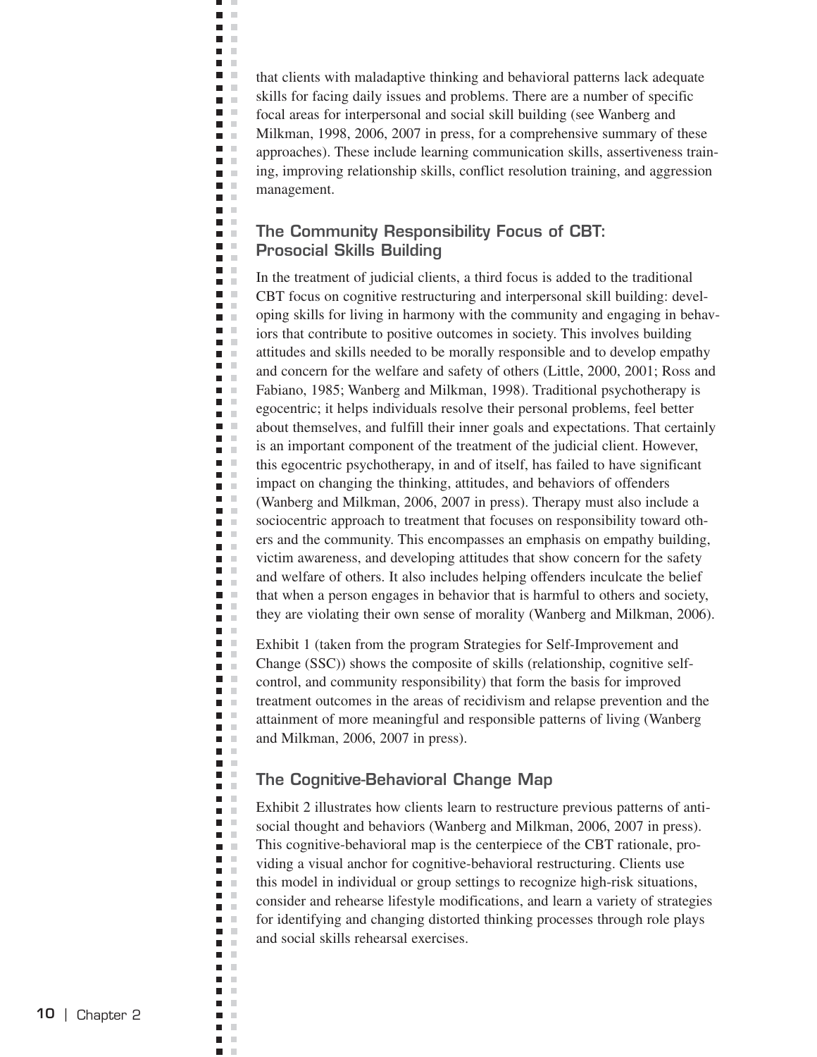that clients with maladaptive thinking and behavioral patterns lack adequate skills for facing daily issues and problems. There are a number of specific focal areas for interpersonal and social skill building (see Wanberg and Milkman, 1998, 2006, 2007 in press, for a comprehensive summary of these approaches). These include learning communication skills, assertiveness training, improving relationship skills, conflict resolution training, and aggression management.

## The Community Responsibility Focus of CBT: Prosocial Skills Building

In the treatment of judicial clients, a third focus is added to the traditional CBT focus on cognitive restructuring and interpersonal skill building: developing skills for living in harmony with the community and engaging in behaviors that contribute to positive outcomes in society. This involves building attitudes and skills needed to be morally responsible and to develop empathy and concern for the welfare and safety of others (Little, 2000, 2001; Ross and Fabiano, 1985; Wanberg and Milkman, 1998). Traditional psychotherapy is egocentric; it helps individuals resolve their personal problems, feel better about themselves, and fulfill their inner goals and expectations. That certainly is an important component of the treatment of the judicial client. However, this egocentric psychotherapy, in and of itself, has failed to have significant impact on changing the thinking, attitudes, and behaviors of offenders (Wanberg and Milkman, 2006, 2007 in press). Therapy must also include a sociocentric approach to treatment that focuses on responsibility toward others and the community. This encompasses an emphasis on empathy building, victim awareness, and developing attitudes that show concern for the safety and welfare of others. It also includes helping offenders inculcate the belief that when a person engages in behavior that is harmful to others and society, they are violating their own sense of morality (Wanberg and Milkman, 2006).

Exhibit 1 (taken from the program Strategies for Self-Improvement and Change (SSC)) shows the composite of skills (relationship, cognitive self-control, and community responsibility) that form the basis for improved treatment outcomes in the areas of recidivism and relapse prevention and the attainment of more meaningful and responsible patterns of living (Wanberg and Milkman, 2006, 2007 in press).

## The Cognitive-Behavioral Change Map

Exhibit 2 illustrates how clients learn to restructure previous patterns of antisocial thought and behaviors (Wanberg and Milkman, 2006, 2007 in press). This cognitive-behavioral map is the centerpiece of the CBT rationale, providing a visual anchor for cognitive-behavioral restructuring. Clients use this model in individual or group settings to recognize high-risk situations, consider and rehearse lifestyle modifications, and learn a variety of strategies for identifying and changing distorted thinking processes through role plays and social skills rehearsal exercises.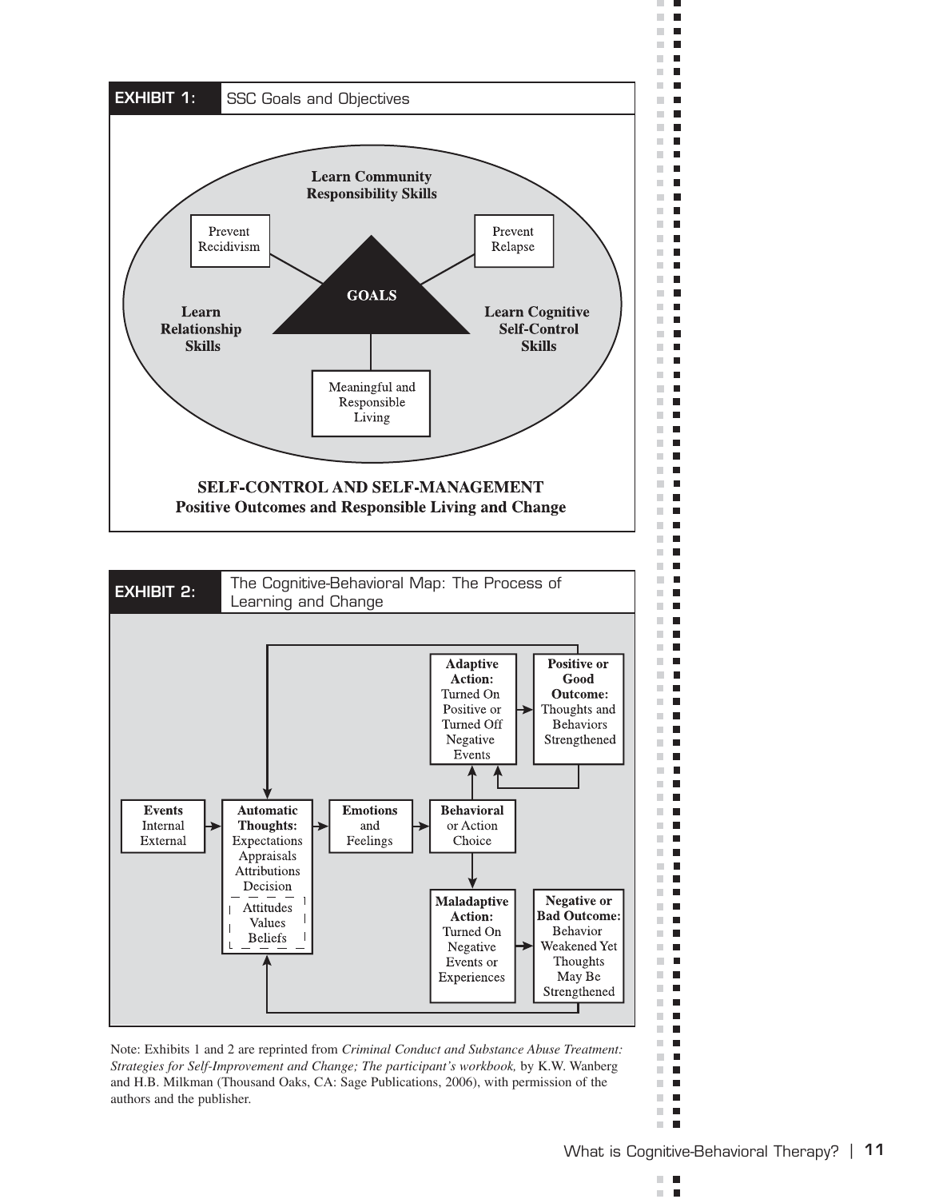**EXHIBIT 1:** SSC Goals and Objectives

**Learn Community Responsibility Skills**

Prevent Recidivism

Prevent Relapse

**GOALS**

**Learn Relationship Skills**

**Learn Cognitive Self-Control Skills**

Meaningful and Responsible Living

**SELF-CONTROL AND SELF-MANAGEMENT**
**Positive Outcomes and Responsible Living and Change**

**EXHIBIT 2:** The Cognitive-Behavioral Map: The Process of Learning and Change

**Events** Internal External

**Automatic Thoughts:** Expectations Appraisals Attributions Decision

Attitudes Values Beliefs

**Emotions** and Feelings

**Behavioral** or Action Choice

**Adaptive Action:** Turned On Positive or Turned Off Negative Events

**Positive or Good Outcome:** Thoughts and Behaviors Strengthened

**Maladaptive Action:** Turned On Negative Events or Experiences

**Negative or Bad Outcome:** Behavior Weakened Yet Thoughts May Be Strengthened

Note: Exhibits 1 and 2 are reprinted from *Criminal Conduct and Substance Abuse Treatment: Strategies for Self-Improvement and Change; The participant's workbook,* by K.W. Wanberg and H.B. Milkman (Thousand Oaks, CA: Sage Publications, 2006), with permission of the authors and the publisher.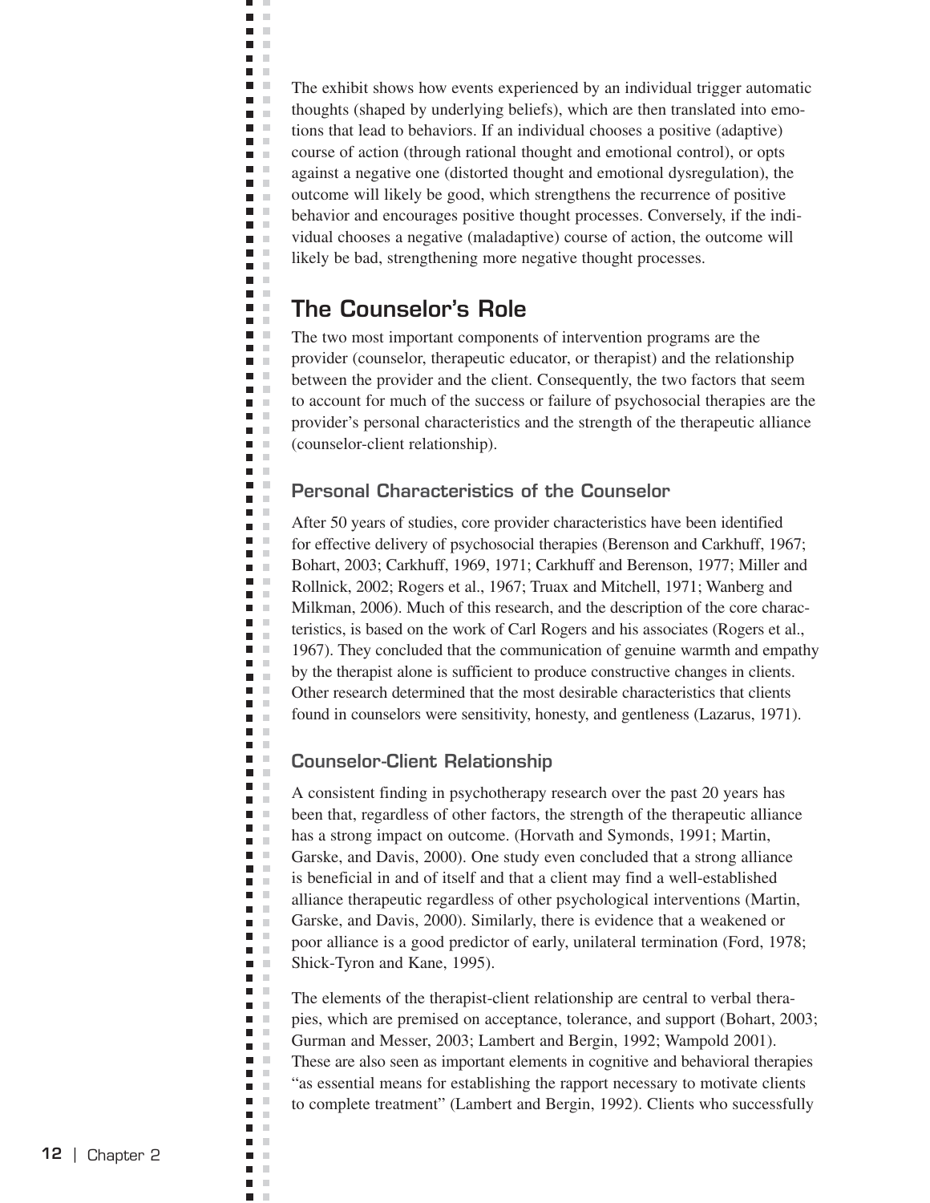The exhibit shows how events experienced by an individual trigger automatic thoughts (shaped by underlying beliefs), which are then translated into emotions that lead to behaviors. If an individual chooses a positive (adaptive) course of action (through rational thought and emotional control), or opts against a negative one (distorted thought and emotional dysregulation), the outcome will likely be good, which strengthens the recurrence of positive behavior and encourages positive thought processes. Conversely, if the individual chooses a negative (maladaptive) course of action, the outcome will likely be bad, strengthening more negative thought processes.

## The Counselor's Role

The two most important components of intervention programs are the provider (counselor, therapeutic educator, or therapist) and the relationship between the provider and the client. Consequently, the two factors that seem to account for much of the success or failure of psychosocial therapies are the provider's personal characteristics and the strength of the therapeutic alliance (counselor-client relationship).

### Personal Characteristics of the Counselor

After 50 years of studies, core provider characteristics have been identified for effective delivery of psychosocial therapies (Berenson and Carkhuff, 1967; Bohart, 2003; Carkhuff, 1969, 1971; Carkhuff and Berenson, 1977; Miller and Rollnick, 2002; Rogers et al., 1967; Truax and Mitchell, 1971; Wanberg and Milkman, 2006). Much of this research, and the description of the core characteristics, is based on the work of Carl Rogers and his associates (Rogers et al., 1967). They concluded that the communication of genuine warmth and empathy by the therapist alone is sufficient to produce constructive changes in clients. Other research determined that the most desirable characteristics that clients found in counselors were sensitivity, honesty, and gentleness (Lazarus, 1971).

### Counselor-Client Relationship

A consistent finding in psychotherapy research over the past 20 years has been that, regardless of other factors, the strength of the therapeutic alliance has a strong impact on outcome. (Horvath and Symonds, 1991; Martin, Garske, and Davis, 2000). One study even concluded that a strong alliance is beneficial in and of itself and that a client may find a well-established alliance therapeutic regardless of other psychological interventions (Martin, Garske, and Davis, 2000). Similarly, there is evidence that a weakened or poor alliance is a good predictor of early, unilateral termination (Ford, 1978; Shick-Tyron and Kane, 1995).

The elements of the therapist-client relationship are central to verbal therapies, which are premised on acceptance, tolerance, and support (Bohart, 2003; Gurman and Messer, 2003; Lambert and Bergin, 1992; Wampold 2001). These are also seen as important elements in cognitive and behavioral therapies "as essential means for establishing the rapport necessary to motivate clients to complete treatment" (Lambert and Bergin, 1992). Clients who successfully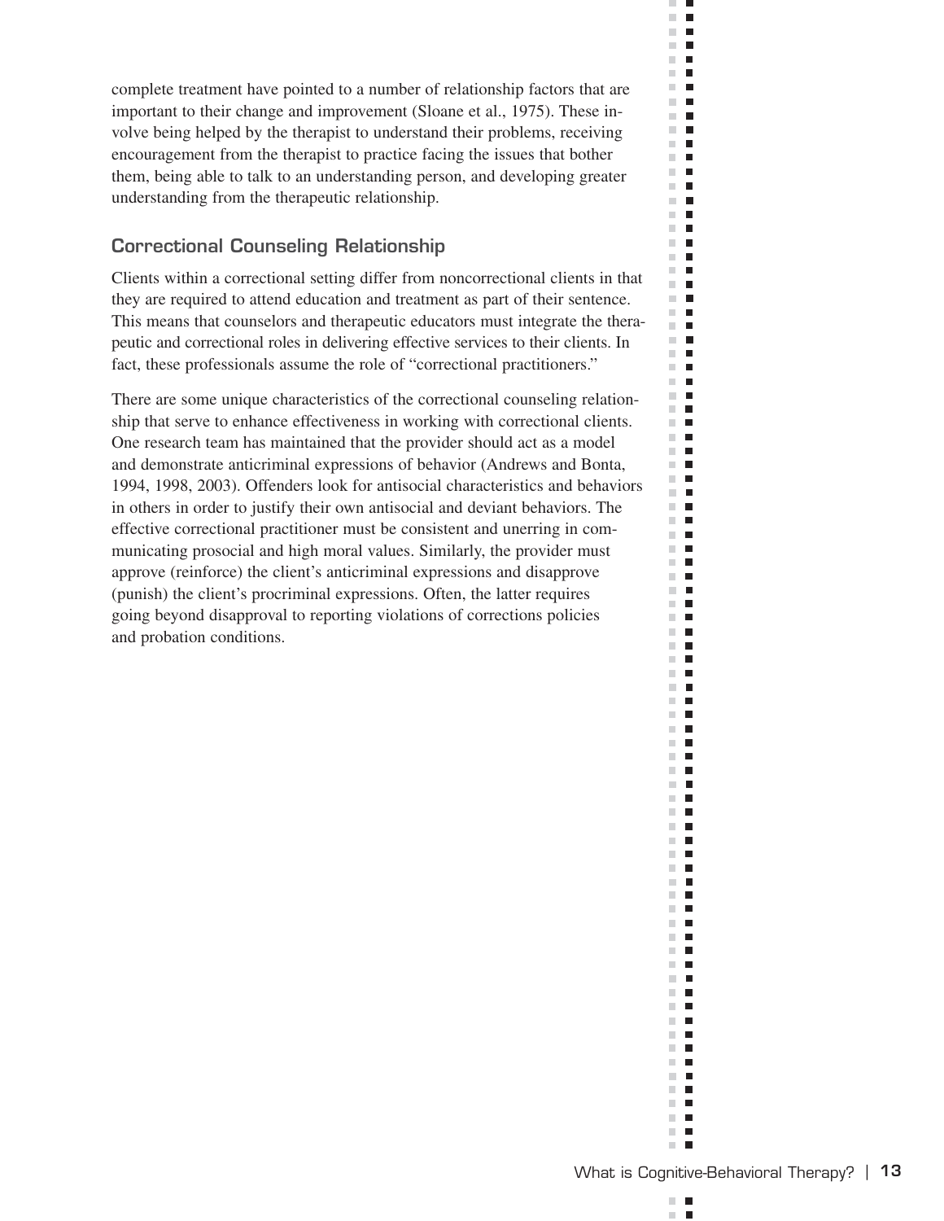complete treatment have pointed to a number of relationship factors that are important to their change and improvement (Sloane et al., 1975). These involve being helped by the therapist to understand their problems, receiving encouragement from the therapist to practice facing the issues that bother them, being able to talk to an understanding person, and developing greater understanding from the therapeutic relationship.

## Correctional Counseling Relationship

Clients within a correctional setting differ from noncorrectional clients in that they are required to attend education and treatment as part of their sentence. This means that counselors and therapeutic educators must integrate the therapeutic and correctional roles in delivering effective services to their clients. In fact, these professionals assume the role of "correctional practitioners."

There are some unique characteristics of the correctional counseling relationship that serve to enhance effectiveness in working with correctional clients. One research team has maintained that the provider should act as a model and demonstrate anticriminal expressions of behavior (Andrews and Bonta, 1994, 1998, 2003). Offenders look for antisocial characteristics and behaviors in others in order to justify their own antisocial and deviant behaviors. The effective correctional practitioner must be consistent and unerring in communicating prosocial and high moral values. Similarly, the provider must approve (reinforce) the client's anticriminal expressions and disapprove (punish) the client's procriminal expressions. Often, the latter requires going beyond disapproval to reporting violations of corrections policies and probation conditions.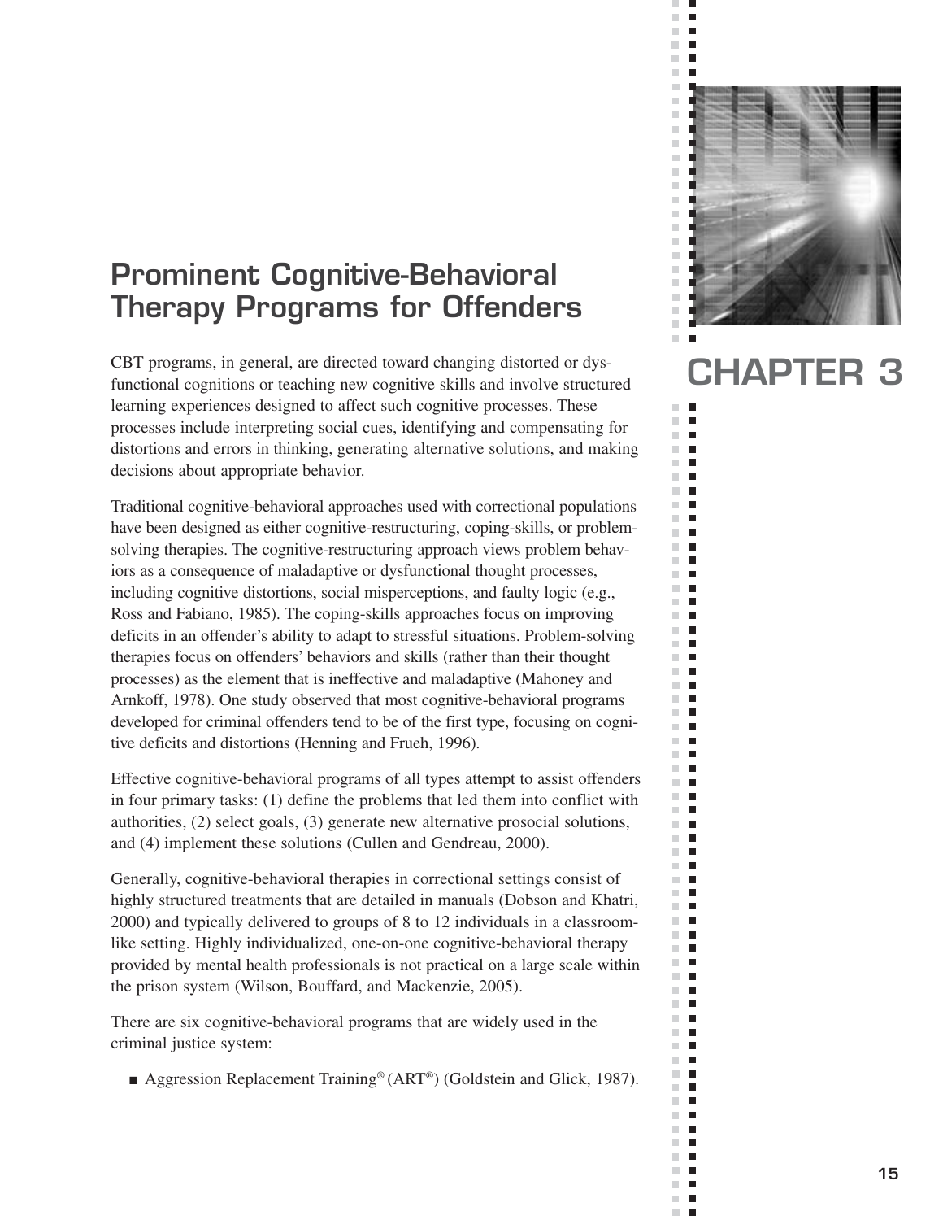# CHAPTER 3

## Prominent Cognitive-Behavioral Therapy Programs for Offenders

CBT programs, in general, are directed toward changing distorted or dysfunctional cognitions or teaching new cognitive skills and involve structured learning experiences designed to affect such cognitive processes. These processes include interpreting social cues, identifying and compensating for distortions and errors in thinking, generating alternative solutions, and making decisions about appropriate behavior.

Traditional cognitive-behavioral approaches used with correctional populations have been designed as either cognitive-restructuring, coping-skills, or problem-solving therapies. The cognitive-restructuring approach views problem behaviors as a consequence of maladaptive or dysfunctional thought processes, including cognitive distortions, social misperceptions, and faulty logic (e.g., Ross and Fabiano, 1985). The coping-skills approaches focus on improving deficits in an offender's ability to adapt to stressful situations. Problem-solving therapies focus on offenders' behaviors and skills (rather than their thought processes) as the element that is ineffective and maladaptive (Mahoney and Arnkoff, 1978). One study observed that most cognitive-behavioral programs developed for criminal offenders tend to be of the first type, focusing on cognitive deficits and distortions (Henning and Frueh, 1996).

Effective cognitive-behavioral programs of all types attempt to assist offenders in four primary tasks: (1) define the problems that led them into conflict with authorities, (2) select goals, (3) generate new alternative prosocial solutions, and (4) implement these solutions (Cullen and Gendreau, 2000).

Generally, cognitive-behavioral therapies in correctional settings consist of highly structured treatments that are detailed in manuals (Dobson and Khatri, 2000) and typically delivered to groups of 8 to 12 individuals in a classroom-like setting. Highly individualized, one-on-one cognitive-behavioral therapy provided by mental health professionals is not practical on a large scale within the prison system (Wilson, Bouffard, and Mackenzie, 2005).

There are six cognitive-behavioral programs that are widely used in the criminal justice system:

- Aggression Replacement Training® (ART®) (Goldstein and Glick, 1987).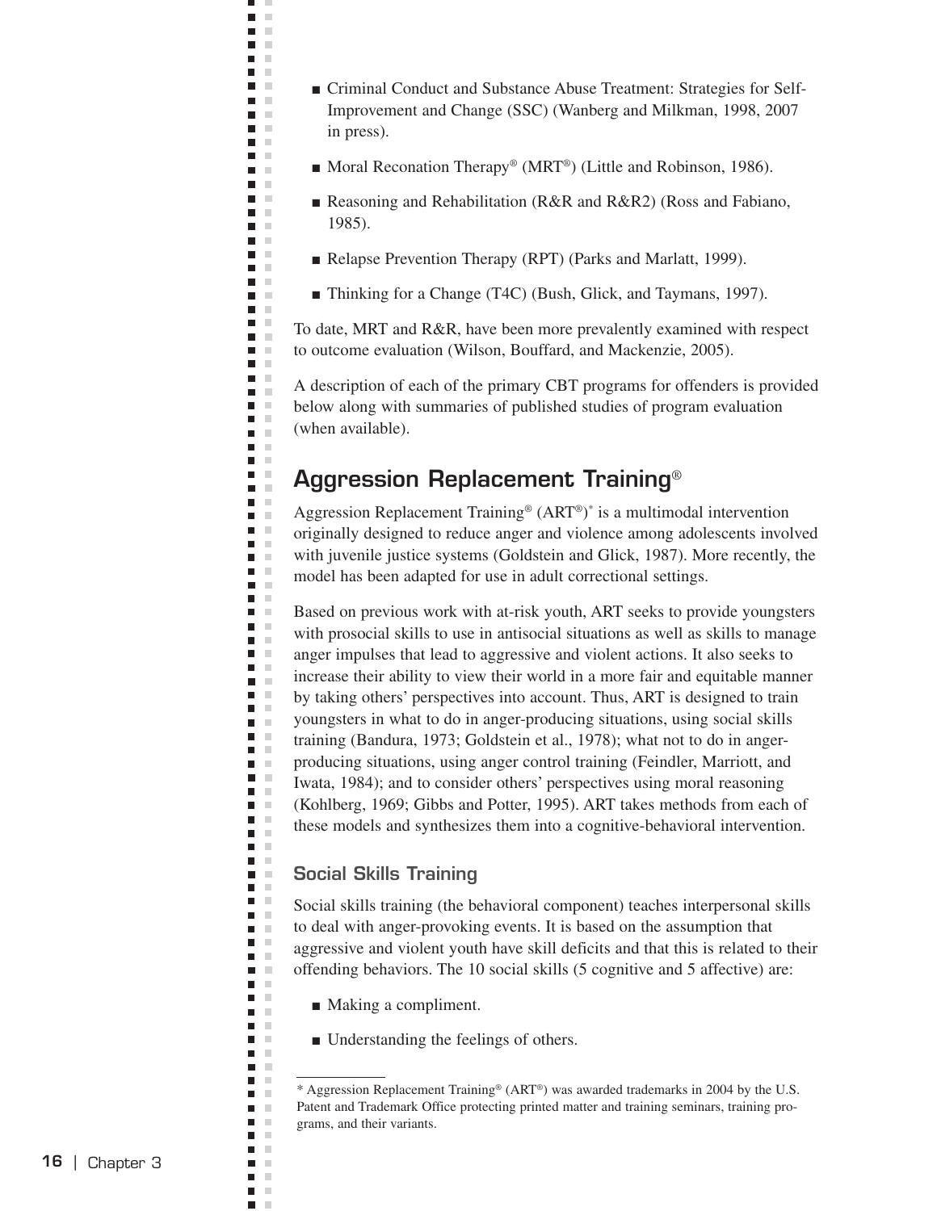- Criminal Conduct and Substance Abuse Treatment: Strategies for Self-Improvement and Change (SSC) (Wanberg and Milkman, 1998, 2007 in press).
- Moral Reconation Therapy® (MRT®) (Little and Robinson, 1986).
- Reasoning and Rehabilitation (R&R and R&R2) (Ross and Fabiano, 1985).
- Relapse Prevention Therapy (RPT) (Parks and Marlatt, 1999).
- Thinking for a Change (T4C) (Bush, Glick, and Taymans, 1997).

To date, MRT and R&R, have been more prevalently examined with respect to outcome evaluation (Wilson, Bouffard, and Mackenzie, 2005).

A description of each of the primary CBT programs for offenders is provided below along with summaries of published studies of program evaluation (when available).

## Aggression Replacement Training®

Aggression Replacement Training® (ART®)* is a multimodal intervention originally designed to reduce anger and violence among adolescents involved with juvenile justice systems (Goldstein and Glick, 1987). More recently, the model has been adapted for use in adult correctional settings.

Based on previous work with at-risk youth, ART seeks to provide youngsters with prosocial skills to use in antisocial situations as well as skills to manage anger impulses that lead to aggressive and violent actions. It also seeks to increase their ability to view their world in a more fair and equitable manner by taking others' perspectives into account. Thus, ART is designed to train youngsters in what to do in anger-producing situations, using social skills training (Bandura, 1973; Goldstein et al., 1978); what not to do in anger-producing situations, using anger control training (Feindler, Marriott, and Iwata, 1984); and to consider others' perspectives using moral reasoning (Kohlberg, 1969; Gibbs and Potter, 1995). ART takes methods from each of these models and synthesizes them into a cognitive-behavioral intervention.

### Social Skills Training

Social skills training (the behavioral component) teaches interpersonal skills to deal with anger-provoking events. It is based on the assumption that aggressive and violent youth have skill deficits and that this is related to their offending behaviors. The 10 social skills (5 cognitive and 5 affective) are:

- Making a compliment.
- Understanding the feelings of others.

* Aggression Replacement Training® (ART®) was awarded trademarks in 2004 by the U.S. Patent and Trademark Office protecting printed matter and training seminars, training programs, and their variants.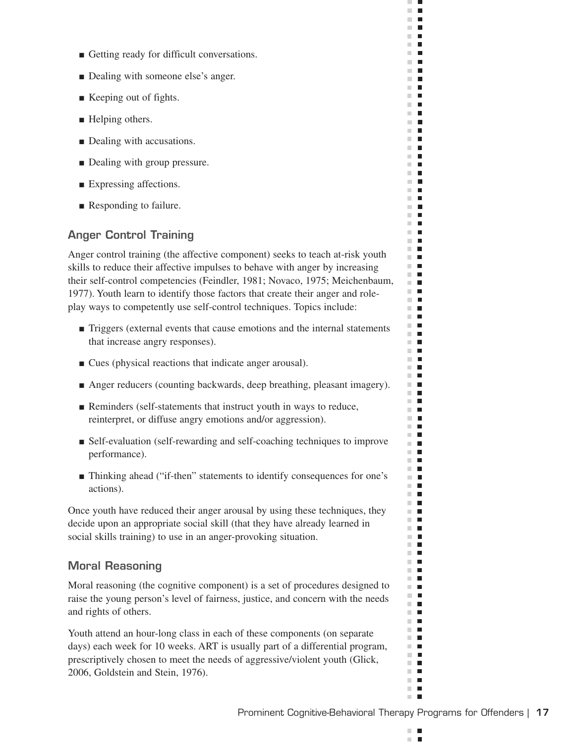- Getting ready for difficult conversations.
- Dealing with someone else's anger.
- Keeping out of fights.
- Helping others.
- Dealing with accusations.
- Dealing with group pressure.
- Expressing affections.
- Responding to failure.

### Anger Control Training

Anger control training (the affective component) seeks to teach at-risk youth skills to reduce their affective impulses to behave with anger by increasing their self-control competencies (Feindler, 1981; Novaco, 1975; Meichenbaum, 1977). Youth learn to identify those factors that create their anger and role-play ways to competently use self-control techniques. Topics include:

- Triggers (external events that cause emotions and the internal statements that increase angry responses).
- Cues (physical reactions that indicate anger arousal).
- Anger reducers (counting backwards, deep breathing, pleasant imagery).
- Reminders (self-statements that instruct youth in ways to reduce, reinterpret, or diffuse angry emotions and/or aggression).
- Self-evaluation (self-rewarding and self-coaching techniques to improve performance).
- Thinking ahead ("if-then" statements to identify consequences for one's actions).

Once youth have reduced their anger arousal by using these techniques, they decide upon an appropriate social skill (that they have already learned in social skills training) to use in an anger-provoking situation.

### Moral Reasoning

Moral reasoning (the cognitive component) is a set of procedures designed to raise the young person's level of fairness, justice, and concern with the needs and rights of others.

Youth attend an hour-long class in each of these components (on separate days) each week for 10 weeks. ART is usually part of a differential program, prescriptively chosen to meet the needs of aggressive/violent youth (Glick, 2006, Goldstein and Stein, 1976).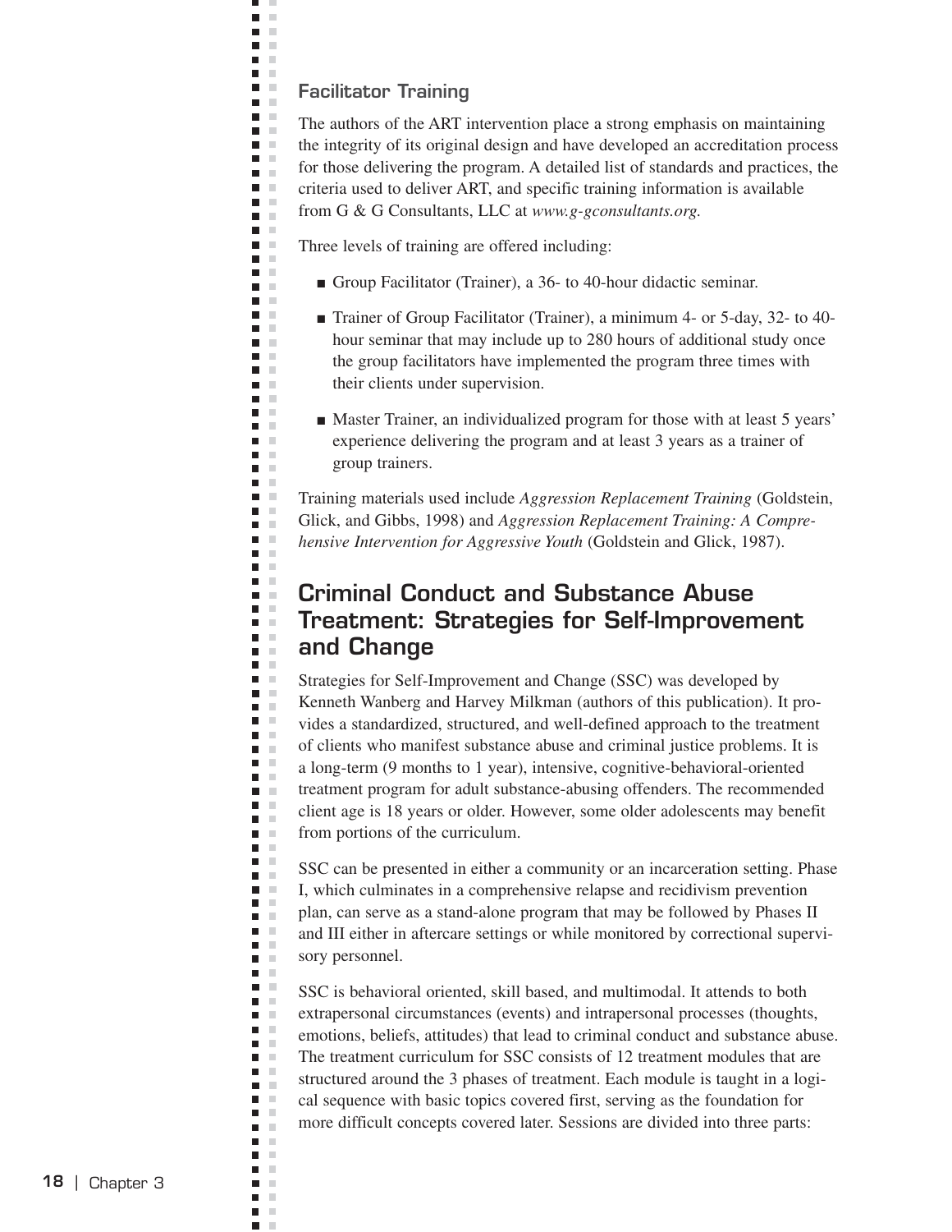### Facilitator Training

The authors of the ART intervention place a strong emphasis on maintaining the integrity of its original design and have developed an accreditation process for those delivering the program. A detailed list of standards and practices, the criteria used to deliver ART, and specific training information is available from G & G Consultants, LLC at *www.g-gconsultants.org.*

Three levels of training are offered including:

- Group Facilitator (Trainer), a 36- to 40-hour didactic seminar.
- Trainer of Group Facilitator (Trainer), a minimum 4- or 5-day, 32- to 40-hour seminar that may include up to 280 hours of additional study once the group facilitators have implemented the program three times with their clients under supervision.
- Master Trainer, an individualized program for those with at least 5 years' experience delivering the program and at least 3 years as a trainer of group trainers.

Training materials used include *Aggression Replacement Training* (Goldstein, Glick, and Gibbs, 1998) and *Aggression Replacement Training: A Comprehensive Intervention for Aggressive Youth* (Goldstein and Glick, 1987).

## Criminal Conduct and Substance Abuse Treatment: Strategies for Self-Improvement and Change

Strategies for Self-Improvement and Change (SSC) was developed by Kenneth Wanberg and Harvey Milkman (authors of this publication). It provides a standardized, structured, and well-defined approach to the treatment of clients who manifest substance abuse and criminal justice problems. It is a long-term (9 months to 1 year), intensive, cognitive-behavioral-oriented treatment program for adult substance-abusing offenders. The recommended client age is 18 years or older. However, some older adolescents may benefit from portions of the curriculum.

SSC can be presented in either a community or an incarceration setting. Phase I, which culminates in a comprehensive relapse and recidivism prevention plan, can serve as a stand-alone program that may be followed by Phases II and III either in aftercare settings or while monitored by correctional supervisory personnel.

SSC is behavioral oriented, skill based, and multimodal. It attends to both extrapersonal circumstances (events) and intrapersonal processes (thoughts, emotions, beliefs, attitudes) that lead to criminal conduct and substance abuse. The treatment curriculum for SSC consists of 12 treatment modules that are structured around the 3 phases of treatment. Each module is taught in a logical sequence with basic topics covered first, serving as the foundation for more difficult concepts covered later. Sessions are divided into three parts: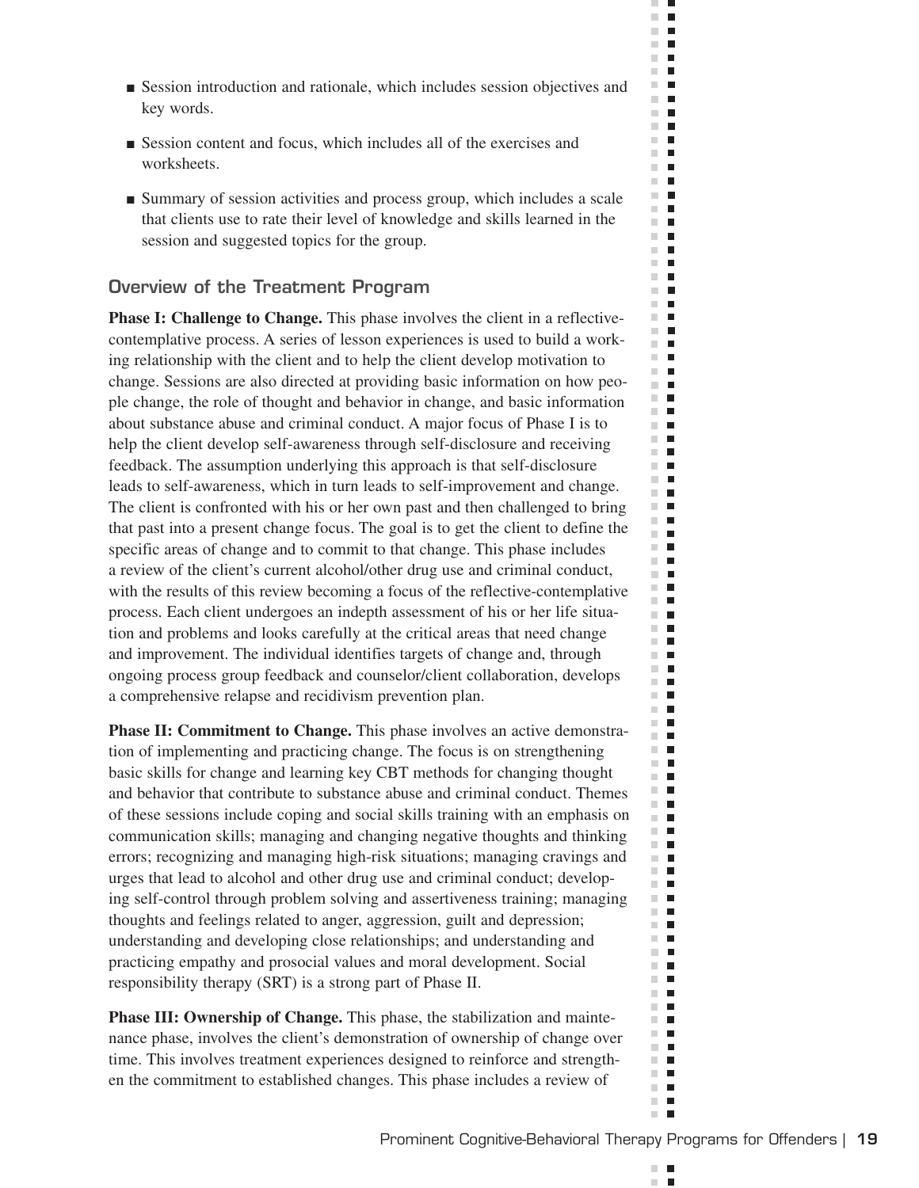- Session introduction and rationale, which includes session objectives and key words.
- Session content and focus, which includes all of the exercises and worksheets.
- Summary of session activities and process group, which includes a scale that clients use to rate their level of knowledge and skills learned in the session and suggested topics for the group.

## Overview of the Treatment Program

**Phase I: Challenge to Change.** This phase involves the client in a reflective-contemplative process. A series of lesson experiences is used to build a working relationship with the client and to help the client develop motivation to change. Sessions are also directed at providing basic information on how people change, the role of thought and behavior in change, and basic information about substance abuse and criminal conduct. A major focus of Phase I is to help the client develop self-awareness through self-disclosure and receiving feedback. The assumption underlying this approach is that self-disclosure leads to self-awareness, which in turn leads to self-improvement and change. The client is confronted with his or her own past and then challenged to bring that past into a present change focus. The goal is to get the client to define the specific areas of change and to commit to that change. This phase includes a review of the client's current alcohol/other drug use and criminal conduct, with the results of this review becoming a focus of the reflective-contemplative process. Each client undergoes an indepth assessment of his or her life situation and problems and looks carefully at the critical areas that need change and improvement. The individual identifies targets of change and, through ongoing process group feedback and counselor/client collaboration, develops a comprehensive relapse and recidivism prevention plan.

**Phase II: Commitment to Change.** This phase involves an active demonstration of implementing and practicing change. The focus is on strengthening basic skills for change and learning key CBT methods for changing thought and behavior that contribute to substance abuse and criminal conduct. Themes of these sessions include coping and social skills training with an emphasis on communication skills; managing and changing negative thoughts and thinking errors; recognizing and managing high-risk situations; managing cravings and urges that lead to alcohol and other drug use and criminal conduct; developing self-control through problem solving and assertiveness training; managing thoughts and feelings related to anger, aggression, guilt and depression; understanding and developing close relationships; and understanding and practicing empathy and prosocial values and moral development. Social responsibility therapy (SRT) is a strong part of Phase II.

**Phase III: Ownership of Change.** This phase, the stabilization and maintenance phase, involves the client's demonstration of ownership of change over time. This involves treatment experiences designed to reinforce and strengthen the commitment to established changes. This phase includes a review of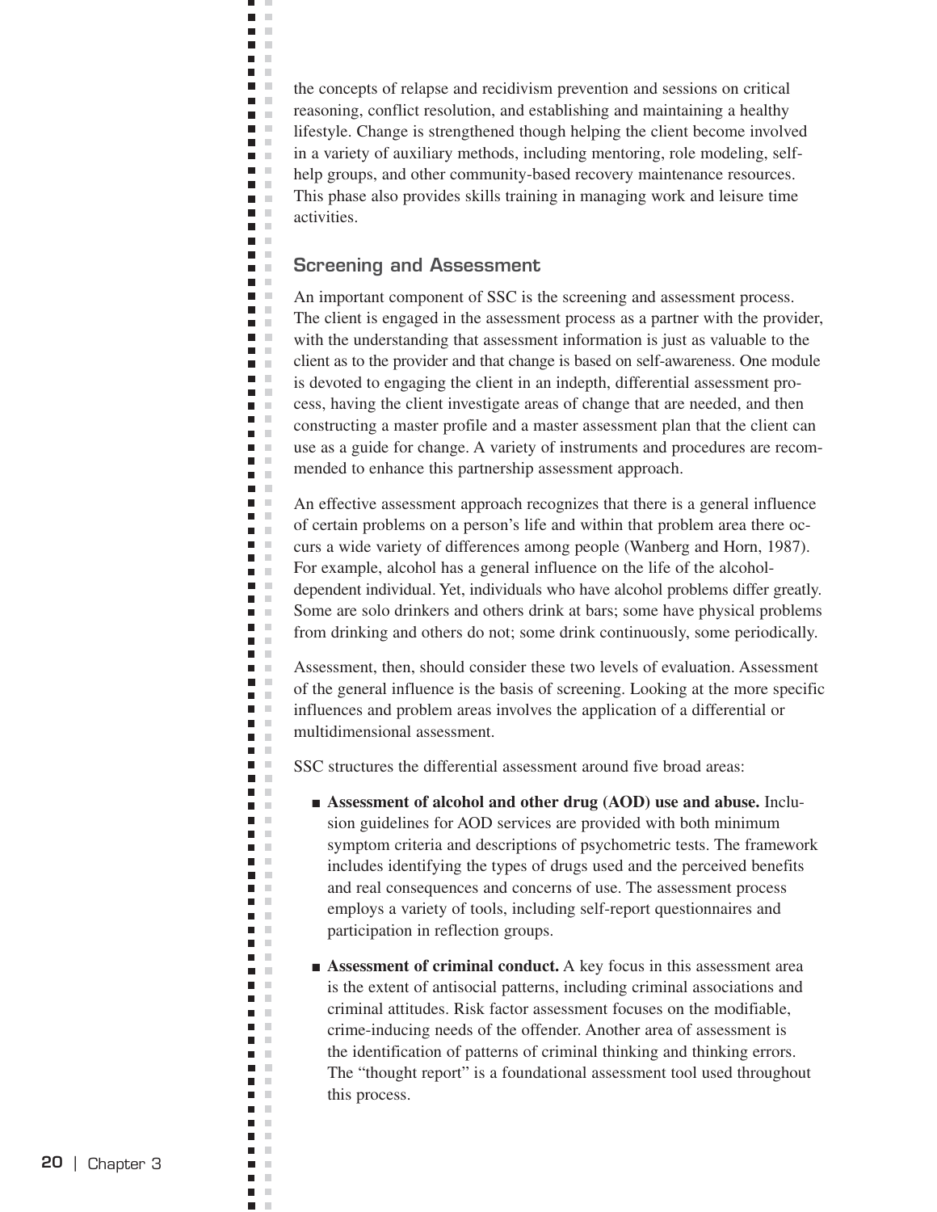the concepts of relapse and recidivism prevention and sessions on critical reasoning, conflict resolution, and establishing and maintaining a healthy lifestyle. Change is strengthened though helping the client become involved in a variety of auxiliary methods, including mentoring, role modeling, self-help groups, and other community-based recovery maintenance resources. This phase also provides skills training in managing work and leisure time activities.

## Screening and Assessment

An important component of SSC is the screening and assessment process. The client is engaged in the assessment process as a partner with the provider, with the understanding that assessment information is just as valuable to the client as to the provider and that change is based on self-awareness. One module is devoted to engaging the client in an indepth, differential assessment process, having the client investigate areas of change that are needed, and then constructing a master profile and a master assessment plan that the client can use as a guide for change. A variety of instruments and procedures are recommended to enhance this partnership assessment approach.

An effective assessment approach recognizes that there is a general influence of certain problems on a person's life and within that problem area there occurs a wide variety of differences among people (Wanberg and Horn, 1987). For example, alcohol has a general influence on the life of the alcohol-dependent individual. Yet, individuals who have alcohol problems differ greatly. Some are solo drinkers and others drink at bars; some have physical problems from drinking and others do not; some drink continuously, some periodically.

Assessment, then, should consider these two levels of evaluation. Assessment of the general influence is the basis of screening. Looking at the more specific influences and problem areas involves the application of a differential or multidimensional assessment.

SSC structures the differential assessment around five broad areas:

- **Assessment of alcohol and other drug (AOD) use and abuse.** Inclusion guidelines for AOD services are provided with both minimum symptom criteria and descriptions of psychometric tests. The framework includes identifying the types of drugs used and the perceived benefits and real consequences and concerns of use. The assessment process employs a variety of tools, including self-report questionnaires and participation in reflection groups.

- **Assessment of criminal conduct.** A key focus in this assessment area is the extent of antisocial patterns, including criminal associations and criminal attitudes. Risk factor assessment focuses on the modifiable, crime-inducing needs of the offender. Another area of assessment is the identification of patterns of criminal thinking and thinking errors. The "thought report" is a foundational assessment tool used throughout this process.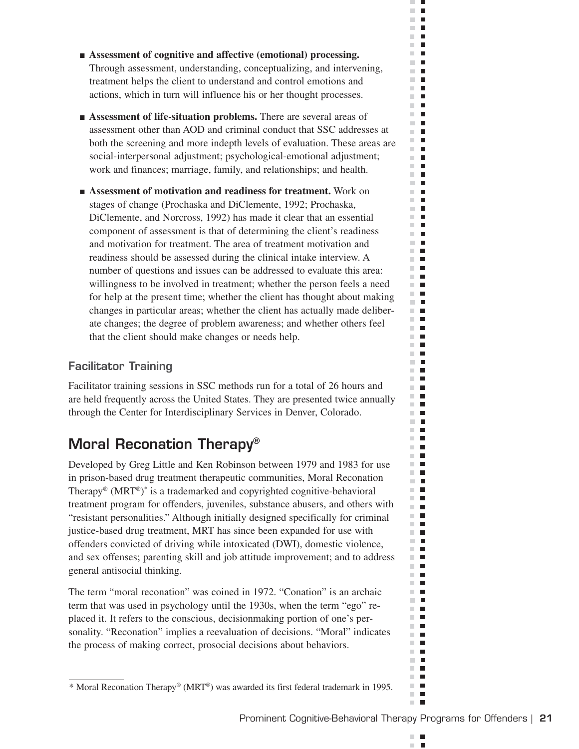- **Assessment of cognitive and affective (emotional) processing.** Through assessment, understanding, conceptualizing, and intervening, treatment helps the client to understand and control emotions and actions, which in turn will influence his or her thought processes.

- **Assessment of life-situation problems.** There are several areas of assessment other than AOD and criminal conduct that SSC addresses at both the screening and more indepth levels of evaluation. These areas are social-interpersonal adjustment; psychological-emotional adjustment; work and finances; marriage, family, and relationships; and health.

- **Assessment of motivation and readiness for treatment.** Work on stages of change (Prochaska and DiClemente, 1992; Prochaska, DiClemente, and Norcross, 1992) has made it clear that an essential component of assessment is that of determining the client's readiness and motivation for treatment. The area of treatment motivation and readiness should be assessed during the clinical intake interview. A number of questions and issues can be addressed to evaluate this area: willingness to be involved in treatment; whether the person feels a need for help at the present time; whether the client has thought about making changes in particular areas; whether the client has actually made deliberate changes; the degree of problem awareness; and whether others feel that the client should make changes or needs help.

### Facilitator Training

Facilitator training sessions in SSC methods run for a total of 26 hours and are held frequently across the United States. They are presented twice annually through the Center for Interdisciplinary Services in Denver, Colorado.

## Moral Reconation Therapy®

Developed by Greg Little and Ken Robinson between 1979 and 1983 for use in prison-based drug treatment therapeutic communities, Moral Reconation Therapy® (MRT®)* is a trademarked and copyrighted cognitive-behavioral treatment program for offenders, juveniles, substance abusers, and others with "resistant personalities." Although initially designed specifically for criminal justice-based drug treatment, MRT has since been expanded for use with offenders convicted of driving while intoxicated (DWI), domestic violence, and sex offenses; parenting skill and job attitude improvement; and to address general antisocial thinking.

The term "moral reconation" was coined in 1972. "Conation" is an archaic term that was used in psychology until the 1930s, when the term "ego" replaced it. It refers to the conscious, decisionmaking portion of one's personality. "Reconation" implies a reevaluation of decisions. "Moral" indicates the process of making correct, prosocial decisions about behaviors.

---

* Moral Reconation Therapy® (MRT®) was awarded its first federal trademark in 1995.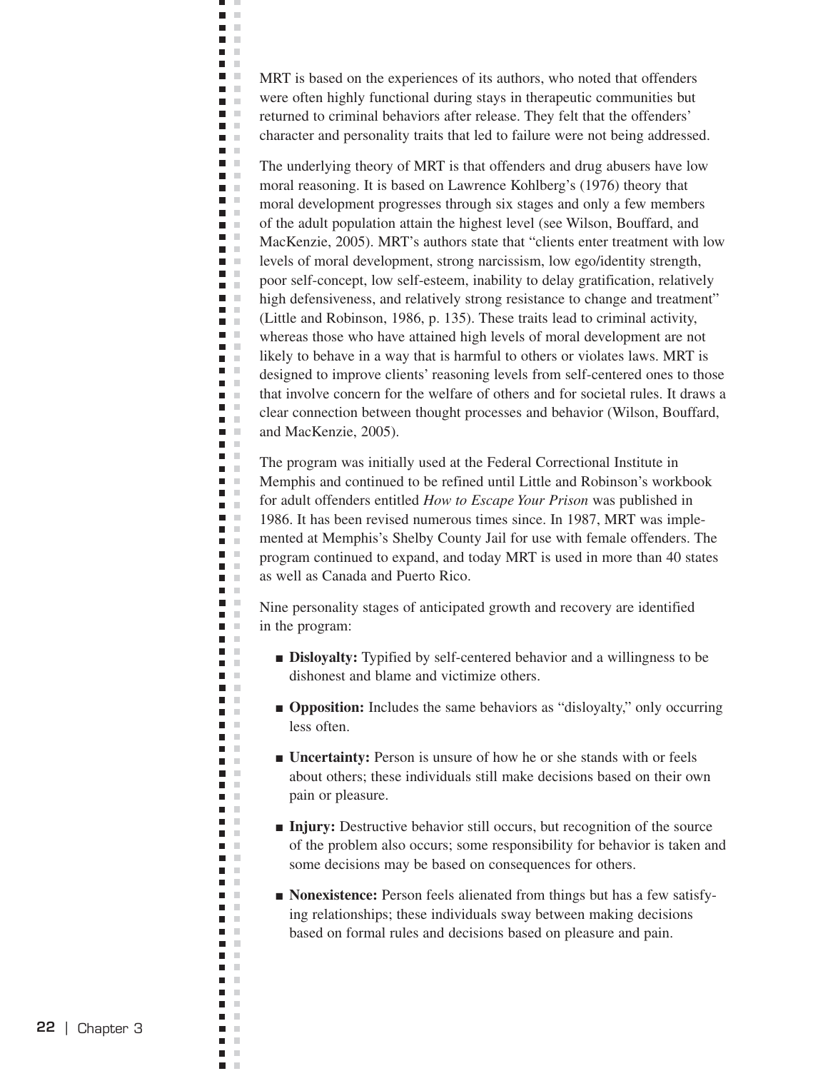MRT is based on the experiences of its authors, who noted that offenders were often highly functional during stays in therapeutic communities but returned to criminal behaviors after release. They felt that the offenders' character and personality traits that led to failure were not being addressed.

The underlying theory of MRT is that offenders and drug abusers have low moral reasoning. It is based on Lawrence Kohlberg's (1976) theory that moral development progresses through six stages and only a few members of the adult population attain the highest level (see Wilson, Bouffard, and MacKenzie, 2005). MRT's authors state that "clients enter treatment with low levels of moral development, strong narcissism, low ego/identity strength, poor self-concept, low self-esteem, inability to delay gratification, relatively high defensiveness, and relatively strong resistance to change and treatment" (Little and Robinson, 1986, p. 135). These traits lead to criminal activity, whereas those who have attained high levels of moral development are not likely to behave in a way that is harmful to others or violates laws. MRT is designed to improve clients' reasoning levels from self-centered ones to those that involve concern for the welfare of others and for societal rules. It draws a clear connection between thought processes and behavior (Wilson, Bouffard, and MacKenzie, 2005).

The program was initially used at the Federal Correctional Institute in Memphis and continued to be refined until Little and Robinson's workbook for adult offenders entitled *How to Escape Your Prison* was published in 1986. It has been revised numerous times since. In 1987, MRT was implemented at Memphis's Shelby County Jail for use with female offenders. The program continued to expand, and today MRT is used in more than 40 states as well as Canada and Puerto Rico.

Nine personality stages of anticipated growth and recovery are identified in the program:

- **Disloyalty:** Typified by self-centered behavior and a willingness to be dishonest and blame and victimize others.
- **Opposition:** Includes the same behaviors as "disloyalty," only occurring less often.
- **Uncertainty:** Person is unsure of how he or she stands with or feels about others; these individuals still make decisions based on their own pain or pleasure.
- **Injury:** Destructive behavior still occurs, but recognition of the source of the problem also occurs; some responsibility for behavior is taken and some decisions may be based on consequences for others.
- **Nonexistence:** Person feels alienated from things but has a few satisfying relationships; these individuals sway between making decisions based on formal rules and decisions based on pleasure and pain.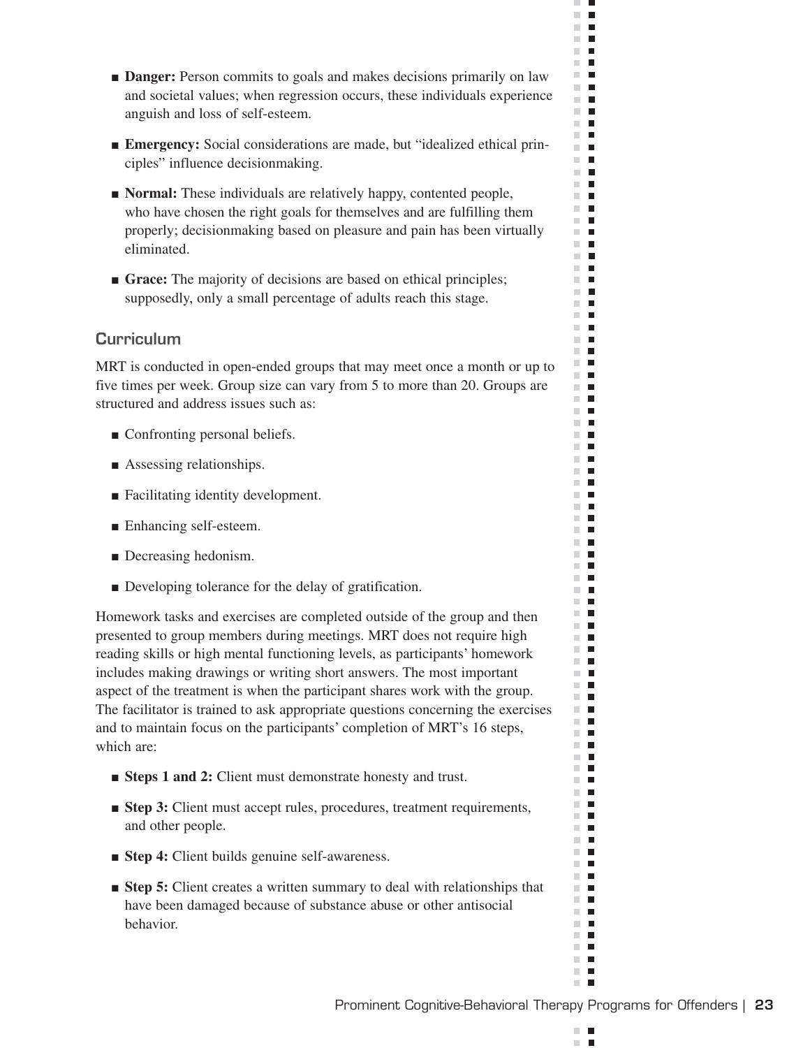- **Danger:** Person commits to goals and makes decisions primarily on law and societal values; when regression occurs, these individuals experience anguish and loss of self-esteem.
- **Emergency:** Social considerations are made, but "idealized ethical principles" influence decisionmaking.
- **Normal:** These individuals are relatively happy, contented people, who have chosen the right goals for themselves and are fulfilling them properly; decisionmaking based on pleasure and pain has been virtually eliminated.
- **Grace:** The majority of decisions are based on ethical principles; supposedly, only a small percentage of adults reach this stage.

### Curriculum

MRT is conducted in open-ended groups that may meet once a month or up to five times per week. Group size can vary from 5 to more than 20. Groups are structured and address issues such as:

- Confronting personal beliefs.
- Assessing relationships.
- Facilitating identity development.
- Enhancing self-esteem.
- Decreasing hedonism.
- Developing tolerance for the delay of gratification.

Homework tasks and exercises are completed outside of the group and then presented to group members during meetings. MRT does not require high reading skills or high mental functioning levels, as participants' homework includes making drawings or writing short answers. The most important aspect of the treatment is when the participant shares work with the group. The facilitator is trained to ask appropriate questions concerning the exercises and to maintain focus on the participants' completion of MRT's 16 steps, which are:

- **Steps 1 and 2:** Client must demonstrate honesty and trust.
- **Step 3:** Client must accept rules, procedures, treatment requirements, and other people.
- **Step 4:** Client builds genuine self-awareness.
- **Step 5:** Client creates a written summary to deal with relationships that have been damaged because of substance abuse or other antisocial behavior.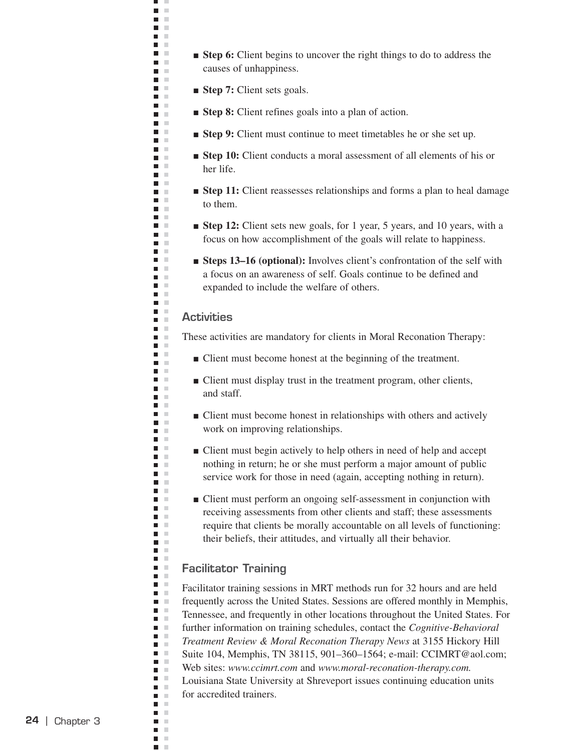- **Step 6:** Client begins to uncover the right things to do to address the causes of unhappiness.
- **Step 7:** Client sets goals.
- **Step 8:** Client refines goals into a plan of action.
- **Step 9:** Client must continue to meet timetables he or she set up.
- **Step 10:** Client conducts a moral assessment of all elements of his or her life.
- **Step 11:** Client reassesses relationships and forms a plan to heal damage to them.
- **Step 12:** Client sets new goals, for 1 year, 5 years, and 10 years, with a focus on how accomplishment of the goals will relate to happiness.
- **Steps 13–16 (optional):** Involves client's confrontation of the self with a focus on an awareness of self. Goals continue to be defined and expanded to include the welfare of others.

### Activities

These activities are mandatory for clients in Moral Reconation Therapy:

- Client must become honest at the beginning of the treatment.
- Client must display trust in the treatment program, other clients, and staff.
- Client must become honest in relationships with others and actively work on improving relationships.
- Client must begin actively to help others in need of help and accept nothing in return; he or she must perform a major amount of public service work for those in need (again, accepting nothing in return).
- Client must perform an ongoing self-assessment in conjunction with receiving assessments from other clients and staff; these assessments require that clients be morally accountable on all levels of functioning: their beliefs, their attitudes, and virtually all their behavior.

### Facilitator Training

Facilitator training sessions in MRT methods run for 32 hours and are held frequently across the United States. Sessions are offered monthly in Memphis, Tennessee, and frequently in other locations throughout the United States. For further information on training schedules, contact the *Cognitive-Behavioral Treatment Review & Moral Reconation Therapy News* at 3155 Hickory Hill Suite 104, Memphis, TN 38115, 901–360–1564; e-mail: CCIMRT@aol.com; Web sites: *www.ccimrt.com* and *www.moral-reconation-therapy.com.* Louisiana State University at Shreveport issues continuing education units for accredited trainers.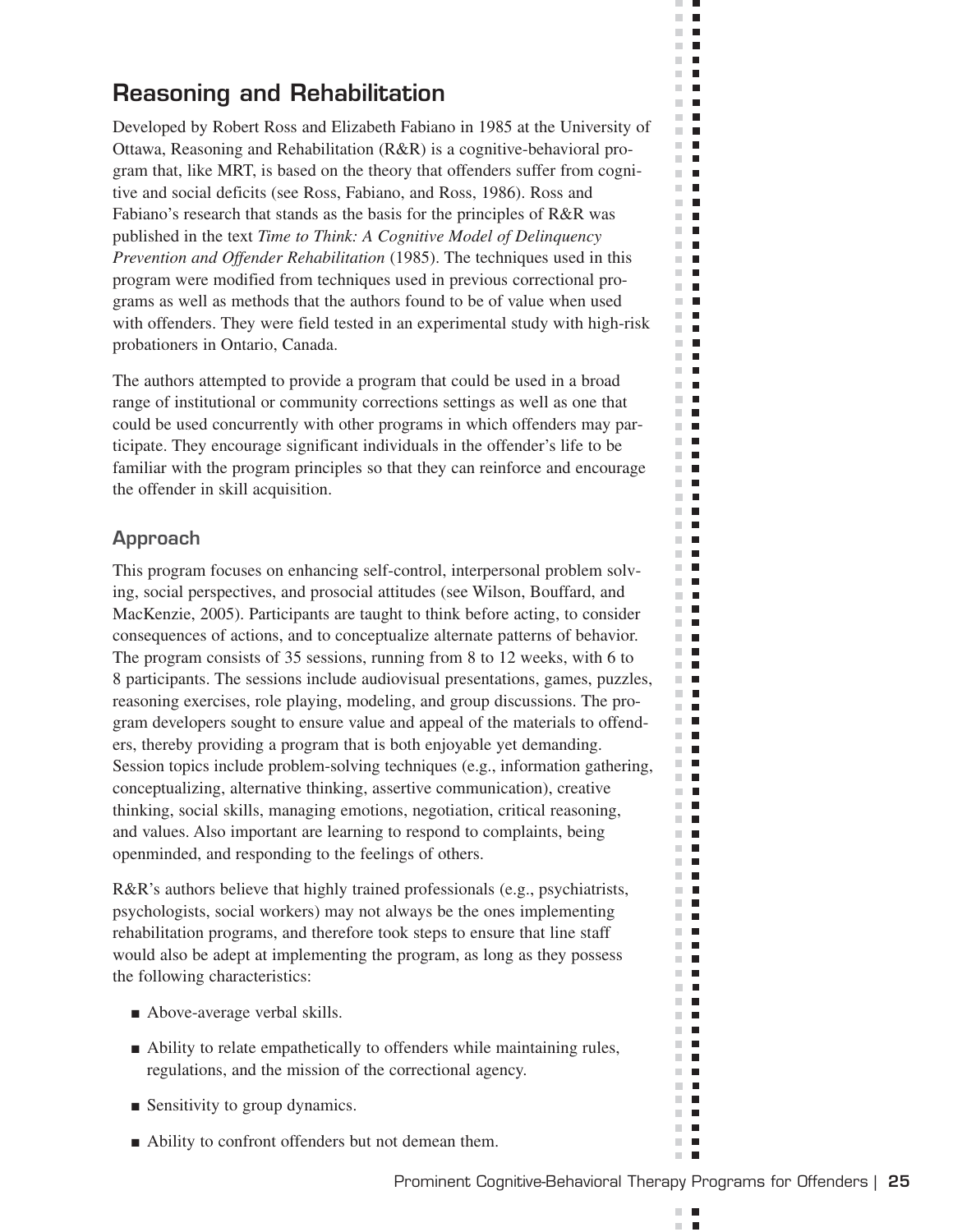## Reasoning and Rehabilitation

Developed by Robert Ross and Elizabeth Fabiano in 1985 at the University of Ottawa, Reasoning and Rehabilitation (R&R) is a cognitive-behavioral program that, like MRT, is based on the theory that offenders suffer from cognitive and social deficits (see Ross, Fabiano, and Ross, 1986). Ross and Fabiano's research that stands as the basis for the principles of R&R was published in the text *Time to Think: A Cognitive Model of Delinquency Prevention and Offender Rehabilitation* (1985). The techniques used in this program were modified from techniques used in previous correctional programs as well as methods that the authors found to be of value when used with offenders. They were field tested in an experimental study with high-risk probationers in Ontario, Canada.

The authors attempted to provide a program that could be used in a broad range of institutional or community corrections settings as well as one that could be used concurrently with other programs in which offenders may participate. They encourage significant individuals in the offender's life to be familiar with the program principles so that they can reinforce and encourage the offender in skill acquisition.

### Approach

This program focuses on enhancing self-control, interpersonal problem solving, social perspectives, and prosocial attitudes (see Wilson, Bouffard, and MacKenzie, 2005). Participants are taught to think before acting, to consider consequences of actions, and to conceptualize alternate patterns of behavior. The program consists of 35 sessions, running from 8 to 12 weeks, with 6 to 8 participants. The sessions include audiovisual presentations, games, puzzles, reasoning exercises, role playing, modeling, and group discussions. The program developers sought to ensure value and appeal of the materials to offenders, thereby providing a program that is both enjoyable yet demanding. Session topics include problem-solving techniques (e.g., information gathering, conceptualizing, alternative thinking, assertive communication), creative thinking, social skills, managing emotions, negotiation, critical reasoning, and values. Also important are learning to respond to complaints, being openminded, and responding to the feelings of others.

R&R's authors believe that highly trained professionals (e.g., psychiatrists, psychologists, social workers) may not always be the ones implementing rehabilitation programs, and therefore took steps to ensure that line staff would also be adept at implementing the program, as long as they possess the following characteristics:

- Above-average verbal skills.
- Ability to relate empathetically to offenders while maintaining rules, regulations, and the mission of the correctional agency.
- Sensitivity to group dynamics.
- Ability to confront offenders but not demean them.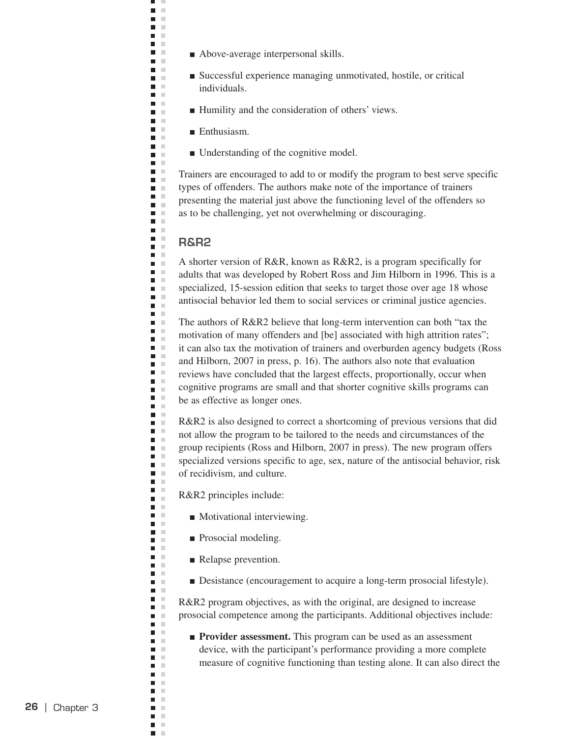- Above-average interpersonal skills.
- Successful experience managing unmotivated, hostile, or critical individuals.
- Humility and the consideration of others' views.
- Enthusiasm.
- Understanding of the cognitive model.

Trainers are encouraged to add to or modify the program to best serve specific types of offenders. The authors make note of the importance of trainers presenting the material just above the functioning level of the offenders so as to be challenging, yet not overwhelming or discouraging.

## R&R2

A shorter version of R&R, known as R&R2, is a program specifically for adults that was developed by Robert Ross and Jim Hilborn in 1996. This is a specialized, 15-session edition that seeks to target those over age 18 whose antisocial behavior led them to social services or criminal justice agencies.

The authors of R&R2 believe that long-term intervention can both "tax the motivation of many offenders and [be] associated with high attrition rates"; it can also tax the motivation of trainers and overburden agency budgets (Ross and Hilborn, 2007 in press, p. 16). The authors also note that evaluation reviews have concluded that the largest effects, proportionally, occur when cognitive programs are small and that shorter cognitive skills programs can be as effective as longer ones.

R&R2 is also designed to correct a shortcoming of previous versions that did not allow the program to be tailored to the needs and circumstances of the group recipients (Ross and Hilborn, 2007 in press). The new program offers specialized versions specific to age, sex, nature of the antisocial behavior, risk of recidivism, and culture.

R&R2 principles include:

- Motivational interviewing.
- Prosocial modeling.
- Relapse prevention.
- Desistance (encouragement to acquire a long-term prosocial lifestyle).

R&R2 program objectives, as with the original, are designed to increase prosocial competence among the participants. Additional objectives include:

- **Provider assessment.** This program can be used as an assessment device, with the participant's performance providing a more complete measure of cognitive functioning than testing alone. It can also direct the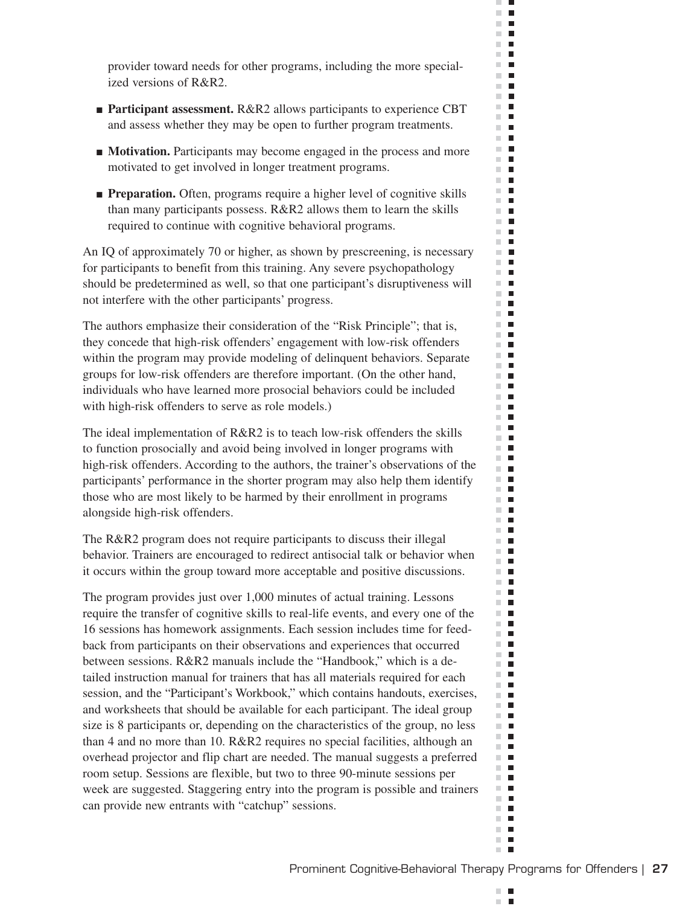provider toward needs for other programs, including the more specialized versions of R&R2.

- **Participant assessment.** R&R2 allows participants to experience CBT and assess whether they may be open to further program treatments.
- **Motivation.** Participants may become engaged in the process and more motivated to get involved in longer treatment programs.
- **Preparation.** Often, programs require a higher level of cognitive skills than many participants possess. R&R2 allows them to learn the skills required to continue with cognitive behavioral programs.

An IQ of approximately 70 or higher, as shown by prescreening, is necessary for participants to benefit from this training. Any severe psychopathology should be predetermined as well, so that one participant's disruptiveness will not interfere with the other participants' progress.

The authors emphasize their consideration of the "Risk Principle"; that is, they concede that high-risk offenders' engagement with low-risk offenders within the program may provide modeling of delinquent behaviors. Separate groups for low-risk offenders are therefore important. (On the other hand, individuals who have learned more prosocial behaviors could be included with high-risk offenders to serve as role models.)

The ideal implementation of R&R2 is to teach low-risk offenders the skills to function prosocially and avoid being involved in longer programs with high-risk offenders. According to the authors, the trainer's observations of the participants' performance in the shorter program may also help them identify those who are most likely to be harmed by their enrollment in programs alongside high-risk offenders.

The R&R2 program does not require participants to discuss their illegal behavior. Trainers are encouraged to redirect antisocial talk or behavior when it occurs within the group toward more acceptable and positive discussions.

The program provides just over 1,000 minutes of actual training. Lessons require the transfer of cognitive skills to real-life events, and every one of the 16 sessions has homework assignments. Each session includes time for feedback from participants on their observations and experiences that occurred between sessions. R&R2 manuals include the "Handbook," which is a detailed instruction manual for trainers that has all materials required for each session, and the "Participant's Workbook," which contains handouts, exercises, and worksheets that should be available for each participant. The ideal group size is 8 participants or, depending on the characteristics of the group, no less than 4 and no more than 10. R&R2 requires no special facilities, although an overhead projector and flip chart are needed. The manual suggests a preferred room setup. Sessions are flexible, but two to three 90-minute sessions per week are suggested. Staggering entry into the program is possible and trainers can provide new entrants with "catchup" sessions.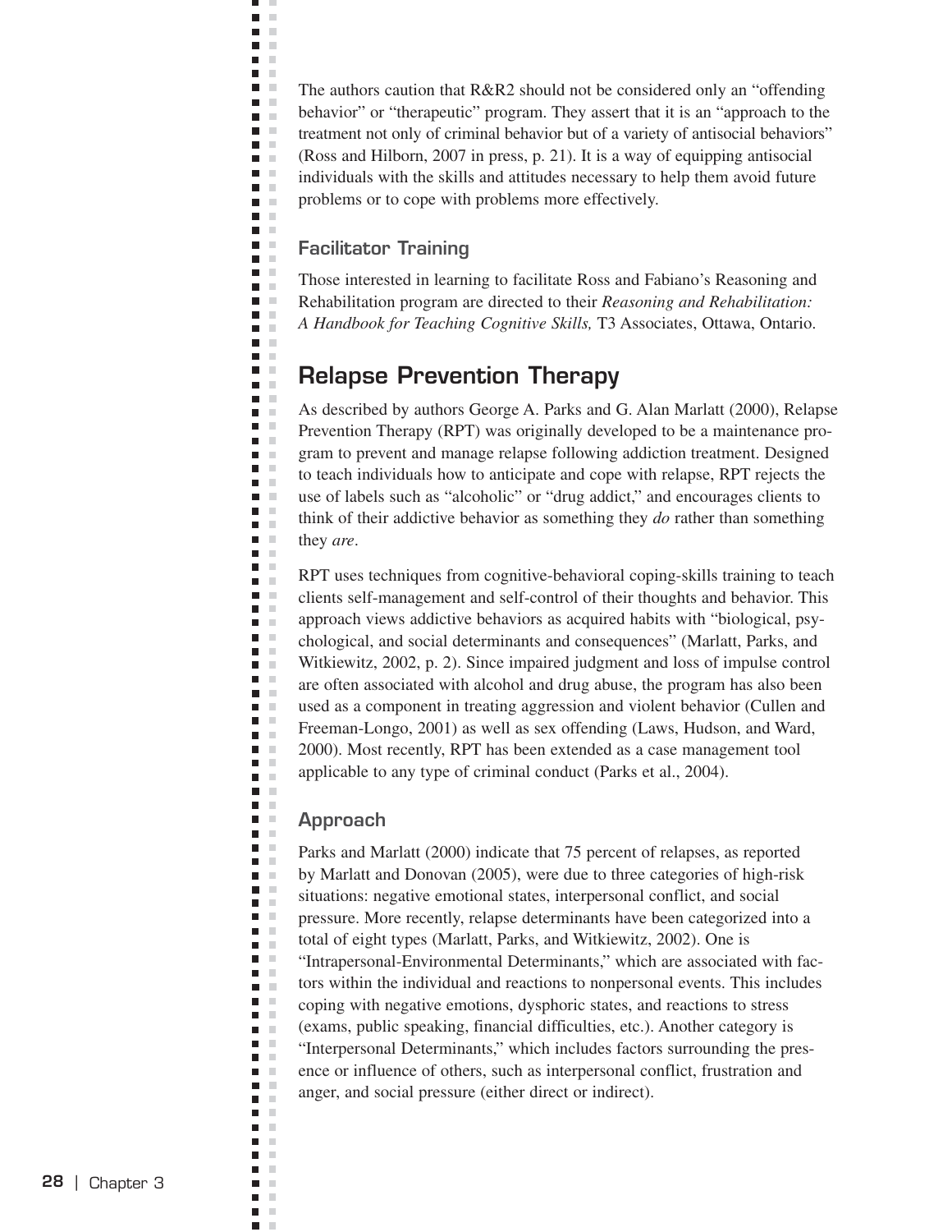The authors caution that R&R2 should not be considered only an "offending behavior" or "therapeutic" program. They assert that it is an "approach to the treatment not only of criminal behavior but of a variety of antisocial behaviors" (Ross and Hilborn, 2007 in press, p. 21). It is a way of equipping antisocial individuals with the skills and attitudes necessary to help them avoid future problems or to cope with problems more effectively.

### Facilitator Training

Those interested in learning to facilitate Ross and Fabiano's Reasoning and Rehabilitation program are directed to their *Reasoning and Rehabilitation: A Handbook for Teaching Cognitive Skills,* T3 Associates, Ottawa, Ontario.

## Relapse Prevention Therapy

As described by authors George A. Parks and G. Alan Marlatt (2000), Relapse Prevention Therapy (RPT) was originally developed to be a maintenance program to prevent and manage relapse following addiction treatment. Designed to teach individuals how to anticipate and cope with relapse, RPT rejects the use of labels such as "alcoholic" or "drug addict," and encourages clients to think of their addictive behavior as something they *do* rather than something they *are*.

RPT uses techniques from cognitive-behavioral coping-skills training to teach clients self-management and self-control of their thoughts and behavior. This approach views addictive behaviors as acquired habits with "biological, psychological, and social determinants and consequences" (Marlatt, Parks, and Witkiewitz, 2002, p. 2). Since impaired judgment and loss of impulse control are often associated with alcohol and drug abuse, the program has also been used as a component in treating aggression and violent behavior (Cullen and Freeman-Longo, 2001) as well as sex offending (Laws, Hudson, and Ward, 2000). Most recently, RPT has been extended as a case management tool applicable to any type of criminal conduct (Parks et al., 2004).

### Approach

Parks and Marlatt (2000) indicate that 75 percent of relapses, as reported by Marlatt and Donovan (2005), were due to three categories of high-risk situations: negative emotional states, interpersonal conflict, and social pressure. More recently, relapse determinants have been categorized into a total of eight types (Marlatt, Parks, and Witkiewitz, 2002). One is "Intrapersonal-Environmental Determinants," which are associated with factors within the individual and reactions to nonpersonal events. This includes coping with negative emotions, dysphoric states, and reactions to stress (exams, public speaking, financial difficulties, etc.). Another category is "Interpersonal Determinants," which includes factors surrounding the presence or influence of others, such as interpersonal conflict, frustration and anger, and social pressure (either direct or indirect).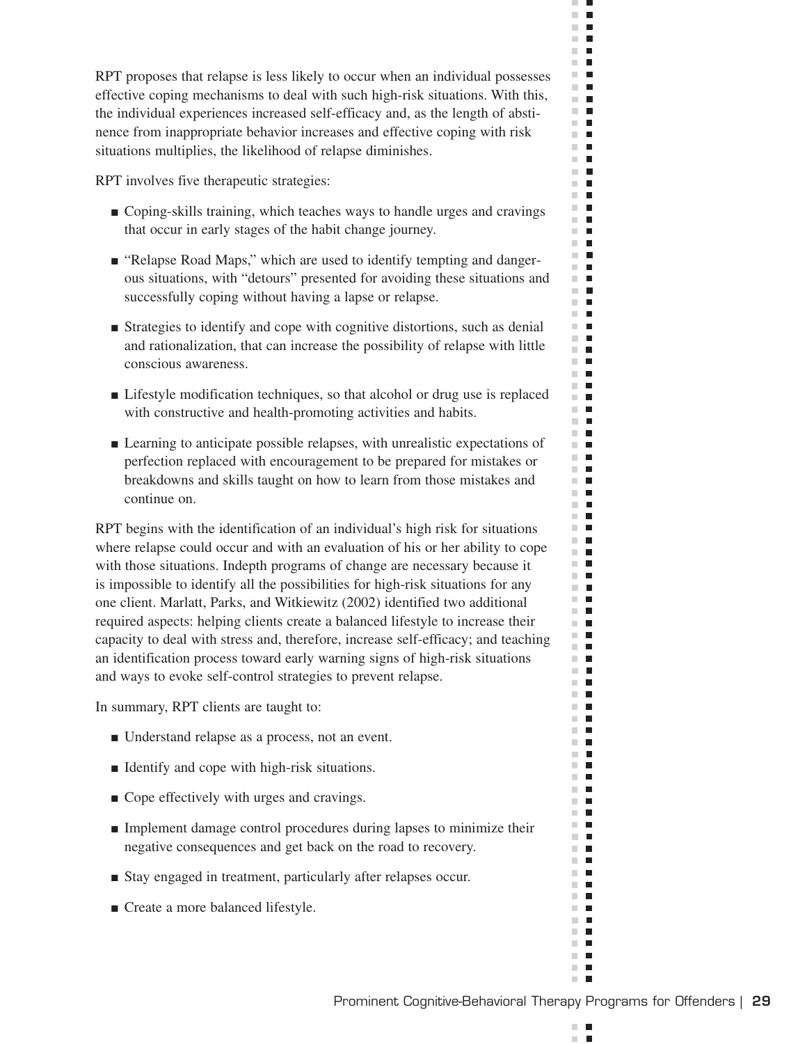RPT proposes that relapse is less likely to occur when an individual possesses effective coping mechanisms to deal with such high-risk situations. With this, the individual experiences increased self-efficacy and, as the length of abstinence from inappropriate behavior increases and effective coping with risk situations multiplies, the likelihood of relapse diminishes.

RPT involves five therapeutic strategies:

- Coping-skills training, which teaches ways to handle urges and cravings that occur in early stages of the habit change journey.
- "Relapse Road Maps," which are used to identify tempting and dangerous situations, with "detours" presented for avoiding these situations and successfully coping without having a lapse or relapse.
- Strategies to identify and cope with cognitive distortions, such as denial and rationalization, that can increase the possibility of relapse with little conscious awareness.
- Lifestyle modification techniques, so that alcohol or drug use is replaced with constructive and health-promoting activities and habits.
- Learning to anticipate possible relapses, with unrealistic expectations of perfection replaced with encouragement to be prepared for mistakes or breakdowns and skills taught on how to learn from those mistakes and continue on.

RPT begins with the identification of an individual's high risk for situations where relapse could occur and with an evaluation of his or her ability to cope with those situations. Indepth programs of change are necessary because it is impossible to identify all the possibilities for high-risk situations for any one client. Marlatt, Parks, and Witkiewitz (2002) identified two additional required aspects: helping clients create a balanced lifestyle to increase their capacity to deal with stress and, therefore, increase self-efficacy; and teaching an identification process toward early warning signs of high-risk situations and ways to evoke self-control strategies to prevent relapse.

In summary, RPT clients are taught to:

- Understand relapse as a process, not an event.
- Identify and cope with high-risk situations.
- Cope effectively with urges and cravings.
- Implement damage control procedures during lapses to minimize their negative consequences and get back on the road to recovery.
- Stay engaged in treatment, particularly after relapses occur.
- Create a more balanced lifestyle.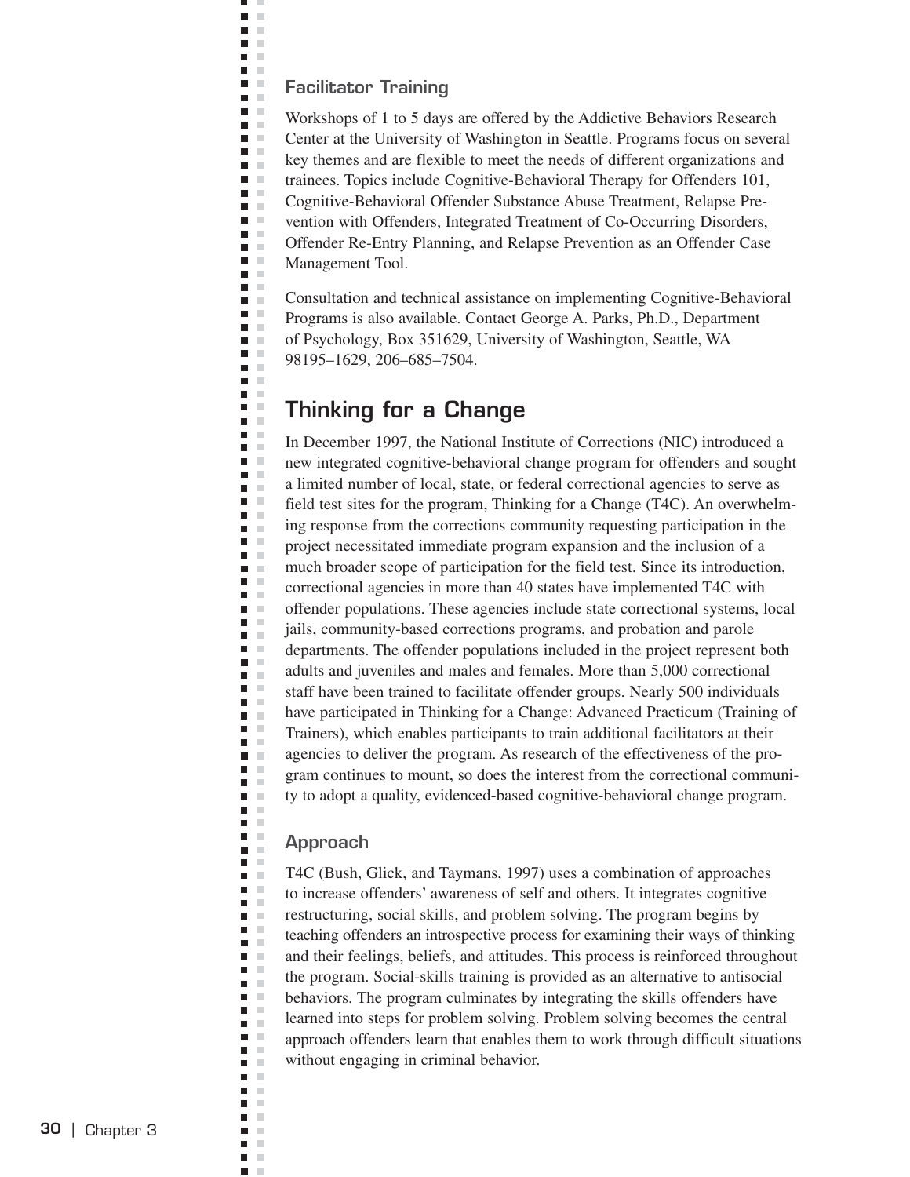### Facilitator Training

Workshops of 1 to 5 days are offered by the Addictive Behaviors Research Center at the University of Washington in Seattle. Programs focus on several key themes and are flexible to meet the needs of different organizations and trainees. Topics include Cognitive-Behavioral Therapy for Offenders 101, Cognitive-Behavioral Offender Substance Abuse Treatment, Relapse Prevention with Offenders, Integrated Treatment of Co-Occurring Disorders, Offender Re-Entry Planning, and Relapse Prevention as an Offender Case Management Tool.

Consultation and technical assistance on implementing Cognitive-Behavioral Programs is also available. Contact George A. Parks, Ph.D., Department of Psychology, Box 351629, University of Washington, Seattle, WA 98195–1629, 206–685–7504.

## Thinking for a Change

In December 1997, the National Institute of Corrections (NIC) introduced a new integrated cognitive-behavioral change program for offenders and sought a limited number of local, state, or federal correctional agencies to serve as field test sites for the program, Thinking for a Change (T4C). An overwhelming response from the corrections community requesting participation in the project necessitated immediate program expansion and the inclusion of a much broader scope of participation for the field test. Since its introduction, correctional agencies in more than 40 states have implemented T4C with offender populations. These agencies include state correctional systems, local jails, community-based corrections programs, and probation and parole departments. The offender populations included in the project represent both adults and juveniles and males and females. More than 5,000 correctional staff have been trained to facilitate offender groups. Nearly 500 individuals have participated in Thinking for a Change: Advanced Practicum (Training of Trainers), which enables participants to train additional facilitators at their agencies to deliver the program. As research of the effectiveness of the program continues to mount, so does the interest from the correctional community to adopt a quality, evidenced-based cognitive-behavioral change program.

### Approach

T4C (Bush, Glick, and Taymans, 1997) uses a combination of approaches to increase offenders' awareness of self and others. It integrates cognitive restructuring, social skills, and problem solving. The program begins by teaching offenders an introspective process for examining their ways of thinking and their feelings, beliefs, and attitudes. This process is reinforced throughout the program. Social-skills training is provided as an alternative to antisocial behaviors. The program culminates by integrating the skills offenders have learned into steps for problem solving. Problem solving becomes the central approach offenders learn that enables them to work through difficult situations without engaging in criminal behavior.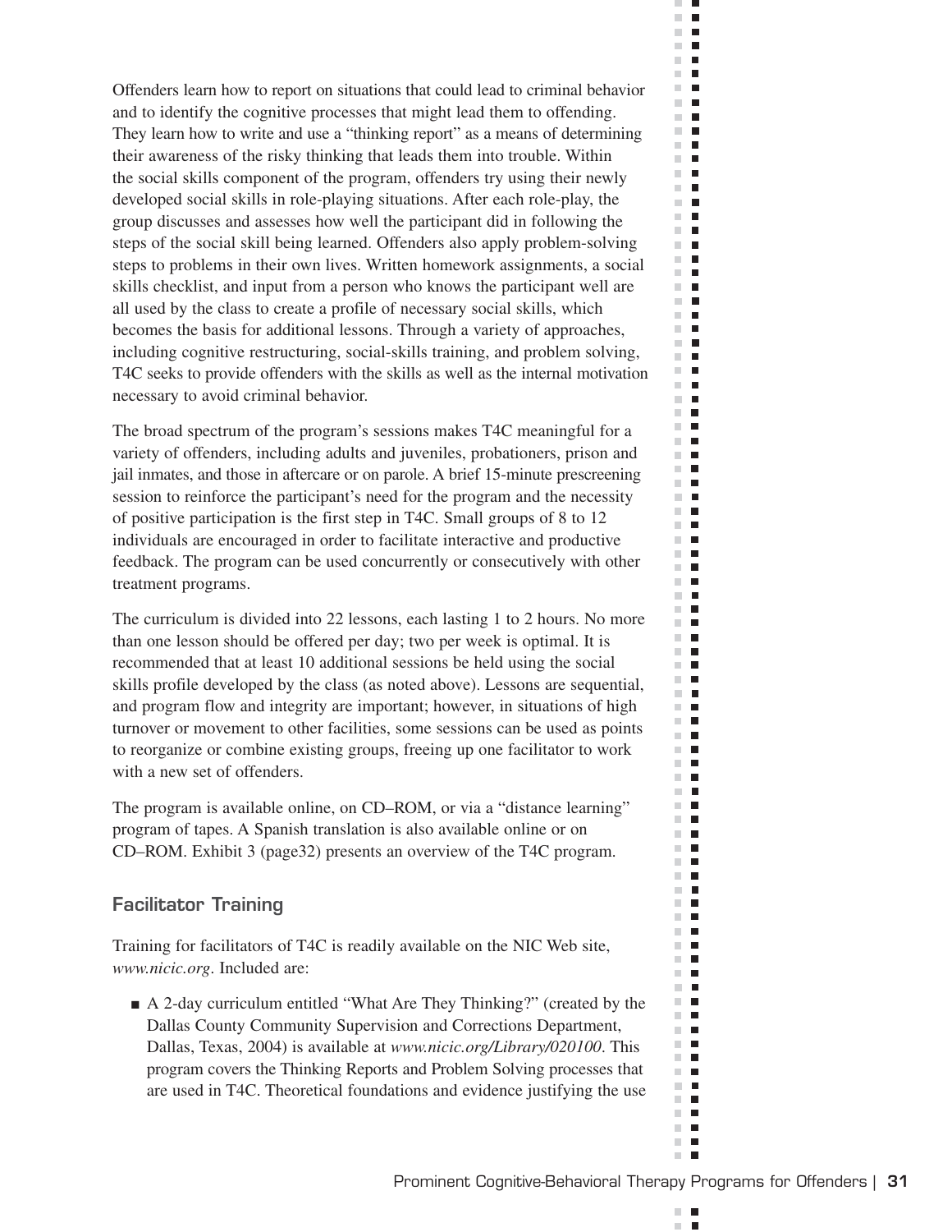Offenders learn how to report on situations that could lead to criminal behavior and to identify the cognitive processes that might lead them to offending. They learn how to write and use a "thinking report" as a means of determining their awareness of the risky thinking that leads them into trouble. Within the social skills component of the program, offenders try using their newly developed social skills in role-playing situations. After each role-play, the group discusses and assesses how well the participant did in following the steps of the social skill being learned. Offenders also apply problem-solving steps to problems in their own lives. Written homework assignments, a social skills checklist, and input from a person who knows the participant well are all used by the class to create a profile of necessary social skills, which becomes the basis for additional lessons. Through a variety of approaches, including cognitive restructuring, social-skills training, and problem solving, T4C seeks to provide offenders with the skills as well as the internal motivation necessary to avoid criminal behavior.

The broad spectrum of the program's sessions makes T4C meaningful for a variety of offenders, including adults and juveniles, probationers, prison and jail inmates, and those in aftercare or on parole. A brief 15-minute prescreening session to reinforce the participant's need for the program and the necessity of positive participation is the first step in T4C. Small groups of 8 to 12 individuals are encouraged in order to facilitate interactive and productive feedback. The program can be used concurrently or consecutively with other treatment programs.

The curriculum is divided into 22 lessons, each lasting 1 to 2 hours. No more than one lesson should be offered per day; two per week is optimal. It is recommended that at least 10 additional sessions be held using the social skills profile developed by the class (as noted above). Lessons are sequential, and program flow and integrity are important; however, in situations of high turnover or movement to other facilities, some sessions can be used as points to reorganize or combine existing groups, freeing up one facilitator to work with a new set of offenders.

The program is available online, on CD–ROM, or via a "distance learning" program of tapes. A Spanish translation is also available online or on CD–ROM. Exhibit 3 (page32) presents an overview of the T4C program.

### Facilitator Training

Training for facilitators of T4C is readily available on the NIC Web site, *www.nicic.org*. Included are:

- A 2-day curriculum entitled "What Are They Thinking?" (created by the Dallas County Community Supervision and Corrections Department, Dallas, Texas, 2004) is available at *www.nicic.org/Library/020100*. This program covers the Thinking Reports and Problem Solving processes that are used in T4C. Theoretical foundations and evidence justifying the use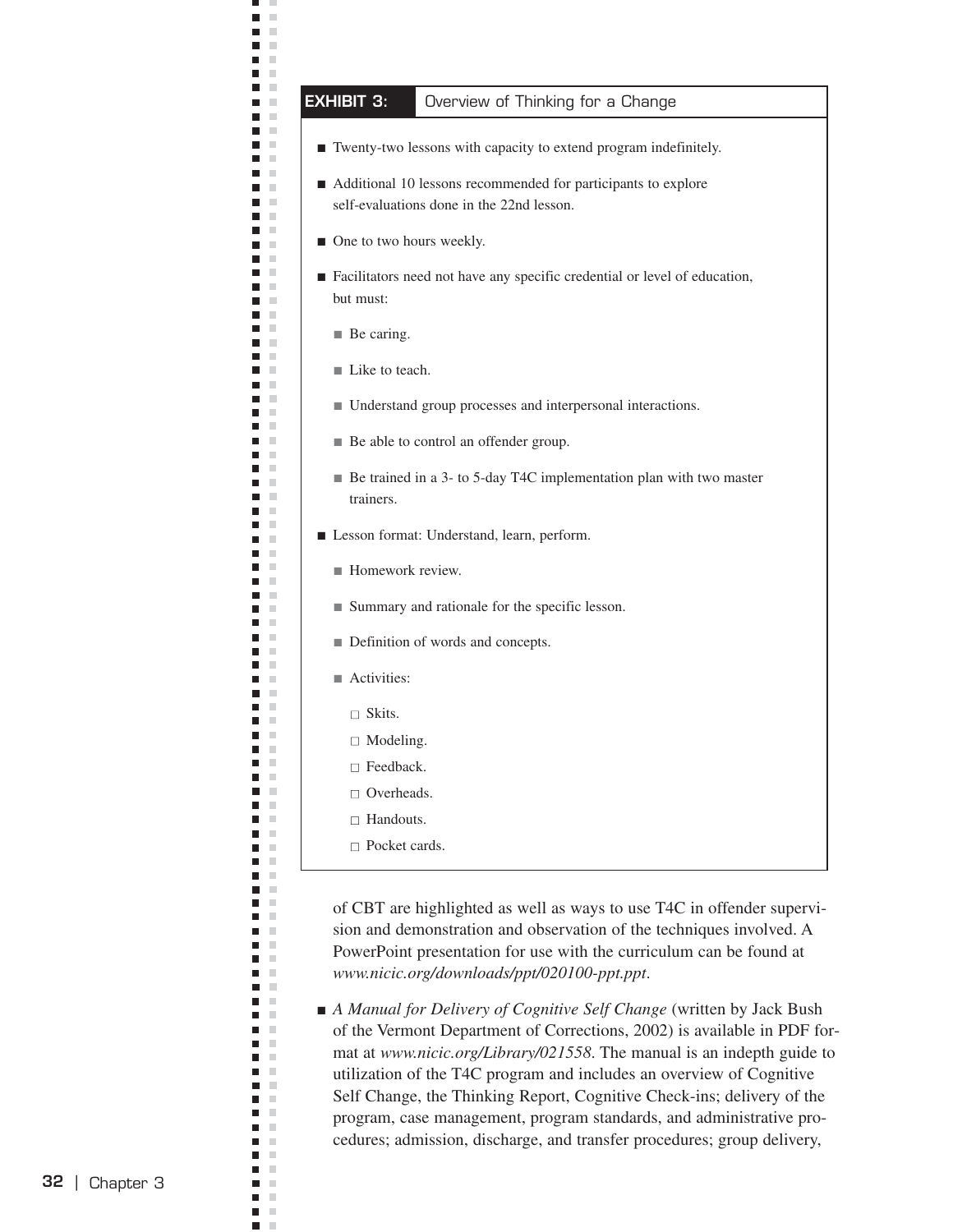**EXHIBIT 3:** Overview of Thinking for a Change

- Twenty-two lessons with capacity to extend program indefinitely.
- Additional 10 lessons recommended for participants to explore self-evaluations done in the 22nd lesson.
- One to two hours weekly.
- Facilitators need not have any specific credential or level of education, but must:
  - Be caring.
  - Like to teach.
  - Understand group processes and interpersonal interactions.
  - Be able to control an offender group.
  - Be trained in a 3- to 5-day T4C implementation plan with two master trainers.
- Lesson format: Understand, learn, perform.
  - Homework review.
  - Summary and rationale for the specific lesson.
  - Definition of words and concepts.
  - Activities:
    - Skits.
    - Modeling.
    - Feedback.
    - Overheads.
    - Handouts.
    - Pocket cards.

of CBT are highlighted as well as ways to use T4C in offender supervision and demonstration and observation of the techniques involved. A PowerPoint presentation for use with the curriculum can be found at *www.nicic.org/downloads/ppt/020100-ppt.ppt*.

- *A Manual for Delivery of Cognitive Self Change* (written by Jack Bush of the Vermont Department of Corrections, 2002) is available in PDF format at *www.nicic.org/Library/021558*. The manual is an indepth guide to utilization of the T4C program and includes an overview of Cognitive Self Change, the Thinking Report, Cognitive Check-ins; delivery of the program, case management, program standards, and administrative procedures; admission, discharge, and transfer procedures; group delivery,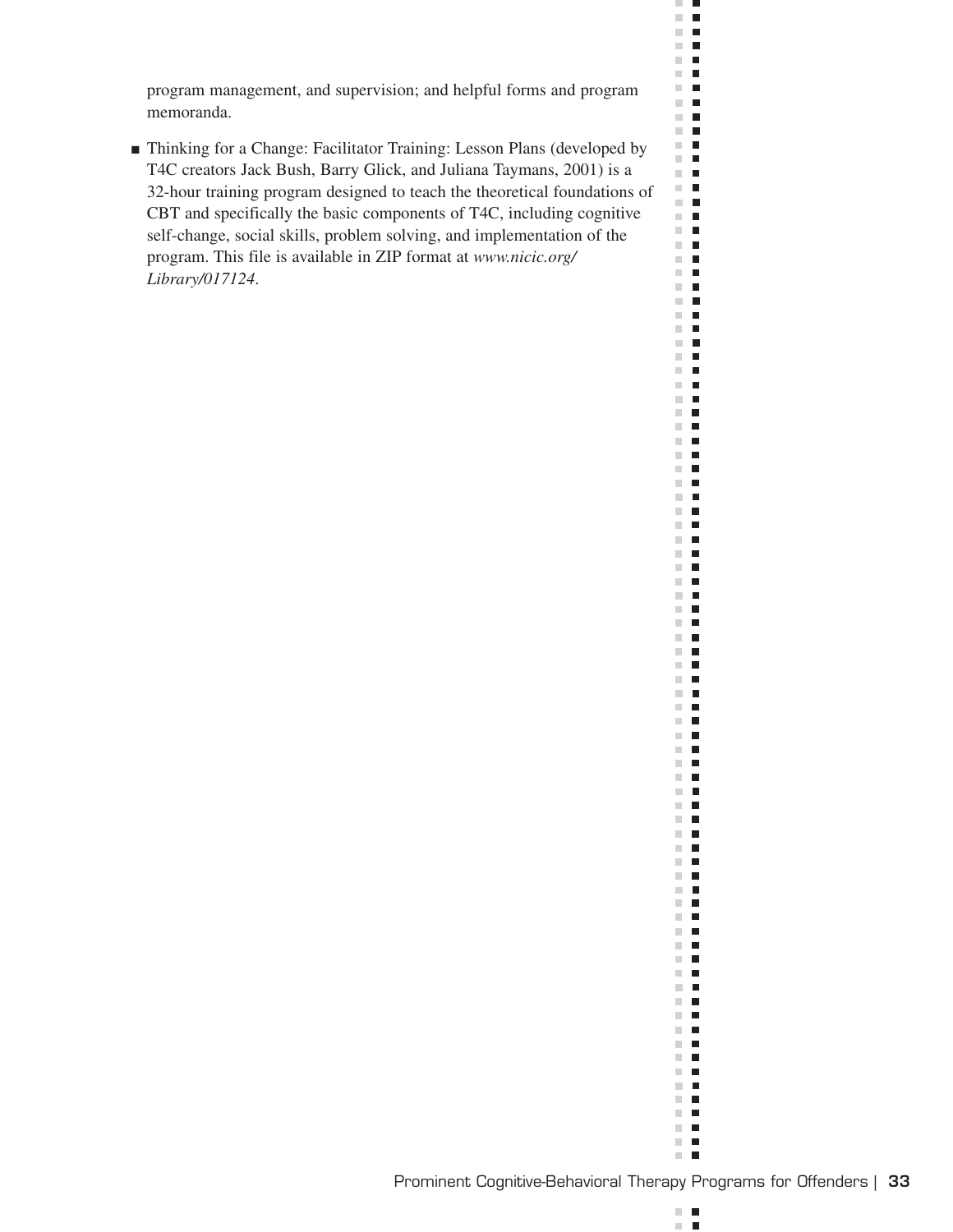program management, and supervision; and helpful forms and program memoranda.

- Thinking for a Change: Facilitator Training: Lesson Plans (developed by T4C creators Jack Bush, Barry Glick, and Juliana Taymans, 2001) is a 32-hour training program designed to teach the theoretical foundations of CBT and specifically the basic components of T4C, including cognitive self-change, social skills, problem solving, and implementation of the program. This file is available in ZIP format at *www.nicic.org/Library/017124*.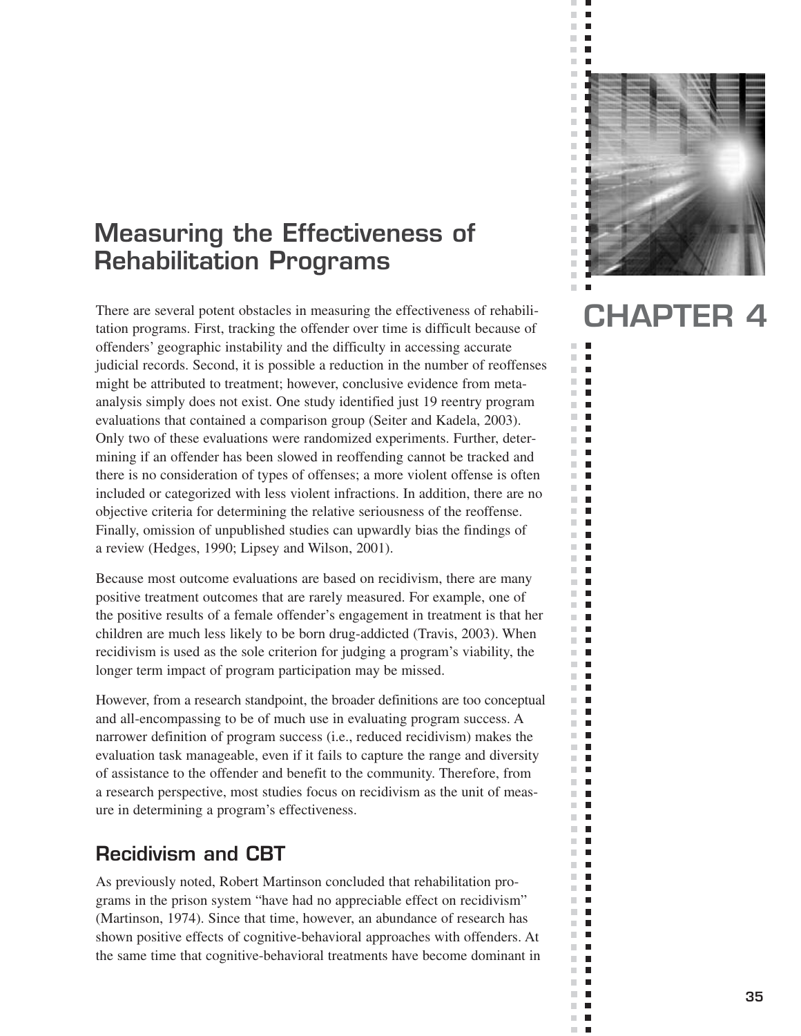# CHAPTER 4

## Measuring the Effectiveness of Rehabilitation Programs

There are several potent obstacles in measuring the effectiveness of rehabilitation programs. First, tracking the offender over time is difficult because of offenders' geographic instability and the difficulty in accessing accurate judicial records. Second, it is possible a reduction in the number of reoffenses might be attributed to treatment; however, conclusive evidence from meta-analysis simply does not exist. One study identified just 19 reentry program evaluations that contained a comparison group (Seiter and Kadela, 2003). Only two of these evaluations were randomized experiments. Further, determining if an offender has been slowed in reoffending cannot be tracked and there is no consideration of types of offenses; a more violent offense is often included or categorized with less violent infractions. In addition, there are no objective criteria for determining the relative seriousness of the reoffense. Finally, omission of unpublished studies can upwardly bias the findings of a review (Hedges, 1990; Lipsey and Wilson, 2001).

Because most outcome evaluations are based on recidivism, there are many positive treatment outcomes that are rarely measured. For example, one of the positive results of a female offender's engagement in treatment is that her children are much less likely to be born drug-addicted (Travis, 2003). When recidivism is used as the sole criterion for judging a program's viability, the longer term impact of program participation may be missed.

However, from a research standpoint, the broader definitions are too conceptual and all-encompassing to be of much use in evaluating program success. A narrower definition of program success (i.e., reduced recidivism) makes the evaluation task manageable, even if it fails to capture the range and diversity of assistance to the offender and benefit to the community. Therefore, from a research perspective, most studies focus on recidivism as the unit of measure in determining a program's effectiveness.

### Recidivism and CBT

As previously noted, Robert Martinson concluded that rehabilitation programs in the prison system "have had no appreciable effect on recidivism" (Martinson, 1974). Since that time, however, an abundance of research has shown positive effects of cognitive-behavioral approaches with offenders. At the same time that cognitive-behavioral treatments have become dominant in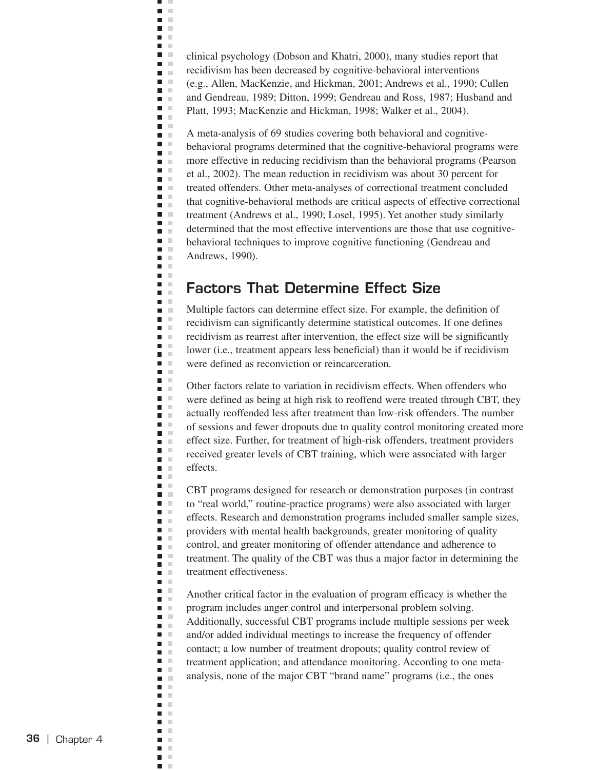clinical psychology (Dobson and Khatri, 2000), many studies report that recidivism has been decreased by cognitive-behavioral interventions (e.g., Allen, MacKenzie, and Hickman, 2001; Andrews et al., 1990; Cullen and Gendreau, 1989; Ditton, 1999; Gendreau and Ross, 1987; Husband and Platt, 1993; MacKenzie and Hickman, 1998; Walker et al., 2004).

A meta-analysis of 69 studies covering both behavioral and cognitive-behavioral programs determined that the cognitive-behavioral programs were more effective in reducing recidivism than the behavioral programs (Pearson et al., 2002). The mean reduction in recidivism was about 30 percent for treated offenders. Other meta-analyses of correctional treatment concluded that cognitive-behavioral methods are critical aspects of effective correctional treatment (Andrews et al., 1990; Losel, 1995). Yet another study similarly determined that the most effective interventions are those that use cognitive-behavioral techniques to improve cognitive functioning (Gendreau and Andrews, 1990).

## Factors That Determine Effect Size

Multiple factors can determine effect size. For example, the definition of recidivism can significantly determine statistical outcomes. If one defines recidivism as rearrest after intervention, the effect size will be significantly lower (i.e., treatment appears less beneficial) than it would be if recidivism were defined as reconviction or reincarceration.

Other factors relate to variation in recidivism effects. When offenders who were defined as being at high risk to reoffend were treated through CBT, they actually reoffended less after treatment than low-risk offenders. The number of sessions and fewer dropouts due to quality control monitoring created more effect size. Further, for treatment of high-risk offenders, treatment providers received greater levels of CBT training, which were associated with larger effects.

CBT programs designed for research or demonstration purposes (in contrast to "real world," routine-practice programs) were also associated with larger effects. Research and demonstration programs included smaller sample sizes, providers with mental health backgrounds, greater monitoring of quality control, and greater monitoring of offender attendance and adherence to treatment. The quality of the CBT was thus a major factor in determining the treatment effectiveness.

Another critical factor in the evaluation of program efficacy is whether the program includes anger control and interpersonal problem solving. Additionally, successful CBT programs include multiple sessions per week and/or added individual meetings to increase the frequency of offender contact; a low number of treatment dropouts; quality control review of treatment application; and attendance monitoring. According to one meta-analysis, none of the major CBT "brand name" programs (i.e., the ones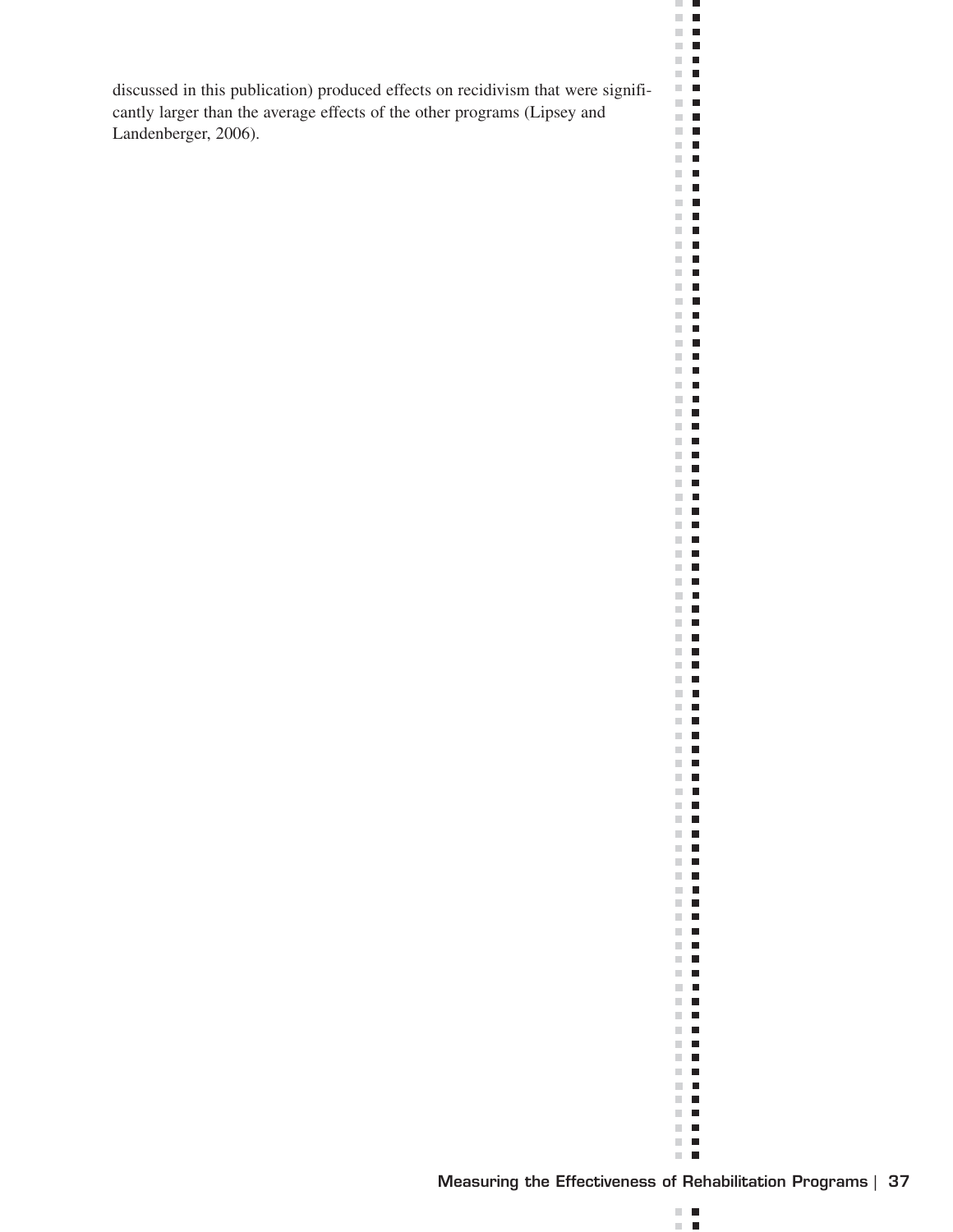discussed in this publication) produced effects on recidivism that were significantly larger than the average effects of the other programs (Lipsey and Landenberger, 2006).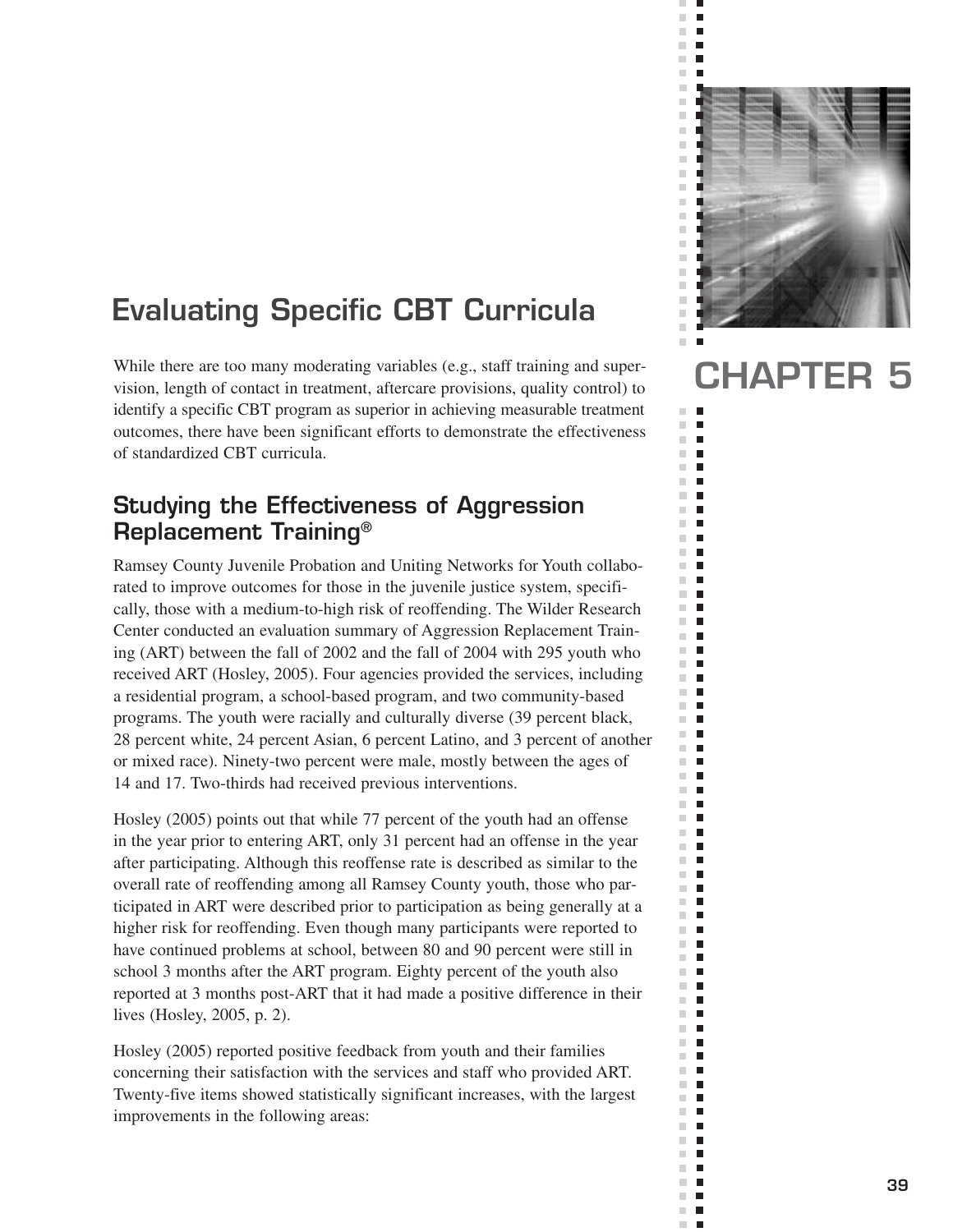# CHAPTER 5

# Evaluating Specific CBT Curricula

While there are too many moderating variables (e.g., staff training and supervision, length of contact in treatment, aftercare provisions, quality control) to identify a specific CBT program as superior in achieving measurable treatment outcomes, there have been significant efforts to demonstrate the effectiveness of standardized CBT curricula.

## Studying the Effectiveness of Aggression Replacement Training®

Ramsey County Juvenile Probation and Uniting Networks for Youth collaborated to improve outcomes for those in the juvenile justice system, specifically, those with a medium-to-high risk of reoffending. The Wilder Research Center conducted an evaluation summary of Aggression Replacement Training (ART) between the fall of 2002 and the fall of 2004 with 295 youth who received ART (Hosley, 2005). Four agencies provided the services, including a residential program, a school-based program, and two community-based programs. The youth were racially and culturally diverse (39 percent black, 28 percent white, 24 percent Asian, 6 percent Latino, and 3 percent of another or mixed race). Ninety-two percent were male, mostly between the ages of 14 and 17. Two-thirds had received previous interventions.

Hosley (2005) points out that while 77 percent of the youth had an offense in the year prior to entering ART, only 31 percent had an offense in the year after participating. Although this reoffense rate is described as similar to the overall rate of reoffending among all Ramsey County youth, those who participated in ART were described prior to participation as being generally at a higher risk for reoffending. Even though many participants were reported to have continued problems at school, between 80 and 90 percent were still in school 3 months after the ART program. Eighty percent of the youth also reported at 3 months post-ART that it had made a positive difference in their lives (Hosley, 2005, p. 2).

Hosley (2005) reported positive feedback from youth and their families concerning their satisfaction with the services and staff who provided ART. Twenty-five items showed statistically significant increases, with the largest improvements in the following areas: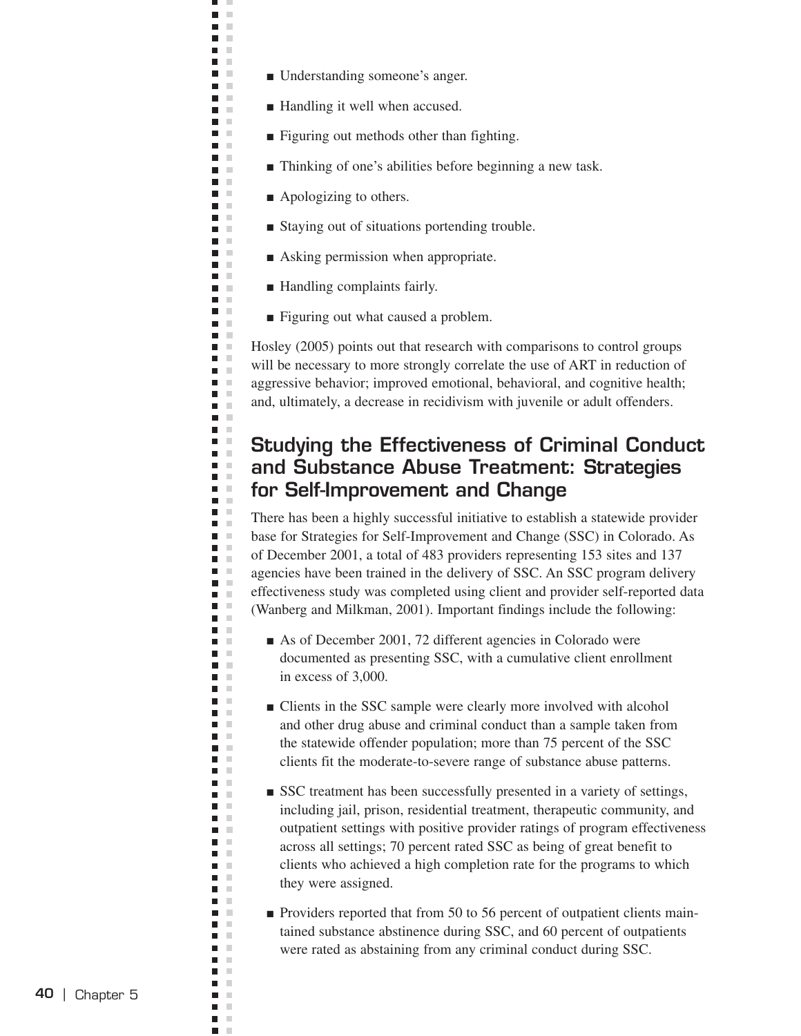- Understanding someone's anger.
- Handling it well when accused.
- Figuring out methods other than fighting.
- Thinking of one's abilities before beginning a new task.
- Apologizing to others.
- Staying out of situations portending trouble.
- Asking permission when appropriate.
- Handling complaints fairly.
- Figuring out what caused a problem.

Hosley (2005) points out that research with comparisons to control groups will be necessary to more strongly correlate the use of ART in reduction of aggressive behavior; improved emotional, behavioral, and cognitive health; and, ultimately, a decrease in recidivism with juvenile or adult offenders.

## Studying the Effectiveness of Criminal Conduct and Substance Abuse Treatment: Strategies for Self-Improvement and Change

There has been a highly successful initiative to establish a statewide provider base for Strategies for Self-Improvement and Change (SSC) in Colorado. As of December 2001, a total of 483 providers representing 153 sites and 137 agencies have been trained in the delivery of SSC. An SSC program delivery effectiveness study was completed using client and provider self-reported data (Wanberg and Milkman, 2001). Important findings include the following:

- As of December 2001, 72 different agencies in Colorado were documented as presenting SSC, with a cumulative client enrollment in excess of 3,000.
- Clients in the SSC sample were clearly more involved with alcohol and other drug abuse and criminal conduct than a sample taken from the statewide offender population; more than 75 percent of the SSC clients fit the moderate-to-severe range of substance abuse patterns.
- SSC treatment has been successfully presented in a variety of settings, including jail, prison, residential treatment, therapeutic community, and outpatient settings with positive provider ratings of program effectiveness across all settings; 70 percent rated SSC as being of great benefit to clients who achieved a high completion rate for the programs to which they were assigned.
- Providers reported that from 50 to 56 percent of outpatient clients maintained substance abstinence during SSC, and 60 percent of outpatients were rated as abstaining from any criminal conduct during SSC.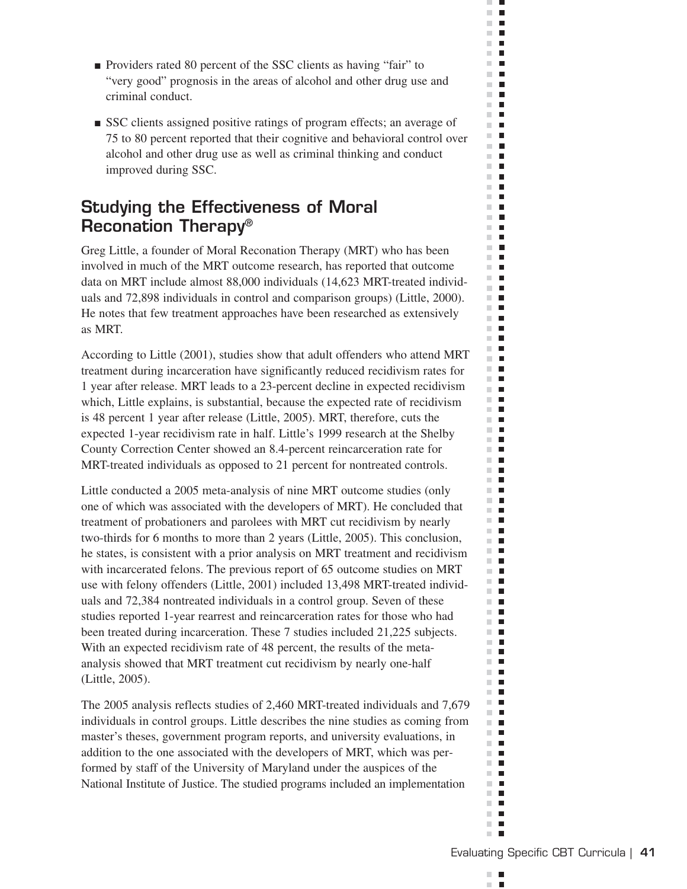- Providers rated 80 percent of the SSC clients as having "fair" to "very good" prognosis in the areas of alcohol and other drug use and criminal conduct.
- SSC clients assigned positive ratings of program effects; an average of 75 to 80 percent reported that their cognitive and behavioral control over alcohol and other drug use as well as criminal thinking and conduct improved during SSC.

## Studying the Effectiveness of Moral Reconation Therapy®

Greg Little, a founder of Moral Reconation Therapy (MRT) who has been involved in much of the MRT outcome research, has reported that outcome data on MRT include almost 88,000 individuals (14,623 MRT-treated individuals and 72,898 individuals in control and comparison groups) (Little, 2000). He notes that few treatment approaches have been researched as extensively as MRT.

According to Little (2001), studies show that adult offenders who attend MRT treatment during incarceration have significantly reduced recidivism rates for 1 year after release. MRT leads to a 23-percent decline in expected recidivism which, Little explains, is substantial, because the expected rate of recidivism is 48 percent 1 year after release (Little, 2005). MRT, therefore, cuts the expected 1-year recidivism rate in half. Little's 1999 research at the Shelby County Correction Center showed an 8.4-percent reincarceration rate for MRT-treated individuals as opposed to 21 percent for nontreated controls.

Little conducted a 2005 meta-analysis of nine MRT outcome studies (only one of which was associated with the developers of MRT). He concluded that treatment of probationers and parolees with MRT cut recidivism by nearly two-thirds for 6 months to more than 2 years (Little, 2005). This conclusion, he states, is consistent with a prior analysis on MRT treatment and recidivism with incarcerated felons. The previous report of 65 outcome studies on MRT use with felony offenders (Little, 2001) included 13,498 MRT-treated individuals and 72,384 nontreated individuals in a control group. Seven of these studies reported 1-year rearrest and reincarceration rates for those who had been treated during incarceration. These 7 studies included 21,225 subjects. With an expected recidivism rate of 48 percent, the results of the meta-analysis showed that MRT treatment cut recidivism by nearly one-half (Little, 2005).

The 2005 analysis reflects studies of 2,460 MRT-treated individuals and 7,679 individuals in control groups. Little describes the nine studies as coming from master's theses, government program reports, and university evaluations, in addition to the one associated with the developers of MRT, which was performed by staff of the University of Maryland under the auspices of the National Institute of Justice. The studied programs included an implementation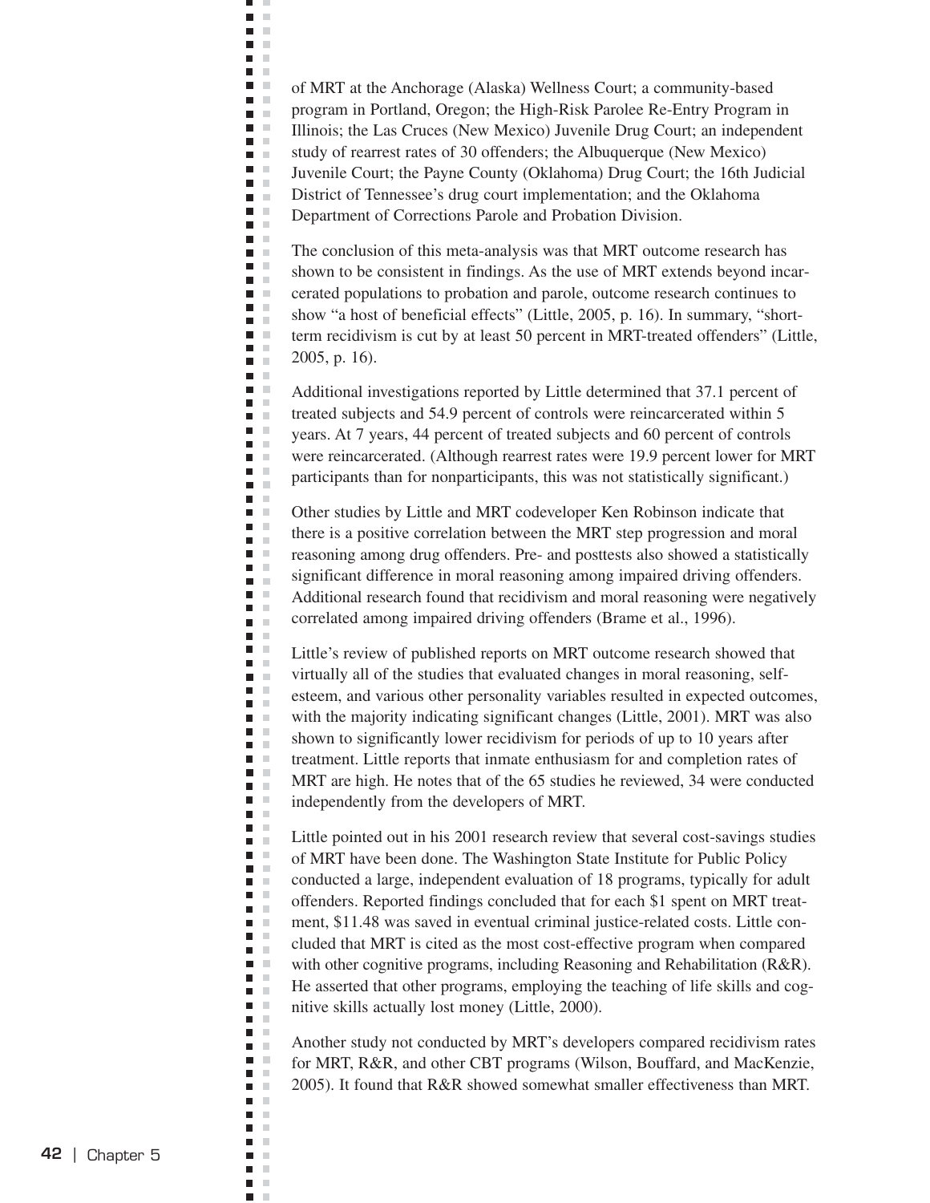of MRT at the Anchorage (Alaska) Wellness Court; a community-based program in Portland, Oregon; the High-Risk Parolee Re-Entry Program in Illinois; the Las Cruces (New Mexico) Juvenile Drug Court; an independent study of rearrest rates of 30 offenders; the Albuquerque (New Mexico) Juvenile Court; the Payne County (Oklahoma) Drug Court; the 16th Judicial District of Tennessee's drug court implementation; and the Oklahoma Department of Corrections Parole and Probation Division.

The conclusion of this meta-analysis was that MRT outcome research has shown to be consistent in findings. As the use of MRT extends beyond incarcerated populations to probation and parole, outcome research continues to show "a host of beneficial effects" (Little, 2005, p. 16). In summary, "short-term recidivism is cut by at least 50 percent in MRT-treated offenders" (Little, 2005, p. 16).

Additional investigations reported by Little determined that 37.1 percent of treated subjects and 54.9 percent of controls were reincarcerated within 5 years. At 7 years, 44 percent of treated subjects and 60 percent of controls were reincarcerated. (Although rearrest rates were 19.9 percent lower for MRT participants than for nonparticipants, this was not statistically significant.)

Other studies by Little and MRT codeveloper Ken Robinson indicate that there is a positive correlation between the MRT step progression and moral reasoning among drug offenders. Pre- and posttests also showed a statistically significant difference in moral reasoning among impaired driving offenders. Additional research found that recidivism and moral reasoning were negatively correlated among impaired driving offenders (Brame et al., 1996).

Little's review of published reports on MRT outcome research showed that virtually all of the studies that evaluated changes in moral reasoning, self-esteem, and various other personality variables resulted in expected outcomes, with the majority indicating significant changes (Little, 2001). MRT was also shown to significantly lower recidivism for periods of up to 10 years after treatment. Little reports that inmate enthusiasm for and completion rates of MRT are high. He notes that of the 65 studies he reviewed, 34 were conducted independently from the developers of MRT.

Little pointed out in his 2001 research review that several cost-savings studies of MRT have been done. The Washington State Institute for Public Policy conducted a large, independent evaluation of 18 programs, typically for adult offenders. Reported findings concluded that for each $1 spent on MRT treatment, $11.48 was saved in eventual criminal justice-related costs. Little concluded that MRT is cited as the most cost-effective program when compared with other cognitive programs, including Reasoning and Rehabilitation (R&R). He asserted that other programs, employing the teaching of life skills and cognitive skills actually lost money (Little, 2000).

Another study not conducted by MRT's developers compared recidivism rates for MRT, R&R, and other CBT programs (Wilson, Bouffard, and MacKenzie, 2005). It found that R&R showed somewhat smaller effectiveness than MRT.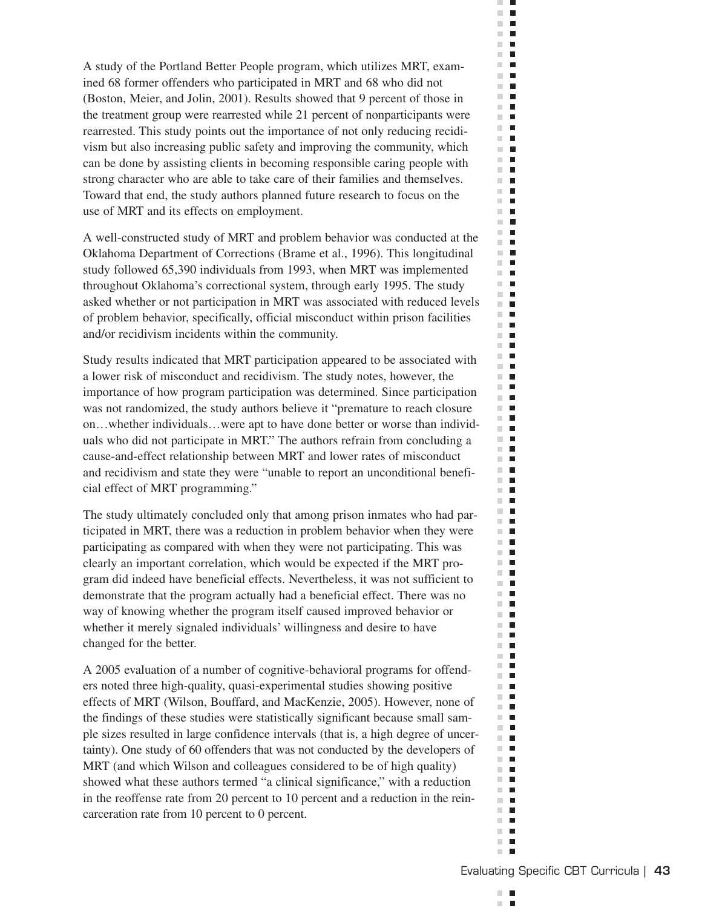A study of the Portland Better People program, which utilizes MRT, examined 68 former offenders who participated in MRT and 68 who did not (Boston, Meier, and Jolin, 2001). Results showed that 9 percent of those in the treatment group were rearrested while 21 percent of nonparticipants were rearrested. This study points out the importance of not only reducing recidivism but also increasing public safety and improving the community, which can be done by assisting clients in becoming responsible caring people with strong character who are able to take care of their families and themselves. Toward that end, the study authors planned future research to focus on the use of MRT and its effects on employment.

A well-constructed study of MRT and problem behavior was conducted at the Oklahoma Department of Corrections (Brame et al., 1996). This longitudinal study followed 65,390 individuals from 1993, when MRT was implemented throughout Oklahoma's correctional system, through early 1995. The study asked whether or not participation in MRT was associated with reduced levels of problem behavior, specifically, official misconduct within prison facilities and/or recidivism incidents within the community.

Study results indicated that MRT participation appeared to be associated with a lower risk of misconduct and recidivism. The study notes, however, the importance of how program participation was determined. Since participation was not randomized, the study authors believe it "premature to reach closure on…whether individuals…were apt to have done better or worse than individuals who did not participate in MRT." The authors refrain from concluding a cause-and-effect relationship between MRT and lower rates of misconduct and recidivism and state they were "unable to report an unconditional beneficial effect of MRT programming."

The study ultimately concluded only that among prison inmates who had participated in MRT, there was a reduction in problem behavior when they were participating as compared with when they were not participating. This was clearly an important correlation, which would be expected if the MRT program did indeed have beneficial effects. Nevertheless, it was not sufficient to demonstrate that the program actually had a beneficial effect. There was no way of knowing whether the program itself caused improved behavior or whether it merely signaled individuals' willingness and desire to have changed for the better.

A 2005 evaluation of a number of cognitive-behavioral programs for offenders noted three high-quality, quasi-experimental studies showing positive effects of MRT (Wilson, Bouffard, and MacKenzie, 2005). However, none of the findings of these studies were statistically significant because small sample sizes resulted in large confidence intervals (that is, a high degree of uncertainty). One study of 60 offenders that was not conducted by the developers of MRT (and which Wilson and colleagues considered to be of high quality) showed what these authors termed "a clinical significance," with a reduction in the reoffense rate from 20 percent to 10 percent and a reduction in the reincarceration rate from 10 percent to 0 percent.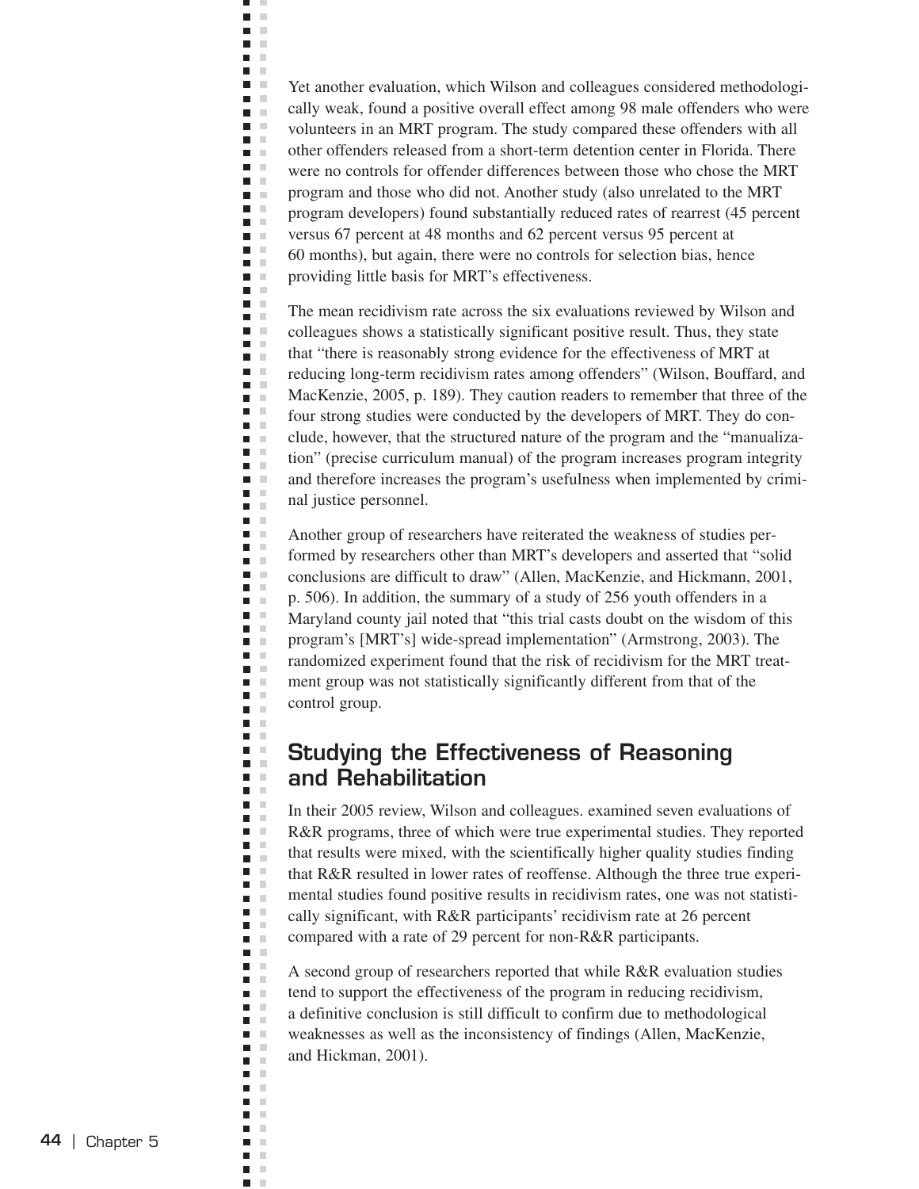Yet another evaluation, which Wilson and colleagues considered methodologically weak, found a positive overall effect among 98 male offenders who were volunteers in an MRT program. The study compared these offenders with all other offenders released from a short-term detention center in Florida. There were no controls for offender differences between those who chose the MRT program and those who did not. Another study (also unrelated to the MRT program developers) found substantially reduced rates of rearrest (45 percent versus 67 percent at 48 months and 62 percent versus 95 percent at 60 months), but again, there were no controls for selection bias, hence providing little basis for MRT's effectiveness.

The mean recidivism rate across the six evaluations reviewed by Wilson and colleagues shows a statistically significant positive result. Thus, they state that "there is reasonably strong evidence for the effectiveness of MRT at reducing long-term recidivism rates among offenders" (Wilson, Bouffard, and MacKenzie, 2005, p. 189). They caution readers to remember that three of the four strong studies were conducted by the developers of MRT. They do conclude, however, that the structured nature of the program and the "manualization" (precise curriculum manual) of the program increases program integrity and therefore increases the program's usefulness when implemented by criminal justice personnel.

Another group of researchers have reiterated the weakness of studies performed by researchers other than MRT's developers and asserted that "solid conclusions are difficult to draw" (Allen, MacKenzie, and Hickmann, 2001, p. 506). In addition, the summary of a study of 256 youth offenders in a Maryland county jail noted that "this trial casts doubt on the wisdom of this program's [MRT's] wide-spread implementation" (Armstrong, 2003). The randomized experiment found that the risk of recidivism for the MRT treatment group was not statistically significantly different from that of the control group.

## Studying the Effectiveness of Reasoning and Rehabilitation

In their 2005 review, Wilson and colleagues. examined seven evaluations of R&R programs, three of which were true experimental studies. They reported that results were mixed, with the scientifically higher quality studies finding that R&R resulted in lower rates of reoffense. Although the three true experimental studies found positive results in recidivism rates, one was not statistically significant, with R&R participants' recidivism rate at 26 percent compared with a rate of 29 percent for non-R&R participants.

A second group of researchers reported that while R&R evaluation studies tend to support the effectiveness of the program in reducing recidivism, a definitive conclusion is still difficult to confirm due to methodological weaknesses as well as the inconsistency of findings (Allen, MacKenzie, and Hickman, 2001).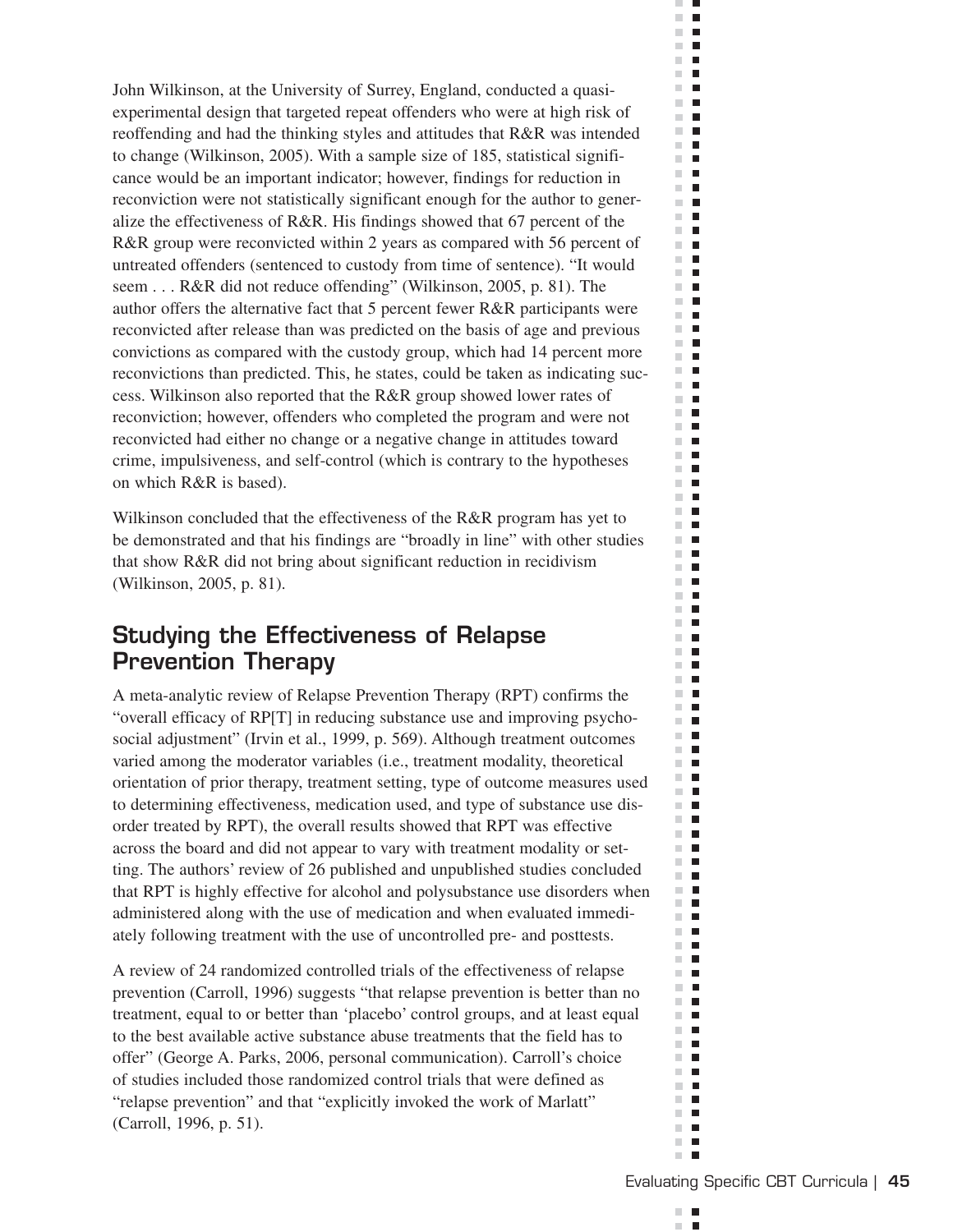John Wilkinson, at the University of Surrey, England, conducted a quasi-experimental design that targeted repeat offenders who were at high risk of reoffending and had the thinking styles and attitudes that R&R was intended to change (Wilkinson, 2005). With a sample size of 185, statistical significance would be an important indicator; however, findings for reduction in reconviction were not statistically significant enough for the author to generalize the effectiveness of R&R. His findings showed that 67 percent of the R&R group were reconvicted within 2 years as compared with 56 percent of untreated offenders (sentenced to custody from time of sentence). "It would seem . . . R&R did not reduce offending" (Wilkinson, 2005, p. 81). The author offers the alternative fact that 5 percent fewer R&R participants were reconvicted after release than was predicted on the basis of age and previous convictions as compared with the custody group, which had 14 percent more reconvictions than predicted. This, he states, could be taken as indicating success. Wilkinson also reported that the R&R group showed lower rates of reconviction; however, offenders who completed the program and were not reconvicted had either no change or a negative change in attitudes toward crime, impulsiveness, and self-control (which is contrary to the hypotheses on which R&R is based).

Wilkinson concluded that the effectiveness of the R&R program has yet to be demonstrated and that his findings are "broadly in line" with other studies that show R&R did not bring about significant reduction in recidivism (Wilkinson, 2005, p. 81).

## Studying the Effectiveness of Relapse Prevention Therapy

A meta-analytic review of Relapse Prevention Therapy (RPT) confirms the "overall efficacy of RP[T] in reducing substance use and improving psychosocial adjustment" (Irvin et al., 1999, p. 569). Although treatment outcomes varied among the moderator variables (i.e., treatment modality, theoretical orientation of prior therapy, treatment setting, type of outcome measures used to determining effectiveness, medication used, and type of substance use disorder treated by RPT), the overall results showed that RPT was effective across the board and did not appear to vary with treatment modality or setting. The authors' review of 26 published and unpublished studies concluded that RPT is highly effective for alcohol and polysubstance use disorders when administered along with the use of medication and when evaluated immediately following treatment with the use of uncontrolled pre- and posttests.

A review of 24 randomized controlled trials of the effectiveness of relapse prevention (Carroll, 1996) suggests "that relapse prevention is better than no treatment, equal to or better than 'placebo' control groups, and at least equal to the best available active substance abuse treatments that the field has to offer" (George A. Parks, 2006, personal communication). Carroll's choice of studies included those randomized control trials that were defined as "relapse prevention" and that "explicitly invoked the work of Marlatt" (Carroll, 1996, p. 51).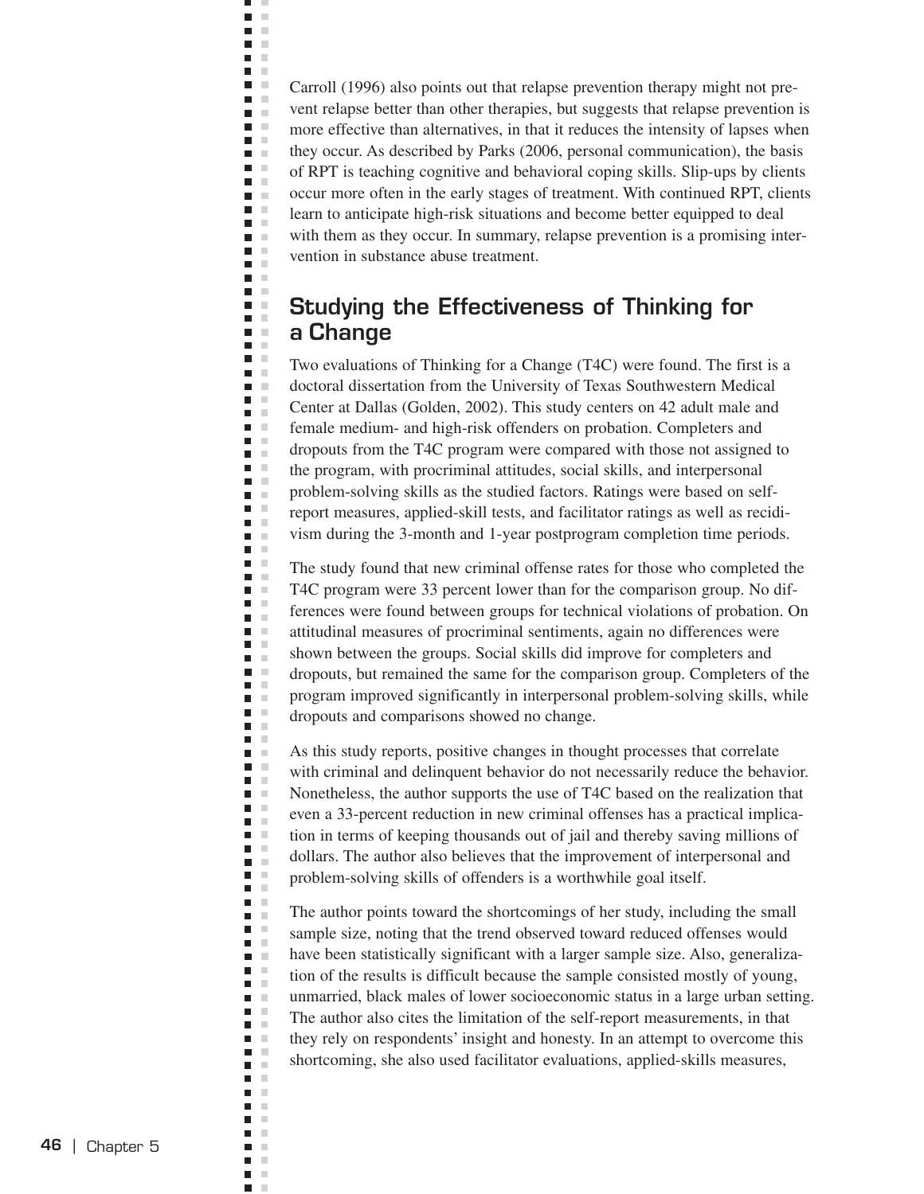Carroll (1996) also points out that relapse prevention therapy might not prevent relapse better than other therapies, but suggests that relapse prevention is more effective than alternatives, in that it reduces the intensity of lapses when they occur. As described by Parks (2006, personal communication), the basis of RPT is teaching cognitive and behavioral coping skills. Slip-ups by clients occur more often in the early stages of treatment. With continued RPT, clients learn to anticipate high-risk situations and become better equipped to deal with them as they occur. In summary, relapse prevention is a promising intervention in substance abuse treatment.

## Studying the Effectiveness of Thinking for a Change

Two evaluations of Thinking for a Change (T4C) were found. The first is a doctoral dissertation from the University of Texas Southwestern Medical Center at Dallas (Golden, 2002). This study centers on 42 adult male and female medium- and high-risk offenders on probation. Completers and dropouts from the T4C program were compared with those not assigned to the program, with procriminal attitudes, social skills, and interpersonal problem-solving skills as the studied factors. Ratings were based on self-report measures, applied-skill tests, and facilitator ratings as well as recidivism during the 3-month and 1-year postprogram completion time periods.

The study found that new criminal offense rates for those who completed the T4C program were 33 percent lower than for the comparison group. No differences were found between groups for technical violations of probation. On attitudinal measures of procriminal sentiments, again no differences were shown between the groups. Social skills did improve for completers and dropouts, but remained the same for the comparison group. Completers of the program improved significantly in interpersonal problem-solving skills, while dropouts and comparisons showed no change.

As this study reports, positive changes in thought processes that correlate with criminal and delinquent behavior do not necessarily reduce the behavior. Nonetheless, the author supports the use of T4C based on the realization that even a 33-percent reduction in new criminal offenses has a practical implication in terms of keeping thousands out of jail and thereby saving millions of dollars. The author also believes that the improvement of interpersonal and problem-solving skills of offenders is a worthwhile goal itself.

The author points toward the shortcomings of her study, including the small sample size, noting that the trend observed toward reduced offenses would have been statistically significant with a larger sample size. Also, generalization of the results is difficult because the sample consisted mostly of young, unmarried, black males of lower socioeconomic status in a large urban setting. The author also cites the limitation of the self-report measurements, in that they rely on respondents' insight and honesty. In an attempt to overcome this shortcoming, she also used facilitator evaluations, applied-skills measures,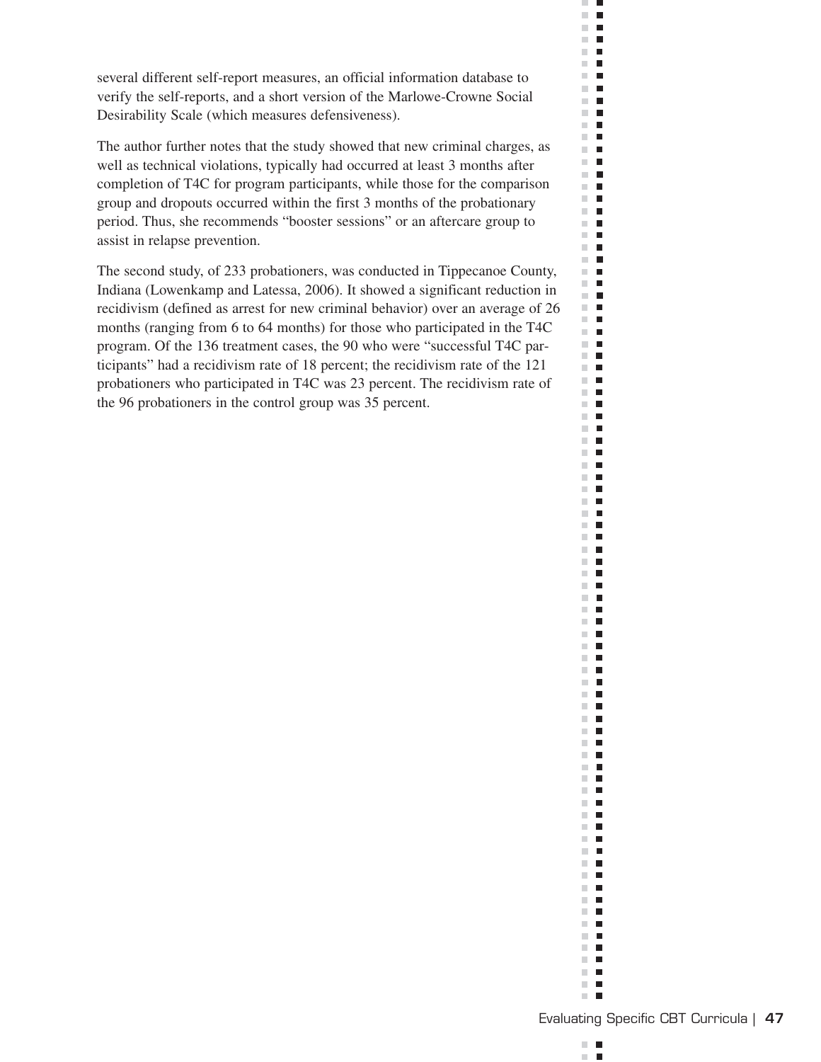several different self-report measures, an official information database to verify the self-reports, and a short version of the Marlowe-Crowne Social Desirability Scale (which measures defensiveness).

The author further notes that the study showed that new criminal charges, as well as technical violations, typically had occurred at least 3 months after completion of T4C for program participants, while those for the comparison group and dropouts occurred within the first 3 months of the probationary period. Thus, she recommends "booster sessions" or an aftercare group to assist in relapse prevention.

The second study, of 233 probationers, was conducted in Tippecanoe County, Indiana (Lowenkamp and Latessa, 2006). It showed a significant reduction in recidivism (defined as arrest for new criminal behavior) over an average of 26 months (ranging from 6 to 64 months) for those who participated in the T4C program. Of the 136 treatment cases, the 90 who were "successful T4C participants" had a recidivism rate of 18 percent; the recidivism rate of the 121 probationers who participated in T4C was 23 percent. The recidivism rate of the 96 probationers in the control group was 35 percent.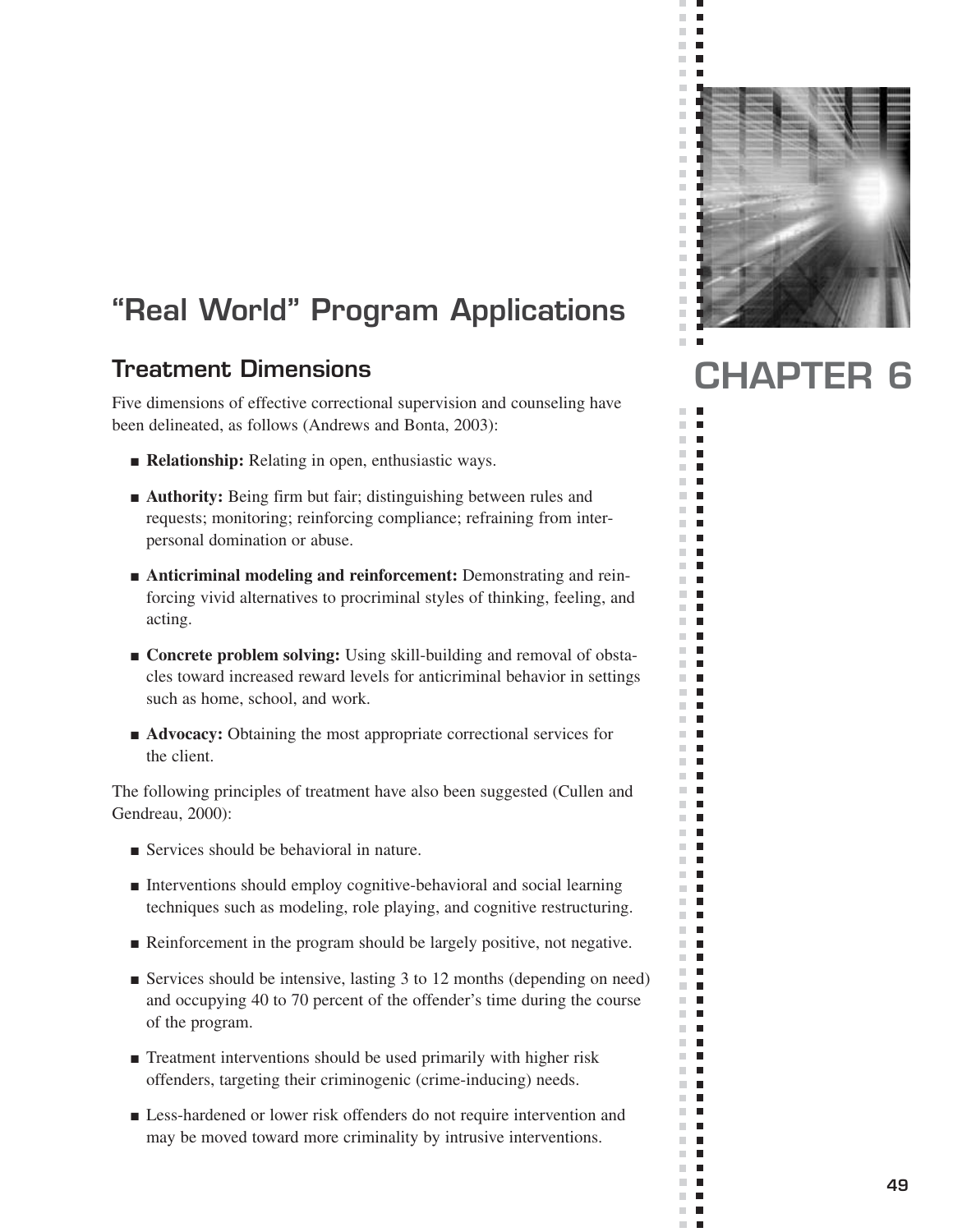# CHAPTER 6

# "Real World" Program Applications

## Treatment Dimensions

Five dimensions of effective correctional supervision and counseling have been delineated, as follows (Andrews and Bonta, 2003):

- **Relationship:** Relating in open, enthusiastic ways.
- **Authority:** Being firm but fair; distinguishing between rules and requests; monitoring; reinforcing compliance; refraining from interpersonal domination or abuse.
- **Anticriminal modeling and reinforcement:** Demonstrating and reinforcing vivid alternatives to procriminal styles of thinking, feeling, and acting.
- **Concrete problem solving:** Using skill-building and removal of obstacles toward increased reward levels for anticriminal behavior in settings such as home, school, and work.
- **Advocacy:** Obtaining the most appropriate correctional services for the client.

The following principles of treatment have also been suggested (Cullen and Gendreau, 2000):

- Services should be behavioral in nature.
- Interventions should employ cognitive-behavioral and social learning techniques such as modeling, role playing, and cognitive restructuring.
- Reinforcement in the program should be largely positive, not negative.
- Services should be intensive, lasting 3 to 12 months (depending on need) and occupying 40 to 70 percent of the offender's time during the course of the program.
- Treatment interventions should be used primarily with higher risk offenders, targeting their criminogenic (crime-inducing) needs.
- Less-hardened or lower risk offenders do not require intervention and may be moved toward more criminality by intrusive interventions.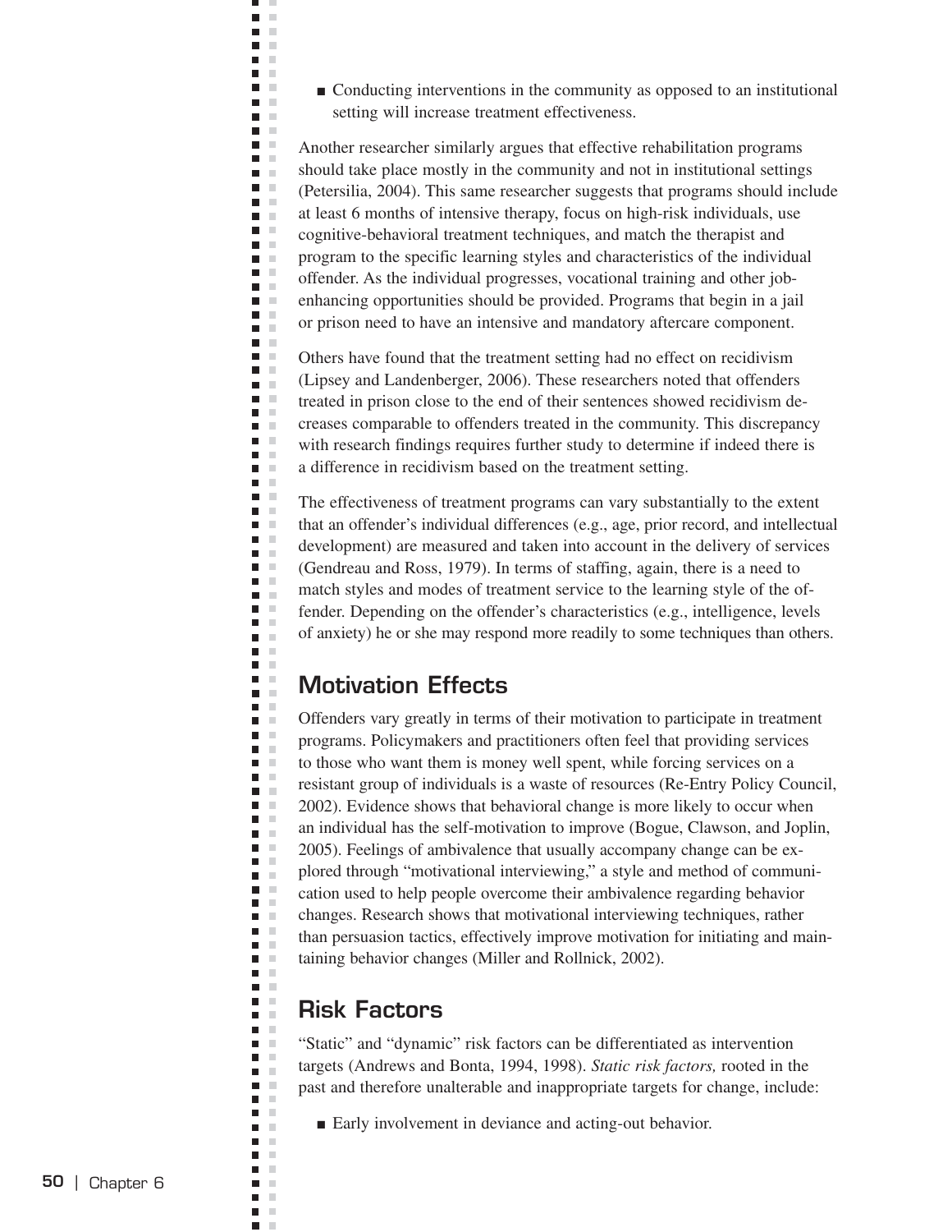- Conducting interventions in the community as opposed to an institutional setting will increase treatment effectiveness.

Another researcher similarly argues that effective rehabilitation programs should take place mostly in the community and not in institutional settings (Petersilia, 2004). This same researcher suggests that programs should include at least 6 months of intensive therapy, focus on high-risk individuals, use cognitive-behavioral treatment techniques, and match the therapist and program to the specific learning styles and characteristics of the individual offender. As the individual progresses, vocational training and other job-enhancing opportunities should be provided. Programs that begin in a jail or prison need to have an intensive and mandatory aftercare component.

Others have found that the treatment setting had no effect on recidivism (Lipsey and Landenberger, 2006). These researchers noted that offenders treated in prison close to the end of their sentences showed recidivism decreases comparable to offenders treated in the community. This discrepancy with research findings requires further study to determine if indeed there is a difference in recidivism based on the treatment setting.

The effectiveness of treatment programs can vary substantially to the extent that an offender's individual differences (e.g., age, prior record, and intellectual development) are measured and taken into account in the delivery of services (Gendreau and Ross, 1979). In terms of staffing, again, there is a need to match styles and modes of treatment service to the learning style of the offender. Depending on the offender's characteristics (e.g., intelligence, levels of anxiety) he or she may respond more readily to some techniques than others.

## Motivation Effects

Offenders vary greatly in terms of their motivation to participate in treatment programs. Policymakers and practitioners often feel that providing services to those who want them is money well spent, while forcing services on a resistant group of individuals is a waste of resources (Re-Entry Policy Council, 2002). Evidence shows that behavioral change is more likely to occur when an individual has the self-motivation to improve (Bogue, Clawson, and Joplin, 2005). Feelings of ambivalence that usually accompany change can be explored through "motivational interviewing," a style and method of communication used to help people overcome their ambivalence regarding behavior changes. Research shows that motivational interviewing techniques, rather than persuasion tactics, effectively improve motivation for initiating and maintaining behavior changes (Miller and Rollnick, 2002).

## Risk Factors

"Static" and "dynamic" risk factors can be differentiated as intervention targets (Andrews and Bonta, 1994, 1998). *Static risk factors,* rooted in the past and therefore unalterable and inappropriate targets for change, include:

- Early involvement in deviance and acting-out behavior.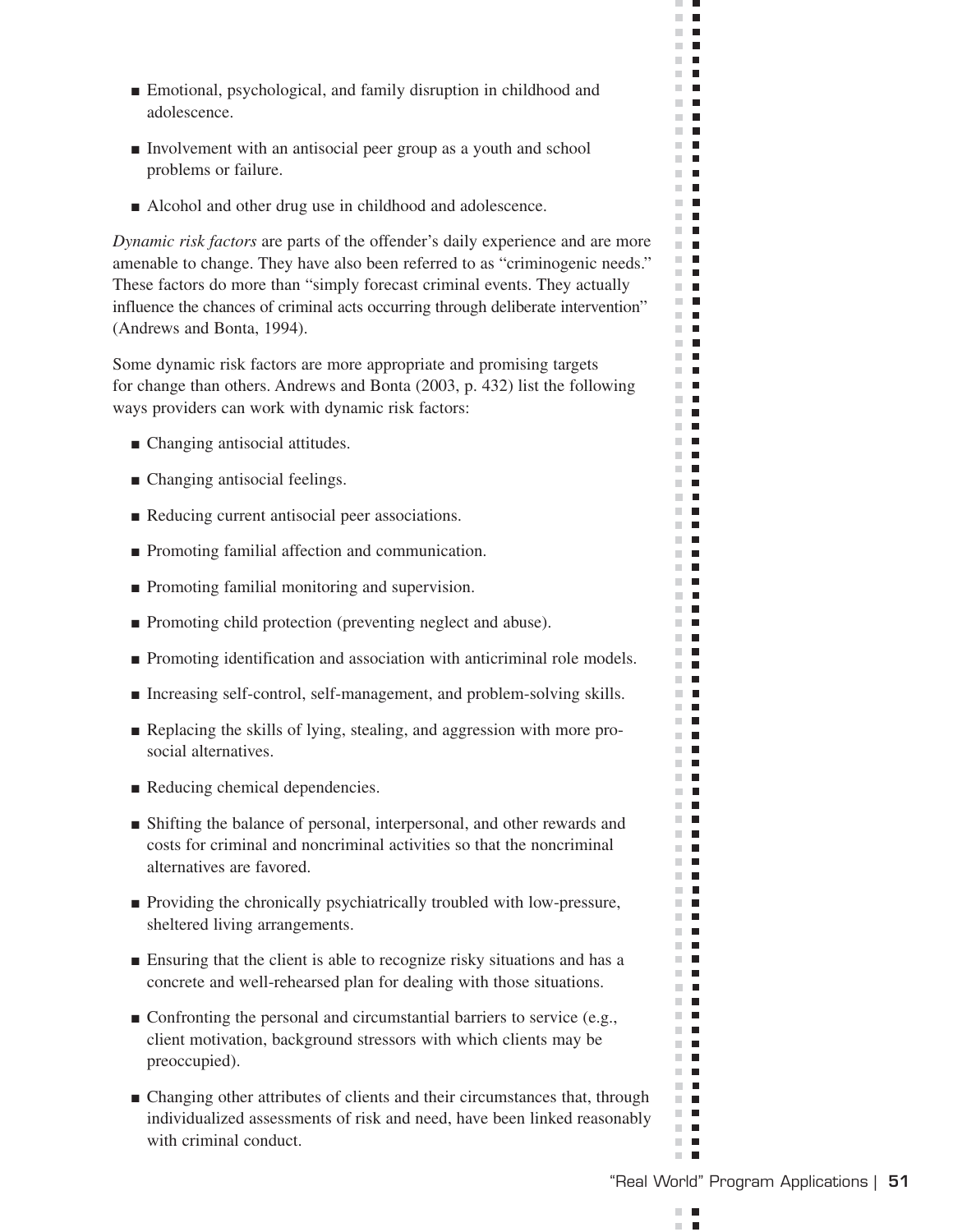- Emotional, psychological, and family disruption in childhood and adolescence.
- Involvement with an antisocial peer group as a youth and school problems or failure.
- Alcohol and other drug use in childhood and adolescence.

*Dynamic risk factors* are parts of the offender's daily experience and are more amenable to change. They have also been referred to as "criminogenic needs." These factors do more than "simply forecast criminal events. They actually influence the chances of criminal acts occurring through deliberate intervention" (Andrews and Bonta, 1994).

Some dynamic risk factors are more appropriate and promising targets for change than others. Andrews and Bonta (2003, p. 432) list the following ways providers can work with dynamic risk factors:

- Changing antisocial attitudes.
- Changing antisocial feelings.
- Reducing current antisocial peer associations.
- Promoting familial affection and communication.
- Promoting familial monitoring and supervision.
- Promoting child protection (preventing neglect and abuse).
- Promoting identification and association with anticriminal role models.
- Increasing self-control, self-management, and problem-solving skills.
- Replacing the skills of lying, stealing, and aggression with more prosocial alternatives.
- Reducing chemical dependencies.
- Shifting the balance of personal, interpersonal, and other rewards and costs for criminal and noncriminal activities so that the noncriminal alternatives are favored.
- Providing the chronically psychiatrically troubled with low-pressure, sheltered living arrangements.
- Ensuring that the client is able to recognize risky situations and has a concrete and well-rehearsed plan for dealing with those situations.
- Confronting the personal and circumstantial barriers to service (e.g., client motivation, background stressors with which clients may be preoccupied).
- Changing other attributes of clients and their circumstances that, through individualized assessments of risk and need, have been linked reasonably with criminal conduct.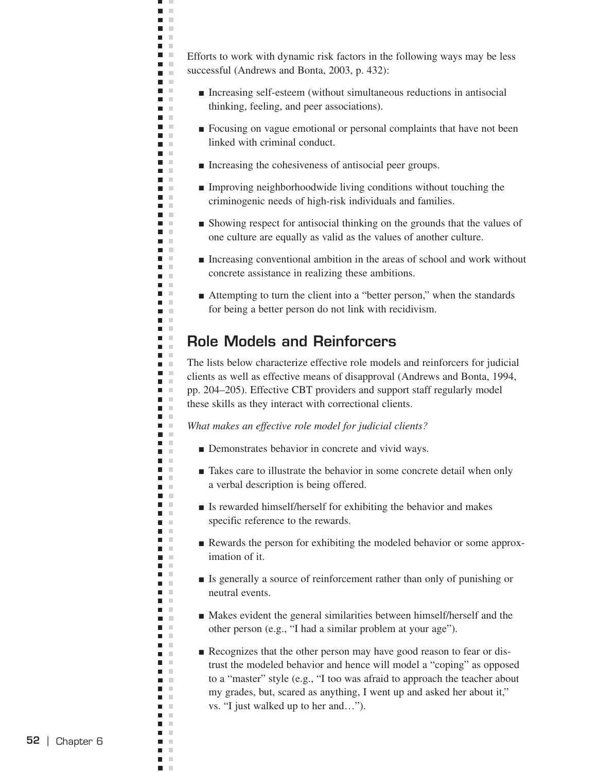Efforts to work with dynamic risk factors in the following ways may be less successful (Andrews and Bonta, 2003, p. 432):

- Increasing self-esteem (without simultaneous reductions in antisocial thinking, feeling, and peer associations).
- Focusing on vague emotional or personal complaints that have not been linked with criminal conduct.
- Increasing the cohesiveness of antisocial peer groups.
- Improving neighborhoodwide living conditions without touching the criminogenic needs of high-risk individuals and families.
- Showing respect for antisocial thinking on the grounds that the values of one culture are equally as valid as the values of another culture.
- Increasing conventional ambition in the areas of school and work without concrete assistance in realizing these ambitions.
- Attempting to turn the client into a "better person," when the standards for being a better person do not link with recidivism.

## Role Models and Reinforcers

The lists below characterize effective role models and reinforcers for judicial clients as well as effective means of disapproval (Andrews and Bonta, 1994, pp. 204–205). Effective CBT providers and support staff regularly model these skills as they interact with correctional clients.

*What makes an effective role model for judicial clients?*

- Demonstrates behavior in concrete and vivid ways.
- Takes care to illustrate the behavior in some concrete detail when only a verbal description is being offered.
- Is rewarded himself/herself for exhibiting the behavior and makes specific reference to the rewards.
- Rewards the person for exhibiting the modeled behavior or some approximation of it.
- Is generally a source of reinforcement rather than only of punishing or neutral events.
- Makes evident the general similarities between himself/herself and the other person (e.g., "I had a similar problem at your age").
- Recognizes that the other person may have good reason to fear or distrust the modeled behavior and hence will model a "coping" as opposed to a "master" style (e.g., "I too was afraid to approach the teacher about my grades, but, scared as anything, I went up and asked her about it," vs. "I just walked up to her and…").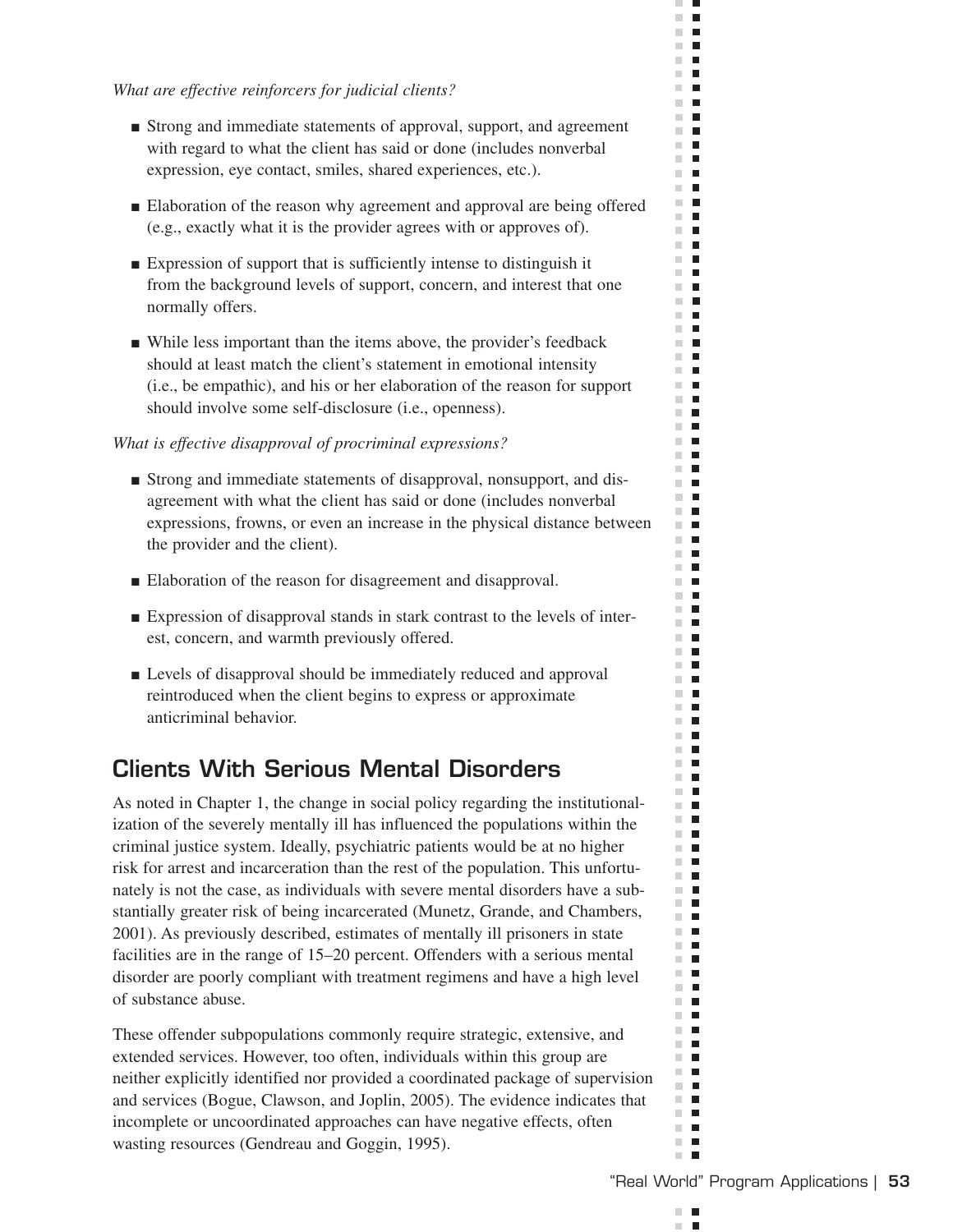*What are effective reinforcers for judicial clients?*

- Strong and immediate statements of approval, support, and agreement with regard to what the client has said or done (includes nonverbal expression, eye contact, smiles, shared experiences, etc.).
- Elaboration of the reason why agreement and approval are being offered (e.g., exactly what it is the provider agrees with or approves of).
- Expression of support that is sufficiently intense to distinguish it from the background levels of support, concern, and interest that one normally offers.
- While less important than the items above, the provider's feedback should at least match the client's statement in emotional intensity (i.e., be empathic), and his or her elaboration of the reason for support should involve some self-disclosure (i.e., openness).

*What is effective disapproval of procriminal expressions?*

- Strong and immediate statements of disapproval, nonsupport, and disagreement with what the client has said or done (includes nonverbal expressions, frowns, or even an increase in the physical distance between the provider and the client).
- Elaboration of the reason for disagreement and disapproval.
- Expression of disapproval stands in stark contrast to the levels of interest, concern, and warmth previously offered.
- Levels of disapproval should be immediately reduced and approval reintroduced when the client begins to express or approximate anticriminal behavior.

## Clients With Serious Mental Disorders

As noted in Chapter 1, the change in social policy regarding the institutionalization of the severely mentally ill has influenced the populations within the criminal justice system. Ideally, psychiatric patients would be at no higher risk for arrest and incarceration than the rest of the population. This unfortunately is not the case, as individuals with severe mental disorders have a substantially greater risk of being incarcerated (Munetz, Grande, and Chambers, 2001). As previously described, estimates of mentally ill prisoners in state facilities are in the range of 15–20 percent. Offenders with a serious mental disorder are poorly compliant with treatment regimens and have a high level of substance abuse.

These offender subpopulations commonly require strategic, extensive, and extended services. However, too often, individuals within this group are neither explicitly identified nor provided a coordinated package of supervision and services (Bogue, Clawson, and Joplin, 2005). The evidence indicates that incomplete or uncoordinated approaches can have negative effects, often wasting resources (Gendreau and Goggin, 1995).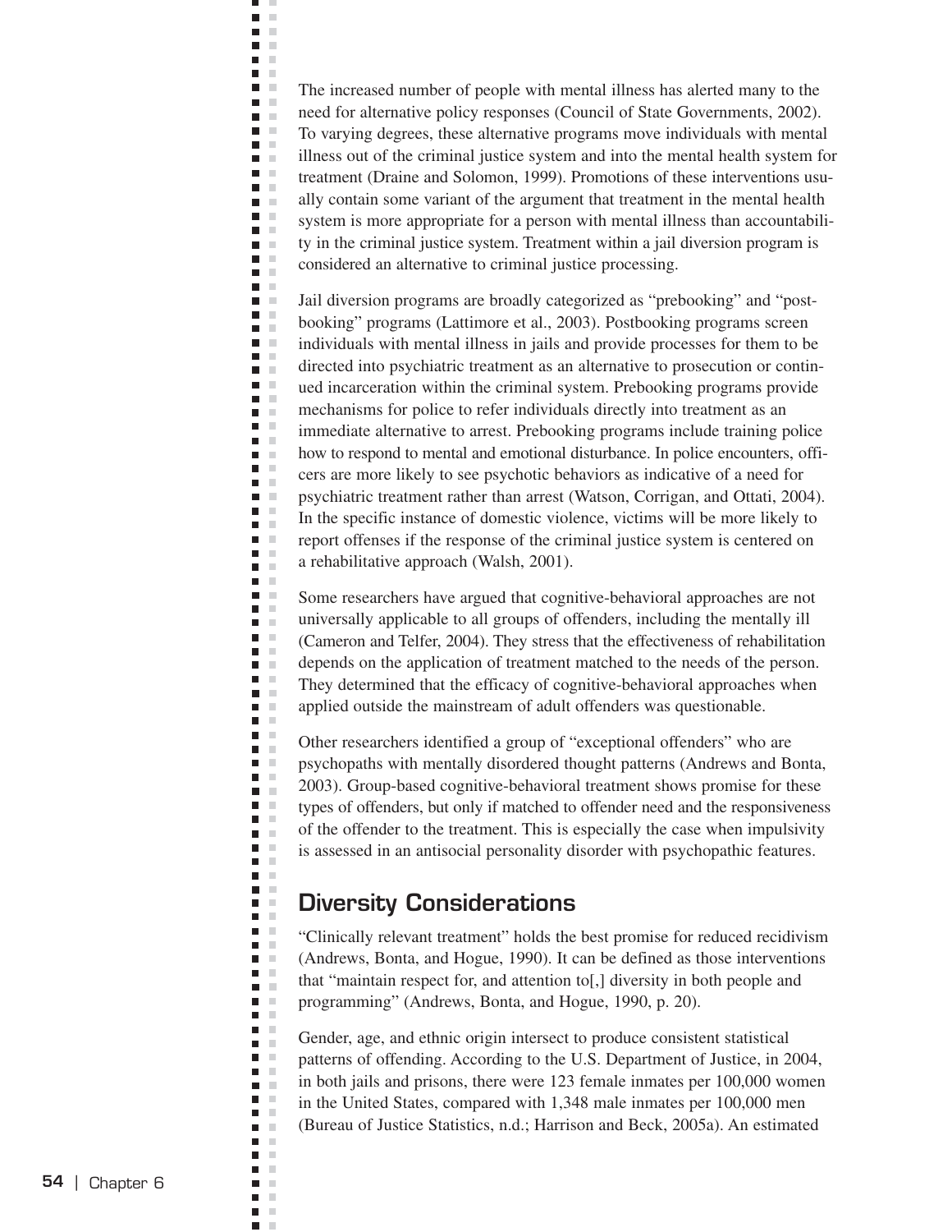The increased number of people with mental illness has alerted many to the need for alternative policy responses (Council of State Governments, 2002). To varying degrees, these alternative programs move individuals with mental illness out of the criminal justice system and into the mental health system for treatment (Draine and Solomon, 1999). Promotions of these interventions usually contain some variant of the argument that treatment in the mental health system is more appropriate for a person with mental illness than accountability in the criminal justice system. Treatment within a jail diversion program is considered an alternative to criminal justice processing.

Jail diversion programs are broadly categorized as "prebooking" and "postbooking" programs (Lattimore et al., 2003). Postbooking programs screen individuals with mental illness in jails and provide processes for them to be directed into psychiatric treatment as an alternative to prosecution or continued incarceration within the criminal system. Prebooking programs provide mechanisms for police to refer individuals directly into treatment as an immediate alternative to arrest. Prebooking programs include training police how to respond to mental and emotional disturbance. In police encounters, officers are more likely to see psychotic behaviors as indicative of a need for psychiatric treatment rather than arrest (Watson, Corrigan, and Ottati, 2004). In the specific instance of domestic violence, victims will be more likely to report offenses if the response of the criminal justice system is centered on a rehabilitative approach (Walsh, 2001).

Some researchers have argued that cognitive-behavioral approaches are not universally applicable to all groups of offenders, including the mentally ill (Cameron and Telfer, 2004). They stress that the effectiveness of rehabilitation depends on the application of treatment matched to the needs of the person. They determined that the efficacy of cognitive-behavioral approaches when applied outside the mainstream of adult offenders was questionable.

Other researchers identified a group of "exceptional offenders" who are psychopaths with mentally disordered thought patterns (Andrews and Bonta, 2003). Group-based cognitive-behavioral treatment shows promise for these types of offenders, but only if matched to offender need and the responsiveness of the offender to the treatment. This is especially the case when impulsivity is assessed in an antisocial personality disorder with psychopathic features.

## Diversity Considerations

"Clinically relevant treatment" holds the best promise for reduced recidivism (Andrews, Bonta, and Hogue, 1990). It can be defined as those interventions that "maintain respect for, and attention to[,] diversity in both people and programming" (Andrews, Bonta, and Hogue, 1990, p. 20).

Gender, age, and ethnic origin intersect to produce consistent statistical patterns of offending. According to the U.S. Department of Justice, in 2004, in both jails and prisons, there were 123 female inmates per 100,000 women in the United States, compared with 1,348 male inmates per 100,000 men (Bureau of Justice Statistics, n.d.; Harrison and Beck, 2005a). An estimated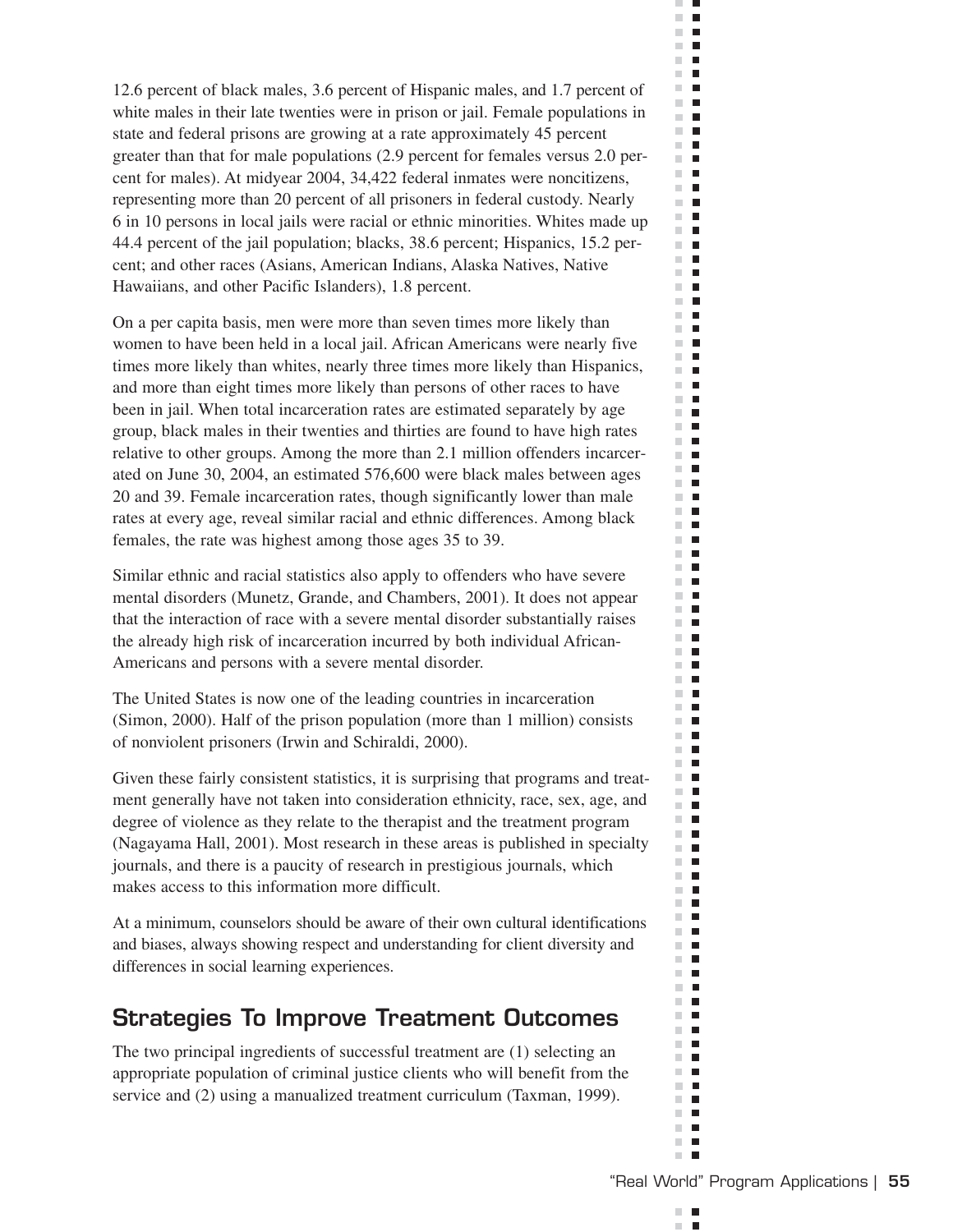12.6 percent of black males, 3.6 percent of Hispanic males, and 1.7 percent of white males in their late twenties were in prison or jail. Female populations in state and federal prisons are growing at a rate approximately 45 percent greater than that for male populations (2.9 percent for females versus 2.0 percent for males). At midyear 2004, 34,422 federal inmates were noncitizens, representing more than 20 percent of all prisoners in federal custody. Nearly 6 in 10 persons in local jails were racial or ethnic minorities. Whites made up 44.4 percent of the jail population; blacks, 38.6 percent; Hispanics, 15.2 percent; and other races (Asians, American Indians, Alaska Natives, Native Hawaiians, and other Pacific Islanders), 1.8 percent.

On a per capita basis, men were more than seven times more likely than women to have been held in a local jail. African Americans were nearly five times more likely than whites, nearly three times more likely than Hispanics, and more than eight times more likely than persons of other races to have been in jail. When total incarceration rates are estimated separately by age group, black males in their twenties and thirties are found to have high rates relative to other groups. Among the more than 2.1 million offenders incarcerated on June 30, 2004, an estimated 576,600 were black males between ages 20 and 39. Female incarceration rates, though significantly lower than male rates at every age, reveal similar racial and ethnic differences. Among black females, the rate was highest among those ages 35 to 39.

Similar ethnic and racial statistics also apply to offenders who have severe mental disorders (Munetz, Grande, and Chambers, 2001). It does not appear that the interaction of race with a severe mental disorder substantially raises the already high risk of incarceration incurred by both individual African-Americans and persons with a severe mental disorder.

The United States is now one of the leading countries in incarceration (Simon, 2000). Half of the prison population (more than 1 million) consists of nonviolent prisoners (Irwin and Schiraldi, 2000).

Given these fairly consistent statistics, it is surprising that programs and treatment generally have not taken into consideration ethnicity, race, sex, age, and degree of violence as they relate to the therapist and the treatment program (Nagayama Hall, 2001). Most research in these areas is published in specialty journals, and there is a paucity of research in prestigious journals, which makes access to this information more difficult.

At a minimum, counselors should be aware of their own cultural identifications and biases, always showing respect and understanding for client diversity and differences in social learning experiences.

## Strategies To Improve Treatment Outcomes

The two principal ingredients of successful treatment are (1) selecting an appropriate population of criminal justice clients who will benefit from the service and (2) using a manualized treatment curriculum (Taxman, 1999).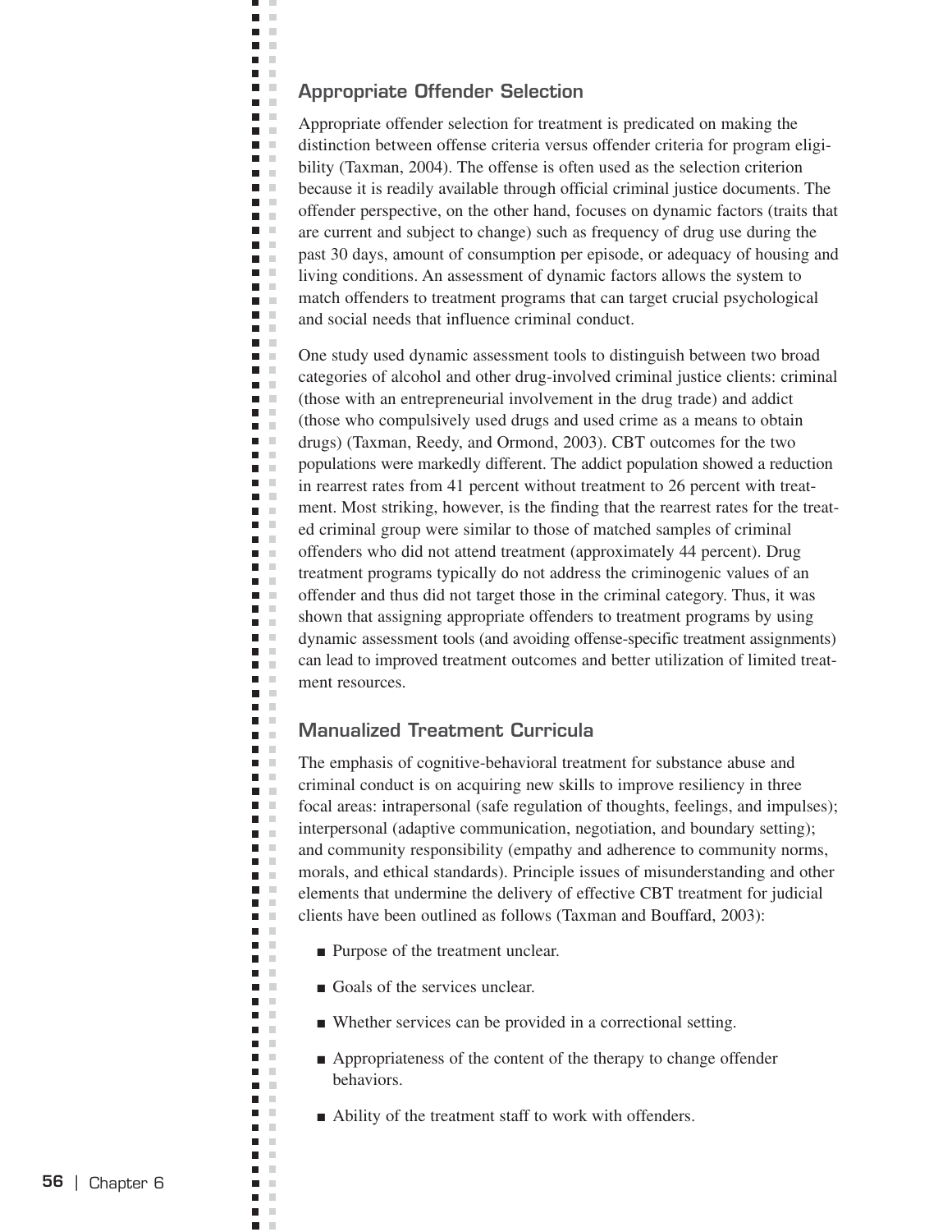## Appropriate Offender Selection

Appropriate offender selection for treatment is predicated on making the distinction between offense criteria versus offender criteria for program eligibility (Taxman, 2004). The offense is often used as the selection criterion because it is readily available through official criminal justice documents. The offender perspective, on the other hand, focuses on dynamic factors (traits that are current and subject to change) such as frequency of drug use during the past 30 days, amount of consumption per episode, or adequacy of housing and living conditions. An assessment of dynamic factors allows the system to match offenders to treatment programs that can target crucial psychological and social needs that influence criminal conduct.

One study used dynamic assessment tools to distinguish between two broad categories of alcohol and other drug-involved criminal justice clients: criminal (those with an entrepreneurial involvement in the drug trade) and addict (those who compulsively used drugs and used crime as a means to obtain drugs) (Taxman, Reedy, and Ormond, 2003). CBT outcomes for the two populations were markedly different. The addict population showed a reduction in rearrest rates from 41 percent without treatment to 26 percent with treatment. Most striking, however, is the finding that the rearrest rates for the treated criminal group were similar to those of matched samples of criminal offenders who did not attend treatment (approximately 44 percent). Drug treatment programs typically do not address the criminogenic values of an offender and thus did not target those in the criminal category. Thus, it was shown that assigning appropriate offenders to treatment programs by using dynamic assessment tools (and avoiding offense-specific treatment assignments) can lead to improved treatment outcomes and better utilization of limited treatment resources.

## Manualized Treatment Curricula

The emphasis of cognitive-behavioral treatment for substance abuse and criminal conduct is on acquiring new skills to improve resiliency in three focal areas: intrapersonal (safe regulation of thoughts, feelings, and impulses); interpersonal (adaptive communication, negotiation, and boundary setting); and community responsibility (empathy and adherence to community norms, morals, and ethical standards). Principle issues of misunderstanding and other elements that undermine the delivery of effective CBT treatment for judicial clients have been outlined as follows (Taxman and Bouffard, 2003):

- Purpose of the treatment unclear.
- Goals of the services unclear.
- Whether services can be provided in a correctional setting.
- Appropriateness of the content of the therapy to change offender behaviors.
- Ability of the treatment staff to work with offenders.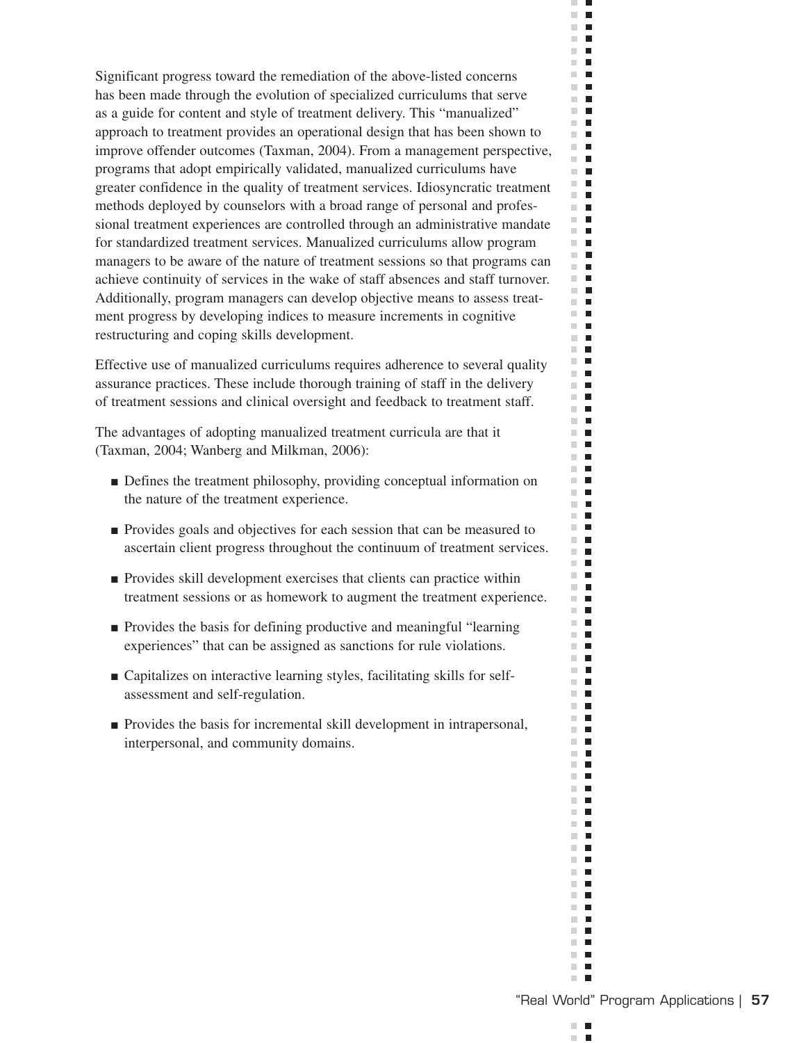Significant progress toward the remediation of the above-listed concerns has been made through the evolution of specialized curriculums that serve as a guide for content and style of treatment delivery. This "manualized" approach to treatment provides an operational design that has been shown to improve offender outcomes (Taxman, 2004). From a management perspective, programs that adopt empirically validated, manualized curriculums have greater confidence in the quality of treatment services. Idiosyncratic treatment methods deployed by counselors with a broad range of personal and professional treatment experiences are controlled through an administrative mandate for standardized treatment services. Manualized curriculums allow program managers to be aware of the nature of treatment sessions so that programs can achieve continuity of services in the wake of staff absences and staff turnover. Additionally, program managers can develop objective means to assess treatment progress by developing indices to measure increments in cognitive restructuring and coping skills development.

Effective use of manualized curriculums requires adherence to several quality assurance practices. These include thorough training of staff in the delivery of treatment sessions and clinical oversight and feedback to treatment staff.

The advantages of adopting manualized treatment curricula are that it (Taxman, 2004; Wanberg and Milkman, 2006):

- Defines the treatment philosophy, providing conceptual information on the nature of the treatment experience.
- Provides goals and objectives for each session that can be measured to ascertain client progress throughout the continuum of treatment services.
- Provides skill development exercises that clients can practice within treatment sessions or as homework to augment the treatment experience.
- Provides the basis for defining productive and meaningful "learning experiences" that can be assigned as sanctions for rule violations.
- Capitalizes on interactive learning styles, facilitating skills for self-assessment and self-regulation.
- Provides the basis for incremental skill development in intrapersonal, interpersonal, and community domains.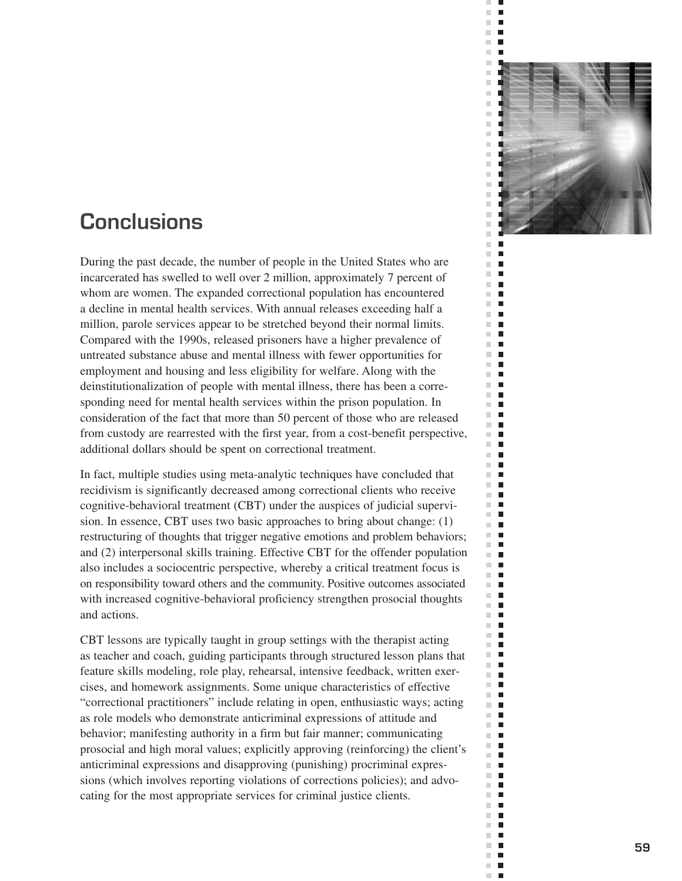# Conclusions

During the past decade, the number of people in the United States who are incarcerated has swelled to well over 2 million, approximately 7 percent of whom are women. The expanded correctional population has encountered a decline in mental health services. With annual releases exceeding half a million, parole services appear to be stretched beyond their normal limits. Compared with the 1990s, released prisoners have a higher prevalence of untreated substance abuse and mental illness with fewer opportunities for employment and housing and less eligibility for welfare. Along with the deinstitutionalization of people with mental illness, there has been a corresponding need for mental health services within the prison population. In consideration of the fact that more than 50 percent of those who are released from custody are rearrested with the first year, from a cost-benefit perspective, additional dollars should be spent on correctional treatment.

In fact, multiple studies using meta-analytic techniques have concluded that recidivism is significantly decreased among correctional clients who receive cognitive-behavioral treatment (CBT) under the auspices of judicial supervision. In essence, CBT uses two basic approaches to bring about change: (1) restructuring of thoughts that trigger negative emotions and problem behaviors; and (2) interpersonal skills training. Effective CBT for the offender population also includes a sociocentric perspective, whereby a critical treatment focus is on responsibility toward others and the community. Positive outcomes associated with increased cognitive-behavioral proficiency strengthen prosocial thoughts and actions.

CBT lessons are typically taught in group settings with the therapist acting as teacher and coach, guiding participants through structured lesson plans that feature skills modeling, role play, rehearsal, intensive feedback, written exercises, and homework assignments. Some unique characteristics of effective "correctional practitioners" include relating in open, enthusiastic ways; acting as role models who demonstrate anticriminal expressions of attitude and behavior; manifesting authority in a firm but fair manner; communicating prosocial and high moral values; explicitly approving (reinforcing) the client's anticriminal expressions and disapproving (punishing) procriminal expressions (which involves reporting violations of corrections policies); and advocating for the most appropriate services for criminal justice clients.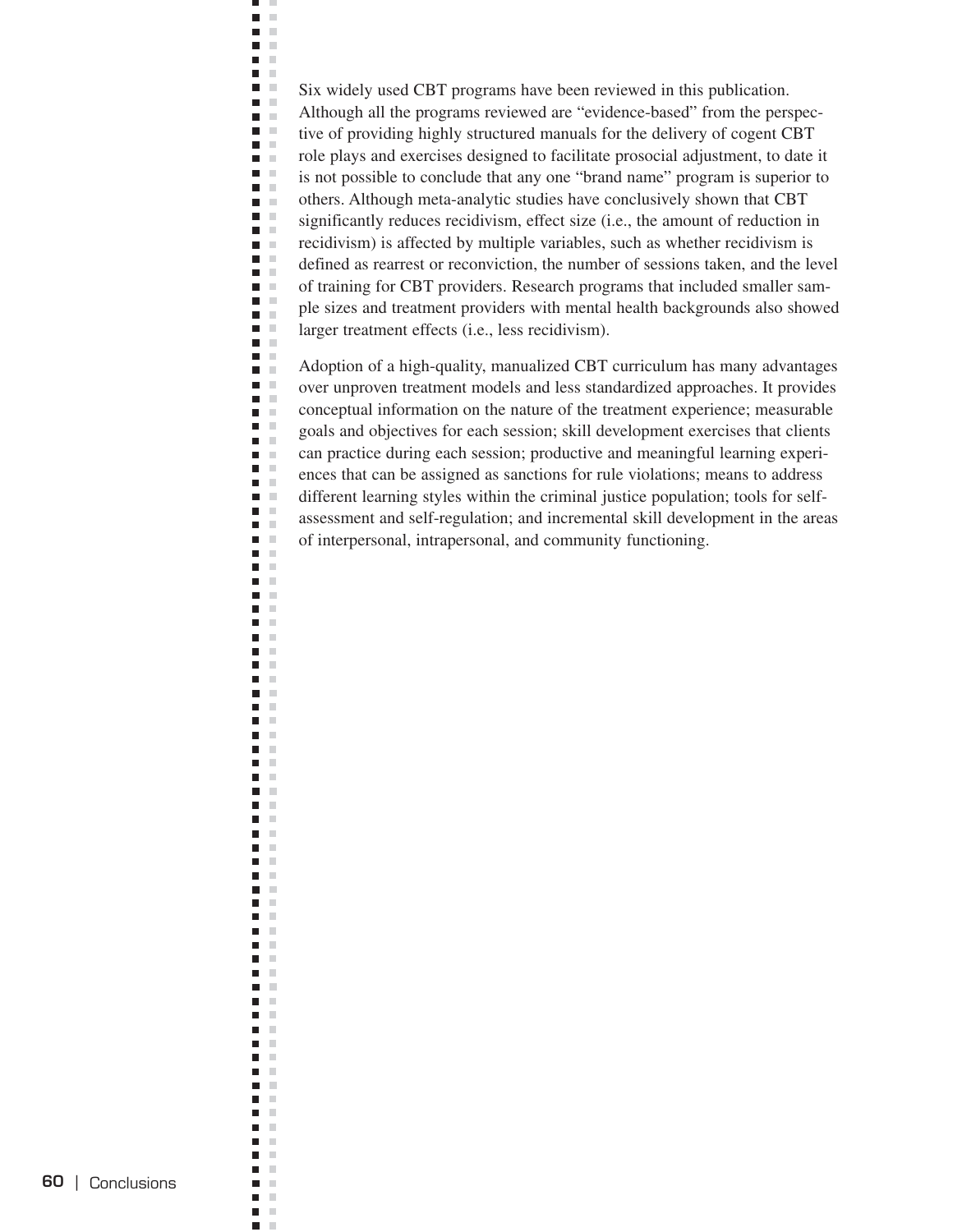Six widely used CBT programs have been reviewed in this publication. Although all the programs reviewed are "evidence-based" from the perspective of providing highly structured manuals for the delivery of cogent CBT role plays and exercises designed to facilitate prosocial adjustment, to date it is not possible to conclude that any one "brand name" program is superior to others. Although meta-analytic studies have conclusively shown that CBT significantly reduces recidivism, effect size (i.e., the amount of reduction in recidivism) is affected by multiple variables, such as whether recidivism is defined as rearrest or reconviction, the number of sessions taken, and the level of training for CBT providers. Research programs that included smaller sample sizes and treatment providers with mental health backgrounds also showed larger treatment effects (i.e., less recidivism).

Adoption of a high-quality, manualized CBT curriculum has many advantages over unproven treatment models and less standardized approaches. It provides conceptual information on the nature of the treatment experience; measurable goals and objectives for each session; skill development exercises that clients can practice during each session; productive and meaningful learning experiences that can be assigned as sanctions for rule violations; means to address different learning styles within the criminal justice population; tools for self-assessment and self-regulation; and incremental skill development in the areas of interpersonal, intrapersonal, and community functioning.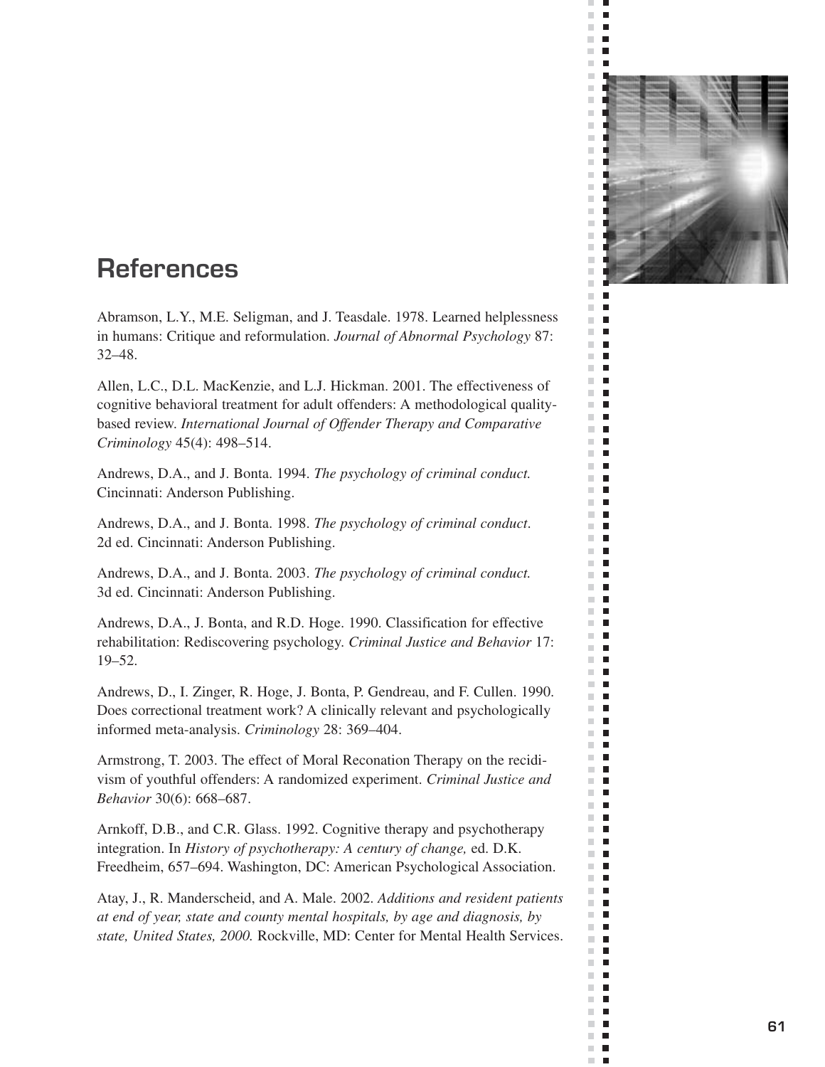# References

Abramson, L.Y., M.E. Seligman, and J. Teasdale. 1978. Learned helplessness in humans: Critique and reformulation. *Journal of Abnormal Psychology* 87: 32–48.

Allen, L.C., D.L. MacKenzie, and L.J. Hickman. 2001. The effectiveness of cognitive behavioral treatment for adult offenders: A methodological quality-based review. *International Journal of Offender Therapy and Comparative Criminology* 45(4): 498–514.

Andrews, D.A., and J. Bonta. 1994. *The psychology of criminal conduct.* Cincinnati: Anderson Publishing.

Andrews, D.A., and J. Bonta. 1998. *The psychology of criminal conduct*. 2d ed. Cincinnati: Anderson Publishing.

Andrews, D.A., and J. Bonta. 2003. *The psychology of criminal conduct.* 3d ed. Cincinnati: Anderson Publishing.

Andrews, D.A., J. Bonta, and R.D. Hoge. 1990. Classification for effective rehabilitation: Rediscovering psychology. *Criminal Justice and Behavior* 17: 19–52.

Andrews, D., I. Zinger, R. Hoge, J. Bonta, P. Gendreau, and F. Cullen. 1990. Does correctional treatment work? A clinically relevant and psychologically informed meta-analysis. *Criminology* 28: 369–404.

Armstrong, T. 2003. The effect of Moral Reconation Therapy on the recidivism of youthful offenders: A randomized experiment. *Criminal Justice and Behavior* 30(6): 668–687.

Arnkoff, D.B., and C.R. Glass. 1992. Cognitive therapy and psychotherapy integration. In *History of psychotherapy: A century of change,* ed. D.K. Freedheim, 657–694. Washington, DC: American Psychological Association.

Atay, J., R. Manderscheid, and A. Male. 2002. *Additions and resident patients at end of year, state and county mental hospitals, by age and diagnosis, by state, United States, 2000.* Rockville, MD: Center for Mental Health Services.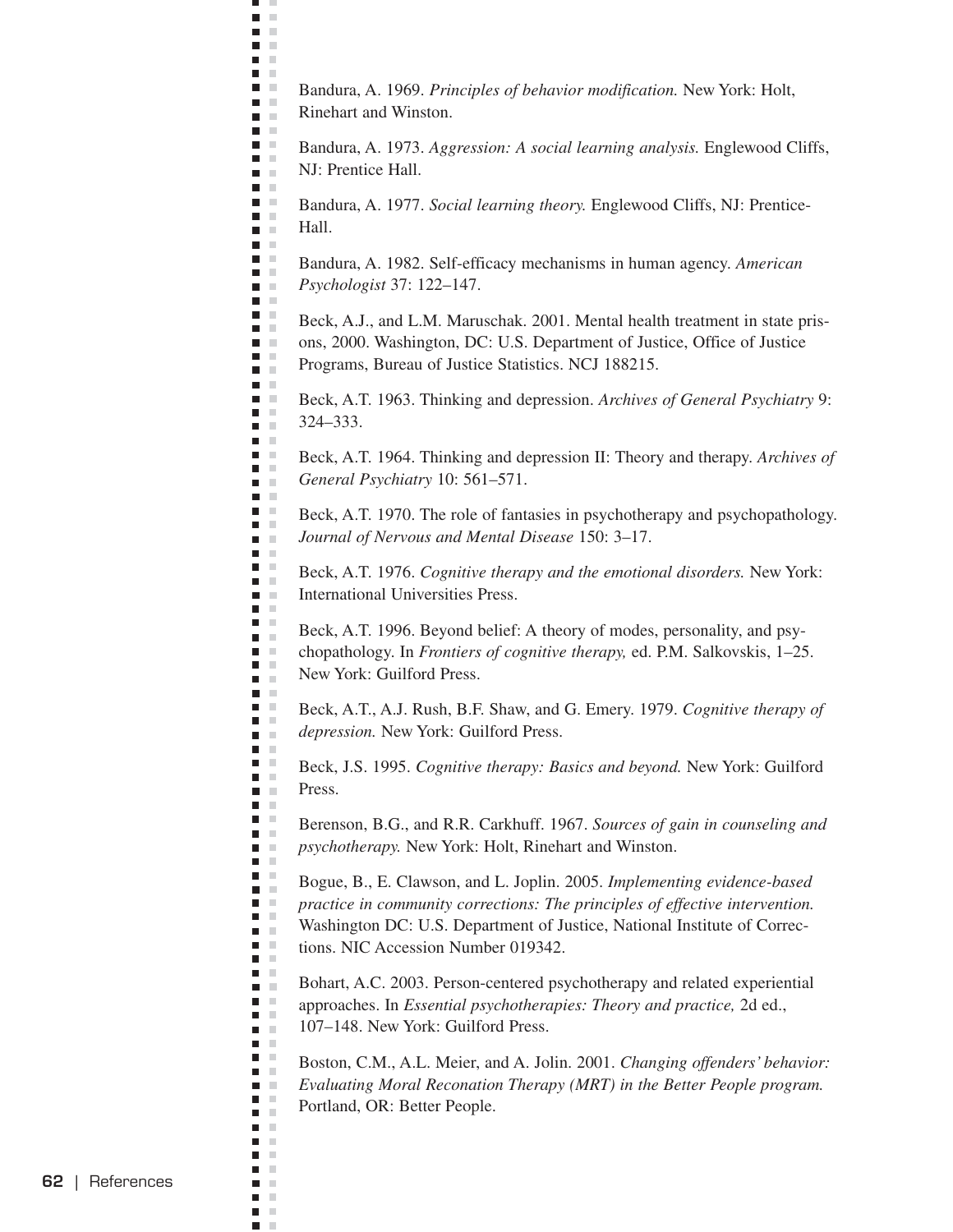Bandura, A. 1969. *Principles of behavior modification.* New York: Holt, Rinehart and Winston.

Bandura, A. 1973. *Aggression: A social learning analysis.* Englewood Cliffs, NJ: Prentice Hall.

Bandura, A. 1977. *Social learning theory.* Englewood Cliffs, NJ: Prentice-Hall.

Bandura, A. 1982. Self-efficacy mechanisms in human agency. *American Psychologist* 37: 122–147.

Beck, A.J., and L.M. Maruschak. 2001. Mental health treatment in state prisons, 2000. Washington, DC: U.S. Department of Justice, Office of Justice Programs, Bureau of Justice Statistics. NCJ 188215.

Beck, A.T. 1963. Thinking and depression. *Archives of General Psychiatry* 9: 324–333.

Beck, A.T. 1964. Thinking and depression II: Theory and therapy. *Archives of General Psychiatry* 10: 561–571.

Beck, A.T. 1970. The role of fantasies in psychotherapy and psychopathology. *Journal of Nervous and Mental Disease* 150: 3–17.

Beck, A.T. 1976. *Cognitive therapy and the emotional disorders.* New York: International Universities Press.

Beck, A.T. 1996. Beyond belief: A theory of modes, personality, and psychopathology. In *Frontiers of cognitive therapy,* ed. P.M. Salkovskis, 1–25. New York: Guilford Press.

Beck, A.T., A.J. Rush, B.F. Shaw, and G. Emery. 1979. *Cognitive therapy of depression.* New York: Guilford Press.

Beck, J.S. 1995. *Cognitive therapy: Basics and beyond.* New York: Guilford Press.

Berenson, B.G., and R.R. Carkhuff. 1967. *Sources of gain in counseling and psychotherapy.* New York: Holt, Rinehart and Winston.

Bogue, B., E. Clawson, and L. Joplin. 2005. *Implementing evidence-based practice in community corrections: The principles of effective intervention.* Washington DC: U.S. Department of Justice, National Institute of Corrections. NIC Accession Number 019342.

Bohart, A.C. 2003. Person-centered psychotherapy and related experiential approaches. In *Essential psychotherapies: Theory and practice,* 2d ed., 107–148. New York: Guilford Press.

Boston, C.M., A.L. Meier, and A. Jolin. 2001. *Changing offenders' behavior: Evaluating Moral Reconation Therapy (MRT) in the Better People program.* Portland, OR: Better People.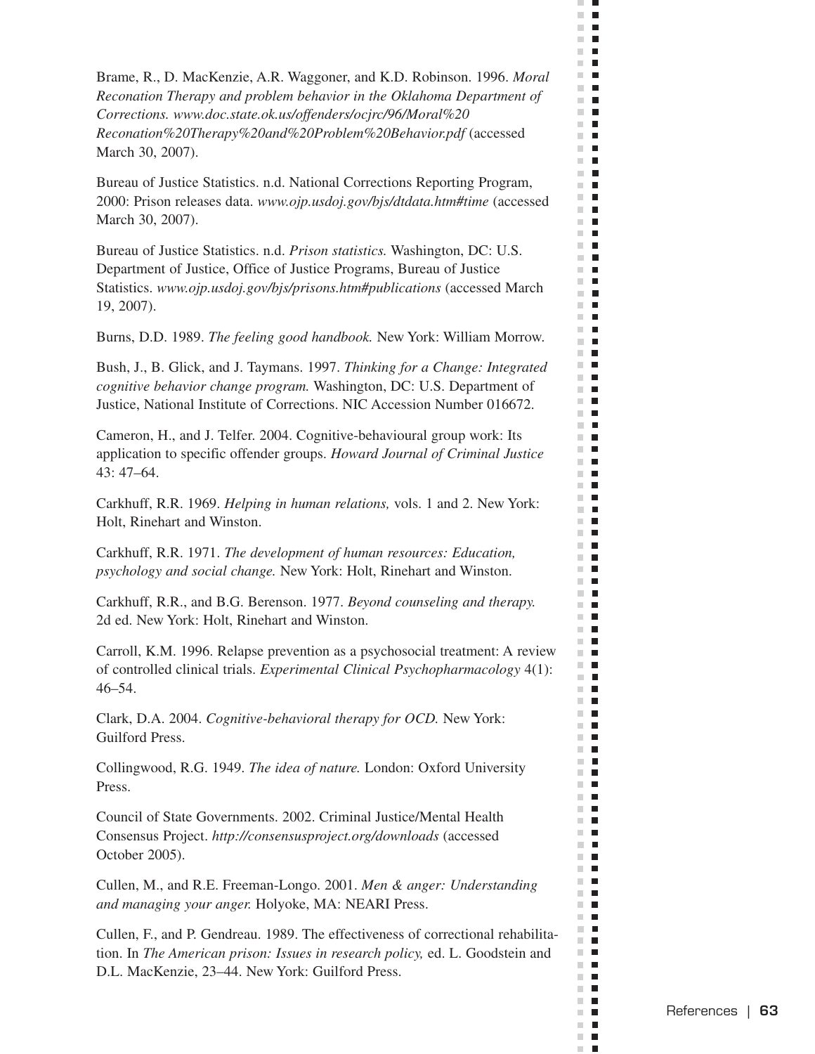Brame, R., D. MacKenzie, A.R. Waggoner, and K.D. Robinson. 1996. *Moral Reconation Therapy and problem behavior in the Oklahoma Department of Corrections. www.doc.state.ok.us/offenders/ocjrc/96/Moral%20 Reconation%20Therapy%20and%20Problem%20Behavior.pdf* (accessed March 30, 2007).

Bureau of Justice Statistics. n.d. National Corrections Reporting Program, 2000: Prison releases data. *www.ojp.usdoj.gov/bjs/dtdata.htm#time* (accessed March 30, 2007).

Bureau of Justice Statistics. n.d. *Prison statistics.* Washington, DC: U.S. Department of Justice, Office of Justice Programs, Bureau of Justice Statistics. *www.ojp.usdoj.gov/bjs/prisons.htm#publications* (accessed March 19, 2007).

Burns, D.D. 1989. *The feeling good handbook.* New York: William Morrow.

Bush, J., B. Glick, and J. Taymans. 1997. *Thinking for a Change: Integrated cognitive behavior change program.* Washington, DC: U.S. Department of Justice, National Institute of Corrections. NIC Accession Number 016672.

Cameron, H., and J. Telfer. 2004. Cognitive-behavioural group work: Its application to specific offender groups. *Howard Journal of Criminal Justice* 43: 47–64.

Carkhuff, R.R. 1969. *Helping in human relations,* vols. 1 and 2. New York: Holt, Rinehart and Winston.

Carkhuff, R.R. 1971. *The development of human resources: Education, psychology and social change.* New York: Holt, Rinehart and Winston.

Carkhuff, R.R., and B.G. Berenson. 1977. *Beyond counseling and therapy.* 2d ed. New York: Holt, Rinehart and Winston.

Carroll, K.M. 1996. Relapse prevention as a psychosocial treatment: A review of controlled clinical trials. *Experimental Clinical Psychopharmacology* 4(1): 46–54.

Clark, D.A. 2004. *Cognitive-behavioral therapy for OCD.* New York: Guilford Press.

Collingwood, R.G. 1949. *The idea of nature.* London: Oxford University Press.

Council of State Governments. 2002. Criminal Justice/Mental Health Consensus Project. *http://consensusproject.org/downloads* (accessed October 2005).

Cullen, M., and R.E. Freeman-Longo. 2001. *Men & anger: Understanding and managing your anger.* Holyoke, MA: NEARI Press.

Cullen, F., and P. Gendreau. 1989. The effectiveness of correctional rehabilitation. In *The American prison: Issues in research policy,* ed. L. Goodstein and D.L. MacKenzie, 23–44. New York: Guilford Press.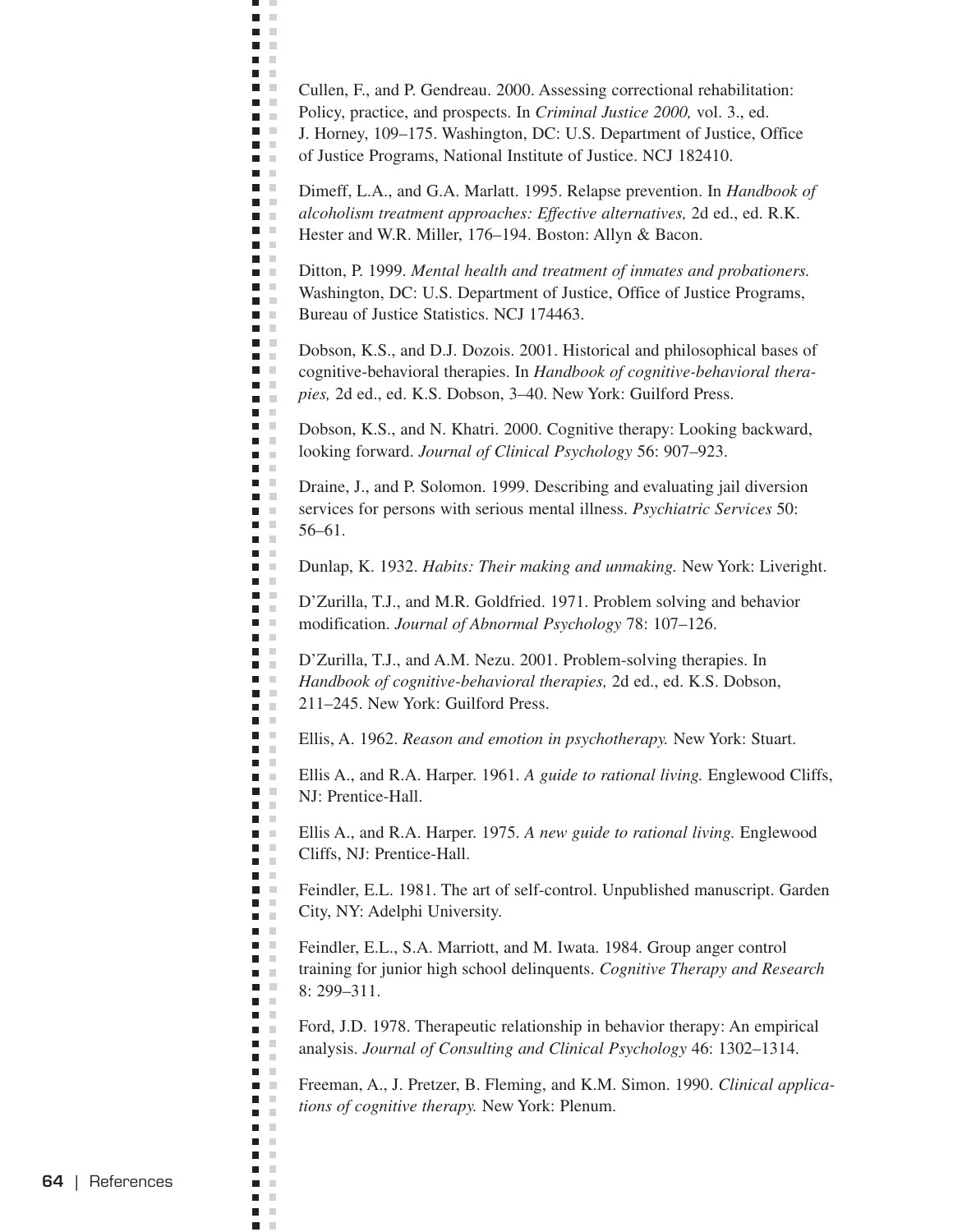Cullen, F., and P. Gendreau. 2000. Assessing correctional rehabilitation: Policy, practice, and prospects. In *Criminal Justice 2000,* vol. 3., ed. J. Horney, 109–175. Washington, DC: U.S. Department of Justice, Office of Justice Programs, National Institute of Justice. NCJ 182410.

Dimeff, L.A., and G.A. Marlatt. 1995. Relapse prevention. In *Handbook of alcoholism treatment approaches: Effective alternatives,* 2d ed., ed. R.K. Hester and W.R. Miller, 176–194. Boston: Allyn & Bacon.

Ditton, P. 1999. *Mental health and treatment of inmates and probationers.* Washington, DC: U.S. Department of Justice, Office of Justice Programs, Bureau of Justice Statistics. NCJ 174463.

Dobson, K.S., and D.J. Dozois. 2001. Historical and philosophical bases of cognitive-behavioral therapies. In *Handbook of cognitive-behavioral therapies,* 2d ed., ed. K.S. Dobson, 3–40. New York: Guilford Press.

Dobson, K.S., and N. Khatri. 2000. Cognitive therapy: Looking backward, looking forward. *Journal of Clinical Psychology* 56: 907–923.

Draine, J., and P. Solomon. 1999. Describing and evaluating jail diversion services for persons with serious mental illness. *Psychiatric Services* 50: 56–61.

Dunlap, K. 1932. *Habits: Their making and unmaking.* New York: Liveright.

D'Zurilla, T.J., and M.R. Goldfried. 1971. Problem solving and behavior modification. *Journal of Abnormal Psychology* 78: 107–126.

D'Zurilla, T.J., and A.M. Nezu. 2001. Problem-solving therapies. In *Handbook of cognitive-behavioral therapies,* 2d ed., ed. K.S. Dobson, 211–245. New York: Guilford Press.

Ellis, A. 1962. *Reason and emotion in psychotherapy.* New York: Stuart.

Ellis A., and R.A. Harper. 1961. *A guide to rational living.* Englewood Cliffs, NJ: Prentice-Hall.

Ellis A., and R.A. Harper. 1975. *A new guide to rational living.* Englewood Cliffs, NJ: Prentice-Hall.

Feindler, E.L. 1981. The art of self-control. Unpublished manuscript. Garden City, NY: Adelphi University.

Feindler, E.L., S.A. Marriott, and M. Iwata. 1984. Group anger control training for junior high school delinquents. *Cognitive Therapy and Research* 8: 299–311.

Ford, J.D. 1978. Therapeutic relationship in behavior therapy: An empirical analysis. *Journal of Consulting and Clinical Psychology* 46: 1302–1314.

Freeman, A., J. Pretzer, B. Fleming, and K.M. Simon. 1990. *Clinical applications of cognitive therapy.* New York: Plenum.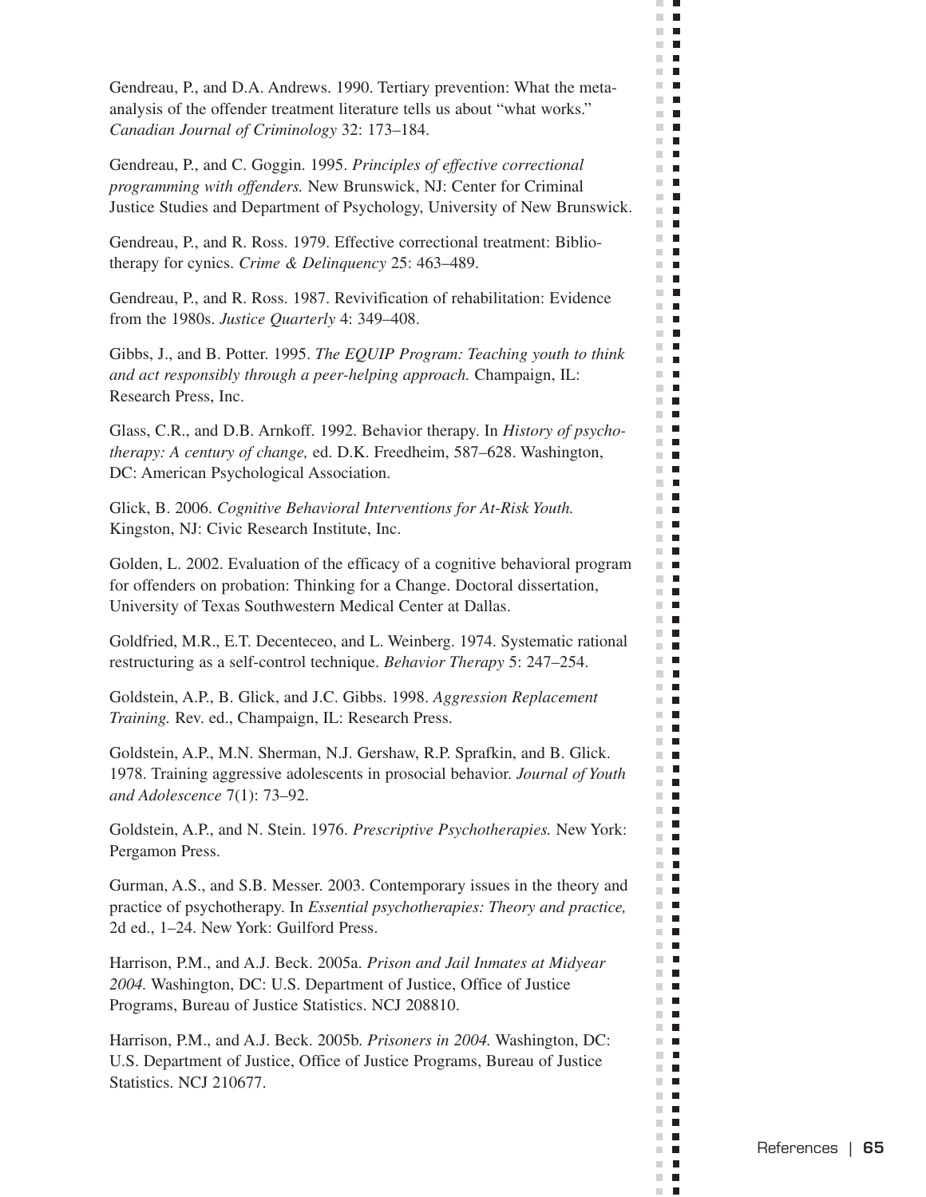Gendreau, P., and D.A. Andrews. 1990. Tertiary prevention: What the meta-analysis of the offender treatment literature tells us about "what works." *Canadian Journal of Criminology* 32: 173–184.

Gendreau, P., and C. Goggin. 1995. *Principles of effective correctional programming with offenders.* New Brunswick, NJ: Center for Criminal Justice Studies and Department of Psychology, University of New Brunswick.

Gendreau, P., and R. Ross. 1979. Effective correctional treatment: Bibliotherapy for cynics. *Crime & Delinquency* 25: 463–489.

Gendreau, P., and R. Ross. 1987. Revivification of rehabilitation: Evidence from the 1980s. *Justice Quarterly* 4: 349–408.

Gibbs, J., and B. Potter. 1995. *The EQUIP Program: Teaching youth to think and act responsibly through a peer-helping approach.* Champaign, IL: Research Press, Inc.

Glass, C.R., and D.B. Arnkoff. 1992. Behavior therapy. In *History of psychotherapy: A century of change,* ed. D.K. Freedheim, 587–628. Washington, DC: American Psychological Association.

Glick, B. 2006. *Cognitive Behavioral Interventions for At-Risk Youth.* Kingston, NJ: Civic Research Institute, Inc.

Golden, L. 2002. Evaluation of the efficacy of a cognitive behavioral program for offenders on probation: Thinking for a Change. Doctoral dissertation, University of Texas Southwestern Medical Center at Dallas.

Goldfried, M.R., E.T. Decenteceo, and L. Weinberg. 1974. Systematic rational restructuring as a self-control technique. *Behavior Therapy* 5: 247–254.

Goldstein, A.P., B. Glick, and J.C. Gibbs. 1998. *Aggression Replacement Training.* Rev. ed., Champaign, IL: Research Press.

Goldstein, A.P., M.N. Sherman, N.J. Gershaw, R.P. Sprafkin, and B. Glick. 1978. Training aggressive adolescents in prosocial behavior. *Journal of Youth and Adolescence* 7(1): 73–92.

Goldstein, A.P., and N. Stein. 1976. *Prescriptive Psychotherapies.* New York: Pergamon Press.

Gurman, A.S., and S.B. Messer. 2003. Contemporary issues in the theory and practice of psychotherapy. In *Essential psychotherapies: Theory and practice,* 2d ed., 1–24. New York: Guilford Press.

Harrison, P.M., and A.J. Beck. 2005a. *Prison and Jail Inmates at Midyear 2004.* Washington, DC: U.S. Department of Justice, Office of Justice Programs, Bureau of Justice Statistics. NCJ 208810.

Harrison, P.M., and A.J. Beck. 2005b. *Prisoners in 2004.* Washington, DC: U.S. Department of Justice, Office of Justice Programs, Bureau of Justice Statistics. NCJ 210677.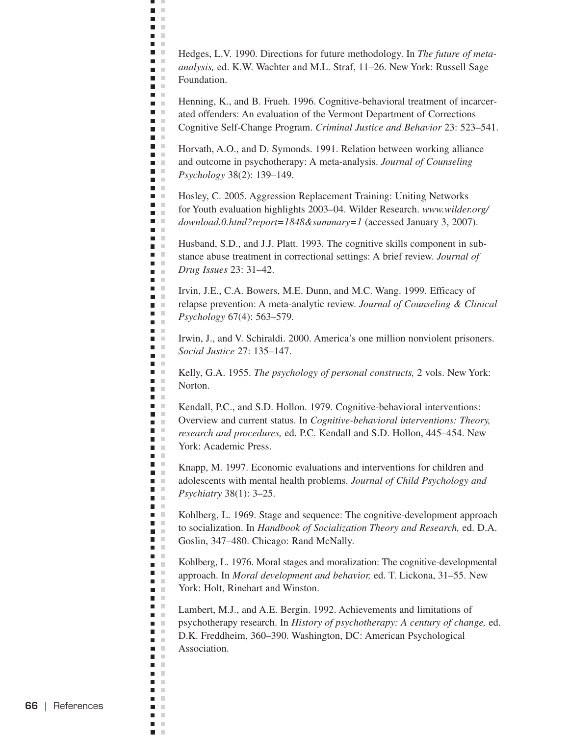Hedges, L.V. 1990. Directions for future methodology. In *The future of meta-analysis,* ed. K.W. Wachter and M.L. Straf, 11–26. New York: Russell Sage Foundation.

Henning, K., and B. Frueh. 1996. Cognitive-behavioral treatment of incarcerated offenders: An evaluation of the Vermont Department of Corrections Cognitive Self-Change Program. *Criminal Justice and Behavior* 23: 523–541.

Horvath, A.O., and D. Symonds. 1991. Relation between working alliance and outcome in psychotherapy: A meta-analysis. *Journal of Counseling Psychology* 38(2): 139–149.

Hosley, C. 2005. Aggression Replacement Training: Uniting Networks for Youth evaluation highlights 2003–04. Wilder Research. *www.wilder.org/download.0.html?report=1848&summary=1* (accessed January 3, 2007).

Husband, S.D., and J.J. Platt. 1993. The cognitive skills component in substance abuse treatment in correctional settings: A brief review. *Journal of Drug Issues* 23: 31–42.

Irvin, J.E., C.A. Bowers, M.E. Dunn, and M.C. Wang. 1999. Efficacy of relapse prevention: A meta-analytic review. *Journal of Counseling & Clinical Psychology* 67(4): 563–579.

Irwin, J., and V. Schiraldi. 2000. America's one million nonviolent prisoners. *Social Justice* 27: 135–147.

Kelly, G.A. 1955. *The psychology of personal constructs,* 2 vols. New York: Norton.

Kendall, P.C., and S.D. Hollon. 1979. Cognitive-behavioral interventions: Overview and current status. In *Cognitive-behavioral interventions: Theory, research and procedures,* ed. P.C. Kendall and S.D. Hollon, 445–454. New York: Academic Press.

Knapp, M. 1997. Economic evaluations and interventions for children and adolescents with mental health problems. *Journal of Child Psychology and Psychiatry* 38(1): 3–25.

Kohlberg, L. 1969. Stage and sequence: The cognitive-development approach to socialization. In *Handbook of Socialization Theory and Research,* ed. D.A. Goslin, 347–480. Chicago: Rand McNally.

Kohlberg, L. 1976. Moral stages and moralization: The cognitive-developmental approach. In *Moral development and behavior,* ed. T. Lickona, 31–55. New York: Holt, Rinehart and Winston.

Lambert, M.J., and A.E. Bergin. 1992. Achievements and limitations of psychotherapy research. In *History of psychotherapy: A century of change,* ed. D.K. Freddheim, 360–390. Washington, DC: American Psychological Association.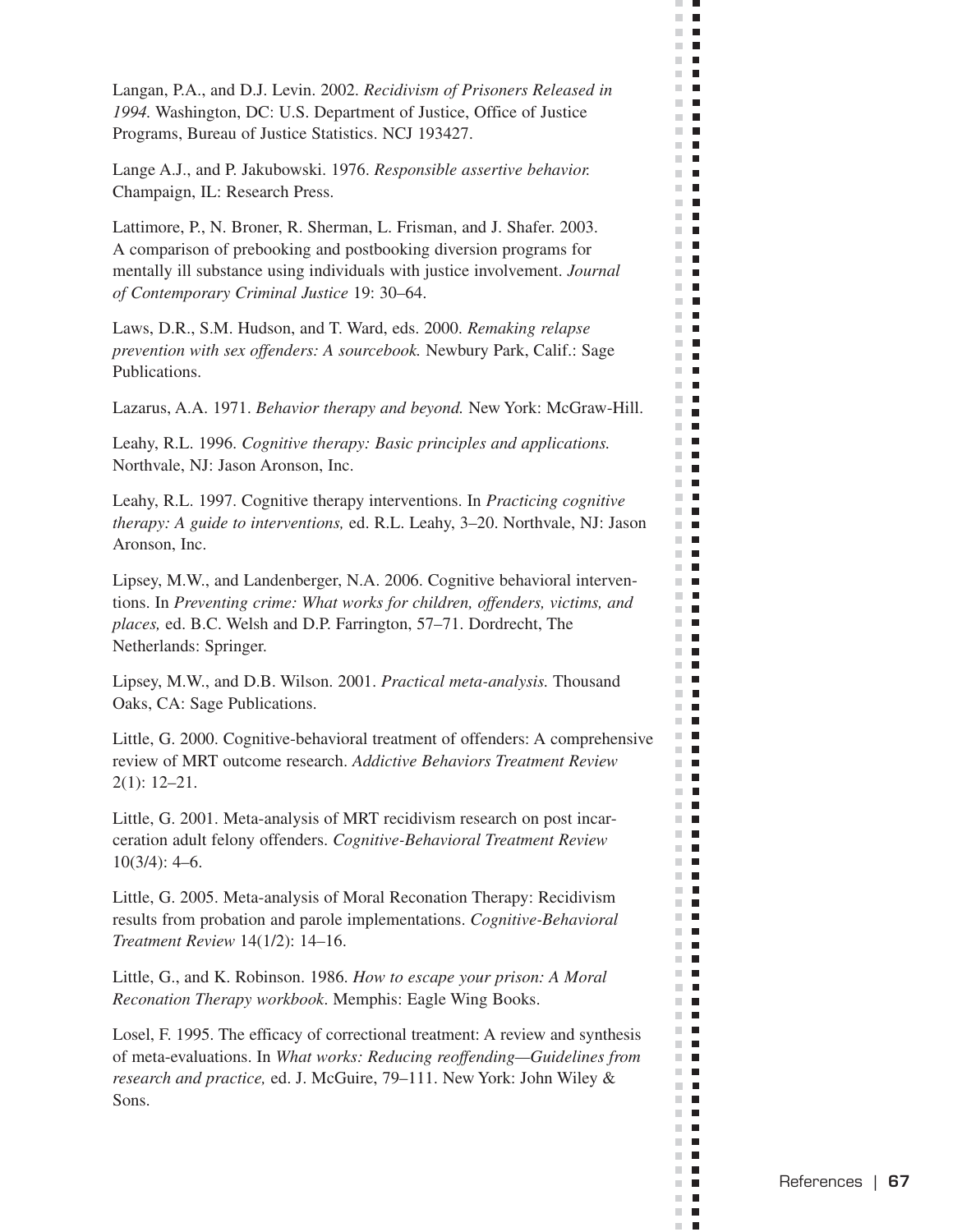Langan, P.A., and D.J. Levin. 2002. *Recidivism of Prisoners Released in 1994.* Washington, DC: U.S. Department of Justice, Office of Justice Programs, Bureau of Justice Statistics. NCJ 193427.

Lange A.J., and P. Jakubowski. 1976. *Responsible assertive behavior.* Champaign, IL: Research Press.

Lattimore, P., N. Broner, R. Sherman, L. Frisman, and J. Shafer. 2003. A comparison of prebooking and postbooking diversion programs for mentally ill substance using individuals with justice involvement. *Journal of Contemporary Criminal Justice* 19: 30–64.

Laws, D.R., S.M. Hudson, and T. Ward, eds. 2000. *Remaking relapse prevention with sex offenders: A sourcebook.* Newbury Park, Calif.: Sage Publications.

Lazarus, A.A. 1971. *Behavior therapy and beyond.* New York: McGraw-Hill.

Leahy, R.L. 1996. *Cognitive therapy: Basic principles and applications.* Northvale, NJ: Jason Aronson, Inc.

Leahy, R.L. 1997. Cognitive therapy interventions. In *Practicing cognitive therapy: A guide to interventions,* ed. R.L. Leahy, 3–20. Northvale, NJ: Jason Aronson, Inc.

Lipsey, M.W., and Landenberger, N.A. 2006. Cognitive behavioral interventions. In *Preventing crime: What works for children, offenders, victims, and places,* ed. B.C. Welsh and D.P. Farrington, 57–71. Dordrecht, The Netherlands: Springer.

Lipsey, M.W., and D.B. Wilson. 2001. *Practical meta-analysis.* Thousand Oaks, CA: Sage Publications.

Little, G. 2000. Cognitive-behavioral treatment of offenders: A comprehensive review of MRT outcome research. *Addictive Behaviors Treatment Review* 2(1): 12–21.

Little, G. 2001. Meta-analysis of MRT recidivism research on post incarceration adult felony offenders. *Cognitive-Behavioral Treatment Review* 10(3/4): 4–6.

Little, G. 2005. Meta-analysis of Moral Reconation Therapy: Recidivism results from probation and parole implementations. *Cognitive-Behavioral Treatment Review* 14(1/2): 14–16.

Little, G., and K. Robinson. 1986. *How to escape your prison: A Moral Reconation Therapy workbook*. Memphis: Eagle Wing Books.

Losel, F. 1995. The efficacy of correctional treatment: A review and synthesis of meta-evaluations. In *What works: Reducing reoffending—Guidelines from research and practice,* ed. J. McGuire, 79–111. New York: John Wiley & Sons.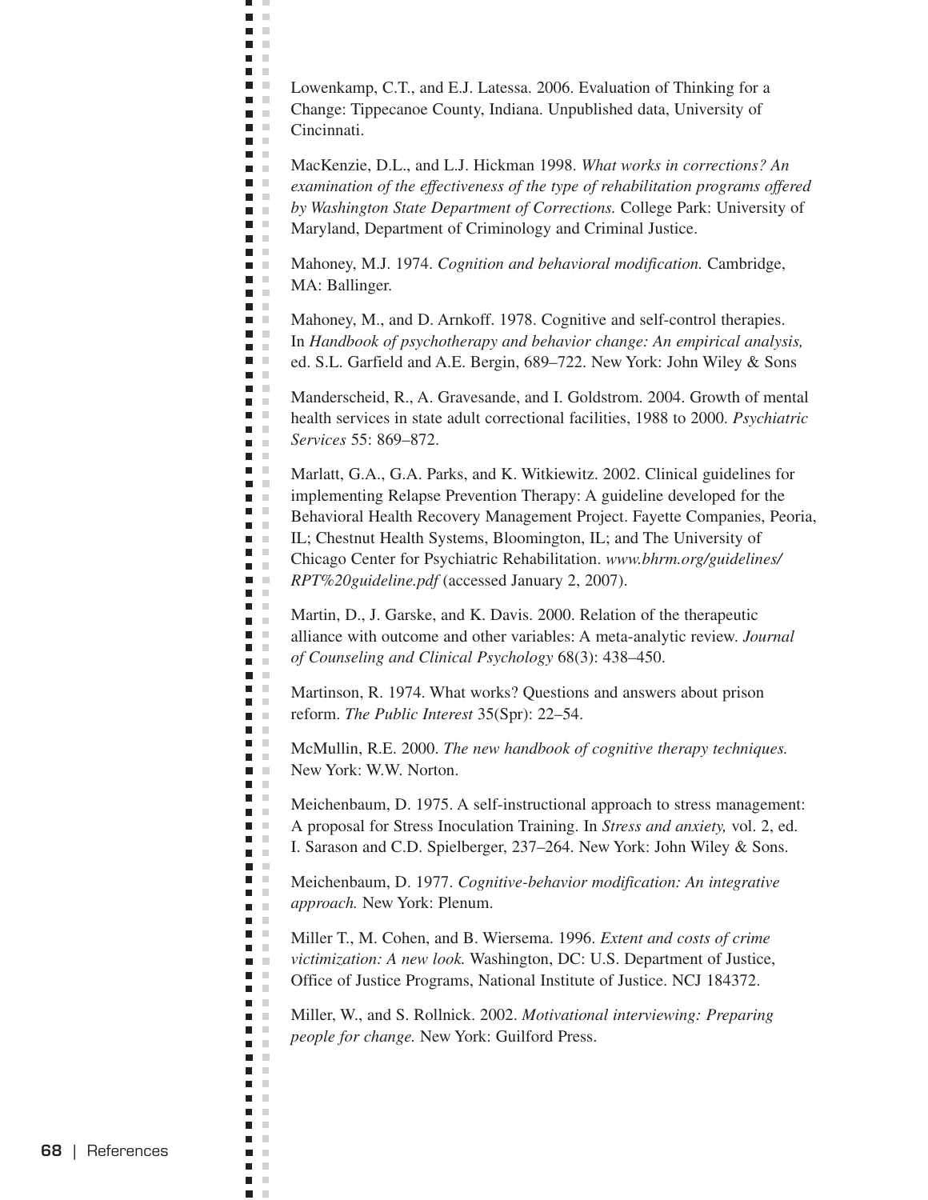Lowenkamp, C.T., and E.J. Latessa. 2006. Evaluation of Thinking for a Change: Tippecanoe County, Indiana. Unpublished data, University of Cincinnati.

MacKenzie, D.L., and L.J. Hickman 1998. *What works in corrections? An examination of the effectiveness of the type of rehabilitation programs offered by Washington State Department of Corrections.* College Park: University of Maryland, Department of Criminology and Criminal Justice.

Mahoney, M.J. 1974. *Cognition and behavioral modification.* Cambridge, MA: Ballinger.

Mahoney, M., and D. Arnkoff. 1978. Cognitive and self-control therapies. In *Handbook of psychotherapy and behavior change: An empirical analysis,* ed. S.L. Garfield and A.E. Bergin, 689–722. New York: John Wiley & Sons

Manderscheid, R., A. Gravesande, and I. Goldstrom. 2004. Growth of mental health services in state adult correctional facilities, 1988 to 2000. *Psychiatric Services* 55: 869–872.

Marlatt, G.A., G.A. Parks, and K. Witkiewitz. 2002. Clinical guidelines for implementing Relapse Prevention Therapy: A guideline developed for the Behavioral Health Recovery Management Project. Fayette Companies, Peoria, IL; Chestnut Health Systems, Bloomington, IL; and The University of Chicago Center for Psychiatric Rehabilitation. *www.bhrm.org/guidelines/RPT%20guideline.pdf* (accessed January 2, 2007).

Martin, D., J. Garske, and K. Davis. 2000. Relation of the therapeutic alliance with outcome and other variables: A meta-analytic review. *Journal of Counseling and Clinical Psychology* 68(3): 438–450.

Martinson, R. 1974. What works? Questions and answers about prison reform. *The Public Interest* 35(Spr): 22–54.

McMullin, R.E. 2000. *The new handbook of cognitive therapy techniques.* New York: W.W. Norton.

Meichenbaum, D. 1975. A self-instructional approach to stress management: A proposal for Stress Inoculation Training. In *Stress and anxiety,* vol. 2, ed. I. Sarason and C.D. Spielberger, 237–264. New York: John Wiley & Sons.

Meichenbaum, D. 1977. *Cognitive-behavior modification: An integrative approach.* New York: Plenum.

Miller T., M. Cohen, and B. Wiersema. 1996. *Extent and costs of crime victimization: A new look.* Washington, DC: U.S. Department of Justice, Office of Justice Programs, National Institute of Justice. NCJ 184372.

Miller, W., and S. Rollnick. 2002. *Motivational interviewing: Preparing people for change.* New York: Guilford Press.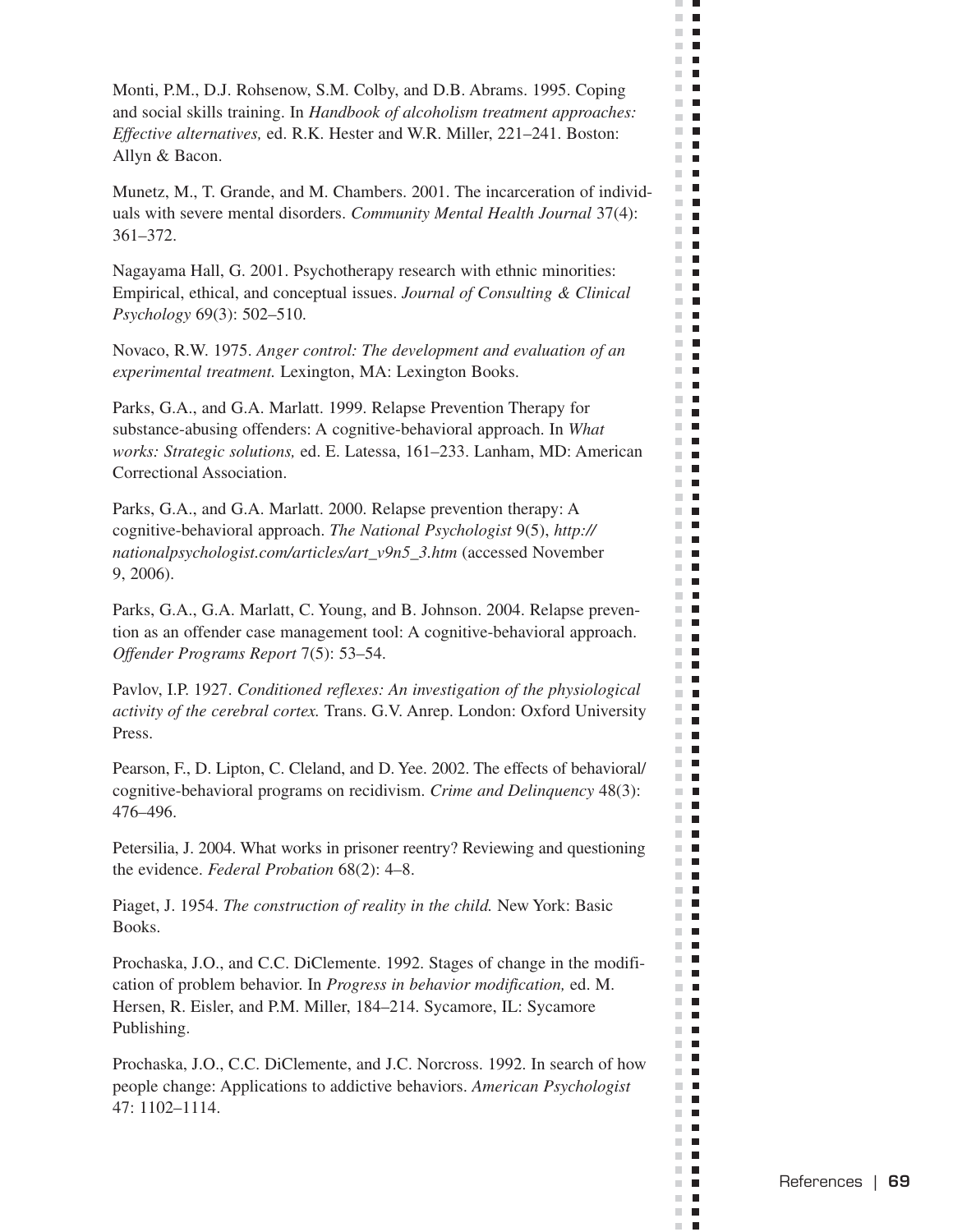Monti, P.M., D.J. Rohsenow, S.M. Colby, and D.B. Abrams. 1995. Coping and social skills training. In *Handbook of alcoholism treatment approaches: Effective alternatives,* ed. R.K. Hester and W.R. Miller, 221–241. Boston: Allyn & Bacon.

Munetz, M., T. Grande, and M. Chambers. 2001. The incarceration of individuals with severe mental disorders. *Community Mental Health Journal* 37(4): 361–372.

Nagayama Hall, G. 2001. Psychotherapy research with ethnic minorities: Empirical, ethical, and conceptual issues. *Journal of Consulting & Clinical Psychology* 69(3): 502–510.

Novaco, R.W. 1975. *Anger control: The development and evaluation of an experimental treatment.* Lexington, MA: Lexington Books.

Parks, G.A., and G.A. Marlatt. 1999. Relapse Prevention Therapy for substance-abusing offenders: A cognitive-behavioral approach. In *What works: Strategic solutions,* ed. E. Latessa, 161–233. Lanham, MD: American Correctional Association.

Parks, G.A., and G.A. Marlatt. 2000. Relapse prevention therapy: A cognitive-behavioral approach. *The National Psychologist* 9(5), *http://nationalpsychologist.com/articles/art_v9n5_3.htm* (accessed November 9, 2006).

Parks, G.A., G.A. Marlatt, C. Young, and B. Johnson. 2004. Relapse prevention as an offender case management tool: A cognitive-behavioral approach. *Offender Programs Report* 7(5): 53–54.

Pavlov, I.P. 1927. *Conditioned reflexes: An investigation of the physiological activity of the cerebral cortex.* Trans. G.V. Anrep. London: Oxford University Press.

Pearson, F., D. Lipton, C. Cleland, and D. Yee. 2002. The effects of behavioral/cognitive-behavioral programs on recidivism. *Crime and Delinquency* 48(3): 476–496.

Petersilia, J. 2004. What works in prisoner reentry? Reviewing and questioning the evidence. *Federal Probation* 68(2): 4–8.

Piaget, J. 1954. *The construction of reality in the child.* New York: Basic Books.

Prochaska, J.O., and C.C. DiClemente. 1992. Stages of change in the modification of problem behavior. In *Progress in behavior modification,* ed. M. Hersen, R. Eisler, and P.M. Miller, 184–214. Sycamore, IL: Sycamore Publishing.

Prochaska, J.O., C.C. DiClemente, and J.C. Norcross. 1992. In search of how people change: Applications to addictive behaviors. *American Psychologist* 47: 1102–1114.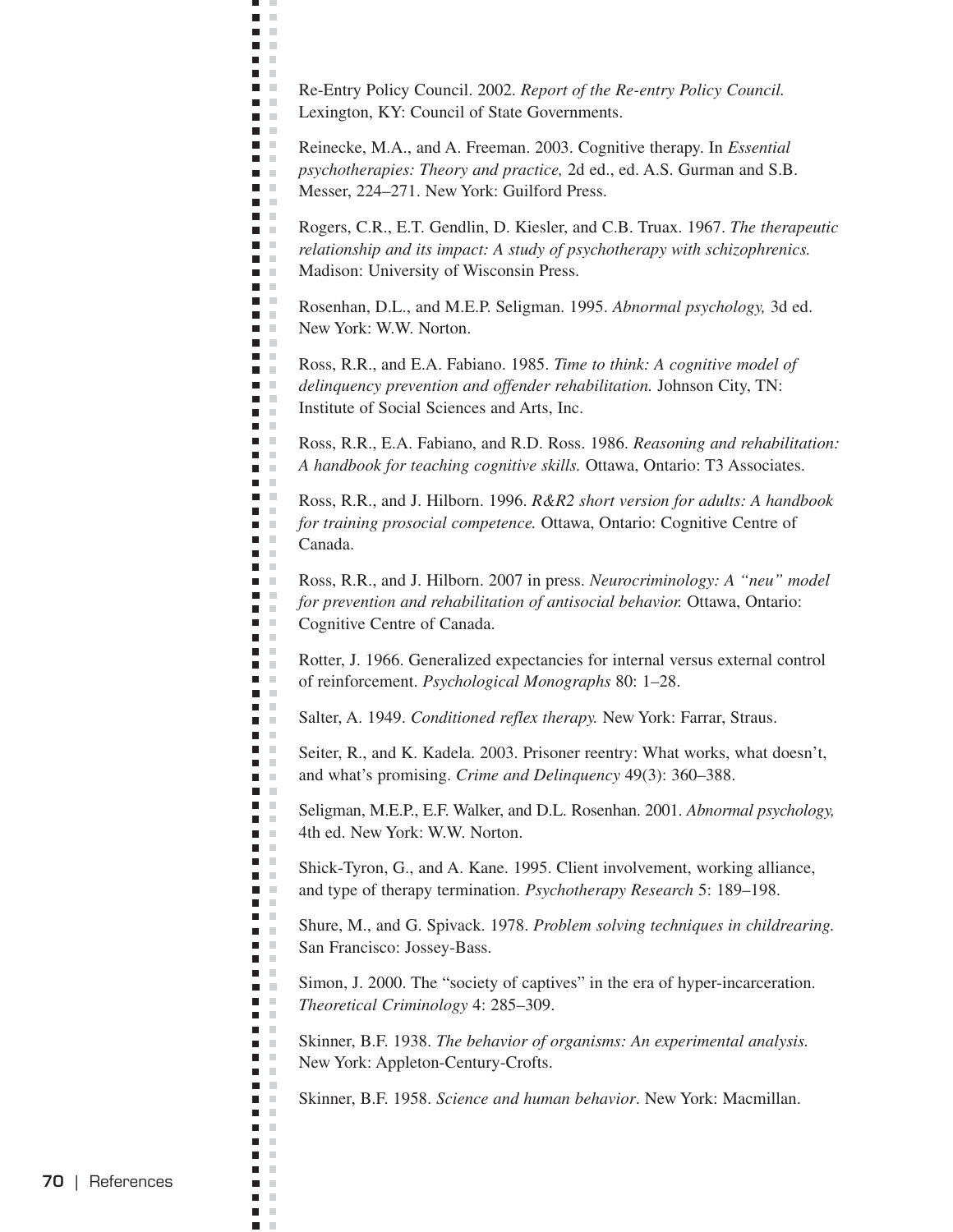Re-Entry Policy Council. 2002. *Report of the Re-entry Policy Council.* Lexington, KY: Council of State Governments.

Reinecke, M.A., and A. Freeman. 2003. Cognitive therapy. In *Essential psychotherapies: Theory and practice,* 2d ed., ed. A.S. Gurman and S.B. Messer, 224–271. New York: Guilford Press.

Rogers, C.R., E.T. Gendlin, D. Kiesler, and C.B. Truax. 1967. *The therapeutic relationship and its impact: A study of psychotherapy with schizophrenics.* Madison: University of Wisconsin Press.

Rosenhan, D.L., and M.E.P. Seligman. 1995. *Abnormal psychology,* 3d ed. New York: W.W. Norton.

Ross, R.R., and E.A. Fabiano. 1985. *Time to think: A cognitive model of delinquency prevention and offender rehabilitation.* Johnson City, TN: Institute of Social Sciences and Arts, Inc.

Ross, R.R., E.A. Fabiano, and R.D. Ross. 1986. *Reasoning and rehabilitation: A handbook for teaching cognitive skills.* Ottawa, Ontario: T3 Associates.

Ross, R.R., and J. Hilborn. 1996. *R&R2 short version for adults: A handbook for training prosocial competence.* Ottawa, Ontario: Cognitive Centre of Canada.

Ross, R.R., and J. Hilborn. 2007 in press. *Neurocriminology: A "neu" model for prevention and rehabilitation of antisocial behavior.* Ottawa, Ontario: Cognitive Centre of Canada.

Rotter, J. 1966. Generalized expectancies for internal versus external control of reinforcement. *Psychological Monographs* 80: 1–28.

Salter, A. 1949. *Conditioned reflex therapy.* New York: Farrar, Straus.

Seiter, R., and K. Kadela. 2003. Prisoner reentry: What works, what doesn't, and what's promising. *Crime and Delinquency* 49(3): 360–388.

Seligman, M.E.P., E.F. Walker, and D.L. Rosenhan. 2001. *Abnormal psychology,* 4th ed. New York: W.W. Norton.

Shick-Tyron, G., and A. Kane. 1995. Client involvement, working alliance, and type of therapy termination. *Psychotherapy Research* 5: 189–198.

Shure, M., and G. Spivack. 1978. *Problem solving techniques in childrearing.* San Francisco: Jossey-Bass.

Simon, J. 2000. The "society of captives" in the era of hyper-incarceration. *Theoretical Criminology* 4: 285–309.

Skinner, B.F. 1938. *The behavior of organisms: An experimental analysis.* New York: Appleton-Century-Crofts.

Skinner, B.F. 1958. *Science and human behavior*. New York: Macmillan.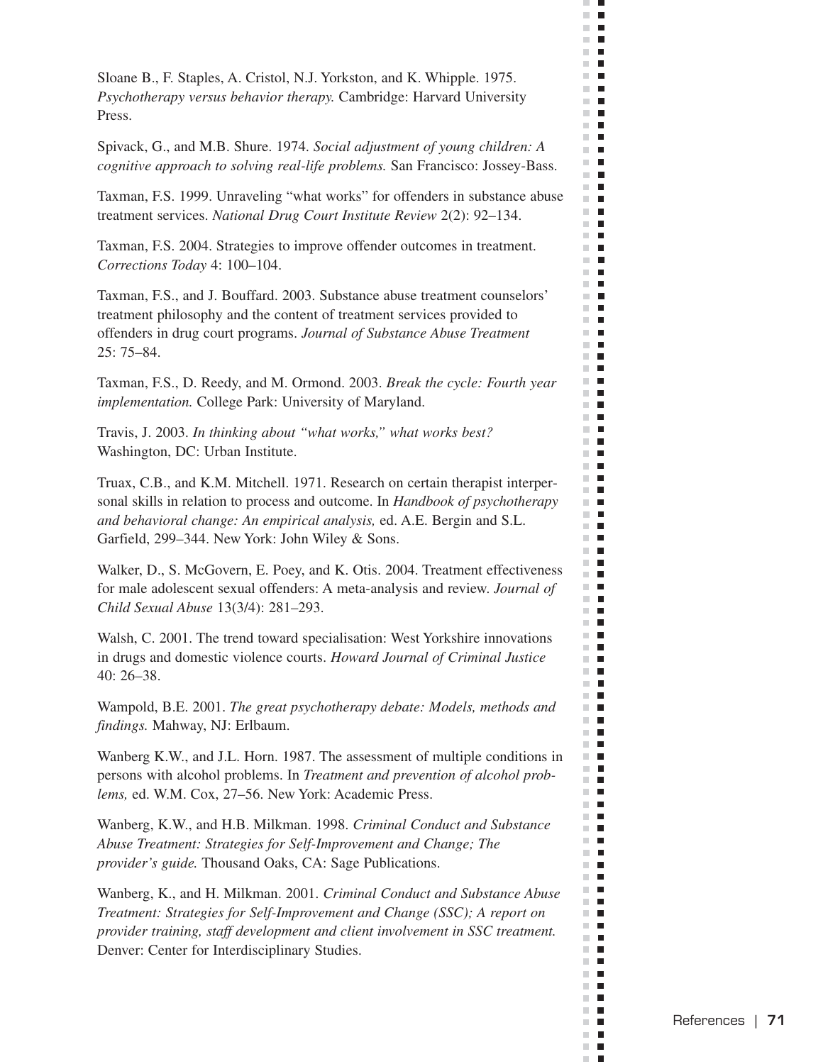Sloane B., F. Staples, A. Cristol, N.J. Yorkston, and K. Whipple. 1975. *Psychotherapy versus behavior therapy.* Cambridge: Harvard University Press.

Spivack, G., and M.B. Shure. 1974. *Social adjustment of young children: A cognitive approach to solving real-life problems.* San Francisco: Jossey-Bass.

Taxman, F.S. 1999. Unraveling "what works" for offenders in substance abuse treatment services. *National Drug Court Institute Review* 2(2): 92–134.

Taxman, F.S. 2004. Strategies to improve offender outcomes in treatment. *Corrections Today* 4: 100–104.

Taxman, F.S., and J. Bouffard. 2003. Substance abuse treatment counselors' treatment philosophy and the content of treatment services provided to offenders in drug court programs. *Journal of Substance Abuse Treatment* 25: 75–84.

Taxman, F.S., D. Reedy, and M. Ormond. 2003. *Break the cycle: Fourth year implementation.* College Park: University of Maryland.

Travis, J. 2003. *In thinking about "what works," what works best?* Washington, DC: Urban Institute.

Truax, C.B., and K.M. Mitchell. 1971. Research on certain therapist interpersonal skills in relation to process and outcome. In *Handbook of psychotherapy and behavioral change: An empirical analysis,* ed. A.E. Bergin and S.L. Garfield, 299–344. New York: John Wiley & Sons.

Walker, D., S. McGovern, E. Poey, and K. Otis. 2004. Treatment effectiveness for male adolescent sexual offenders: A meta-analysis and review. *Journal of Child Sexual Abuse* 13(3/4): 281–293.

Walsh, C. 2001. The trend toward specialisation: West Yorkshire innovations in drugs and domestic violence courts. *Howard Journal of Criminal Justice* 40: 26–38.

Wampold, B.E. 2001. *The great psychotherapy debate: Models, methods and findings.* Mahway, NJ: Erlbaum.

Wanberg K.W., and J.L. Horn. 1987. The assessment of multiple conditions in persons with alcohol problems. In *Treatment and prevention of alcohol problems,* ed. W.M. Cox, 27–56. New York: Academic Press.

Wanberg, K.W., and H.B. Milkman. 1998. *Criminal Conduct and Substance Abuse Treatment: Strategies for Self-Improvement and Change; The provider's guide.* Thousand Oaks, CA: Sage Publications.

Wanberg, K., and H. Milkman. 2001. *Criminal Conduct and Substance Abuse Treatment: Strategies for Self-Improvement and Change (SSC); A report on provider training, staff development and client involvement in SSC treatment.* Denver: Center for Interdisciplinary Studies.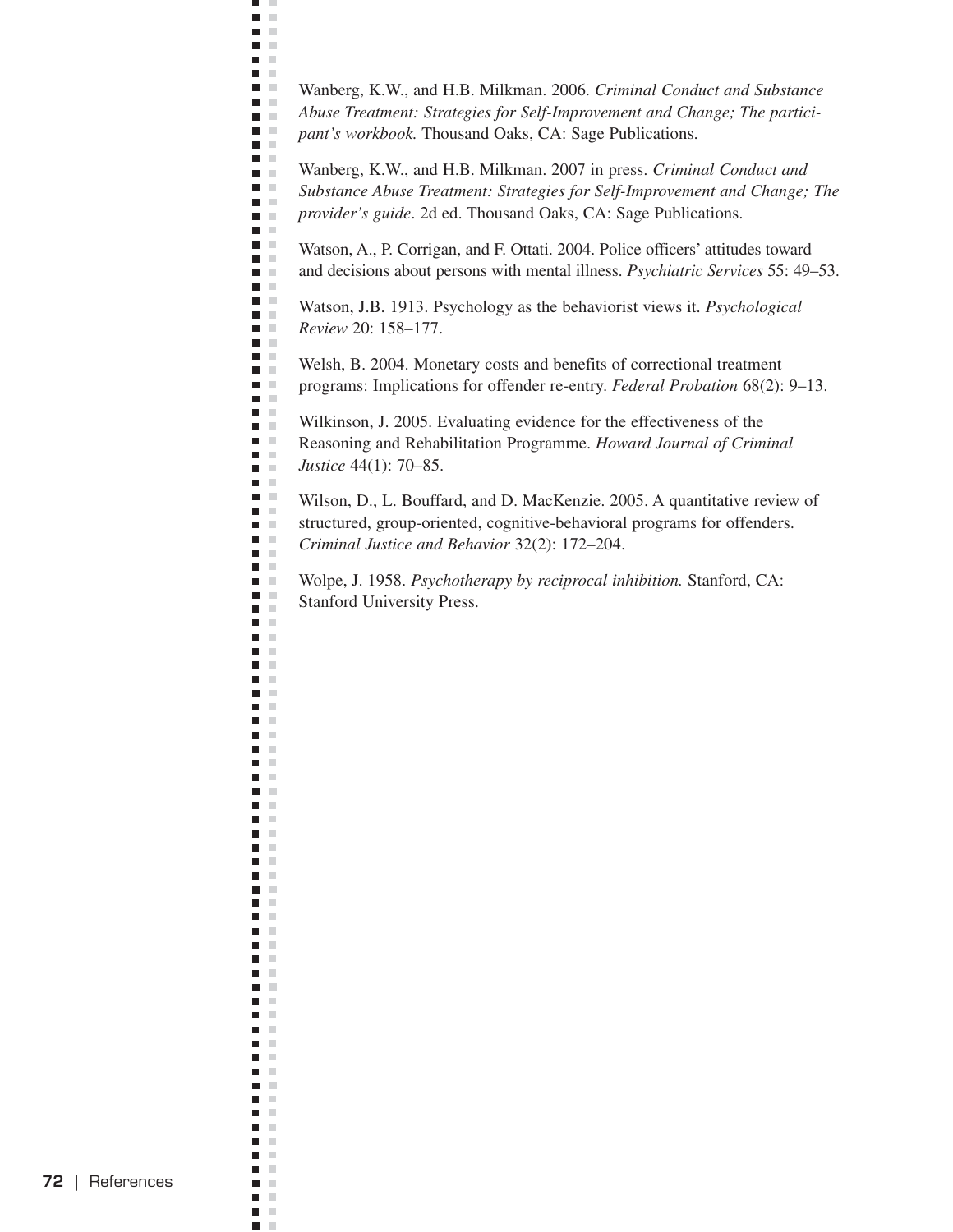Wanberg, K.W., and H.B. Milkman. 2006. *Criminal Conduct and Substance Abuse Treatment: Strategies for Self-Improvement and Change; The participant's workbook.* Thousand Oaks, CA: Sage Publications.

Wanberg, K.W., and H.B. Milkman. 2007 in press. *Criminal Conduct and Substance Abuse Treatment: Strategies for Self-Improvement and Change; The provider's guide*. 2d ed. Thousand Oaks, CA: Sage Publications.

Watson, A., P. Corrigan, and F. Ottati. 2004. Police officers' attitudes toward and decisions about persons with mental illness. *Psychiatric Services* 55: 49–53.

Watson, J.B. 1913. Psychology as the behaviorist views it. *Psychological Review* 20: 158–177.

Welsh, B. 2004. Monetary costs and benefits of correctional treatment programs: Implications for offender re-entry. *Federal Probation* 68(2): 9–13.

Wilkinson, J. 2005. Evaluating evidence for the effectiveness of the Reasoning and Rehabilitation Programme. *Howard Journal of Criminal Justice* 44(1): 70–85.

Wilson, D., L. Bouffard, and D. MacKenzie. 2005. A quantitative review of structured, group-oriented, cognitive-behavioral programs for offenders. *Criminal Justice and Behavior* 32(2): 172–204.

Wolpe, J. 1958. *Psychotherapy by reciprocal inhibition.* Stanford, CA: Stanford University Press.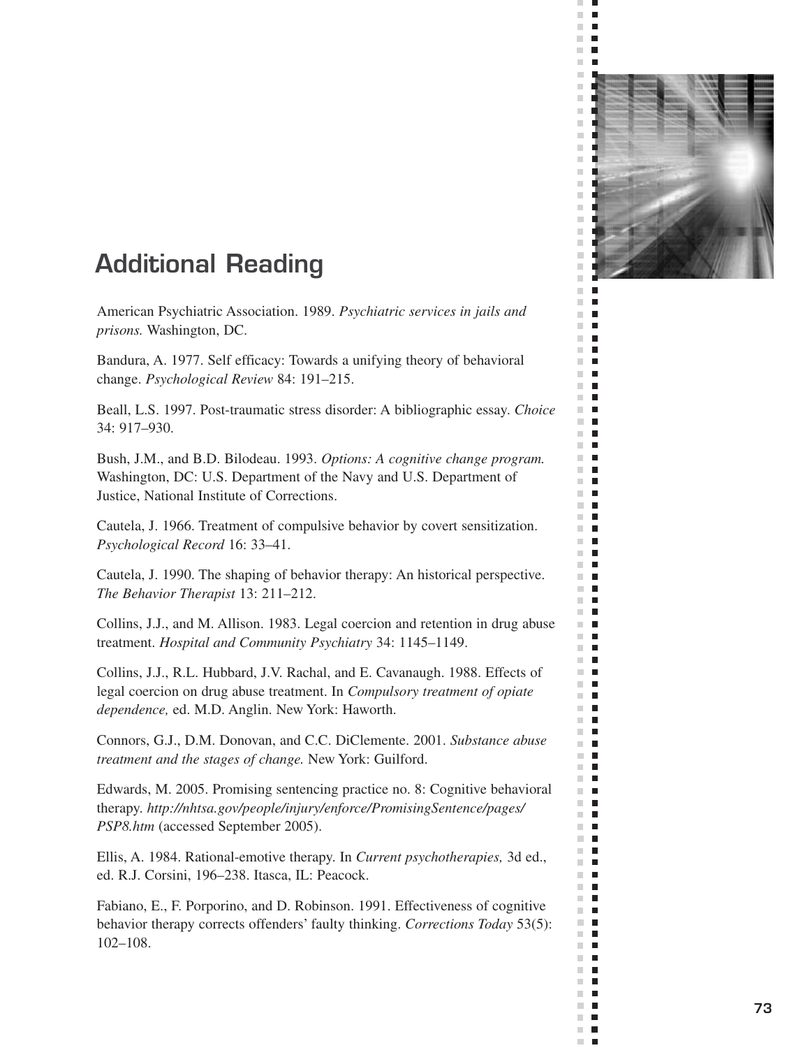# Additional Reading

American Psychiatric Association. 1989. *Psychiatric services in jails and prisons.* Washington, DC.

Bandura, A. 1977. Self efficacy: Towards a unifying theory of behavioral change. *Psychological Review* 84: 191–215.

Beall, L.S. 1997. Post-traumatic stress disorder: A bibliographic essay. *Choice* 34: 917–930.

Bush, J.M., and B.D. Bilodeau. 1993. *Options: A cognitive change program.* Washington, DC: U.S. Department of the Navy and U.S. Department of Justice, National Institute of Corrections.

Cautela, J. 1966. Treatment of compulsive behavior by covert sensitization. *Psychological Record* 16: 33–41.

Cautela, J. 1990. The shaping of behavior therapy: An historical perspective. *The Behavior Therapist* 13: 211–212.

Collins, J.J., and M. Allison. 1983. Legal coercion and retention in drug abuse treatment. *Hospital and Community Psychiatry* 34: 1145–1149.

Collins, J.J., R.L. Hubbard, J.V. Rachal, and E. Cavanaugh. 1988. Effects of legal coercion on drug abuse treatment. In *Compulsory treatment of opiate dependence,* ed. M.D. Anglin. New York: Haworth.

Connors, G.J., D.M. Donovan, and C.C. DiClemente. 2001. *Substance abuse treatment and the stages of change.* New York: Guilford.

Edwards, M. 2005. Promising sentencing practice no. 8: Cognitive behavioral therapy. *http://nhtsa.gov/people/injury/enforce/PromisingSentence/pages/PSP8.htm* (accessed September 2005).

Ellis, A. 1984. Rational-emotive therapy. In *Current psychotherapies,* 3d ed., ed. R.J. Corsini, 196–238. Itasca, IL: Peacock.

Fabiano, E., F. Porporino, and D. Robinson. 1991. Effectiveness of cognitive behavior therapy corrects offenders' faulty thinking. *Corrections Today* 53(5): 102–108.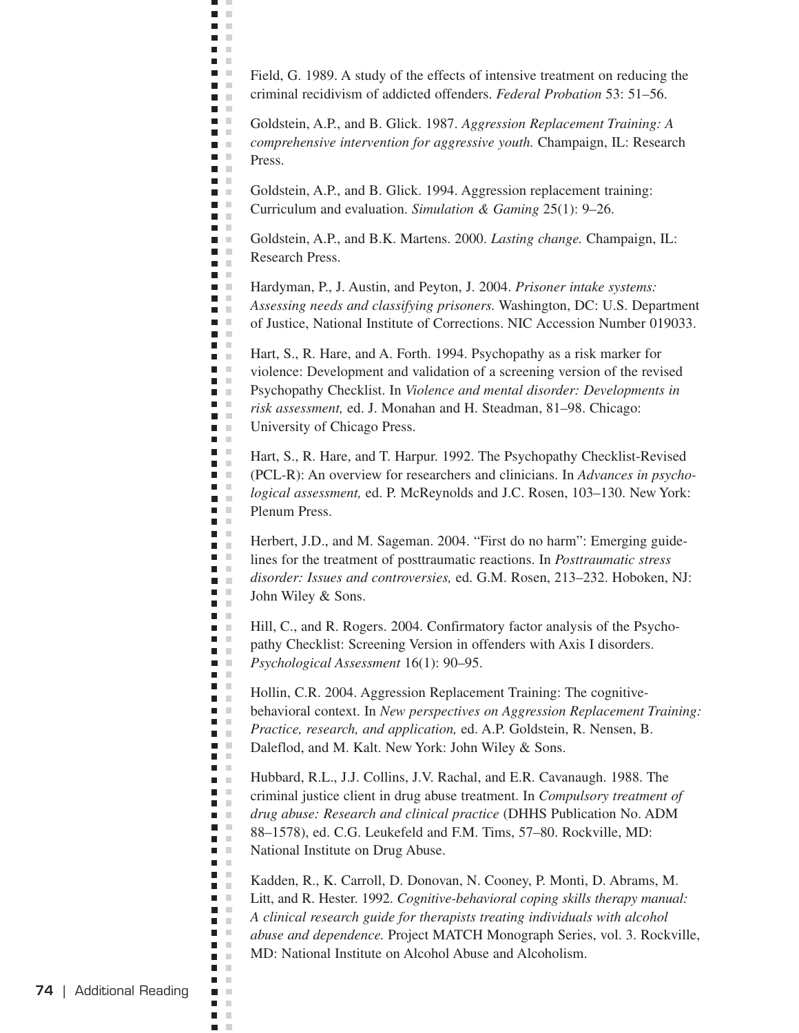Field, G. 1989. A study of the effects of intensive treatment on reducing the criminal recidivism of addicted offenders. *Federal Probation* 53: 51–56.

Goldstein, A.P., and B. Glick. 1987. *Aggression Replacement Training: A comprehensive intervention for aggressive youth.* Champaign, IL: Research Press.

Goldstein, A.P., and B. Glick. 1994. Aggression replacement training: Curriculum and evaluation. *Simulation & Gaming* 25(1): 9–26.

Goldstein, A.P., and B.K. Martens. 2000. *Lasting change.* Champaign, IL: Research Press.

Hardyman, P., J. Austin, and Peyton, J. 2004. *Prisoner intake systems: Assessing needs and classifying prisoners.* Washington, DC: U.S. Department of Justice, National Institute of Corrections. NIC Accession Number 019033.

Hart, S., R. Hare, and A. Forth. 1994. Psychopathy as a risk marker for violence: Development and validation of a screening version of the revised Psychopathy Checklist. In *Violence and mental disorder: Developments in risk assessment,* ed. J. Monahan and H. Steadman, 81–98. Chicago: University of Chicago Press.

Hart, S., R. Hare, and T. Harpur. 1992. The Psychopathy Checklist-Revised (PCL-R): An overview for researchers and clinicians. In *Advances in psychological assessment,* ed. P. McReynolds and J.C. Rosen, 103–130. New York: Plenum Press.

Herbert, J.D., and M. Sageman. 2004. "First do no harm": Emerging guidelines for the treatment of posttraumatic reactions. In *Posttraumatic stress disorder: Issues and controversies,* ed. G.M. Rosen, 213–232. Hoboken, NJ: John Wiley & Sons.

Hill, C., and R. Rogers. 2004. Confirmatory factor analysis of the Psychopathy Checklist: Screening Version in offenders with Axis I disorders. *Psychological Assessment* 16(1): 90–95.

Hollin, C.R. 2004. Aggression Replacement Training: The cognitive-behavioral context. In *New perspectives on Aggression Replacement Training: Practice, research, and application,* ed. A.P. Goldstein, R. Nensen, B. Daleflod, and M. Kalt. New York: John Wiley & Sons.

Hubbard, R.L., J.J. Collins, J.V. Rachal, and E.R. Cavanaugh. 1988. The criminal justice client in drug abuse treatment. In *Compulsory treatment of drug abuse: Research and clinical practice* (DHHS Publication No. ADM 88–1578), ed. C.G. Leukefeld and F.M. Tims, 57–80. Rockville, MD: National Institute on Drug Abuse.

Kadden, R., K. Carroll, D. Donovan, N. Cooney, P. Monti, D. Abrams, M. Litt, and R. Hester. 1992. *Cognitive-behavioral coping skills therapy manual: A clinical research guide for therapists treating individuals with alcohol abuse and dependence.* Project MATCH Monograph Series, vol. 3. Rockville, MD: National Institute on Alcohol Abuse and Alcoholism.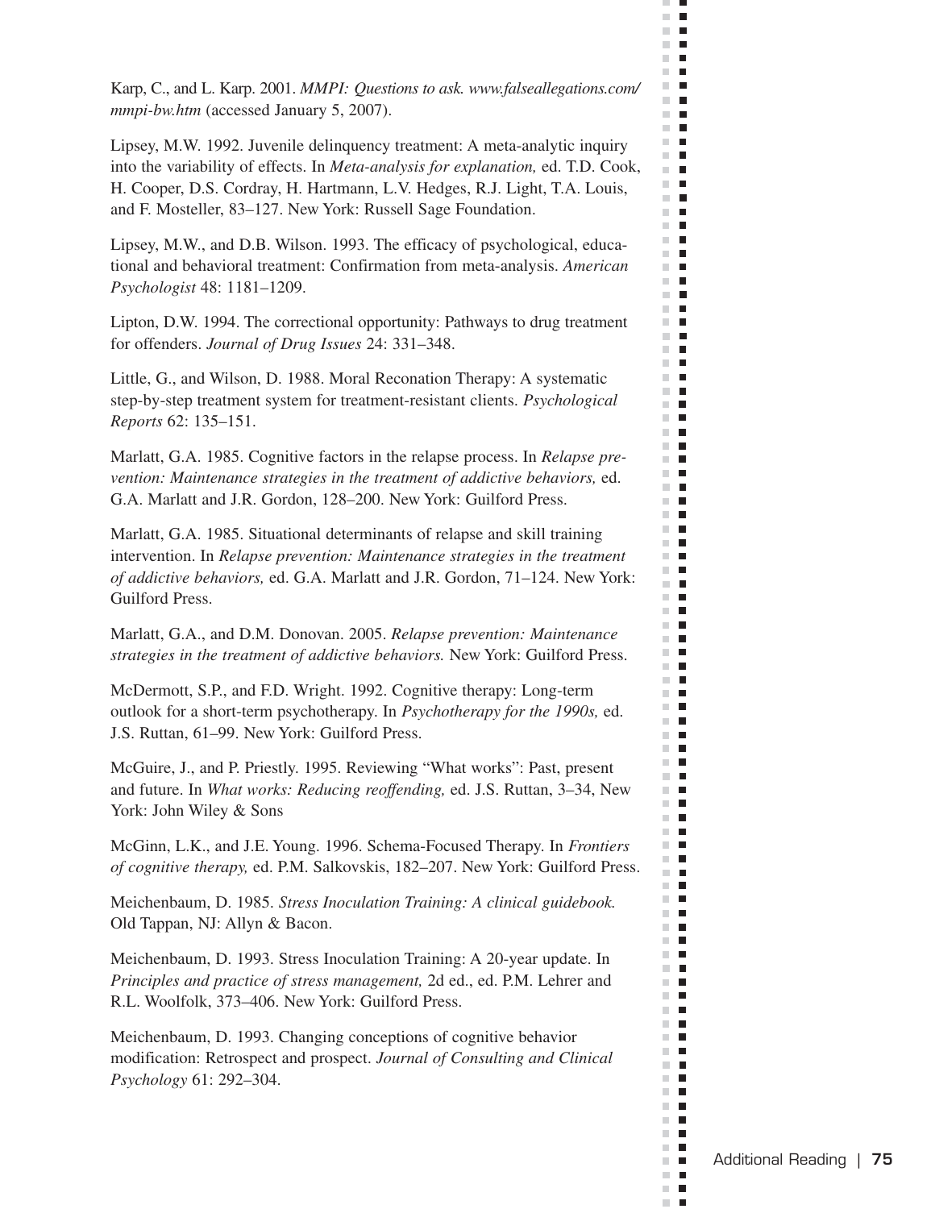Karp, C., and L. Karp. 2001. *MMPI: Questions to ask. www.falseallegations.com/mmpi-bw.htm* (accessed January 5, 2007).

Lipsey, M.W. 1992. Juvenile delinquency treatment: A meta-analytic inquiry into the variability of effects. In *Meta-analysis for explanation,* ed. T.D. Cook, H. Cooper, D.S. Cordray, H. Hartmann, L.V. Hedges, R.J. Light, T.A. Louis, and F. Mosteller, 83–127. New York: Russell Sage Foundation.

Lipsey, M.W., and D.B. Wilson. 1993. The efficacy of psychological, educational and behavioral treatment: Confirmation from meta-analysis. *American Psychologist* 48: 1181–1209.

Lipton, D.W. 1994. The correctional opportunity: Pathways to drug treatment for offenders. *Journal of Drug Issues* 24: 331–348.

Little, G., and Wilson, D. 1988. Moral Reconation Therapy: A systematic step-by-step treatment system for treatment-resistant clients. *Psychological Reports* 62: 135–151.

Marlatt, G.A. 1985. Cognitive factors in the relapse process. In *Relapse prevention: Maintenance strategies in the treatment of addictive behaviors,* ed. G.A. Marlatt and J.R. Gordon, 128–200. New York: Guilford Press.

Marlatt, G.A. 1985. Situational determinants of relapse and skill training intervention. In *Relapse prevention: Maintenance strategies in the treatment of addictive behaviors,* ed. G.A. Marlatt and J.R. Gordon, 71–124. New York: Guilford Press.

Marlatt, G.A., and D.M. Donovan. 2005. *Relapse prevention: Maintenance strategies in the treatment of addictive behaviors.* New York: Guilford Press.

McDermott, S.P., and F.D. Wright. 1992. Cognitive therapy: Long-term outlook for a short-term psychotherapy. In *Psychotherapy for the 1990s,* ed. J.S. Ruttan, 61–99. New York: Guilford Press.

McGuire, J., and P. Priestly. 1995. Reviewing "What works": Past, present and future. In *What works: Reducing reoffending,* ed. J.S. Ruttan, 3–34, New York: John Wiley & Sons

McGinn, L.K., and J.E. Young. 1996. Schema-Focused Therapy. In *Frontiers of cognitive therapy,* ed. P.M. Salkovskis, 182–207. New York: Guilford Press.

Meichenbaum, D. 1985. *Stress Inoculation Training: A clinical guidebook.* Old Tappan, NJ: Allyn & Bacon.

Meichenbaum, D. 1993. Stress Inoculation Training: A 20-year update. In *Principles and practice of stress management,* 2d ed., ed. P.M. Lehrer and R.L. Woolfolk, 373–406. New York: Guilford Press.

Meichenbaum, D. 1993. Changing conceptions of cognitive behavior modification: Retrospect and prospect. *Journal of Consulting and Clinical Psychology* 61: 292–304.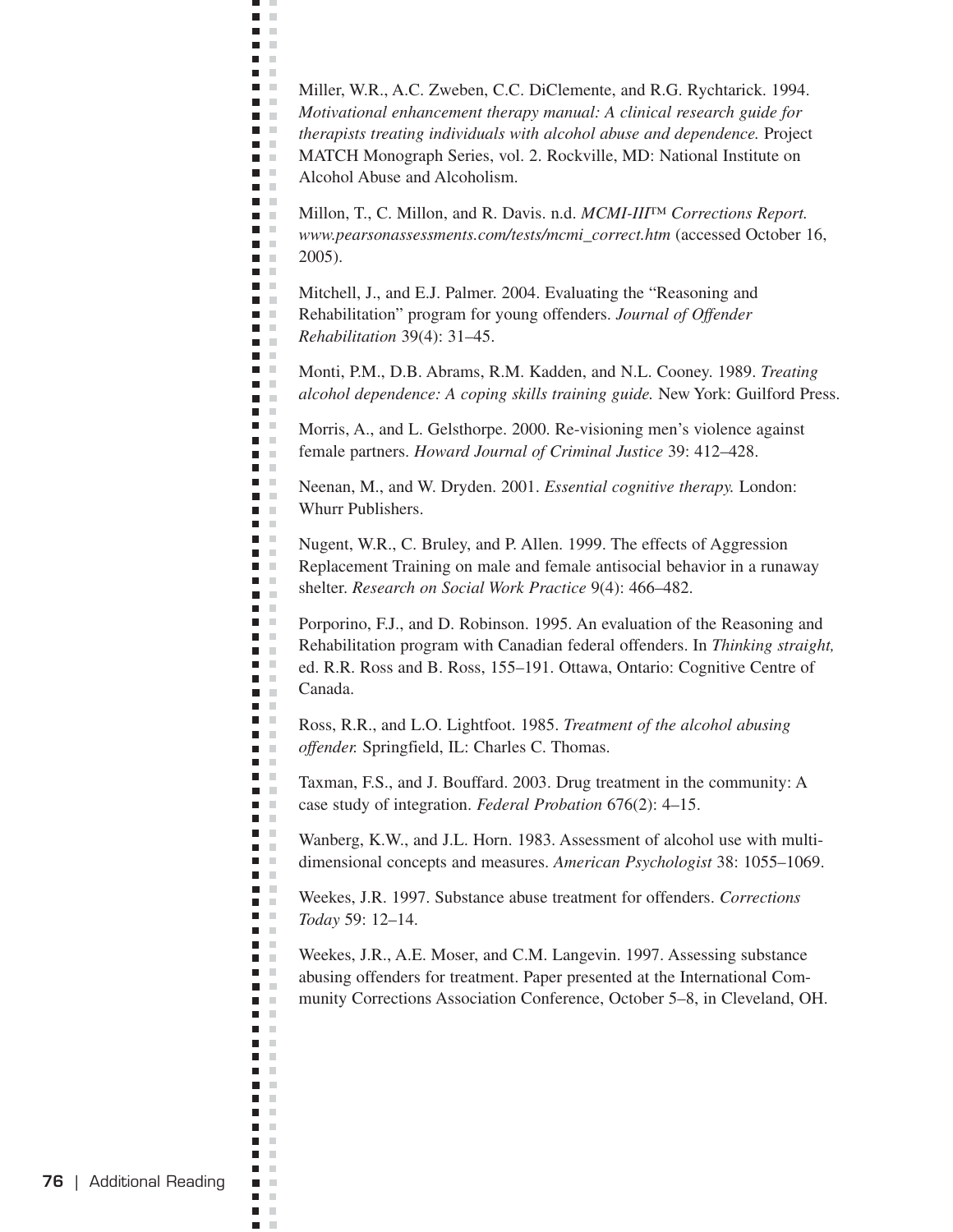Miller, W.R., A.C. Zweben, C.C. DiClemente, and R.G. Rychtarick. 1994. *Motivational enhancement therapy manual: A clinical research guide for therapists treating individuals with alcohol abuse and dependence.* Project MATCH Monograph Series, vol. 2. Rockville, MD: National Institute on Alcohol Abuse and Alcoholism.

Millon, T., C. Millon, and R. Davis. n.d. *MCMI-III™ Corrections Report. www.pearsonassessments.com/tests/mcmi_correct.htm* (accessed October 16, 2005).

Mitchell, J., and E.J. Palmer. 2004. Evaluating the "Reasoning and Rehabilitation" program for young offenders. *Journal of Offender Rehabilitation* 39(4): 31–45.

Monti, P.M., D.B. Abrams, R.M. Kadden, and N.L. Cooney. 1989. *Treating alcohol dependence: A coping skills training guide.* New York: Guilford Press.

Morris, A., and L. Gelsthorpe. 2000. Re-visioning men's violence against female partners. *Howard Journal of Criminal Justice* 39: 412–428.

Neenan, M., and W. Dryden. 2001. *Essential cognitive therapy.* London: Whurr Publishers.

Nugent, W.R., C. Bruley, and P. Allen. 1999. The effects of Aggression Replacement Training on male and female antisocial behavior in a runaway shelter. *Research on Social Work Practice* 9(4): 466–482.

Porporino, F.J., and D. Robinson. 1995. An evaluation of the Reasoning and Rehabilitation program with Canadian federal offenders. In *Thinking straight,* ed. R.R. Ross and B. Ross, 155–191. Ottawa, Ontario: Cognitive Centre of Canada.

Ross, R.R., and L.O. Lightfoot. 1985. *Treatment of the alcohol abusing offender.* Springfield, IL: Charles C. Thomas.

Taxman, F.S., and J. Bouffard. 2003. Drug treatment in the community: A case study of integration. *Federal Probation* 676(2): 4–15.

Wanberg, K.W., and J.L. Horn. 1983. Assessment of alcohol use with multi-dimensional concepts and measures. *American Psychologist* 38: 1055–1069.

Weekes, J.R. 1997. Substance abuse treatment for offenders. *Corrections Today* 59: 12–14.

Weekes, J.R., A.E. Moser, and C.M. Langevin. 1997. Assessing substance abusing offenders for treatment. Paper presented at the International Community Corrections Association Conference, October 5–8, in Cleveland, OH.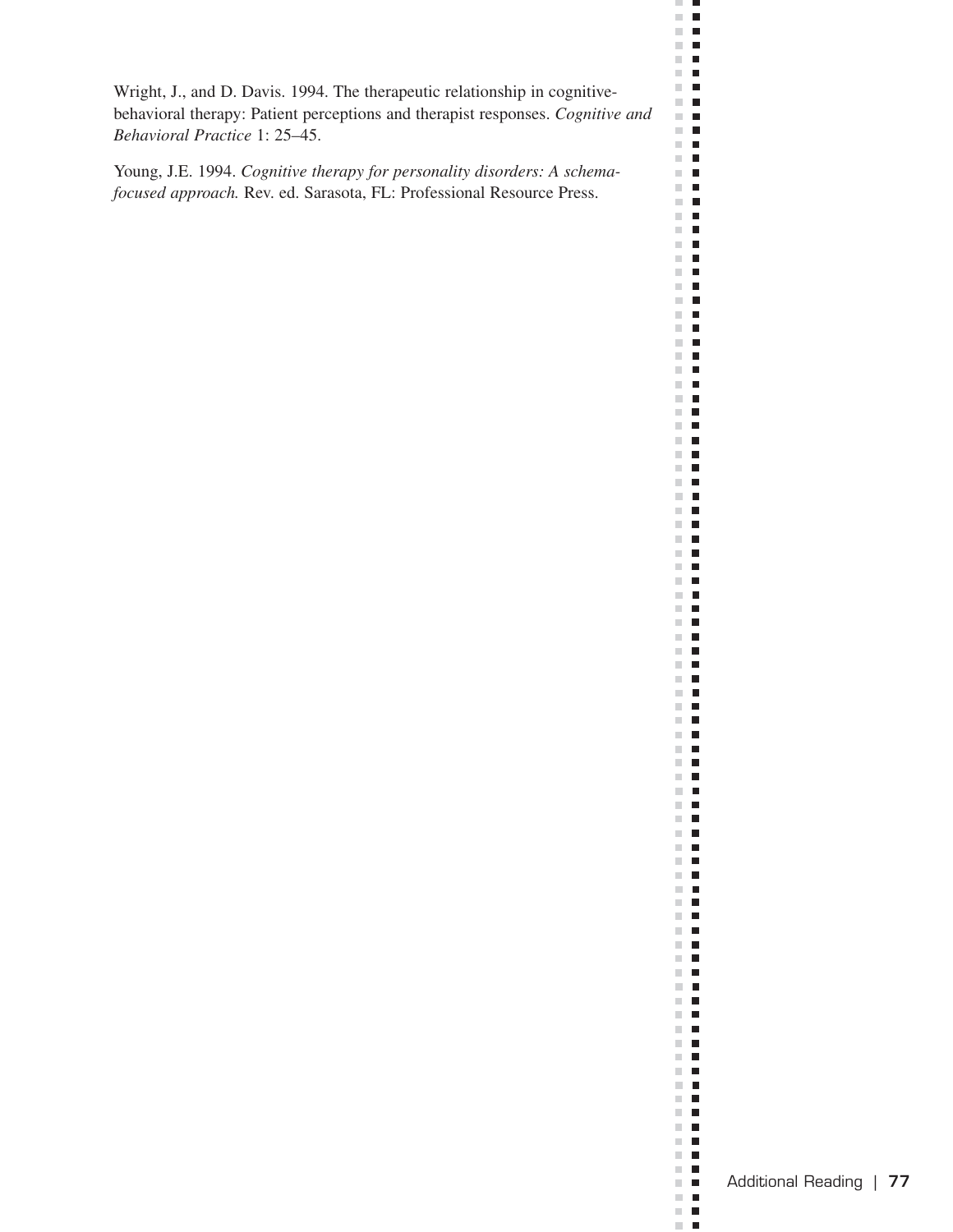Wright, J., and D. Davis. 1994. The therapeutic relationship in cognitive-behavioral therapy: Patient perceptions and therapist responses. *Cognitive and Behavioral Practice* 1: 25–45.

Young, J.E. 1994. *Cognitive therapy for personality disorders: A schema-focused approach.* Rev. ed. Sarasota, FL: Professional Resource Press.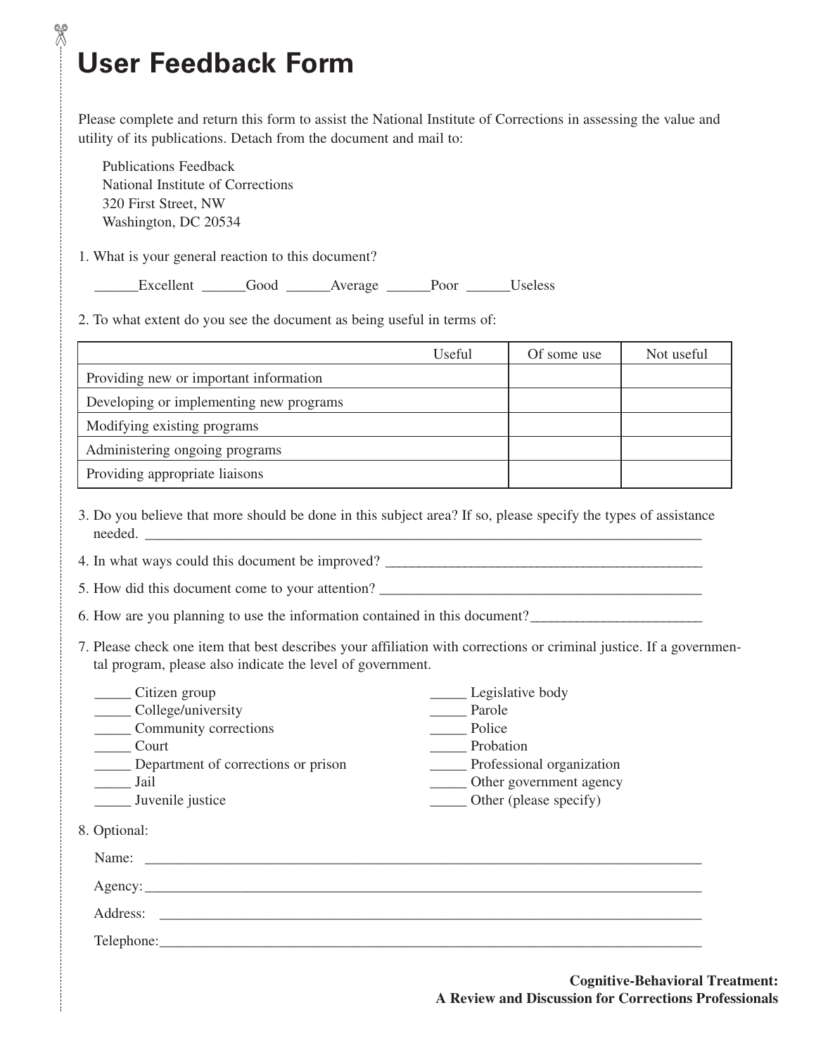# User Feedback Form

Please complete and return this form to assist the National Institute of Corrections in assessing the value and utility of its publications. Detach from the document and mail to:

Publications Feedback
National Institute of Corrections
320 First Street, NW
Washington, DC 20534

1. What is your general reaction to this document?

   ______Excellent ______Good ______Average ______Poor ______Useless

2. To what extent do you see the document as being useful in terms of:

| | Useful | Of some use | Not useful |
|---|---|---|---|
| Providing new or important information | | | |
| Developing or implementing new programs | | | |
| Modifying existing programs | | | |
| Administering ongoing programs | | | |
| Providing appropriate liaisons | | | |

3. Do you believe that more should be done in this subject area? If so, please specify the types of assistance needed. ______________________________________________________________________________

4. In what ways could this document be improved? ____________________________________________

5. How did this document come to your attention? ____________________________________________

6. How are you planning to use the information contained in this document?_______________________

7. Please check one item that best describes your affiliation with corrections or criminal justice. If a governmental program, please also indicate the level of government.

   _____ Citizen group
   _____ College/university
   _____ Community corrections
   _____ Court
   _____ Department of corrections or prison
   _____ Jail
   _____ Juvenile justice
   _____ Legislative body
   _____ Parole
   _____ Police
   _____ Probation
   _____ Professional organization
   _____ Other government agency
   _____ Other (please specify)

8. Optional:

   Name: ______________________________________________________________________________

   Agency:_____________________________________________________________________________

   Address: ____________________________________________________________________________

   Telephone:___________________________________________________________________________

**Cognitive-Behavioral Treatment:**
**A Review and Discussion for Corrections Professionals**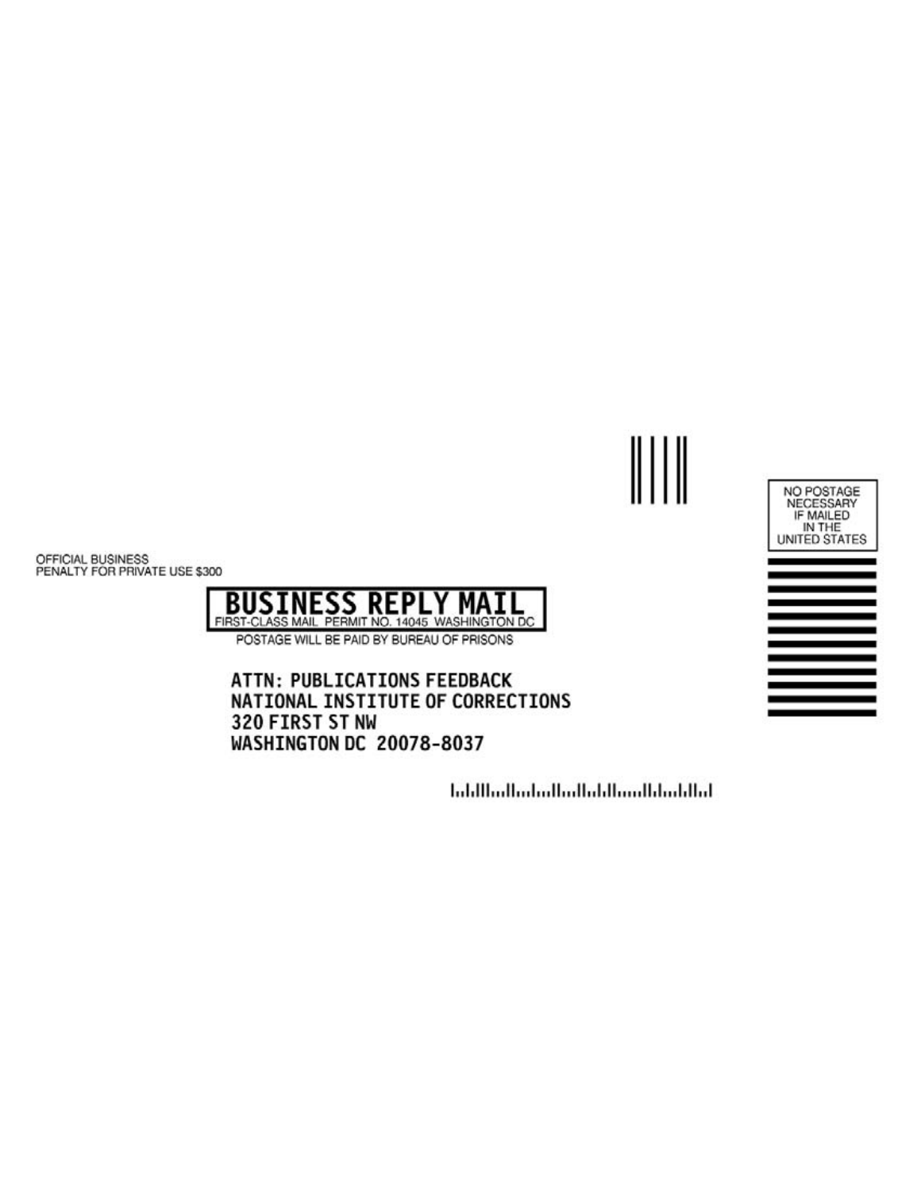NO POSTAGE
NECESSARY
IF MAILED
IN THE
UNITED STATES

OFFICIAL BUSINESS
PENALTY FOR PRIVATE USE $300

**BUSINESS REPLY MAIL**
FIRST-CLASS MAIL PERMIT NO. 14045 WASHINGTON DC

POSTAGE WILL BE PAID BY BUREAU OF PRISONS

ATTN: PUBLICATIONS FEEDBACK
NATIONAL INSTITUTE OF CORRECTIONS
320 FIRST ST NW
WASHINGTON DC 20078-8037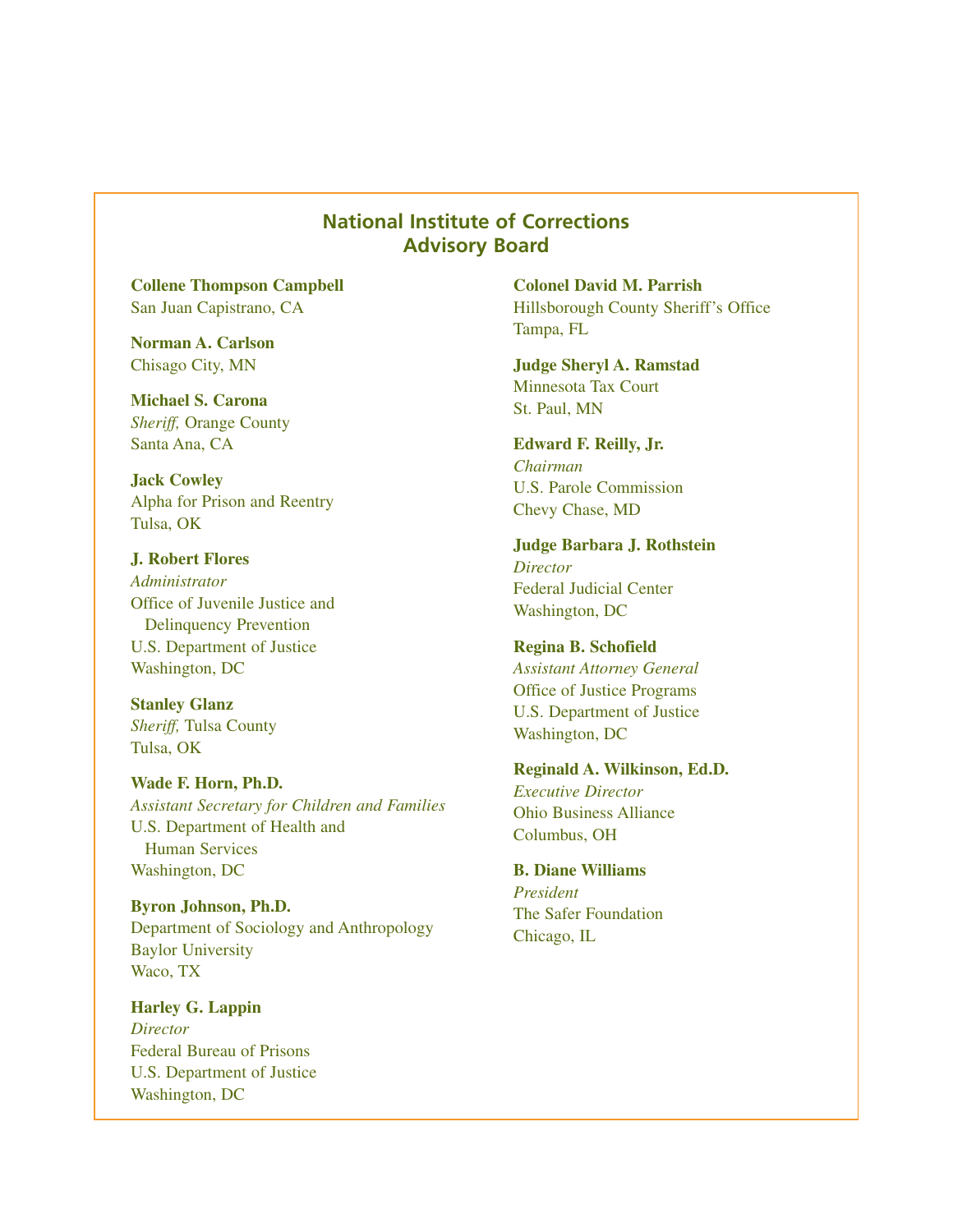## National Institute of Corrections Advisory Board

**Collene Thompson Campbell**
San Juan Capistrano, CA

**Norman A. Carlson**
Chisago City, MN

**Michael S. Carona**
*Sheriff,* Orange County
Santa Ana, CA

**Jack Cowley**
Alpha for Prison and Reentry
Tulsa, OK

**J. Robert Flores**
*Administrator*
Office of Juvenile Justice and Delinquency Prevention
U.S. Department of Justice
Washington, DC

**Stanley Glanz**
*Sheriff,* Tulsa County
Tulsa, OK

**Wade F. Horn, Ph.D.**
*Assistant Secretary for Children and Families*
U.S. Department of Health and Human Services
Washington, DC

**Byron Johnson, Ph.D.**
Department of Sociology and Anthropology
Baylor University
Waco, TX

**Harley G. Lappin**
*Director*
Federal Bureau of Prisons
U.S. Department of Justice
Washington, DC

**Colonel David M. Parrish**
Hillsborough County Sheriff's Office
Tampa, FL

**Judge Sheryl A. Ramstad**
Minnesota Tax Court
St. Paul, MN

**Edward F. Reilly, Jr.**
*Chairman*
U.S. Parole Commission
Chevy Chase, MD

**Judge Barbara J. Rothstein**
*Director*
Federal Judicial Center
Washington, DC

**Regina B. Schofield**
*Assistant Attorney General*
Office of Justice Programs
U.S. Department of Justice
Washington, DC

**Reginald A. Wilkinson, Ed.D.**
*Executive Director*
Ohio Business Alliance
Columbus, OH

**B. Diane Williams**
*President*
The Safer Foundation
Chicago, IL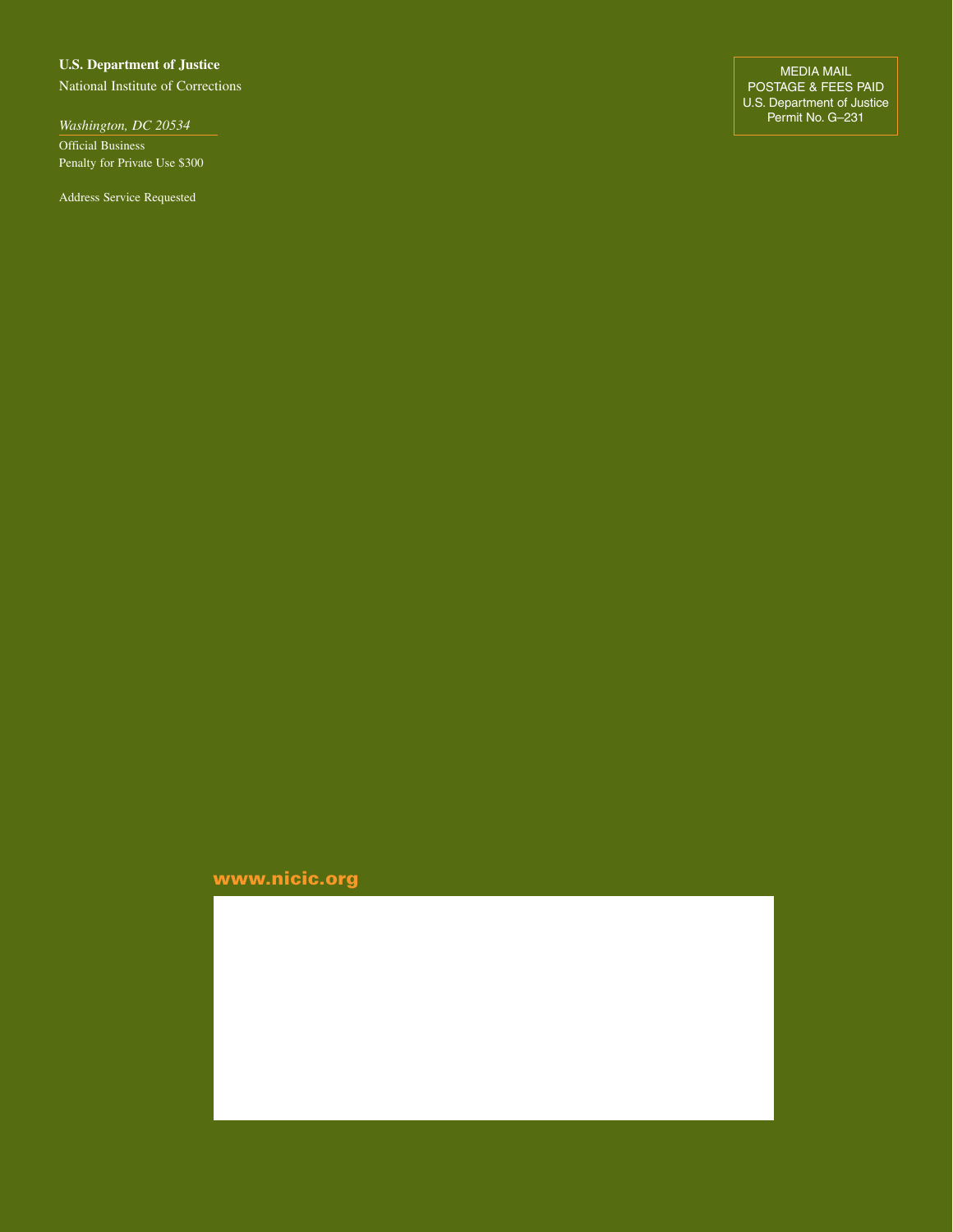**U.S. Department of Justice**

National Institute of Corrections

*Washington, DC 20534*

Official Business

Penalty for Private Use $300

Address Service Requested

MEDIA MAIL
POSTAGE & FEES PAID
U.S. Department of Justice
Permit No. G–231

**www.nicic.org**